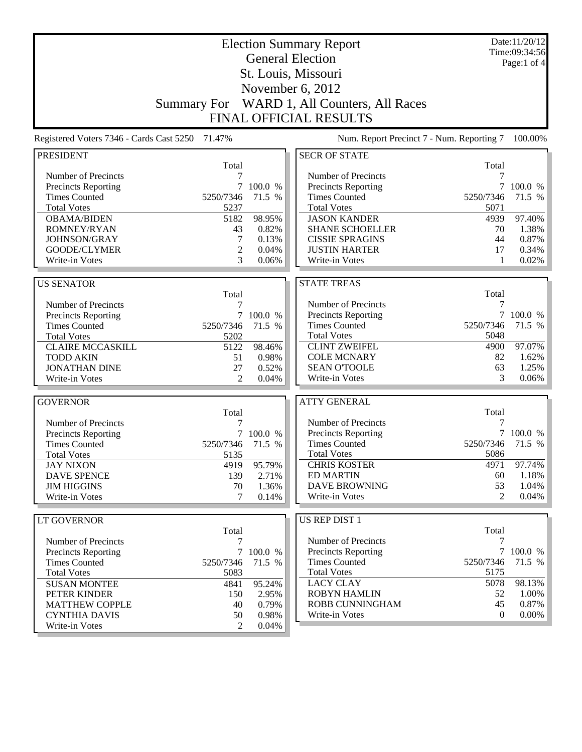# Election Summary Report

## General Election

## St. Louis, Missouri

## November 6, 2012

## Summary For WARD 1, All Counters, All Races

## FINAL OFFICIAL RESULTS

Date:11/20/12
Time:09:34:56

Registered Voters 7346 - Cards Cast 5250 71.47%

Num. Report Precinct 7 - Num. Reporting 7 100.00%

| PRESIDENT | Total | |
|---|---|---|
| Number of Precincts | 7 | |
| Precincts Reporting | 7 | 100.0 % |
| Times Counted | 5250/7346 | 71.5 % |
| Total Votes | 5237 | |
| OBAMA/BIDEN | 5182 | 98.95% |
| ROMNEY/RYAN | 43 | 0.82% |
| JOHNSON/GRAY | 7 | 0.13% |
| GOODE/CLYMER | 2 | 0.04% |
| Write-in Votes | 3 | 0.06% |

| US SENATOR | Total | |
|---|---|---|
| Number of Precincts | 7 | |
| Precincts Reporting | 7 | 100.0 % |
| Times Counted | 5250/7346 | 71.5 % |
| Total Votes | 5202 | |
| CLAIRE MCCASKILL | 5122 | 98.46% |
| TODD AKIN | 51 | 0.98% |
| JONATHAN DINE | 27 | 0.52% |
| Write-in Votes | 2 | 0.04% |

| GOVERNOR | Total | |
|---|---|---|
| Number of Precincts | 7 | |
| Precincts Reporting | 7 | 100.0 % |
| Times Counted | 5250/7346 | 71.5 % |
| Total Votes | 5135 | |
| JAY NIXON | 4919 | 95.79% |
| DAVE SPENCE | 139 | 2.71% |
| JIM HIGGINS | 70 | 1.36% |
| Write-in Votes | 7 | 0.14% |

| LT GOVERNOR | Total | |
|---|---|---|
| Number of Precincts | 7 | |
| Precincts Reporting | 7 | 100.0 % |
| Times Counted | 5250/7346 | 71.5 % |
| Total Votes | 5083 | |
| SUSAN MONTEE | 4841 | 95.24% |
| PETER KINDER | 150 | 2.95% |
| MATTHEW COPPLE | 40 | 0.79% |
| CYNTHIA DAVIS | 50 | 0.98% |
| Write-in Votes | 2 | 0.04% |

| SECR OF STATE | Total | |
|---|---|---|
| Number of Precincts | 7 | |
| Precincts Reporting | 7 | 100.0 % |
| Times Counted | 5250/7346 | 71.5 % |
| Total Votes | 5071 | |
| JASON KANDER | 4939 | 97.40% |
| SHANE SCHOELLER | 70 | 1.38% |
| CISSIE SPRAGINS | 44 | 0.87% |
| JUSTIN HARTER | 17 | 0.34% |
| Write-in Votes | 1 | 0.02% |

| STATE TREAS | Total | |
|---|---|---|
| Number of Precincts | 7 | |
| Precincts Reporting | 7 | 100.0 % |
| Times Counted | 5250/7346 | 71.5 % |
| Total Votes | 5048 | |
| CLINT ZWEIFEL | 4900 | 97.07% |
| COLE MCNARY | 82 | 1.62% |
| SEAN O'TOOLE | 63 | 1.25% |
| Write-in Votes | 3 | 0.06% |

| ATTY GENERAL | Total | |
|---|---|---|
| Number of Precincts | 7 | |
| Precincts Reporting | 7 | 100.0 % |
| Times Counted | 5250/7346 | 71.5 % |
| Total Votes | 5086 | |
| CHRIS KOSTER | 4971 | 97.74% |
| ED MARTIN | 60 | 1.18% |
| DAVE BROWNING | 53 | 1.04% |
| Write-in Votes | 2 | 0.04% |

| US REP DIST 1 | Total | |
|---|---|---|
| Number of Precincts | 7 | |
| Precincts Reporting | 7 | 100.0 % |
| Times Counted | 5250/7346 | 71.5 % |
| Total Votes | 5175 | |
| LACY CLAY | 5078 | 98.13% |
| ROBYN HAMLIN | 52 | 1.00% |
| ROBB CUNNINGHAM | 45 | 0.87% |
| Write-in Votes | 0 | 0.00% |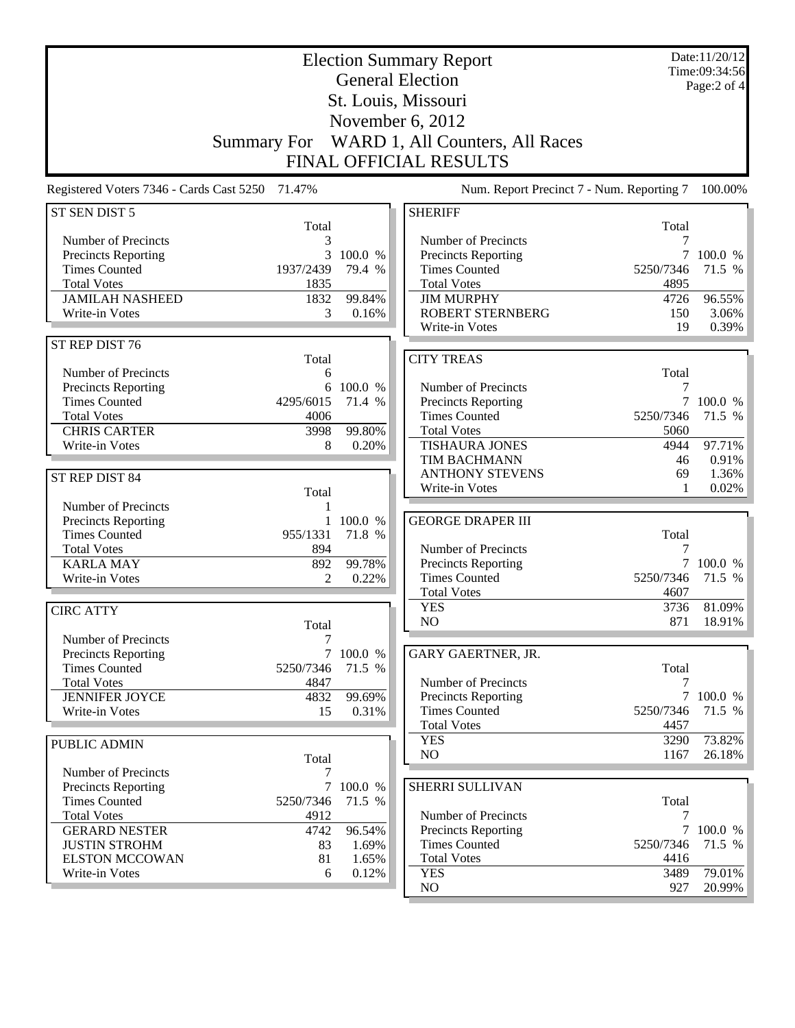# Election Summary Report

## General Election

## St. Louis, Missouri

## November 6, 2012

## Summary For WARD 1, All Counters, All Races

## FINAL OFFICIAL RESULTS

Date:11/20/12
Time:09:34:56

Registered Voters 7346 - Cards Cast 5250 71.47%

Num. Report Precinct 7 - Num. Reporting 7 100.00%

### ST SEN DIST 5

| | Total | |
|---|---|---|
| Number of Precincts | 3 | |
| Precincts Reporting | 3 | 100.0 % |
| Times Counted | 1937/2439 | 79.4 % |
| Total Votes | 1835 | |
| JAMILAH NASHEED | 1832 | 99.84% |
| Write-in Votes | 3 | 0.16% |

### ST REP DIST 76

| | Total | |
|---|---|---|
| Number of Precincts | 6 | |
| Precincts Reporting | 6 | 100.0 % |
| Times Counted | 4295/6015 | 71.4 % |
| Total Votes | 4006 | |
| CHRIS CARTER | 3998 | 99.80% |
| Write-in Votes | 8 | 0.20% |

### ST REP DIST 84

| | Total | |
|---|---|---|
| Number of Precincts | 1 | |
| Precincts Reporting | 1 | 100.0 % |
| Times Counted | 955/1331 | 71.8 % |
| Total Votes | 894 | |
| KARLA MAY | 892 | 99.78% |
| Write-in Votes | 2 | 0.22% |

### CIRC ATTY

| | Total | |
|---|---|---|
| Number of Precincts | 7 | |
| Precincts Reporting | 7 | 100.0 % |
| Times Counted | 5250/7346 | 71.5 % |
| Total Votes | 4847 | |
| JENNIFER JOYCE | 4832 | 99.69% |
| Write-in Votes | 15 | 0.31% |

### PUBLIC ADMIN

| | Total | |
|---|---|---|
| Number of Precincts | 7 | |
| Precincts Reporting | 7 | 100.0 % |
| Times Counted | 5250/7346 | 71.5 % |
| Total Votes | 4912 | |
| GERARD NESTER | 4742 | 96.54% |
| JUSTIN STROHM | 83 | 1.69% |
| ELSTON MCCOWAN | 81 | 1.65% |
| Write-in Votes | 6 | 0.12% |

### SHERIFF

| | Total | |
|---|---|---|
| Number of Precincts | 7 | |
| Precincts Reporting | 7 | 100.0 % |
| Times Counted | 5250/7346 | 71.5 % |
| Total Votes | 4895 | |
| JIM MURPHY | 4726 | 96.55% |
| ROBERT STERNBERG | 150 | 3.06% |
| Write-in Votes | 19 | 0.39% |

### CITY TREAS

| | Total | |
|---|---|---|
| Number of Precincts | 7 | |
| Precincts Reporting | 7 | 100.0 % |
| Times Counted | 5250/7346 | 71.5 % |
| Total Votes | 5060 | |
| TISHAURA JONES | 4944 | 97.71% |
| TIM BACHMANN | 46 | 0.91% |
| ANTHONY STEVENS | 69 | 1.36% |
| Write-in Votes | 1 | 0.02% |

### GEORGE DRAPER III

| | Total | |
|---|---|---|
| Number of Precincts | 7 | |
| Precincts Reporting | 7 | 100.0 % |
| Times Counted | 5250/7346 | 71.5 % |
| Total Votes | 4607 | |
| YES | 3736 | 81.09% |
| NO | 871 | 18.91% |

### GARY GAERTNER, JR.

| | Total | |
|---|---|---|
| Number of Precincts | 7 | |
| Precincts Reporting | 7 | 100.0 % |
| Times Counted | 5250/7346 | 71.5 % |
| Total Votes | 4457 | |
| YES | 3290 | 73.82% |
| NO | 1167 | 26.18% |

### SHERRI SULLIVAN

| | Total | |
|---|---|---|
| Number of Precincts | 7 | |
| Precincts Reporting | 7 | 100.0 % |
| Times Counted | 5250/7346 | 71.5 % |
| Total Votes | 4416 | |
| YES | 3489 | 79.01% |
| NO | 927 | 20.99% |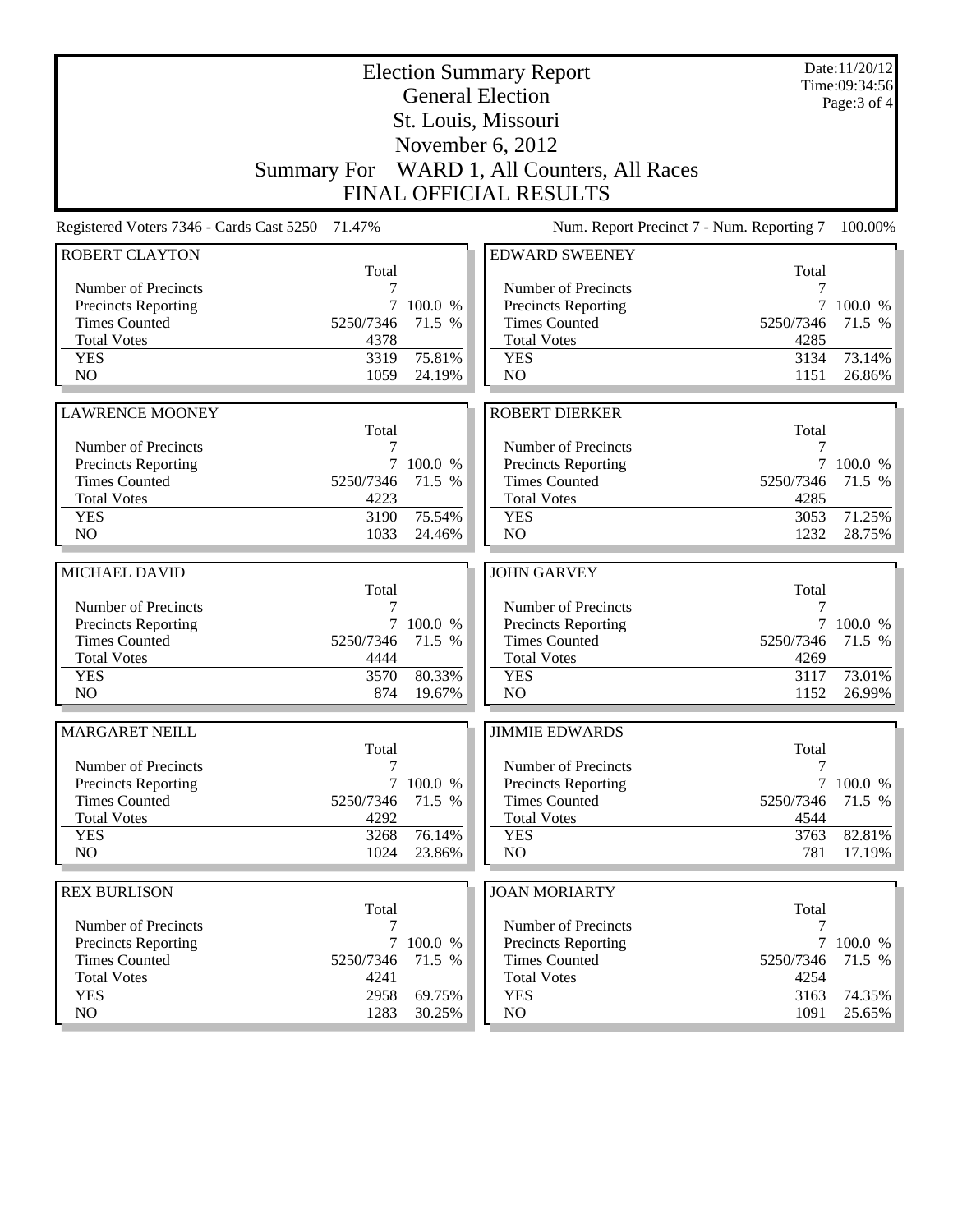# Election Summary Report

## General Election

## St. Louis, Missouri

## November 6, 2012

## Summary For WARD 1, All Counters, All Races

## FINAL OFFICIAL RESULTS

Date:11/20/12
Time:09:34:56

Registered Voters 7346 - Cards Cast 5250 71.47%

Num. Report Precinct 7 - Num. Reporting 7 100.00%

### ROBERT CLAYTON

| | Total | |
|---|---|---|
| Number of Precincts | 7 | |
| Precincts Reporting | 7 | 100.0 % |
| Times Counted | 5250/7346 | 71.5 % |
| Total Votes | 4378 | |
| YES | 3319 | 75.81% |
| NO | 1059 | 24.19% |

### LAWRENCE MOONEY

| | Total | |
|---|---|---|
| Number of Precincts | 7 | |
| Precincts Reporting | 7 | 100.0 % |
| Times Counted | 5250/7346 | 71.5 % |
| Total Votes | 4223 | |
| YES | 3190 | 75.54% |
| NO | 1033 | 24.46% |

### MICHAEL DAVID

| | Total | |
|---|---|---|
| Number of Precincts | 7 | |
| Precincts Reporting | 7 | 100.0 % |
| Times Counted | 5250/7346 | 71.5 % |
| Total Votes | 4444 | |
| YES | 3570 | 80.33% |
| NO | 874 | 19.67% |

### MARGARET NEILL

| | Total | |
|---|---|---|
| Number of Precincts | 7 | |
| Precincts Reporting | 7 | 100.0 % |
| Times Counted | 5250/7346 | 71.5 % |
| Total Votes | 4292 | |
| YES | 3268 | 76.14% |
| NO | 1024 | 23.86% |

### REX BURLISON

| | Total | |
|---|---|---|
| Number of Precincts | 7 | |
| Precincts Reporting | 7 | 100.0 % |
| Times Counted | 5250/7346 | 71.5 % |
| Total Votes | 4241 | |
| YES | 2958 | 69.75% |
| NO | 1283 | 30.25% |

### EDWARD SWEENEY

| | Total | |
|---|---|---|
| Number of Precincts | 7 | |
| Precincts Reporting | 7 | 100.0 % |
| Times Counted | 5250/7346 | 71.5 % |
| Total Votes | 4285 | |
| YES | 3134 | 73.14% |
| NO | 1151 | 26.86% |

### ROBERT DIERKER

| | Total | |
|---|---|---|
| Number of Precincts | 7 | |
| Precincts Reporting | 7 | 100.0 % |
| Times Counted | 5250/7346 | 71.5 % |
| Total Votes | 4285 | |
| YES | 3053 | 71.25% |
| NO | 1232 | 28.75% |

### JOHN GARVEY

| | Total | |
|---|---|---|
| Number of Precincts | 7 | |
| Precincts Reporting | 7 | 100.0 % |
| Times Counted | 5250/7346 | 71.5 % |
| Total Votes | 4269 | |
| YES | 3117 | 73.01% |
| NO | 1152 | 26.99% |

### JIMMIE EDWARDS

| | Total | |
|---|---|---|
| Number of Precincts | 7 | |
| Precincts Reporting | 7 | 100.0 % |
| Times Counted | 5250/7346 | 71.5 % |
| Total Votes | 4544 | |
| YES | 3763 | 82.81% |
| NO | 781 | 17.19% |

### JOAN MORIARTY

| | Total | |
|---|---|---|
| Number of Precincts | 7 | |
| Precincts Reporting | 7 | 100.0 % |
| Times Counted | 5250/7346 | 71.5 % |
| Total Votes | 4254 | |
| YES | 3163 | 74.35% |
| NO | 1091 | 25.65% |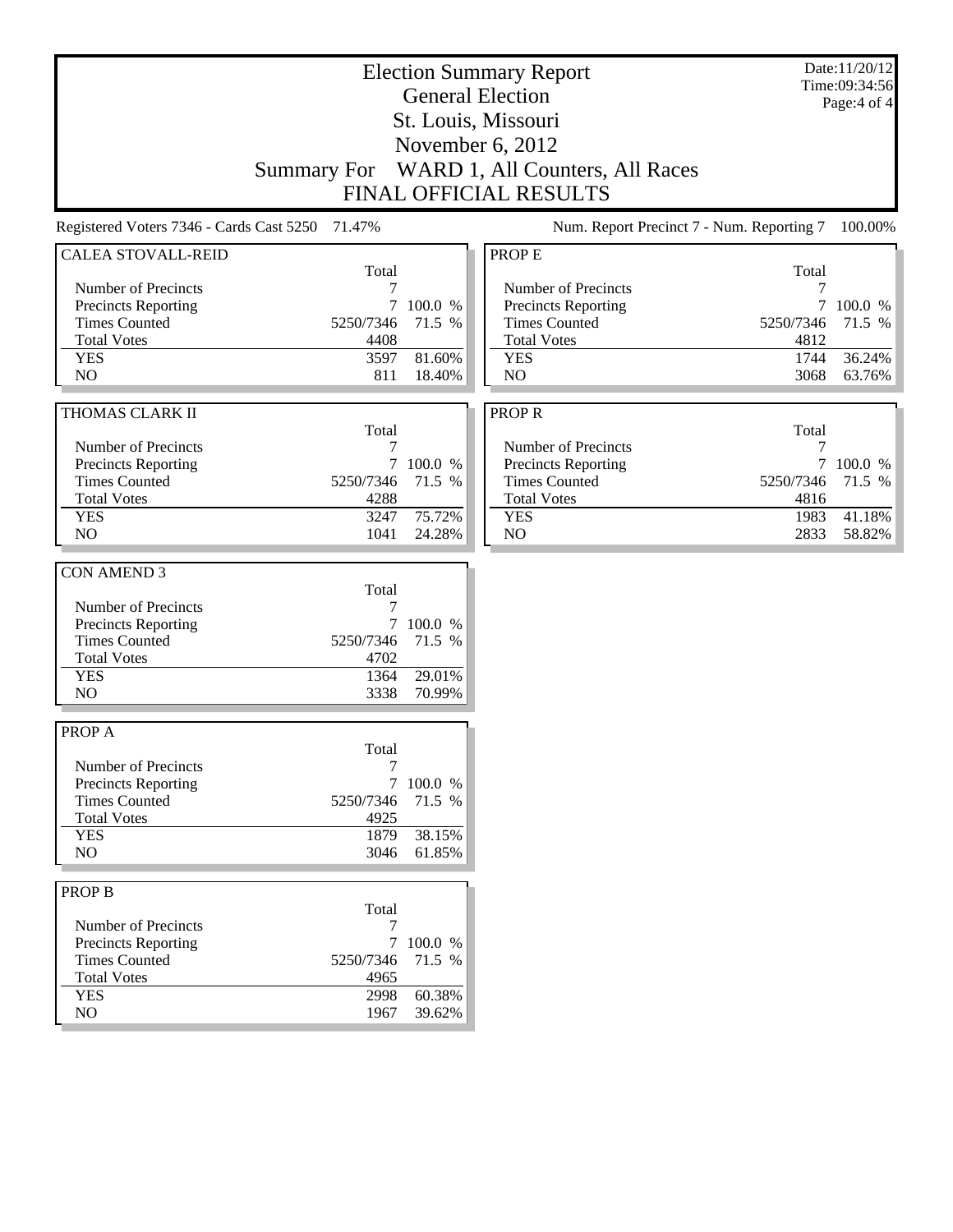# Election Summary Report

## General Election

## St. Louis, Missouri

## November 6, 2012

## Summary For WARD 1, All Counters, All Races

## FINAL OFFICIAL RESULTS

Date:11/20/12
Time:09:34:56

Registered Voters 7346 - Cards Cast 5250 71.47%

Num. Report Precinct 7 - Num. Reporting 7 100.00%

### CALEA STOVALL-REID

| | Total | |
|---|---|---|
| Number of Precincts | 7 | |
| Precincts Reporting | 7 | 100.0 % |
| Times Counted | 5250/7346 | 71.5 % |
| Total Votes | 4408 | |
| YES | 3597 | 81.60% |
| NO | 811 | 18.40% |

### THOMAS CLARK II

| | Total | |
|---|---|---|
| Number of Precincts | 7 | |
| Precincts Reporting | 7 | 100.0 % |
| Times Counted | 5250/7346 | 71.5 % |
| Total Votes | 4288 | |
| YES | 3247 | 75.72% |
| NO | 1041 | 24.28% |

### CON AMEND 3

| | Total | |
|---|---|---|
| Number of Precincts | 7 | |
| Precincts Reporting | 7 | 100.0 % |
| Times Counted | 5250/7346 | 71.5 % |
| Total Votes | 4702 | |
| YES | 1364 | 29.01% |
| NO | 3338 | 70.99% |

### PROP A

| | Total | |
|---|---|---|
| Number of Precincts | 7 | |
| Precincts Reporting | 7 | 100.0 % |
| Times Counted | 5250/7346 | 71.5 % |
| Total Votes | 4925 | |
| YES | 1879 | 38.15% |
| NO | 3046 | 61.85% |

### PROP B

| | Total | |
|---|---|---|
| Number of Precincts | 7 | |
| Precincts Reporting | 7 | 100.0 % |
| Times Counted | 5250/7346 | 71.5 % |
| Total Votes | 4965 | |
| YES | 2998 | 60.38% |
| NO | 1967 | 39.62% |

### PROP E

| | Total | |
|---|---|---|
| Number of Precincts | 7 | |
| Precincts Reporting | 7 | 100.0 % |
| Times Counted | 5250/7346 | 71.5 % |
| Total Votes | 4812 | |
| YES | 1744 | 36.24% |
| NO | 3068 | 63.76% |

### PROP R

| | Total | |
|---|---|---|
| Number of Precincts | 7 | |
| Precincts Reporting | 7 | 100.0 % |
| Times Counted | 5250/7346 | 71.5 % |
| Total Votes | 4816 | |
| YES | 1983 | 41.18% |
| NO | 2833 | 58.82% |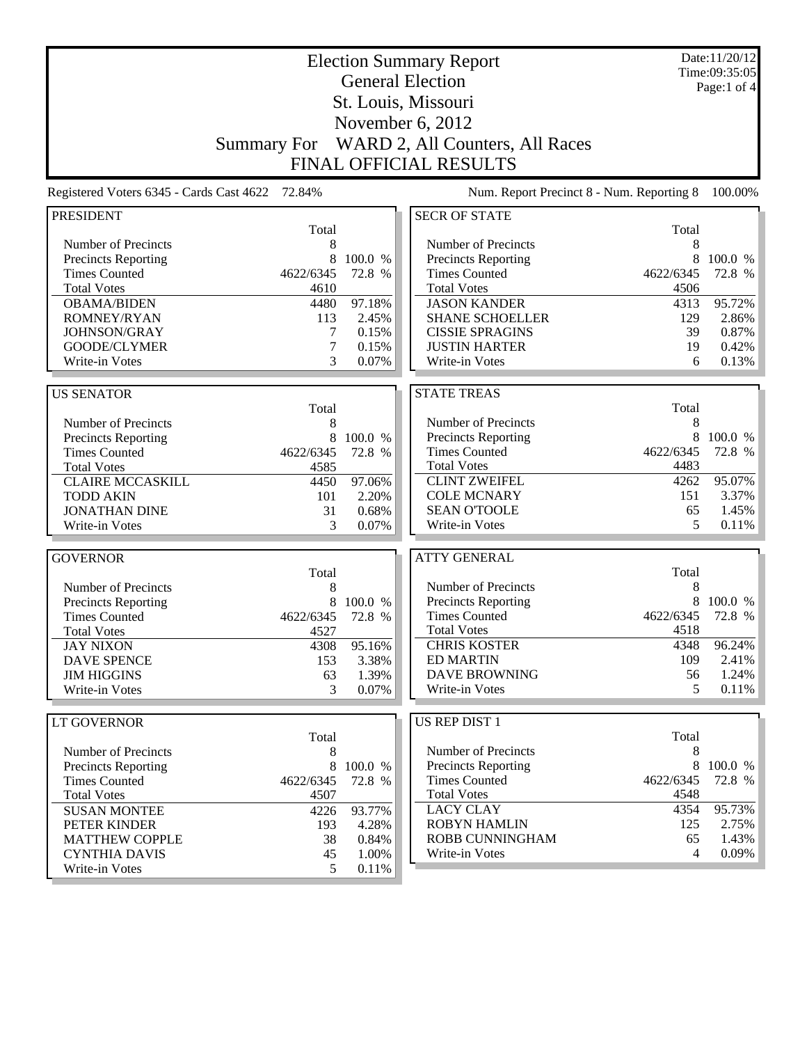# Election Summary Report

## General Election

## St. Louis, Missouri

## November 6, 2012

## Summary For WARD 2, All Counters, All Races

## FINAL OFFICIAL RESULTS

Date:11/20/12
Time:09:35:05

Registered Voters 6345 - Cards Cast 4622 72.84%

Num. Report Precinct 8 - Num. Reporting 8 100.00%

| PRESIDENT | Total | |
|---|---|---|
| Number of Precincts | 8 | |
| Precincts Reporting | 8 | 100.0 % |
| Times Counted | 4622/6345 | 72.8 % |
| Total Votes | 4610 | |
| OBAMA/BIDEN | 4480 | 97.18% |
| ROMNEY/RYAN | 113 | 2.45% |
| JOHNSON/GRAY | 7 | 0.15% |
| GOODE/CLYMER | 7 | 0.15% |
| Write-in Votes | 3 | 0.07% |

| US SENATOR | Total | |
|---|---|---|
| Number of Precincts | 8 | |
| Precincts Reporting | 8 | 100.0 % |
| Times Counted | 4622/6345 | 72.8 % |
| Total Votes | 4585 | |
| CLAIRE MCCASKILL | 4450 | 97.06% |
| TODD AKIN | 101 | 2.20% |
| JONATHAN DINE | 31 | 0.68% |
| Write-in Votes | 3 | 0.07% |

| GOVERNOR | Total | |
|---|---|---|
| Number of Precincts | 8 | |
| Precincts Reporting | 8 | 100.0 % |
| Times Counted | 4622/6345 | 72.8 % |
| Total Votes | 4527 | |
| JAY NIXON | 4308 | 95.16% |
| DAVE SPENCE | 153 | 3.38% |
| JIM HIGGINS | 63 | 1.39% |
| Write-in Votes | 3 | 0.07% |

| LT GOVERNOR | Total | |
|---|---|---|
| Number of Precincts | 8 | |
| Precincts Reporting | 8 | 100.0 % |
| Times Counted | 4622/6345 | 72.8 % |
| Total Votes | 4507 | |
| SUSAN MONTEE | 4226 | 93.77% |
| PETER KINDER | 193 | 4.28% |
| MATTHEW COPPLE | 38 | 0.84% |
| CYNTHIA DAVIS | 45 | 1.00% |
| Write-in Votes | 5 | 0.11% |

| SECR OF STATE | Total | |
|---|---|---|
| Number of Precincts | 8 | |
| Precincts Reporting | 8 | 100.0 % |
| Times Counted | 4622/6345 | 72.8 % |
| Total Votes | 4506 | |
| JASON KANDER | 4313 | 95.72% |
| SHANE SCHOELLER | 129 | 2.86% |
| CISSIE SPRAGINS | 39 | 0.87% |
| JUSTIN HARTER | 19 | 0.42% |
| Write-in Votes | 6 | 0.13% |

| STATE TREAS | Total | |
|---|---|---|
| Number of Precincts | 8 | |
| Precincts Reporting | 8 | 100.0 % |
| Times Counted | 4622/6345 | 72.8 % |
| Total Votes | 4483 | |
| CLINT ZWEIFEL | 4262 | 95.07% |
| COLE MCNARY | 151 | 3.37% |
| SEAN O'TOOLE | 65 | 1.45% |
| Write-in Votes | 5 | 0.11% |

| ATTY GENERAL | Total | |
|---|---|---|
| Number of Precincts | 8 | |
| Precincts Reporting | 8 | 100.0 % |
| Times Counted | 4622/6345 | 72.8 % |
| Total Votes | 4518 | |
| CHRIS KOSTER | 4348 | 96.24% |
| ED MARTIN | 109 | 2.41% |
| DAVE BROWNING | 56 | 1.24% |
| Write-in Votes | 5 | 0.11% |

| US REP DIST 1 | Total | |
|---|---|---|
| Number of Precincts | 8 | |
| Precincts Reporting | 8 | 100.0 % |
| Times Counted | 4622/6345 | 72.8 % |
| Total Votes | 4548 | |
| LACY CLAY | 4354 | 95.73% |
| ROBYN HAMLIN | 125 | 2.75% |
| ROBB CUNNINGHAM | 65 | 1.43% |
| Write-in Votes | 4 | 0.09% |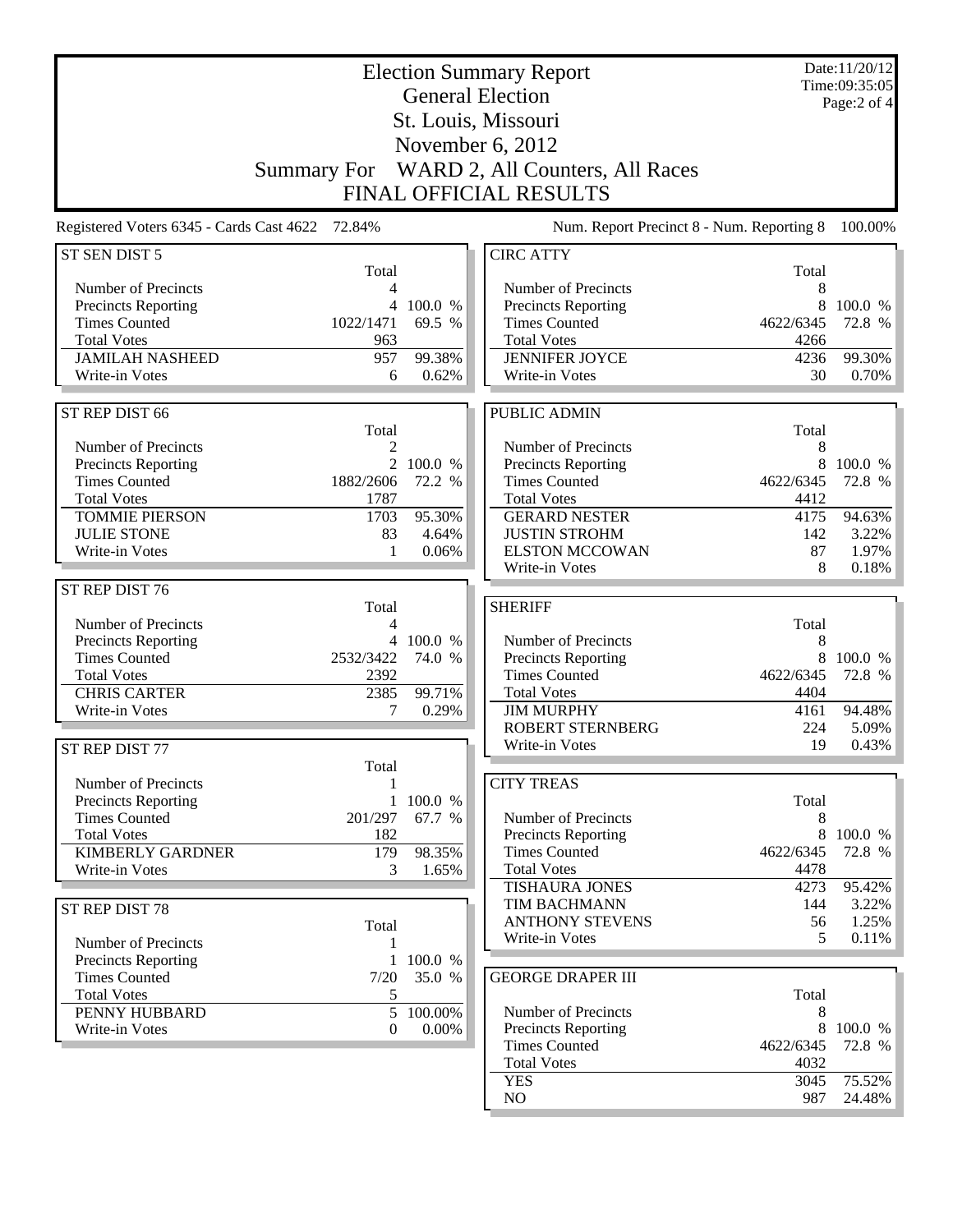# Election Summary Report

## General Election

## St. Louis, Missouri

## November 6, 2012

## Summary For WARD 2, All Counters, All Races

## FINAL OFFICIAL RESULTS

Date:11/20/12
Time:09:35:05

Registered Voters 6345 - Cards Cast 4622 72.84%

Num. Report Precinct 8 - Num. Reporting 8 100.00%

### ST SEN DIST 5

| | Total | |
|---|---|---|
| Number of Precincts | 4 | |
| Precincts Reporting | 4 | 100.0 % |
| Times Counted | 1022/1471 | 69.5 % |
| Total Votes | 963 | |
| JAMILAH NASHEED | 957 | 99.38% |
| Write-in Votes | 6 | 0.62% |

### ST REP DIST 66

| | Total | |
|---|---|---|
| Number of Precincts | 2 | |
| Precincts Reporting | 2 | 100.0 % |
| Times Counted | 1882/2606 | 72.2 % |
| Total Votes | 1787 | |
| TOMMIE PIERSON | 1703 | 95.30% |
| JULIE STONE | 83 | 4.64% |
| Write-in Votes | 1 | 0.06% |

### ST REP DIST 76

| | Total | |
|---|---|---|
| Number of Precincts | 4 | |
| Precincts Reporting | 4 | 100.0 % |
| Times Counted | 2532/3422 | 74.0 % |
| Total Votes | 2392 | |
| CHRIS CARTER | 2385 | 99.71% |
| Write-in Votes | 7 | 0.29% |

### ST REP DIST 77

| | Total | |
|---|---|---|
| Number of Precincts | 1 | |
| Precincts Reporting | 1 | 100.0 % |
| Times Counted | 201/297 | 67.7 % |
| Total Votes | 182 | |
| KIMBERLY GARDNER | 179 | 98.35% |
| Write-in Votes | 3 | 1.65% |

### ST REP DIST 78

| | Total | |
|---|---|---|
| Number of Precincts | 1 | |
| Precincts Reporting | 1 | 100.0 % |
| Times Counted | 7/20 | 35.0 % |
| Total Votes | 5 | |
| PENNY HUBBARD | 5 | 100.00% |
| Write-in Votes | 0 | 0.00% |

### CIRC ATTY

| | Total | |
|---|---|---|
| Number of Precincts | 8 | |
| Precincts Reporting | 8 | 100.0 % |
| Times Counted | 4622/6345 | 72.8 % |
| Total Votes | 4266 | |
| JENNIFER JOYCE | 4236 | 99.30% |
| Write-in Votes | 30 | 0.70% |

### PUBLIC ADMIN

| | Total | |
|---|---|---|
| Number of Precincts | 8 | |
| Precincts Reporting | 8 | 100.0 % |
| Times Counted | 4622/6345 | 72.8 % |
| Total Votes | 4412 | |
| GERARD NESTER | 4175 | 94.63% |
| JUSTIN STROHM | 142 | 3.22% |
| ELSTON MCCOWAN | 87 | 1.97% |
| Write-in Votes | 8 | 0.18% |

### SHERIFF

| | Total | |
|---|---|---|
| Number of Precincts | 8 | |
| Precincts Reporting | 8 | 100.0 % |
| Times Counted | 4622/6345 | 72.8 % |
| Total Votes | 4404 | |
| JIM MURPHY | 4161 | 94.48% |
| ROBERT STERNBERG | 224 | 5.09% |
| Write-in Votes | 19 | 0.43% |

### CITY TREAS

| | Total | |
|---|---|---|
| Number of Precincts | 8 | |
| Precincts Reporting | 8 | 100.0 % |
| Times Counted | 4622/6345 | 72.8 % |
| Total Votes | 4478 | |
| TISHAURA JONES | 4273 | 95.42% |
| TIM BACHMANN | 144 | 3.22% |
| ANTHONY STEVENS | 56 | 1.25% |
| Write-in Votes | 5 | 0.11% |

### GEORGE DRAPER III

| | Total | |
|---|---|---|
| Number of Precincts | 8 | |
| Precincts Reporting | 8 | 100.0 % |
| Times Counted | 4622/6345 | 72.8 % |
| Total Votes | 4032 | |
| YES | 3045 | 75.52% |
| NO | 987 | 24.48% |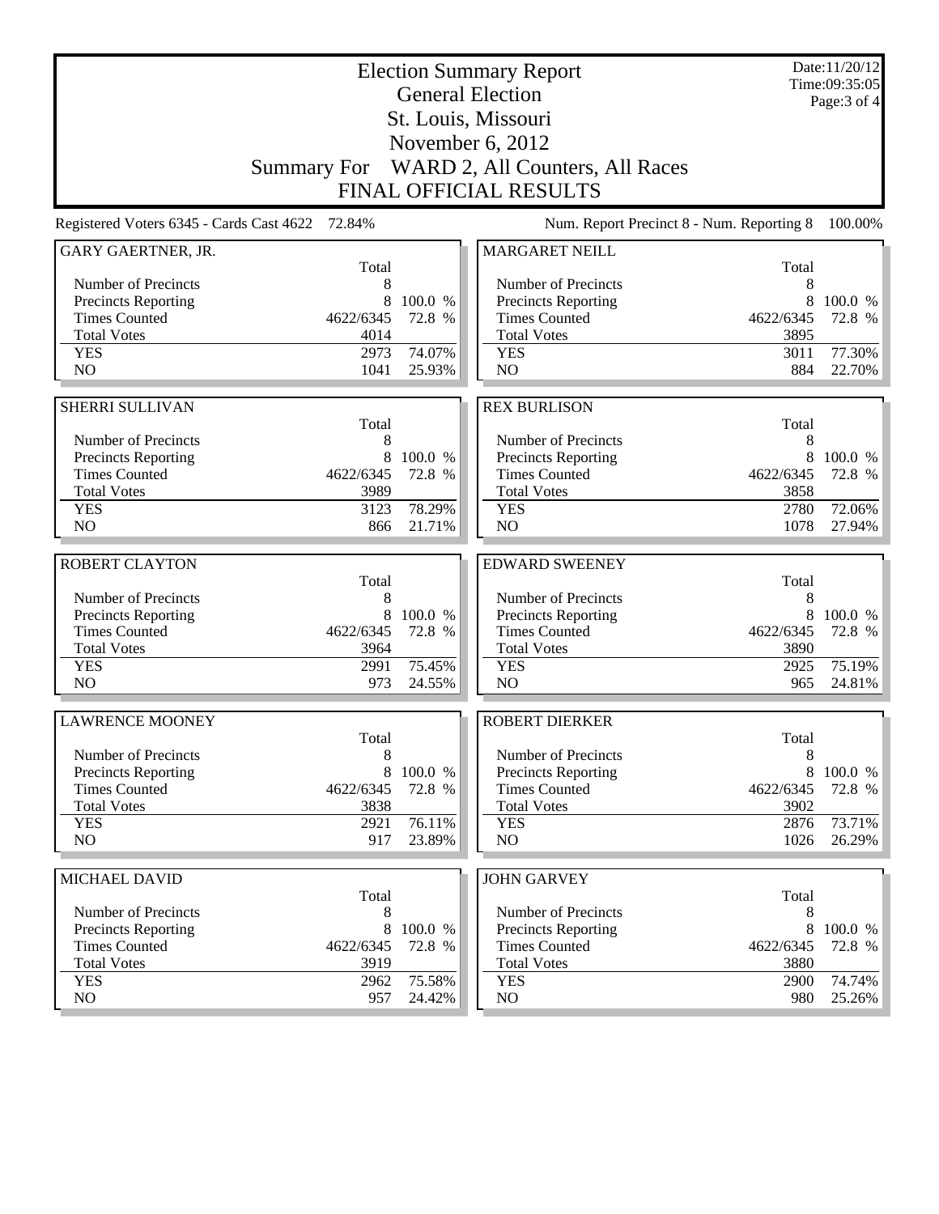# Election Summary Report

## General Election

## St. Louis, Missouri

## November 6, 2012

## Summary For WARD 2, All Counters, All Races

## FINAL OFFICIAL RESULTS

Date:11/20/12
Time:09:35:05
Page:3 of 4

Registered Voters 6345 - Cards Cast 4622 72.84%

Num. Report Precinct 8 - Num. Reporting 8 100.00%

### GARY GAERTNER, JR.

| | Total | |
|---|---|---|
| Number of Precincts | 8 | |
| Precincts Reporting | 8 | 100.0 % |
| Times Counted | 4622/6345 | 72.8 % |
| Total Votes | 4014 | |
| YES | 2973 | 74.07% |
| NO | 1041 | 25.93% |

### MARGARET NEILL

| | Total | |
|---|---|---|
| Number of Precincts | 8 | |
| Precincts Reporting | 8 | 100.0 % |
| Times Counted | 4622/6345 | 72.8 % |
| Total Votes | 3895 | |
| YES | 3011 | 77.30% |
| NO | 884 | 22.70% |

### SHERRI SULLIVAN

| | Total | |
|---|---|---|
| Number of Precincts | 8 | |
| Precincts Reporting | 8 | 100.0 % |
| Times Counted | 4622/6345 | 72.8 % |
| Total Votes | 3989 | |
| YES | 3123 | 78.29% |
| NO | 866 | 21.71% |

### REX BURLISON

| | Total | |
|---|---|---|
| Number of Precincts | 8 | |
| Precincts Reporting | 8 | 100.0 % |
| Times Counted | 4622/6345 | 72.8 % |
| Total Votes | 3858 | |
| YES | 2780 | 72.06% |
| NO | 1078 | 27.94% |

### ROBERT CLAYTON

| | Total | |
|---|---|---|
| Number of Precincts | 8 | |
| Precincts Reporting | 8 | 100.0 % |
| Times Counted | 4622/6345 | 72.8 % |
| Total Votes | 3964 | |
| YES | 2991 | 75.45% |
| NO | 973 | 24.55% |

### EDWARD SWEENEY

| | Total | |
|---|---|---|
| Number of Precincts | 8 | |
| Precincts Reporting | 8 | 100.0 % |
| Times Counted | 4622/6345 | 72.8 % |
| Total Votes | 3890 | |
| YES | 2925 | 75.19% |
| NO | 965 | 24.81% |

### LAWRENCE MOONEY

| | Total | |
|---|---|---|
| Number of Precincts | 8 | |
| Precincts Reporting | 8 | 100.0 % |
| Times Counted | 4622/6345 | 72.8 % |
| Total Votes | 3838 | |
| YES | 2921 | 76.11% |
| NO | 917 | 23.89% |

### ROBERT DIERKER

| | Total | |
|---|---|---|
| Number of Precincts | 8 | |
| Precincts Reporting | 8 | 100.0 % |
| Times Counted | 4622/6345 | 72.8 % |
| Total Votes | 3902 | |
| YES | 2876 | 73.71% |
| NO | 1026 | 26.29% |

### MICHAEL DAVID

| | Total | |
|---|---|---|
| Number of Precincts | 8 | |
| Precincts Reporting | 8 | 100.0 % |
| Times Counted | 4622/6345 | 72.8 % |
| Total Votes | 3919 | |
| YES | 2962 | 75.58% |
| NO | 957 | 24.42% |

### JOHN GARVEY

| | Total | |
|---|---|---|
| Number of Precincts | 8 | |
| Precincts Reporting | 8 | 100.0 % |
| Times Counted | 4622/6345 | 72.8 % |
| Total Votes | 3880 | |
| YES | 2900 | 74.74% |
| NO | 980 | 25.26% |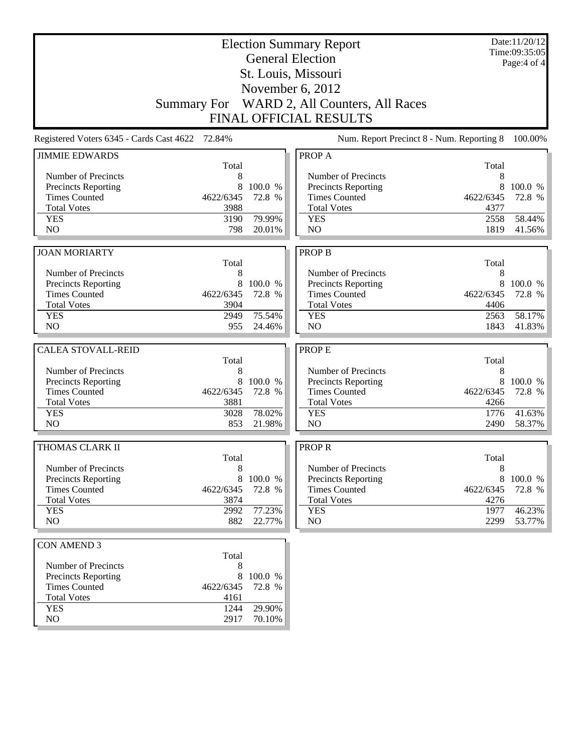# Election Summary Report

## General Election

## St. Louis, Missouri

## November 6, 2012

## Summary For WARD 2, All Counters, All Races

## FINAL OFFICIAL RESULTS

Date:11/20/12
Time:09:35:05

Registered Voters 6345 - Cards Cast 4622 72.84%

Num. Report Precinct 8 - Num. Reporting 8 100.00%

### JIMMIE EDWARDS

| | Total | |
|---|---|---|
| Number of Precincts | 8 | |
| Precincts Reporting | 8 | 100.0 % |
| Times Counted | 4622/6345 | 72.8 % |
| Total Votes | 3988 | |
| YES | 3190 | 79.99% |
| NO | 798 | 20.01% |

### JOAN MORIARTY

| | Total | |
|---|---|---|
| Number of Precincts | 8 | |
| Precincts Reporting | 8 | 100.0 % |
| Times Counted | 4622/6345 | 72.8 % |
| Total Votes | 3904 | |
| YES | 2949 | 75.54% |
| NO | 955 | 24.46% |

### CALEA STOVALL-REID

| | Total | |
|---|---|---|
| Number of Precincts | 8 | |
| Precincts Reporting | 8 | 100.0 % |
| Times Counted | 4622/6345 | 72.8 % |
| Total Votes | 3881 | |
| YES | 3028 | 78.02% |
| NO | 853 | 21.98% |

### THOMAS CLARK II

| | Total | |
|---|---|---|
| Number of Precincts | 8 | |
| Precincts Reporting | 8 | 100.0 % |
| Times Counted | 4622/6345 | 72.8 % |
| Total Votes | 3874 | |
| YES | 2992 | 77.23% |
| NO | 882 | 22.77% |

### CON AMEND 3

| | Total | |
|---|---|---|
| Number of Precincts | 8 | |
| Precincts Reporting | 8 | 100.0 % |
| Times Counted | 4622/6345 | 72.8 % |
| Total Votes | 4161 | |
| YES | 1244 | 29.90% |
| NO | 2917 | 70.10% |

### PROP A

| | Total | |
|---|---|---|
| Number of Precincts | 8 | |
| Precincts Reporting | 8 | 100.0 % |
| Times Counted | 4622/6345 | 72.8 % |
| Total Votes | 4377 | |
| YES | 2558 | 58.44% |
| NO | 1819 | 41.56% |

### PROP B

| | Total | |
|---|---|---|
| Number of Precincts | 8 | |
| Precincts Reporting | 8 | 100.0 % |
| Times Counted | 4622/6345 | 72.8 % |
| Total Votes | 4406 | |
| YES | 2563 | 58.17% |
| NO | 1843 | 41.83% |

### PROP E

| | Total | |
|---|---|---|
| Number of Precincts | 8 | |
| Precincts Reporting | 8 | 100.0 % |
| Times Counted | 4622/6345 | 72.8 % |
| Total Votes | 4266 | |
| YES | 1776 | 41.63% |
| NO | 2490 | 58.37% |

### PROP R

| | Total | |
|---|---|---|
| Number of Precincts | 8 | |
| Precincts Reporting | 8 | 100.0 % |
| Times Counted | 4622/6345 | 72.8 % |
| Total Votes | 4276 | |
| YES | 1977 | 46.23% |
| NO | 2299 | 53.77% |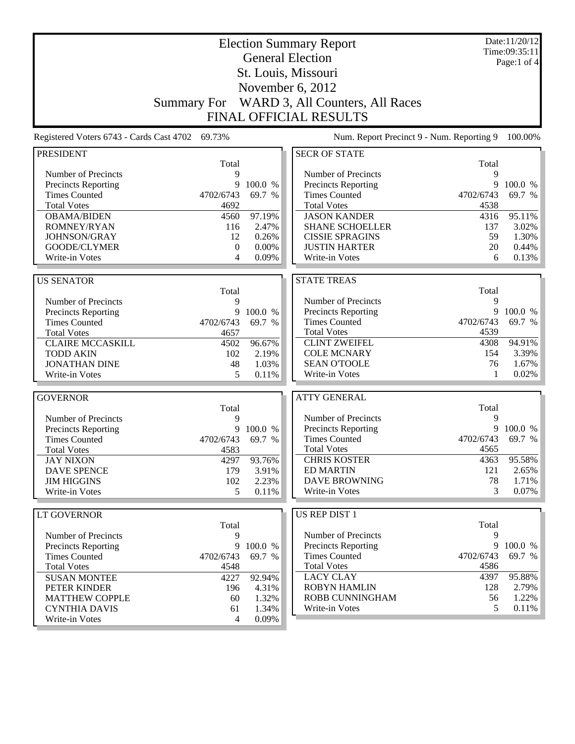# Election Summary Report

## General Election

## St. Louis, Missouri

## November 6, 2012

## Summary For WARD 3, All Counters, All Races

## FINAL OFFICIAL RESULTS

Date:11/20/12
Time:09:35:11

Registered Voters 6743 - Cards Cast 4702 69.73%

Num. Report Precinct 9 - Num. Reporting 9 100.00%

### PRESIDENT

| | Total | |
|---|---|---|
| Number of Precincts | 9 | |
| Precincts Reporting | 9 | 100.0 % |
| Times Counted | 4702/6743 | 69.7 % |
| Total Votes | 4692 | |
| OBAMA/BIDEN | 4560 | 97.19% |
| ROMNEY/RYAN | 116 | 2.47% |
| JOHNSON/GRAY | 12 | 0.26% |
| GOODE/CLYMER | 0 | 0.00% |
| Write-in Votes | 4 | 0.09% |

### US SENATOR

| | Total | |
|---|---|---|
| Number of Precincts | 9 | |
| Precincts Reporting | 9 | 100.0 % |
| Times Counted | 4702/6743 | 69.7 % |
| Total Votes | 4657 | |
| CLAIRE MCCASKILL | 4502 | 96.67% |
| TODD AKIN | 102 | 2.19% |
| JONATHAN DINE | 48 | 1.03% |
| Write-in Votes | 5 | 0.11% |

### GOVERNOR

| | Total | |
|---|---|---|
| Number of Precincts | 9 | |
| Precincts Reporting | 9 | 100.0 % |
| Times Counted | 4702/6743 | 69.7 % |
| Total Votes | 4583 | |
| JAY NIXON | 4297 | 93.76% |
| DAVE SPENCE | 179 | 3.91% |
| JIM HIGGINS | 102 | 2.23% |
| Write-in Votes | 5 | 0.11% |

### LT GOVERNOR

| | Total | |
|---|---|---|
| Number of Precincts | 9 | |
| Precincts Reporting | 9 | 100.0 % |
| Times Counted | 4702/6743 | 69.7 % |
| Total Votes | 4548 | |
| SUSAN MONTEE | 4227 | 92.94% |
| PETER KINDER | 196 | 4.31% |
| MATTHEW COPPLE | 60 | 1.32% |
| CYNTHIA DAVIS | 61 | 1.34% |
| Write-in Votes | 4 | 0.09% |

### SECR OF STATE

| | Total | |
|---|---|---|
| Number of Precincts | 9 | |
| Precincts Reporting | 9 | 100.0 % |
| Times Counted | 4702/6743 | 69.7 % |
| Total Votes | 4538 | |
| JASON KANDER | 4316 | 95.11% |
| SHANE SCHOELLER | 137 | 3.02% |
| CISSIE SPRAGINS | 59 | 1.30% |
| JUSTIN HARTER | 20 | 0.44% |
| Write-in Votes | 6 | 0.13% |

### STATE TREAS

| | Total | |
|---|---|---|
| Number of Precincts | 9 | |
| Precincts Reporting | 9 | 100.0 % |
| Times Counted | 4702/6743 | 69.7 % |
| Total Votes | 4539 | |
| CLINT ZWEIFEL | 4308 | 94.91% |
| COLE MCNARY | 154 | 3.39% |
| SEAN O'TOOLE | 76 | 1.67% |
| Write-in Votes | 1 | 0.02% |

### ATTY GENERAL

| | Total | |
|---|---|---|
| Number of Precincts | 9 | |
| Precincts Reporting | 9 | 100.0 % |
| Times Counted | 4702/6743 | 69.7 % |
| Total Votes | 4565 | |
| CHRIS KOSTER | 4363 | 95.58% |
| ED MARTIN | 121 | 2.65% |
| DAVE BROWNING | 78 | 1.71% |
| Write-in Votes | 3 | 0.07% |

### US REP DIST 1

| | Total | |
|---|---|---|
| Number of Precincts | 9 | |
| Precincts Reporting | 9 | 100.0 % |
| Times Counted | 4702/6743 | 69.7 % |
| Total Votes | 4586 | |
| LACY CLAY | 4397 | 95.88% |
| ROBYN HAMLIN | 128 | 2.79% |
| ROBB CUNNINGHAM | 56 | 1.22% |
| Write-in Votes | 5 | 0.11% |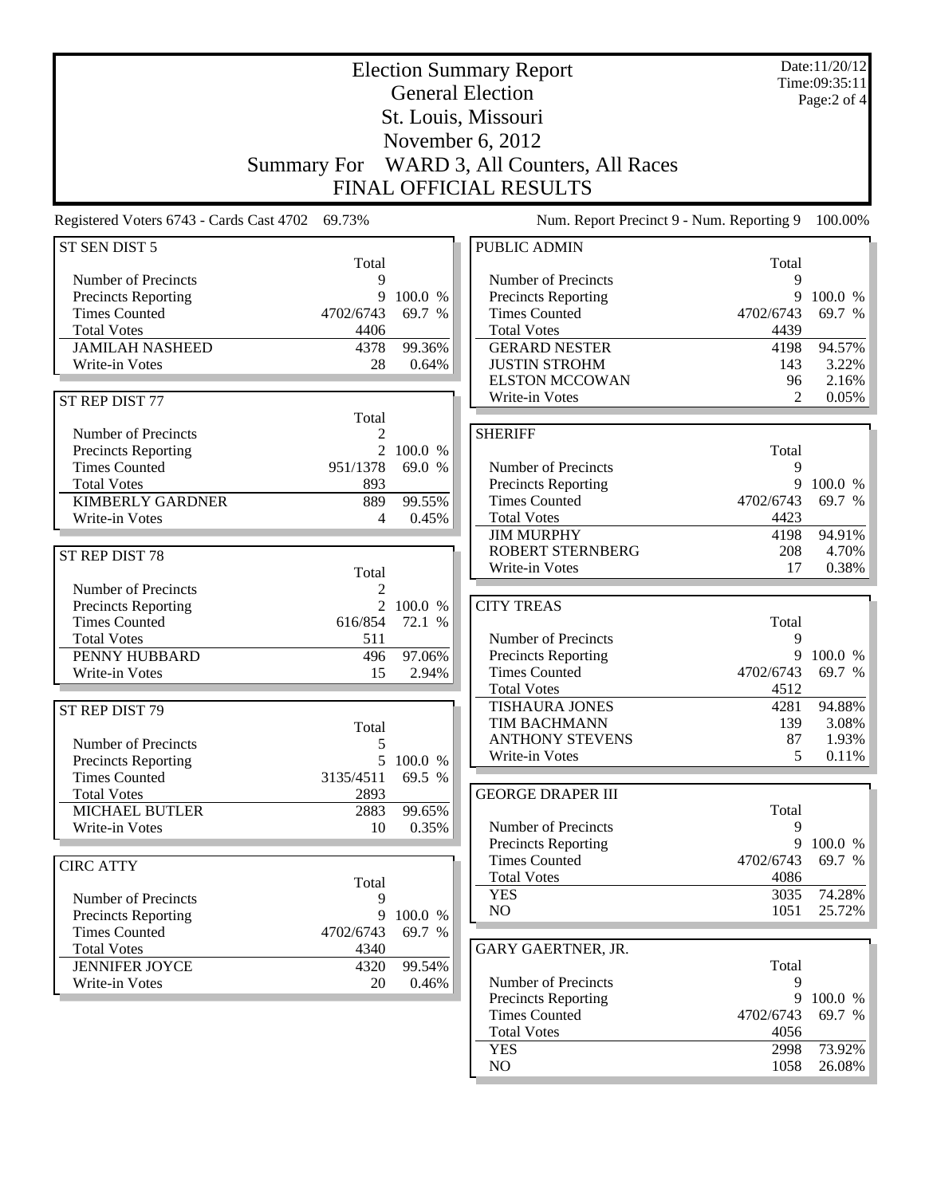# Election Summary Report

## General Election

## St. Louis, Missouri

## November 6, 2012

## Summary For WARD 3, All Counters, All Races

## FINAL OFFICIAL RESULTS

Date:11/20/12
Time:09:35:11

Registered Voters 6743 - Cards Cast 4702 69.73%

Num. Report Precinct 9 - Num. Reporting 9 100.00%

### ST SEN DIST 5

| | Total | |
|---|---|---|
| Number of Precincts | 9 | |
| Precincts Reporting | 9 | 100.0 % |
| Times Counted | 4702/6743 | 69.7 % |
| Total Votes | 4406 | |
| JAMILAH NASHEED | 4378 | 99.36% |
| Write-in Votes | 28 | 0.64% |

### ST REP DIST 77

| | Total | |
|---|---|---|
| Number of Precincts | 2 | |
| Precincts Reporting | 2 | 100.0 % |
| Times Counted | 951/1378 | 69.0 % |
| Total Votes | 893 | |
| KIMBERLY GARDNER | 889 | 99.55% |
| Write-in Votes | 4 | 0.45% |

### ST REP DIST 78

| | Total | |
|---|---|---|
| Number of Precincts | 2 | |
| Precincts Reporting | 2 | 100.0 % |
| Times Counted | 616/854 | 72.1 % |
| Total Votes | 511 | |
| PENNY HUBBARD | 496 | 97.06% |
| Write-in Votes | 15 | 2.94% |

### ST REP DIST 79

| | Total | |
|---|---|---|
| Number of Precincts | 5 | |
| Precincts Reporting | 5 | 100.0 % |
| Times Counted | 3135/4511 | 69.5 % |
| Total Votes | 2893 | |
| MICHAEL BUTLER | 2883 | 99.65% |
| Write-in Votes | 10 | 0.35% |

### CIRC ATTY

| | Total | |
|---|---|---|
| Number of Precincts | 9 | |
| Precincts Reporting | 9 | 100.0 % |
| Times Counted | 4702/6743 | 69.7 % |
| Total Votes | 4340 | |
| JENNIFER JOYCE | 4320 | 99.54% |
| Write-in Votes | 20 | 0.46% |

### PUBLIC ADMIN

| | Total | |
|---|---|---|
| Number of Precincts | 9 | |
| Precincts Reporting | 9 | 100.0 % |
| Times Counted | 4702/6743 | 69.7 % |
| Total Votes | 4439 | |
| GERARD NESTER | 4198 | 94.57% |
| JUSTIN STROHM | 143 | 3.22% |
| ELSTON MCCOWAN | 96 | 2.16% |
| Write-in Votes | 2 | 0.05% |

### SHERIFF

| | Total | |
|---|---|---|
| Number of Precincts | 9 | |
| Precincts Reporting | 9 | 100.0 % |
| Times Counted | 4702/6743 | 69.7 % |
| Total Votes | 4423 | |
| JIM MURPHY | 4198 | 94.91% |
| ROBERT STERNBERG | 208 | 4.70% |
| Write-in Votes | 17 | 0.38% |

### CITY TREAS

| | Total | |
|---|---|---|
| Number of Precincts | 9 | |
| Precincts Reporting | 9 | 100.0 % |
| Times Counted | 4702/6743 | 69.7 % |
| Total Votes | 4512 | |
| TISHAURA JONES | 4281 | 94.88% |
| TIM BACHMANN | 139 | 3.08% |
| ANTHONY STEVENS | 87 | 1.93% |
| Write-in Votes | 5 | 0.11% |

### GEORGE DRAPER III

| | Total | |
|---|---|---|
| Number of Precincts | 9 | |
| Precincts Reporting | 9 | 100.0 % |
| Times Counted | 4702/6743 | 69.7 % |
| Total Votes | 4086 | |
| YES | 3035 | 74.28% |
| NO | 1051 | 25.72% |

### GARY GAERTNER, JR.

| | Total | |
|---|---|---|
| Number of Precincts | 9 | |
| Precincts Reporting | 9 | 100.0 % |
| Times Counted | 4702/6743 | 69.7 % |
| Total Votes | 4056 | |
| YES | 2998 | 73.92% |
| NO | 1058 | 26.08% |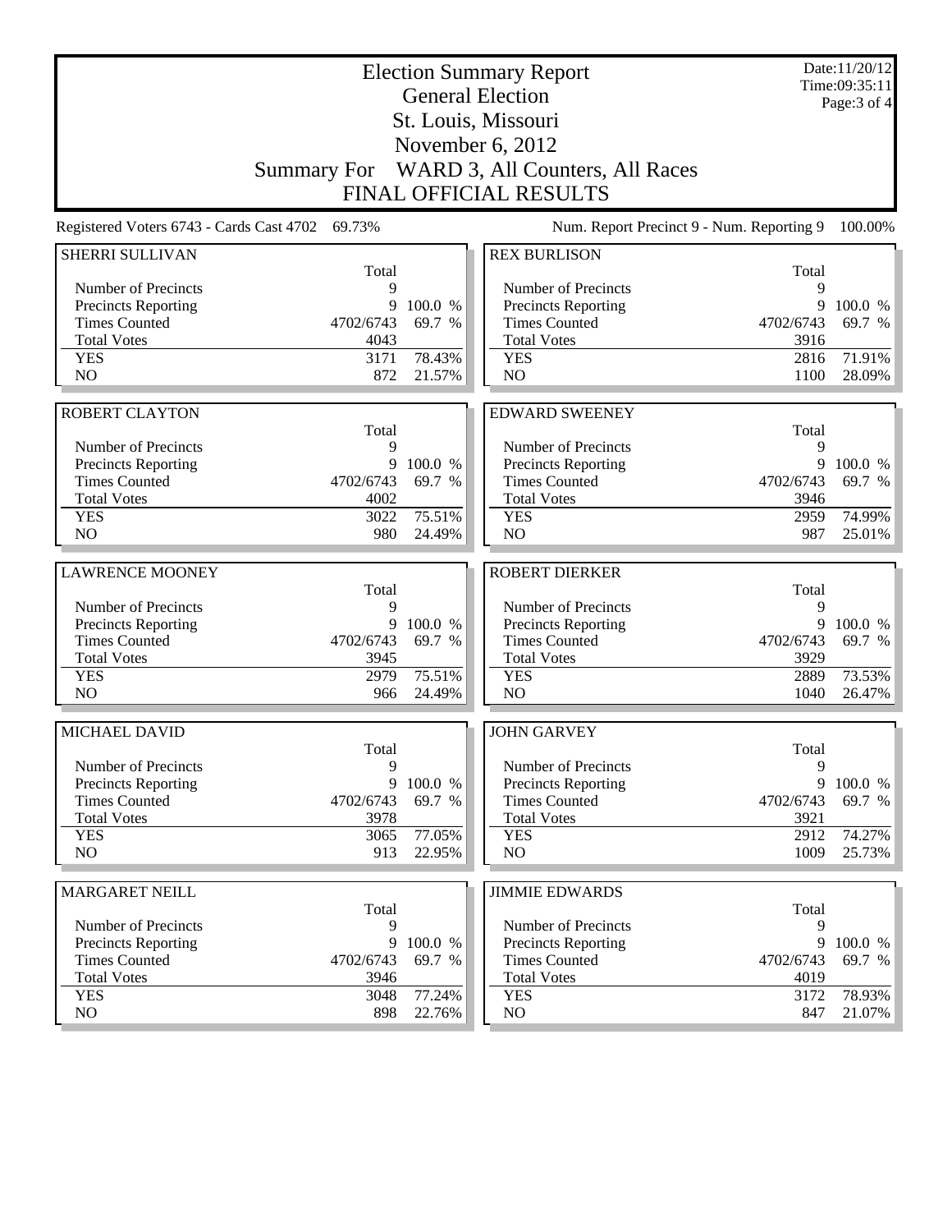# Election Summary Report

General Election

St. Louis, Missouri

November 6, 2012

Summary For WARD 3, All Counters, All Races

FINAL OFFICIAL RESULTS

Date:11/20/12
Time:09:35:11

Registered Voters 6743 - Cards Cast 4702 69.73%

Num. Report Precinct 9 - Num. Reporting 9 100.00%

### SHERRI SULLIVAN

| | Total | |
|---|---|---|
| Number of Precincts | 9 | |
| Precincts Reporting | 9 | 100.0 % |
| Times Counted | 4702/6743 | 69.7 % |
| Total Votes | 4043 | |
| YES | 3171 | 78.43% |
| NO | 872 | 21.57% |

### ROBERT CLAYTON

| | Total | |
|---|---|---|
| Number of Precincts | 9 | |
| Precincts Reporting | 9 | 100.0 % |
| Times Counted | 4702/6743 | 69.7 % |
| Total Votes | 4002 | |
| YES | 3022 | 75.51% |
| NO | 980 | 24.49% |

### LAWRENCE MOONEY

| | Total | |
|---|---|---|
| Number of Precincts | 9 | |
| Precincts Reporting | 9 | 100.0 % |
| Times Counted | 4702/6743 | 69.7 % |
| Total Votes | 3945 | |
| YES | 2979 | 75.51% |
| NO | 966 | 24.49% |

### MICHAEL DAVID

| | Total | |
|---|---|---|
| Number of Precincts | 9 | |
| Precincts Reporting | 9 | 100.0 % |
| Times Counted | 4702/6743 | 69.7 % |
| Total Votes | 3978 | |
| YES | 3065 | 77.05% |
| NO | 913 | 22.95% |

### MARGARET NEILL

| | Total | |
|---|---|---|
| Number of Precincts | 9 | |
| Precincts Reporting | 9 | 100.0 % |
| Times Counted | 4702/6743 | 69.7 % |
| Total Votes | 3946 | |
| YES | 3048 | 77.24% |
| NO | 898 | 22.76% |

### REX BURLISON

| | Total | |
|---|---|---|
| Number of Precincts | 9 | |
| Precincts Reporting | 9 | 100.0 % |
| Times Counted | 4702/6743 | 69.7 % |
| Total Votes | 3916 | |
| YES | 2816 | 71.91% |
| NO | 1100 | 28.09% |

### EDWARD SWEENEY

| | Total | |
|---|---|---|
| Number of Precincts | 9 | |
| Precincts Reporting | 9 | 100.0 % |
| Times Counted | 4702/6743 | 69.7 % |
| Total Votes | 3946 | |
| YES | 2959 | 74.99% |
| NO | 987 | 25.01% |

### ROBERT DIERKER

| | Total | |
|---|---|---|
| Number of Precincts | 9 | |
| Precincts Reporting | 9 | 100.0 % |
| Times Counted | 4702/6743 | 69.7 % |
| Total Votes | 3929 | |
| YES | 2889 | 73.53% |
| NO | 1040 | 26.47% |

### JOHN GARVEY

| | Total | |
|---|---|---|
| Number of Precincts | 9 | |
| Precincts Reporting | 9 | 100.0 % |
| Times Counted | 4702/6743 | 69.7 % |
| Total Votes | 3921 | |
| YES | 2912 | 74.27% |
| NO | 1009 | 25.73% |

### JIMMIE EDWARDS

| | Total | |
|---|---|---|
| Number of Precincts | 9 | |
| Precincts Reporting | 9 | 100.0 % |
| Times Counted | 4702/6743 | 69.7 % |
| Total Votes | 4019 | |
| YES | 3172 | 78.93% |
| NO | 847 | 21.07% |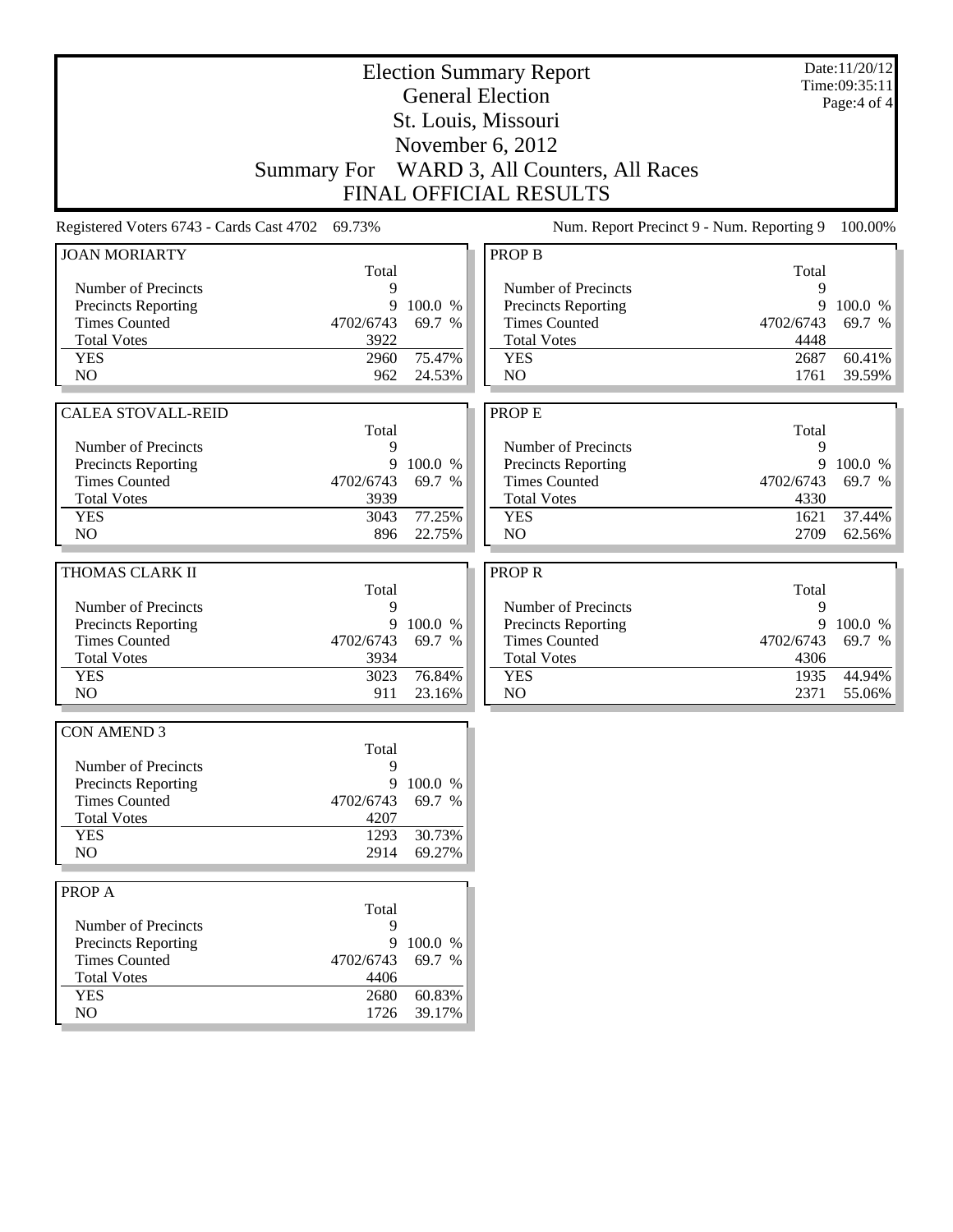# Election Summary Report

## General Election

## St. Louis, Missouri

## November 6, 2012

## Summary For WARD 3, All Counters, All Races

## FINAL OFFICIAL RESULTS

Date:11/20/12
Time:09:35:11

Registered Voters 6743 - Cards Cast 4702 69.73%

Num. Report Precinct 9 - Num. Reporting 9 100.00%

### JOAN MORIARTY

| | Total | |
|---|---|---|
| Number of Precincts | 9 | |
| Precincts Reporting | 9 | 100.0 % |
| Times Counted | 4702/6743 | 69.7 % |
| Total Votes | 3922 | |
| YES | 2960 | 75.47% |
| NO | 962 | 24.53% |

### CALEA STOVALL-REID

| | Total | |
|---|---|---|
| Number of Precincts | 9 | |
| Precincts Reporting | 9 | 100.0 % |
| Times Counted | 4702/6743 | 69.7 % |
| Total Votes | 3939 | |
| YES | 3043 | 77.25% |
| NO | 896 | 22.75% |

### THOMAS CLARK II

| | Total | |
|---|---|---|
| Number of Precincts | 9 | |
| Precincts Reporting | 9 | 100.0 % |
| Times Counted | 4702/6743 | 69.7 % |
| Total Votes | 3934 | |
| YES | 3023 | 76.84% |
| NO | 911 | 23.16% |

### CON AMEND 3

| | Total | |
|---|---|---|
| Number of Precincts | 9 | |
| Precincts Reporting | 9 | 100.0 % |
| Times Counted | 4702/6743 | 69.7 % |
| Total Votes | 4207 | |
| YES | 1293 | 30.73% |
| NO | 2914 | 69.27% |

### PROP A

| | Total | |
|---|---|---|
| Number of Precincts | 9 | |
| Precincts Reporting | 9 | 100.0 % |
| Times Counted | 4702/6743 | 69.7 % |
| Total Votes | 4406 | |
| YES | 2680 | 60.83% |
| NO | 1726 | 39.17% |

### PROP B

| | Total | |
|---|---|---|
| Number of Precincts | 9 | |
| Precincts Reporting | 9 | 100.0 % |
| Times Counted | 4702/6743 | 69.7 % |
| Total Votes | 4448 | |
| YES | 2687 | 60.41% |
| NO | 1761 | 39.59% |

### PROP E

| | Total | |
|---|---|---|
| Number of Precincts | 9 | |
| Precincts Reporting | 9 | 100.0 % |
| Times Counted | 4702/6743 | 69.7 % |
| Total Votes | 4330 | |
| YES | 1621 | 37.44% |
| NO | 2709 | 62.56% |

### PROP R

| | Total | |
|---|---|---|
| Number of Precincts | 9 | |
| Precincts Reporting | 9 | 100.0 % |
| Times Counted | 4702/6743 | 69.7 % |
| Total Votes | 4306 | |
| YES | 1935 | 44.94% |
| NO | 2371 | 55.06% |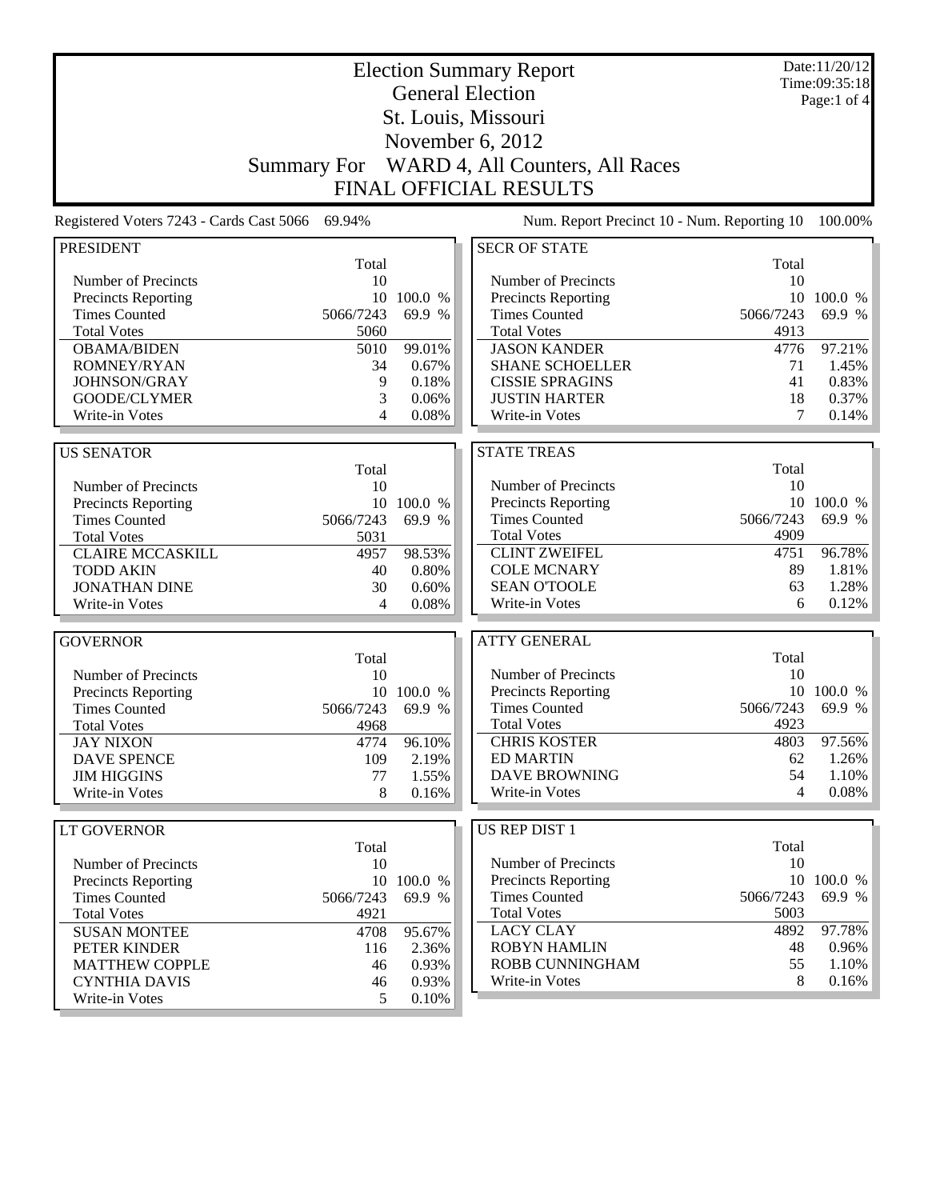# Election Summary Report

## General Election

## St. Louis, Missouri

## November 6, 2012

## Summary For WARD 4, All Counters, All Races

## FINAL OFFICIAL RESULTS

Date:11/20/12
Time:09:35:18

Registered Voters 7243 - Cards Cast 5066 69.94%

Num. Report Precinct 10 - Num. Reporting 10 100.00%

### PRESIDENT

| | Total | |
|---|---|---|
| Number of Precincts | 10 | |
| Precincts Reporting | 10 | 100.0 % |
| Times Counted | 5066/7243 | 69.9 % |
| Total Votes | 5060 | |
| OBAMA/BIDEN | 5010 | 99.01% |
| ROMNEY/RYAN | 34 | 0.67% |
| JOHNSON/GRAY | 9 | 0.18% |
| GOODE/CLYMER | 3 | 0.06% |
| Write-in Votes | 4 | 0.08% |

### US SENATOR

| | Total | |
|---|---|---|
| Number of Precincts | 10 | |
| Precincts Reporting | 10 | 100.0 % |
| Times Counted | 5066/7243 | 69.9 % |
| Total Votes | 5031 | |
| CLAIRE MCCASKILL | 4957 | 98.53% |
| TODD AKIN | 40 | 0.80% |
| JONATHAN DINE | 30 | 0.60% |
| Write-in Votes | 4 | 0.08% |

### GOVERNOR

| | Total | |
|---|---|---|
| Number of Precincts | 10 | |
| Precincts Reporting | 10 | 100.0 % |
| Times Counted | 5066/7243 | 69.9 % |
| Total Votes | 4968 | |
| JAY NIXON | 4774 | 96.10% |
| DAVE SPENCE | 109 | 2.19% |
| JIM HIGGINS | 77 | 1.55% |
| Write-in Votes | 8 | 0.16% |

### LT GOVERNOR

| | Total | |
|---|---|---|
| Number of Precincts | 10 | |
| Precincts Reporting | 10 | 100.0 % |
| Times Counted | 5066/7243 | 69.9 % |
| Total Votes | 4921 | |
| SUSAN MONTEE | 4708 | 95.67% |
| PETER KINDER | 116 | 2.36% |
| MATTHEW COPPLE | 46 | 0.93% |
| CYNTHIA DAVIS | 46 | 0.93% |
| Write-in Votes | 5 | 0.10% |

### SECR OF STATE

| | Total | |
|---|---|---|
| Number of Precincts | 10 | |
| Precincts Reporting | 10 | 100.0 % |
| Times Counted | 5066/7243 | 69.9 % |
| Total Votes | 4913 | |
| JASON KANDER | 4776 | 97.21% |
| SHANE SCHOELLER | 71 | 1.45% |
| CISSIE SPRAGINS | 41 | 0.83% |
| JUSTIN HARTER | 18 | 0.37% |
| Write-in Votes | 7 | 0.14% |

### STATE TREAS

| | Total | |
|---|---|---|
| Number of Precincts | 10 | |
| Precincts Reporting | 10 | 100.0 % |
| Times Counted | 5066/7243 | 69.9 % |
| Total Votes | 4909 | |
| CLINT ZWEIFEL | 4751 | 96.78% |
| COLE MCNARY | 89 | 1.81% |
| SEAN O'TOOLE | 63 | 1.28% |
| Write-in Votes | 6 | 0.12% |

### ATTY GENERAL

| | Total | |
|---|---|---|
| Number of Precincts | 10 | |
| Precincts Reporting | 10 | 100.0 % |
| Times Counted | 5066/7243 | 69.9 % |
| Total Votes | 4923 | |
| CHRIS KOSTER | 4803 | 97.56% |
| ED MARTIN | 62 | 1.26% |
| DAVE BROWNING | 54 | 1.10% |
| Write-in Votes | 4 | 0.08% |

### US REP DIST 1

| | Total | |
|---|---|---|
| Number of Precincts | 10 | |
| Precincts Reporting | 10 | 100.0 % |
| Times Counted | 5066/7243 | 69.9 % |
| Total Votes | 5003 | |
| LACY CLAY | 4892 | 97.78% |
| ROBYN HAMLIN | 48 | 0.96% |
| ROBB CUNNINGHAM | 55 | 1.10% |
| Write-in Votes | 8 | 0.16% |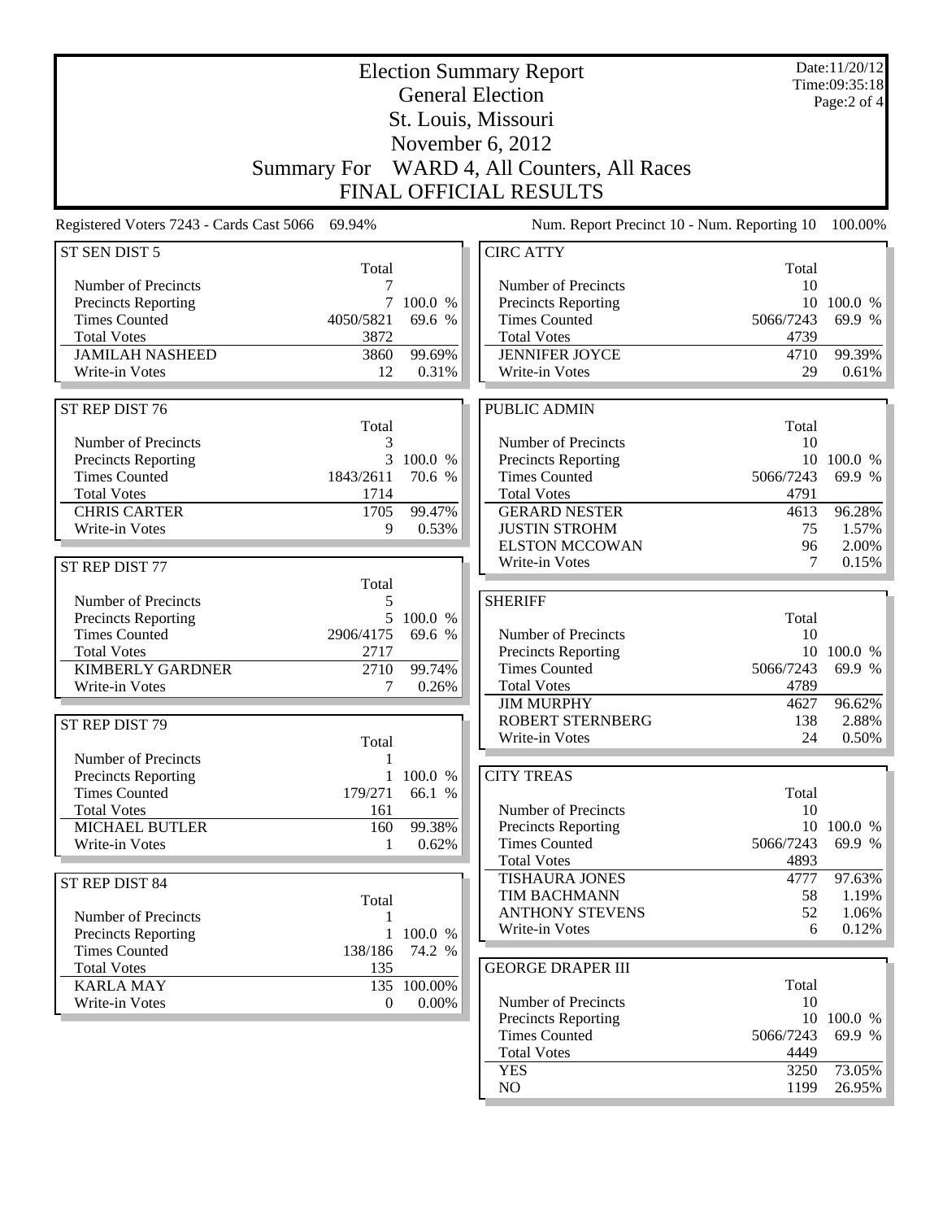# Election Summary Report

## General Election

## St. Louis, Missouri

## November 6, 2012

## Summary For WARD 4, All Counters, All Races

## FINAL OFFICIAL RESULTS

Date:11/20/12
Time:09:35:18

Registered Voters 7243 - Cards Cast 5066 69.94%

Num. Report Precinct 10 - Num. Reporting 10 100.00%

### ST SEN DIST 5

| | Total | |
|---|---|---|
| Number of Precincts | 7 | |
| Precincts Reporting | 7 | 100.0 % |
| Times Counted | 4050/5821 | 69.6 % |
| Total Votes | 3872 | |
| JAMILAH NASHEED | 3860 | 99.69% |
| Write-in Votes | 12 | 0.31% |

### ST REP DIST 76

| | Total | |
|---|---|---|
| Number of Precincts | 3 | |
| Precincts Reporting | 3 | 100.0 % |
| Times Counted | 1843/2611 | 70.6 % |
| Total Votes | 1714 | |
| CHRIS CARTER | 1705 | 99.47% |
| Write-in Votes | 9 | 0.53% |

### ST REP DIST 77

| | Total | |
|---|---|---|
| Number of Precincts | 5 | |
| Precincts Reporting | 5 | 100.0 % |
| Times Counted | 2906/4175 | 69.6 % |
| Total Votes | 2717 | |
| KIMBERLY GARDNER | 2710 | 99.74% |
| Write-in Votes | 7 | 0.26% |

### ST REP DIST 79

| | Total | |
|---|---|---|
| Number of Precincts | 1 | |
| Precincts Reporting | 1 | 100.0 % |
| Times Counted | 179/271 | 66.1 % |
| Total Votes | 161 | |
| MICHAEL BUTLER | 160 | 99.38% |
| Write-in Votes | 1 | 0.62% |

### ST REP DIST 84

| | Total | |
|---|---|---|
| Number of Precincts | 1 | |
| Precincts Reporting | 1 | 100.0 % |
| Times Counted | 138/186 | 74.2 % |
| Total Votes | 135 | |
| KARLA MAY | 135 | 100.00% |
| Write-in Votes | 0 | 0.00% |

### CIRC ATTY

| | Total | |
|---|---|---|
| Number of Precincts | 10 | |
| Precincts Reporting | 10 | 100.0 % |
| Times Counted | 5066/7243 | 69.9 % |
| Total Votes | 4739 | |
| JENNIFER JOYCE | 4710 | 99.39% |
| Write-in Votes | 29 | 0.61% |

### PUBLIC ADMIN

| | Total | |
|---|---|---|
| Number of Precincts | 10 | |
| Precincts Reporting | 10 | 100.0 % |
| Times Counted | 5066/7243 | 69.9 % |
| Total Votes | 4791 | |
| GERARD NESTER | 4613 | 96.28% |
| JUSTIN STROHM | 75 | 1.57% |
| ELSTON MCCOWAN | 96 | 2.00% |
| Write-in Votes | 7 | 0.15% |

### SHERIFF

| | Total | |
|---|---|---|
| Number of Precincts | 10 | |
| Precincts Reporting | 10 | 100.0 % |
| Times Counted | 5066/7243 | 69.9 % |
| Total Votes | 4789 | |
| JIM MURPHY | 4627 | 96.62% |
| ROBERT STERNBERG | 138 | 2.88% |
| Write-in Votes | 24 | 0.50% |

### CITY TREAS

| | Total | |
|---|---|---|
| Number of Precincts | 10 | |
| Precincts Reporting | 10 | 100.0 % |
| Times Counted | 5066/7243 | 69.9 % |
| Total Votes | 4893 | |
| TISHAURA JONES | 4777 | 97.63% |
| TIM BACHMANN | 58 | 1.19% |
| ANTHONY STEVENS | 52 | 1.06% |
| Write-in Votes | 6 | 0.12% |

### GEORGE DRAPER III

| | Total | |
|---|---|---|
| Number of Precincts | 10 | |
| Precincts Reporting | 10 | 100.0 % |
| Times Counted | 5066/7243 | 69.9 % |
| Total Votes | 4449 | |
| YES | 3250 | 73.05% |
| NO | 1199 | 26.95% |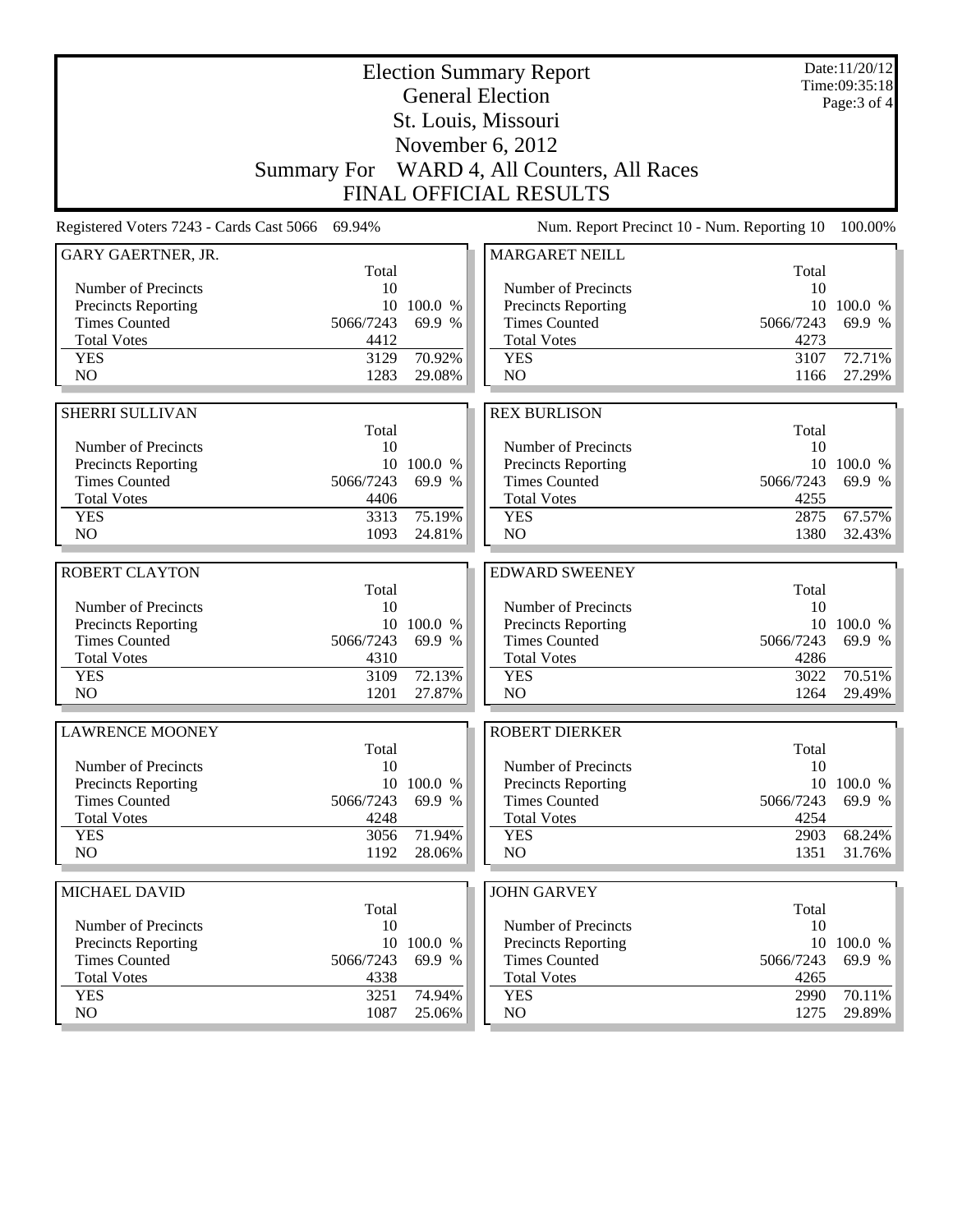# Election Summary Report
## General Election
## St. Louis, Missouri
## November 6, 2012
## Summary For WARD 4, All Counters, All Races
## FINAL OFFICIAL RESULTS

Date:11/20/12
Time:09:35:18

Registered Voters 7243 - Cards Cast 5066 69.94%

Num. Report Precinct 10 - Num. Reporting 10 100.00%

### GARY GAERTNER, JR.

| | Total | |
|---|---|---|
| Number of Precincts | 10 | |
| Precincts Reporting | 10 | 100.0 % |
| Times Counted | 5066/7243 | 69.9 % |
| Total Votes | 4412 | |
| YES | 3129 | 70.92% |
| NO | 1283 | 29.08% |

### MARGARET NEILL

| | Total | |
|---|---|---|
| Number of Precincts | 10 | |
| Precincts Reporting | 10 | 100.0 % |
| Times Counted | 5066/7243 | 69.9 % |
| Total Votes | 4273 | |
| YES | 3107 | 72.71% |
| NO | 1166 | 27.29% |

### SHERRI SULLIVAN

| | Total | |
|---|---|---|
| Number of Precincts | 10 | |
| Precincts Reporting | 10 | 100.0 % |
| Times Counted | 5066/7243 | 69.9 % |
| Total Votes | 4406 | |
| YES | 3313 | 75.19% |
| NO | 1093 | 24.81% |

### REX BURLISON

| | Total | |
|---|---|---|
| Number of Precincts | 10 | |
| Precincts Reporting | 10 | 100.0 % |
| Times Counted | 5066/7243 | 69.9 % |
| Total Votes | 4255 | |
| YES | 2875 | 67.57% |
| NO | 1380 | 32.43% |

### ROBERT CLAYTON

| | Total | |
|---|---|---|
| Number of Precincts | 10 | |
| Precincts Reporting | 10 | 100.0 % |
| Times Counted | 5066/7243 | 69.9 % |
| Total Votes | 4310 | |
| YES | 3109 | 72.13% |
| NO | 1201 | 27.87% |

### EDWARD SWEENEY

| | Total | |
|---|---|---|
| Number of Precincts | 10 | |
| Precincts Reporting | 10 | 100.0 % |
| Times Counted | 5066/7243 | 69.9 % |
| Total Votes | 4286 | |
| YES | 3022 | 70.51% |
| NO | 1264 | 29.49% |

### LAWRENCE MOONEY

| | Total | |
|---|---|---|
| Number of Precincts | 10 | |
| Precincts Reporting | 10 | 100.0 % |
| Times Counted | 5066/7243 | 69.9 % |
| Total Votes | 4248 | |
| YES | 3056 | 71.94% |
| NO | 1192 | 28.06% |

### ROBERT DIERKER

| | Total | |
|---|---|---|
| Number of Precincts | 10 | |
| Precincts Reporting | 10 | 100.0 % |
| Times Counted | 5066/7243 | 69.9 % |
| Total Votes | 4254 | |
| YES | 2903 | 68.24% |
| NO | 1351 | 31.76% |

### MICHAEL DAVID

| | Total | |
|---|---|---|
| Number of Precincts | 10 | |
| Precincts Reporting | 10 | 100.0 % |
| Times Counted | 5066/7243 | 69.9 % |
| Total Votes | 4338 | |
| YES | 3251 | 74.94% |
| NO | 1087 | 25.06% |

### JOHN GARVEY

| | Total | |
|---|---|---|
| Number of Precincts | 10 | |
| Precincts Reporting | 10 | 100.0 % |
| Times Counted | 5066/7243 | 69.9 % |
| Total Votes | 4265 | |
| YES | 2990 | 70.11% |
| NO | 1275 | 29.89% |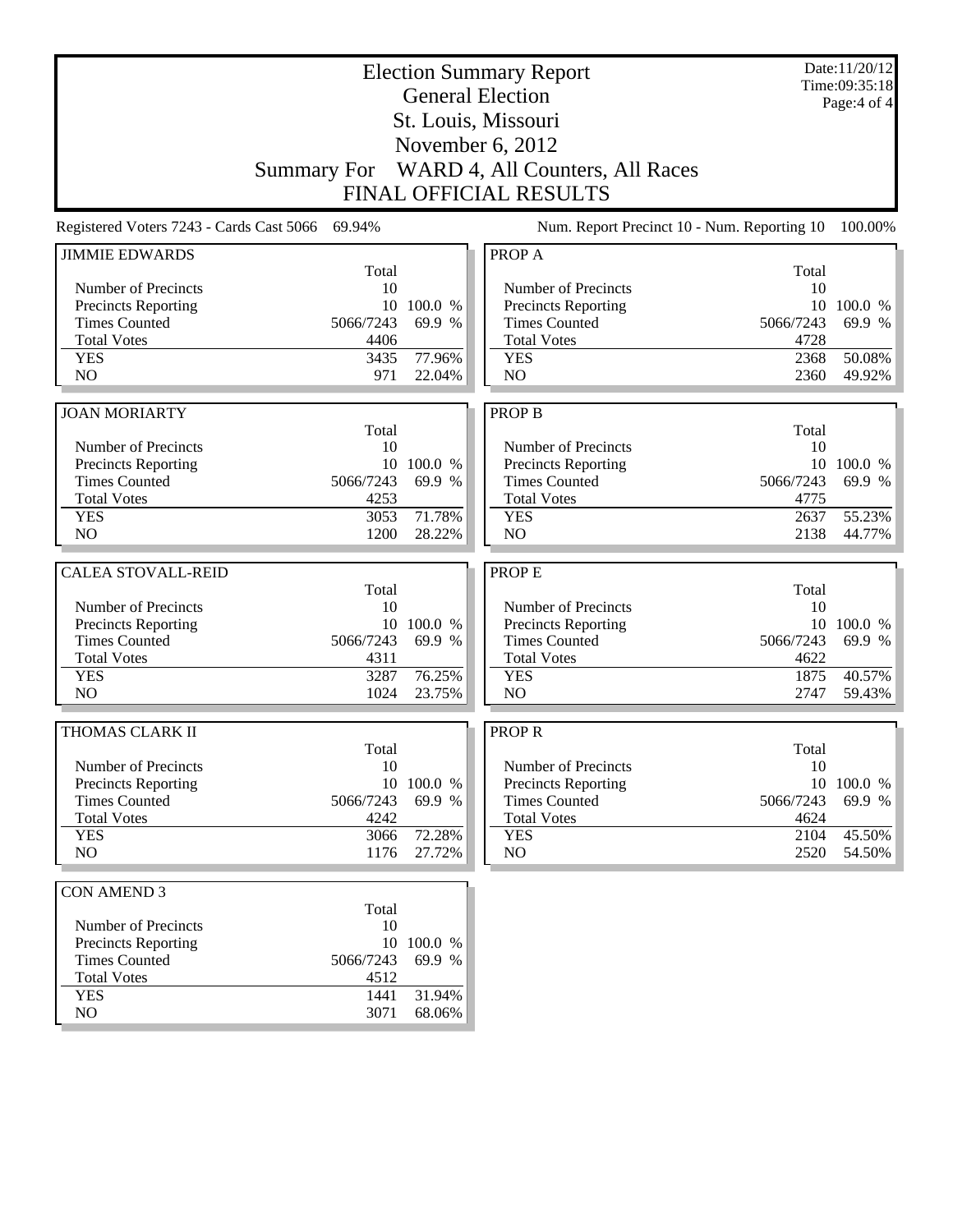# Election Summary Report

## General Election

## St. Louis, Missouri

## November 6, 2012

## Summary For WARD 4, All Counters, All Races

## FINAL OFFICIAL RESULTS

Date:11/20/12
Time:09:35:18

Registered Voters 7243 - Cards Cast 5066 69.94%

Num. Report Precinct 10 - Num. Reporting 10 100.00%

### JIMMIE EDWARDS

| | Total | |
|---|---|---|
| Number of Precincts | 10 | |
| Precincts Reporting | 10 | 100.0 % |
| Times Counted | 5066/7243 | 69.9 % |
| Total Votes | 4406 | |
| YES | 3435 | 77.96% |
| NO | 971 | 22.04% |

### JOAN MORIARTY

| | Total | |
|---|---|---|
| Number of Precincts | 10 | |
| Precincts Reporting | 10 | 100.0 % |
| Times Counted | 5066/7243 | 69.9 % |
| Total Votes | 4253 | |
| YES | 3053 | 71.78% |
| NO | 1200 | 28.22% |

### CALEA STOVALL-REID

| | Total | |
|---|---|---|
| Number of Precincts | 10 | |
| Precincts Reporting | 10 | 100.0 % |
| Times Counted | 5066/7243 | 69.9 % |
| Total Votes | 4311 | |
| YES | 3287 | 76.25% |
| NO | 1024 | 23.75% |

### THOMAS CLARK II

| | Total | |
|---|---|---|
| Number of Precincts | 10 | |
| Precincts Reporting | 10 | 100.0 % |
| Times Counted | 5066/7243 | 69.9 % |
| Total Votes | 4242 | |
| YES | 3066 | 72.28% |
| NO | 1176 | 27.72% |

### CON AMEND 3

| | Total | |
|---|---|---|
| Number of Precincts | 10 | |
| Precincts Reporting | 10 | 100.0 % |
| Times Counted | 5066/7243 | 69.9 % |
| Total Votes | 4512 | |
| YES | 1441 | 31.94% |
| NO | 3071 | 68.06% |

### PROP A

| | Total | |
|---|---|---|
| Number of Precincts | 10 | |
| Precincts Reporting | 10 | 100.0 % |
| Times Counted | 5066/7243 | 69.9 % |
| Total Votes | 4728 | |
| YES | 2368 | 50.08% |
| NO | 2360 | 49.92% |

### PROP B

| | Total | |
|---|---|---|
| Number of Precincts | 10 | |
| Precincts Reporting | 10 | 100.0 % |
| Times Counted | 5066/7243 | 69.9 % |
| Total Votes | 4775 | |
| YES | 2637 | 55.23% |
| NO | 2138 | 44.77% |

### PROP E

| | Total | |
|---|---|---|
| Number of Precincts | 10 | |
| Precincts Reporting | 10 | 100.0 % |
| Times Counted | 5066/7243 | 69.9 % |
| Total Votes | 4622 | |
| YES | 1875 | 40.57% |
| NO | 2747 | 59.43% |

### PROP R

| | Total | |
|---|---|---|
| Number of Precincts | 10 | |
| Precincts Reporting | 10 | 100.0 % |
| Times Counted | 5066/7243 | 69.9 % |
| Total Votes | 4624 | |
| YES | 2104 | 45.50% |
| NO | 2520 | 54.50% |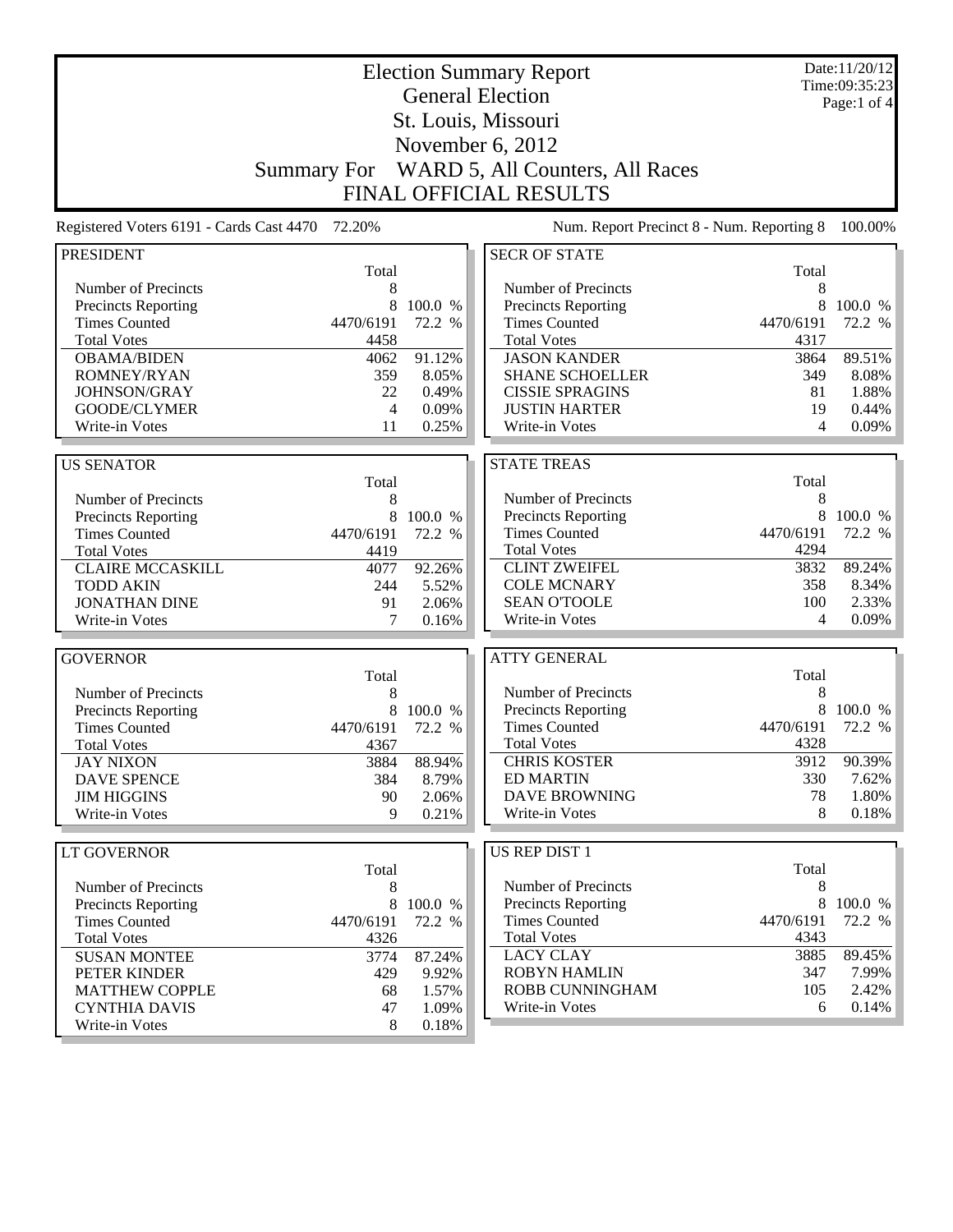# Election Summary Report

## General Election

## St. Louis, Missouri

## November 6, 2012

## Summary For WARD 5, All Counters, All Races

## FINAL OFFICIAL RESULTS

Date:11/20/12
Time:09:35:23

Registered Voters 6191 - Cards Cast 4470 72.20%

Num. Report Precinct 8 - Num. Reporting 8 100.00%

### PRESIDENT

| | Total | |
|---|---|---|
| Number of Precincts | 8 | |
| Precincts Reporting | 8 | 100.0 % |
| Times Counted | 4470/6191 | 72.2 % |
| Total Votes | 4458 | |
| OBAMA/BIDEN | 4062 | 91.12% |
| ROMNEY/RYAN | 359 | 8.05% |
| JOHNSON/GRAY | 22 | 0.49% |
| GOODE/CLYMER | 4 | 0.09% |
| Write-in Votes | 11 | 0.25% |

### US SENATOR

| | Total | |
|---|---|---|
| Number of Precincts | 8 | |
| Precincts Reporting | 8 | 100.0 % |
| Times Counted | 4470/6191 | 72.2 % |
| Total Votes | 4419 | |
| CLAIRE MCCASKILL | 4077 | 92.26% |
| TODD AKIN | 244 | 5.52% |
| JONATHAN DINE | 91 | 2.06% |
| Write-in Votes | 7 | 0.16% |

### GOVERNOR

| | Total | |
|---|---|---|
| Number of Precincts | 8 | |
| Precincts Reporting | 8 | 100.0 % |
| Times Counted | 4470/6191 | 72.2 % |
| Total Votes | 4367 | |
| JAY NIXON | 3884 | 88.94% |
| DAVE SPENCE | 384 | 8.79% |
| JIM HIGGINS | 90 | 2.06% |
| Write-in Votes | 9 | 0.21% |

### LT GOVERNOR

| | Total | |
|---|---|---|
| Number of Precincts | 8 | |
| Precincts Reporting | 8 | 100.0 % |
| Times Counted | 4470/6191 | 72.2 % |
| Total Votes | 4326 | |
| SUSAN MONTEE | 3774 | 87.24% |
| PETER KINDER | 429 | 9.92% |
| MATTHEW COPPLE | 68 | 1.57% |
| CYNTHIA DAVIS | 47 | 1.09% |
| Write-in Votes | 8 | 0.18% |

### SECR OF STATE

| | Total | |
|---|---|---|
| Number of Precincts | 8 | |
| Precincts Reporting | 8 | 100.0 % |
| Times Counted | 4470/6191 | 72.2 % |
| Total Votes | 4317 | |
| JASON KANDER | 3864 | 89.51% |
| SHANE SCHOELLER | 349 | 8.08% |
| CISSIE SPRAGINS | 81 | 1.88% |
| JUSTIN HARTER | 19 | 0.44% |
| Write-in Votes | 4 | 0.09% |

### STATE TREAS

| | Total | |
|---|---|---|
| Number of Precincts | 8 | |
| Precincts Reporting | 8 | 100.0 % |
| Times Counted | 4470/6191 | 72.2 % |
| Total Votes | 4294 | |
| CLINT ZWEIFEL | 3832 | 89.24% |
| COLE MCNARY | 358 | 8.34% |
| SEAN O'TOOLE | 100 | 2.33% |
| Write-in Votes | 4 | 0.09% |

### ATTY GENERAL

| | Total | |
|---|---|---|
| Number of Precincts | 8 | |
| Precincts Reporting | 8 | 100.0 % |
| Times Counted | 4470/6191 | 72.2 % |
| Total Votes | 4328 | |
| CHRIS KOSTER | 3912 | 90.39% |
| ED MARTIN | 330 | 7.62% |
| DAVE BROWNING | 78 | 1.80% |
| Write-in Votes | 8 | 0.18% |

### US REP DIST 1

| | Total | |
|---|---|---|
| Number of Precincts | 8 | |
| Precincts Reporting | 8 | 100.0 % |
| Times Counted | 4470/6191 | 72.2 % |
| Total Votes | 4343 | |
| LACY CLAY | 3885 | 89.45% |
| ROBYN HAMLIN | 347 | 7.99% |
| ROBB CUNNINGHAM | 105 | 2.42% |
| Write-in Votes | 6 | 0.14% |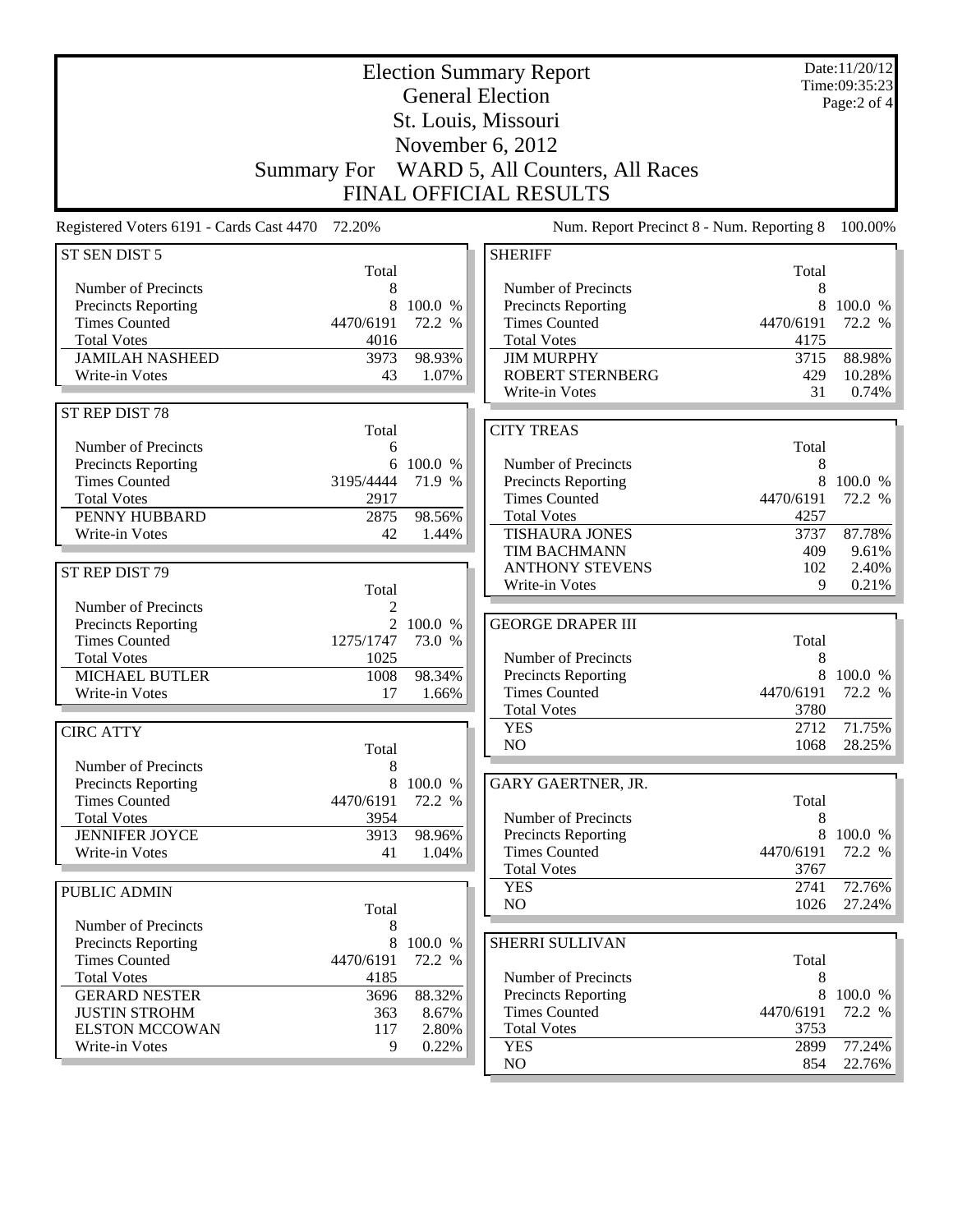# Election Summary Report

## General Election

## St. Louis, Missouri

## November 6, 2012

## Summary For WARD 5, All Counters, All Races

## FINAL OFFICIAL RESULTS

Date:11/20/12
Time:09:35:23

Registered Voters 6191 - Cards Cast 4470 72.20%

Num. Report Precinct 8 - Num. Reporting 8 100.00%

### ST SEN DIST 5

| | Total | |
|---|---|---|
| Number of Precincts | 8 | |
| Precincts Reporting | 8 | 100.0 % |
| Times Counted | 4470/6191 | 72.2 % |
| Total Votes | 4016 | |
| JAMILAH NASHEED | 3973 | 98.93% |
| Write-in Votes | 43 | 1.07% |

### ST REP DIST 78

| | Total | |
|---|---|---|
| Number of Precincts | 6 | |
| Precincts Reporting | 6 | 100.0 % |
| Times Counted | 3195/4444 | 71.9 % |
| Total Votes | 2917 | |
| PENNY HUBBARD | 2875 | 98.56% |
| Write-in Votes | 42 | 1.44% |

### ST REP DIST 79

| | Total | |
|---|---|---|
| Number of Precincts | 2 | |
| Precincts Reporting | 2 | 100.0 % |
| Times Counted | 1275/1747 | 73.0 % |
| Total Votes | 1025 | |
| MICHAEL BUTLER | 1008 | 98.34% |
| Write-in Votes | 17 | 1.66% |

### CIRC ATTY

| | Total | |
|---|---|---|
| Number of Precincts | 8 | |
| Precincts Reporting | 8 | 100.0 % |
| Times Counted | 4470/6191 | 72.2 % |
| Total Votes | 3954 | |
| JENNIFER JOYCE | 3913 | 98.96% |
| Write-in Votes | 41 | 1.04% |

### PUBLIC ADMIN

| | Total | |
|---|---|---|
| Number of Precincts | 8 | |
| Precincts Reporting | 8 | 100.0 % |
| Times Counted | 4470/6191 | 72.2 % |
| Total Votes | 4185 | |
| GERARD NESTER | 3696 | 88.32% |
| JUSTIN STROHM | 363 | 8.67% |
| ELSTON MCCOWAN | 117 | 2.80% |
| Write-in Votes | 9 | 0.22% |

### SHERIFF

| | Total | |
|---|---|---|
| Number of Precincts | 8 | |
| Precincts Reporting | 8 | 100.0 % |
| Times Counted | 4470/6191 | 72.2 % |
| Total Votes | 4175 | |
| JIM MURPHY | 3715 | 88.98% |
| ROBERT STERNBERG | 429 | 10.28% |
| Write-in Votes | 31 | 0.74% |

### CITY TREAS

| | Total | |
|---|---|---|
| Number of Precincts | 8 | |
| Precincts Reporting | 8 | 100.0 % |
| Times Counted | 4470/6191 | 72.2 % |
| Total Votes | 4257 | |
| TISHAURA JONES | 3737 | 87.78% |
| TIM BACHMANN | 409 | 9.61% |
| ANTHONY STEVENS | 102 | 2.40% |
| Write-in Votes | 9 | 0.21% |

### GEORGE DRAPER III

| | Total | |
|---|---|---|
| Number of Precincts | 8 | |
| Precincts Reporting | 8 | 100.0 % |
| Times Counted | 4470/6191 | 72.2 % |
| Total Votes | 3780 | |
| YES | 2712 | 71.75% |
| NO | 1068 | 28.25% |

### GARY GAERTNER, JR.

| | Total | |
|---|---|---|
| Number of Precincts | 8 | |
| Precincts Reporting | 8 | 100.0 % |
| Times Counted | 4470/6191 | 72.2 % |
| Total Votes | 3767 | |
| YES | 2741 | 72.76% |
| NO | 1026 | 27.24% |

### SHERRI SULLIVAN

| | Total | |
|---|---|---|
| Number of Precincts | 8 | |
| Precincts Reporting | 8 | 100.0 % |
| Times Counted | 4470/6191 | 72.2 % |
| Total Votes | 3753 | |
| YES | 2899 | 77.24% |
| NO | 854 | 22.76% |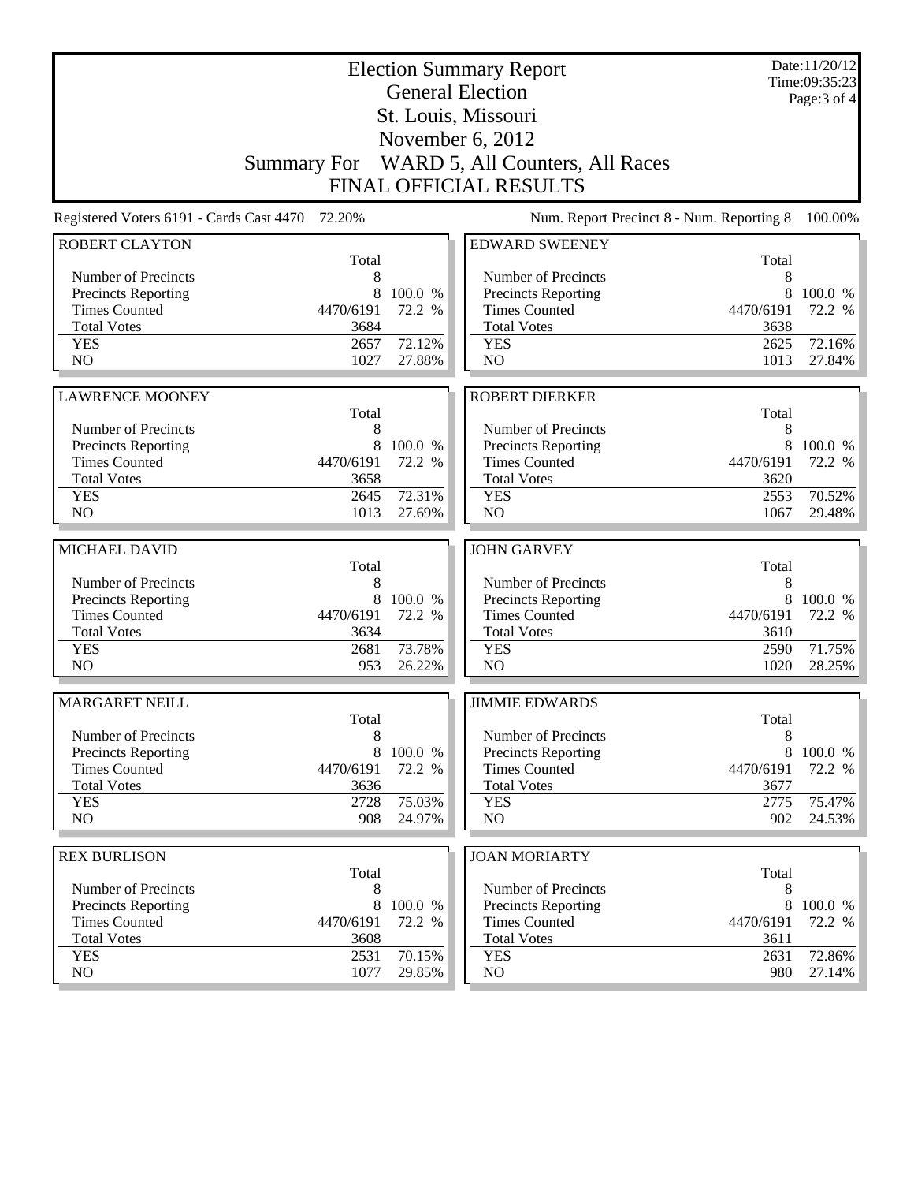# Election Summary Report

## General Election

## St. Louis, Missouri

## November 6, 2012

## Summary For WARD 5, All Counters, All Races

## FINAL OFFICIAL RESULTS

Date:11/20/12
Time:09:35:23

Registered Voters 6191 - Cards Cast 4470 72.20%

Num. Report Precinct 8 - Num. Reporting 8 100.00%

### ROBERT CLAYTON

| | Total | |
|---|---|---|
| Number of Precincts | 8 | |
| Precincts Reporting | 8 | 100.0 % |
| Times Counted | 4470/6191 | 72.2 % |
| Total Votes | 3684 | |
| YES | 2657 | 72.12% |
| NO | 1027 | 27.88% |

### EDWARD SWEENEY

| | Total | |
|---|---|---|
| Number of Precincts | 8 | |
| Precincts Reporting | 8 | 100.0 % |
| Times Counted | 4470/6191 | 72.2 % |
| Total Votes | 3638 | |
| YES | 2625 | 72.16% |
| NO | 1013 | 27.84% |

### LAWRENCE MOONEY

| | Total | |
|---|---|---|
| Number of Precincts | 8 | |
| Precincts Reporting | 8 | 100.0 % |
| Times Counted | 4470/6191 | 72.2 % |
| Total Votes | 3658 | |
| YES | 2645 | 72.31% |
| NO | 1013 | 27.69% |

### ROBERT DIERKER

| | Total | |
|---|---|---|
| Number of Precincts | 8 | |
| Precincts Reporting | 8 | 100.0 % |
| Times Counted | 4470/6191 | 72.2 % |
| Total Votes | 3620 | |
| YES | 2553 | 70.52% |
| NO | 1067 | 29.48% |

### MICHAEL DAVID

| | Total | |
|---|---|---|
| Number of Precincts | 8 | |
| Precincts Reporting | 8 | 100.0 % |
| Times Counted | 4470/6191 | 72.2 % |
| Total Votes | 3634 | |
| YES | 2681 | 73.78% |
| NO | 953 | 26.22% |

### JOHN GARVEY

| | Total | |
|---|---|---|
| Number of Precincts | 8 | |
| Precincts Reporting | 8 | 100.0 % |
| Times Counted | 4470/6191 | 72.2 % |
| Total Votes | 3610 | |
| YES | 2590 | 71.75% |
| NO | 1020 | 28.25% |

### MARGARET NEILL

| | Total | |
|---|---|---|
| Number of Precincts | 8 | |
| Precincts Reporting | 8 | 100.0 % |
| Times Counted | 4470/6191 | 72.2 % |
| Total Votes | 3636 | |
| YES | 2728 | 75.03% |
| NO | 908 | 24.97% |

### JIMMIE EDWARDS

| | Total | |
|---|---|---|
| Number of Precincts | 8 | |
| Precincts Reporting | 8 | 100.0 % |
| Times Counted | 4470/6191 | 72.2 % |
| Total Votes | 3677 | |
| YES | 2775 | 75.47% |
| NO | 902 | 24.53% |

### REX BURLISON

| | Total | |
|---|---|---|
| Number of Precincts | 8 | |
| Precincts Reporting | 8 | 100.0 % |
| Times Counted | 4470/6191 | 72.2 % |
| Total Votes | 3608 | |
| YES | 2531 | 70.15% |
| NO | 1077 | 29.85% |

### JOAN MORIARTY

| | Total | |
|---|---|---|
| Number of Precincts | 8 | |
| Precincts Reporting | 8 | 100.0 % |
| Times Counted | 4470/6191 | 72.2 % |
| Total Votes | 3611 | |
| YES | 2631 | 72.86% |
| NO | 980 | 27.14% |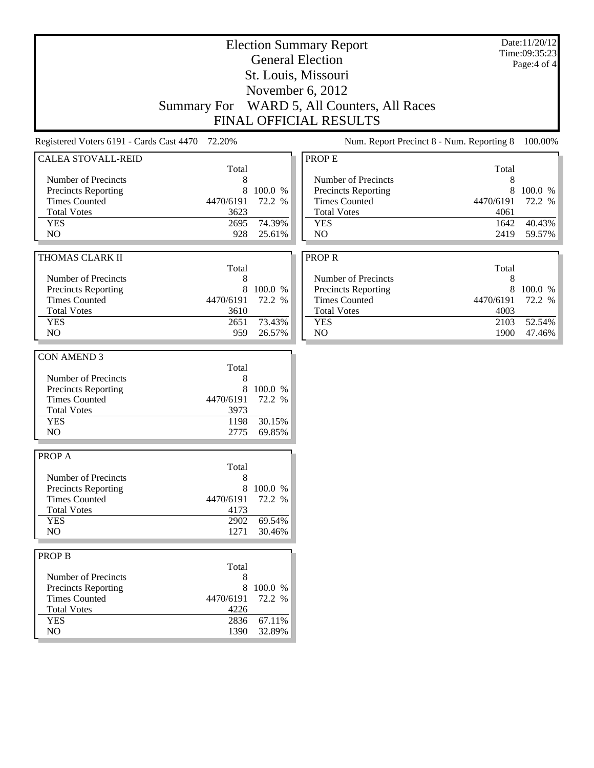# Election Summary Report

## General Election

## St. Louis, Missouri

## November 6, 2012

## Summary For WARD 5, All Counters, All Races

## FINAL OFFICIAL RESULTS

Date:11/20/12
Time:09:35:23

Registered Voters 6191 - Cards Cast 4470 72.20%

Num. Report Precinct 8 - Num. Reporting 8 100.00%

| CALEA STOVALL-REID | Total | |
|---|---|---|
| Number of Precincts | 8 | |
| Precincts Reporting | 8 | 100.0 % |
| Times Counted | 4470/6191 | 72.2 % |
| Total Votes | 3623 | |
| YES | 2695 | 74.39% |
| NO | 928 | 25.61% |

| THOMAS CLARK II | Total | |
|---|---|---|
| Number of Precincts | 8 | |
| Precincts Reporting | 8 | 100.0 % |
| Times Counted | 4470/6191 | 72.2 % |
| Total Votes | 3610 | |
| YES | 2651 | 73.43% |
| NO | 959 | 26.57% |

| CON AMEND 3 | Total | |
|---|---|---|
| Number of Precincts | 8 | |
| Precincts Reporting | 8 | 100.0 % |
| Times Counted | 4470/6191 | 72.2 % |
| Total Votes | 3973 | |
| YES | 1198 | 30.15% |
| NO | 2775 | 69.85% |

| PROP A | Total | |
|---|---|---|
| Number of Precincts | 8 | |
| Precincts Reporting | 8 | 100.0 % |
| Times Counted | 4470/6191 | 72.2 % |
| Total Votes | 4173 | |
| YES | 2902 | 69.54% |
| NO | 1271 | 30.46% |

| PROP B | Total | |
|---|---|---|
| Number of Precincts | 8 | |
| Precincts Reporting | 8 | 100.0 % |
| Times Counted | 4470/6191 | 72.2 % |
| Total Votes | 4226 | |
| YES | 2836 | 67.11% |
| NO | 1390 | 32.89% |

| PROP E | Total | |
|---|---|---|
| Number of Precincts | 8 | |
| Precincts Reporting | 8 | 100.0 % |
| Times Counted | 4470/6191 | 72.2 % |
| Total Votes | 4061 | |
| YES | 1642 | 40.43% |
| NO | 2419 | 59.57% |

| PROP R | Total | |
|---|---|---|
| Number of Precincts | 8 | |
| Precincts Reporting | 8 | 100.0 % |
| Times Counted | 4470/6191 | 72.2 % |
| Total Votes | 4003 | |
| YES | 2103 | 52.54% |
| NO | 1900 | 47.46% |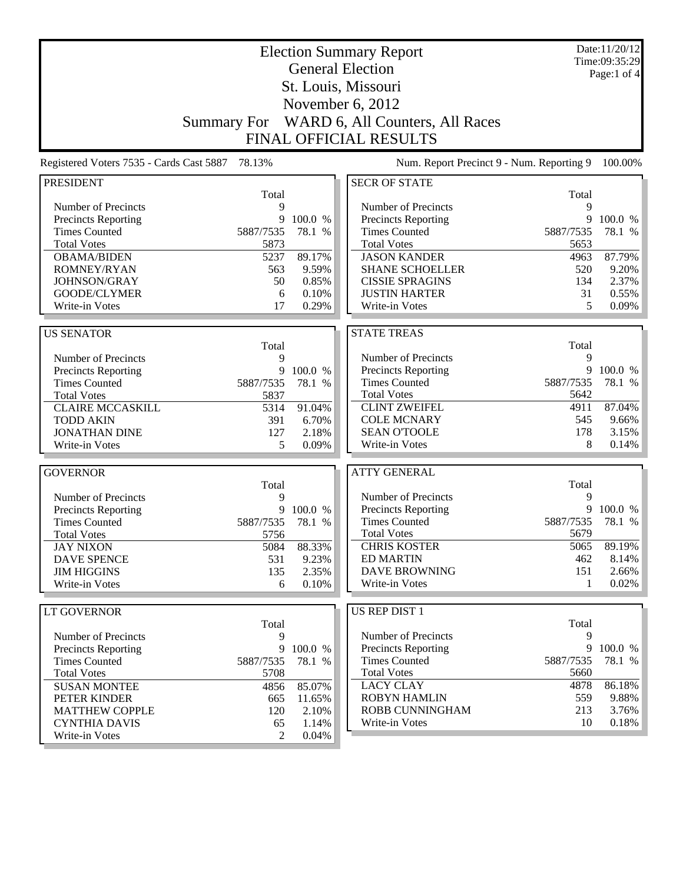# Election Summary Report

## General Election

## St. Louis, Missouri

## November 6, 2012

## Summary For WARD 6, All Counters, All Races

## FINAL OFFICIAL RESULTS

Date:11/20/12
Time:09:35:29

Registered Voters 7535 - Cards Cast 5887 78.13%

Num. Report Precinct 9 - Num. Reporting 9 100.00%

### PRESIDENT

| | Total | |
|---|---|---|
| Number of Precincts | 9 | |
| Precincts Reporting | 9 | 100.0 % |
| Times Counted | 5887/7535 | 78.1 % |
| Total Votes | 5873 | |
| OBAMA/BIDEN | 5237 | 89.17% |
| ROMNEY/RYAN | 563 | 9.59% |
| JOHNSON/GRAY | 50 | 0.85% |
| GOODE/CLYMER | 6 | 0.10% |
| Write-in Votes | 17 | 0.29% |

### US SENATOR

| | Total | |
|---|---|---|
| Number of Precincts | 9 | |
| Precincts Reporting | 9 | 100.0 % |
| Times Counted | 5887/7535 | 78.1 % |
| Total Votes | 5837 | |
| CLAIRE MCCASKILL | 5314 | 91.04% |
| TODD AKIN | 391 | 6.70% |
| JONATHAN DINE | 127 | 2.18% |
| Write-in Votes | 5 | 0.09% |

### GOVERNOR

| | Total | |
|---|---|---|
| Number of Precincts | 9 | |
| Precincts Reporting | 9 | 100.0 % |
| Times Counted | 5887/7535 | 78.1 % |
| Total Votes | 5756 | |
| JAY NIXON | 5084 | 88.33% |
| DAVE SPENCE | 531 | 9.23% |
| JIM HIGGINS | 135 | 2.35% |
| Write-in Votes | 6 | 0.10% |

### LT GOVERNOR

| | Total | |
|---|---|---|
| Number of Precincts | 9 | |
| Precincts Reporting | 9 | 100.0 % |
| Times Counted | 5887/7535 | 78.1 % |
| Total Votes | 5708 | |
| SUSAN MONTEE | 4856 | 85.07% |
| PETER KINDER | 665 | 11.65% |
| MATTHEW COPPLE | 120 | 2.10% |
| CYNTHIA DAVIS | 65 | 1.14% |
| Write-in Votes | 2 | 0.04% |

### SECR OF STATE

| | Total | |
|---|---|---|
| Number of Precincts | 9 | |
| Precincts Reporting | 9 | 100.0 % |
| Times Counted | 5887/7535 | 78.1 % |
| Total Votes | 5653 | |
| JASON KANDER | 4963 | 87.79% |
| SHANE SCHOELLER | 520 | 9.20% |
| CISSIE SPRAGINS | 134 | 2.37% |
| JUSTIN HARTER | 31 | 0.55% |
| Write-in Votes | 5 | 0.09% |

### STATE TREAS

| | Total | |
|---|---|---|
| Number of Precincts | 9 | |
| Precincts Reporting | 9 | 100.0 % |
| Times Counted | 5887/7535 | 78.1 % |
| Total Votes | 5642 | |
| CLINT ZWEIFEL | 4911 | 87.04% |
| COLE MCNARY | 545 | 9.66% |
| SEAN O'TOOLE | 178 | 3.15% |
| Write-in Votes | 8 | 0.14% |

### ATTY GENERAL

| | Total | |
|---|---|---|
| Number of Precincts | 9 | |
| Precincts Reporting | 9 | 100.0 % |
| Times Counted | 5887/7535 | 78.1 % |
| Total Votes | 5679 | |
| CHRIS KOSTER | 5065 | 89.19% |
| ED MARTIN | 462 | 8.14% |
| DAVE BROWNING | 151 | 2.66% |
| Write-in Votes | 1 | 0.02% |

### US REP DIST 1

| | Total | |
|---|---|---|
| Number of Precincts | 9 | |
| Precincts Reporting | 9 | 100.0 % |
| Times Counted | 5887/7535 | 78.1 % |
| Total Votes | 5660 | |
| LACY CLAY | 4878 | 86.18% |
| ROBYN HAMLIN | 559 | 9.88% |
| ROBB CUNNINGHAM | 213 | 3.76% |
| Write-in Votes | 10 | 0.18% |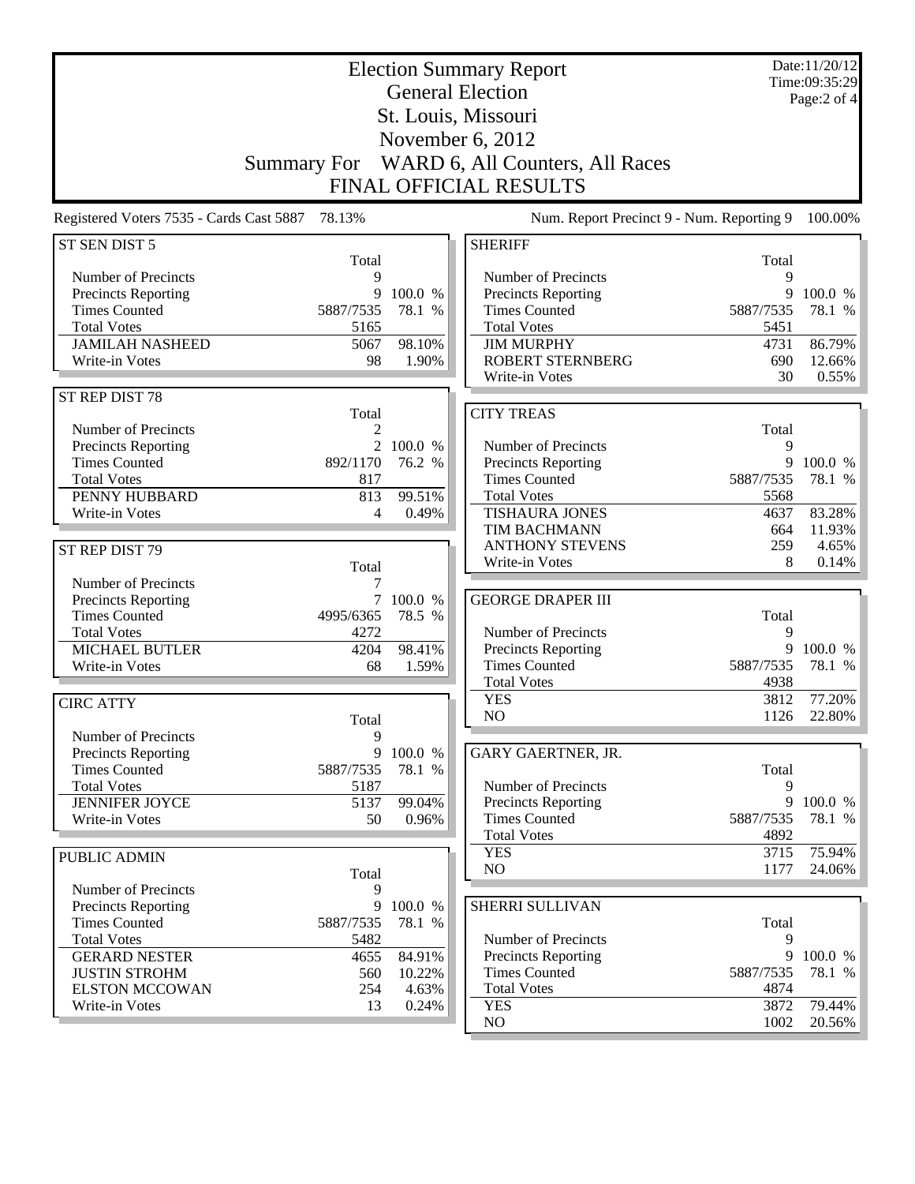# Election Summary Report

## General Election

## St. Louis, Missouri

## November 6, 2012

## Summary For WARD 6, All Counters, All Races

## FINAL OFFICIAL RESULTS

Date:11/20/12
Time:09:35:29

Registered Voters 7535 - Cards Cast 5887 78.13%

Num. Report Precinct 9 - Num. Reporting 9 100.00%

### ST SEN DIST 5

| | Total | |
|---|---|---|
| Number of Precincts | 9 | |
| Precincts Reporting | 9 | 100.0 % |
| Times Counted | 5887/7535 | 78.1 % |
| Total Votes | 5165 | |
| JAMILAH NASHEED | 5067 | 98.10% |
| Write-in Votes | 98 | 1.90% |

### ST REP DIST 78

| | Total | |
|---|---|---|
| Number of Precincts | 2 | |
| Precincts Reporting | 2 | 100.0 % |
| Times Counted | 892/1170 | 76.2 % |
| Total Votes | 817 | |
| PENNY HUBBARD | 813 | 99.51% |
| Write-in Votes | 4 | 0.49% |

### ST REP DIST 79

| | Total | |
|---|---|---|
| Number of Precincts | 7 | |
| Precincts Reporting | 7 | 100.0 % |
| Times Counted | 4995/6365 | 78.5 % |
| Total Votes | 4272 | |
| MICHAEL BUTLER | 4204 | 98.41% |
| Write-in Votes | 68 | 1.59% |

### CIRC ATTY

| | Total | |
|---|---|---|
| Number of Precincts | 9 | |
| Precincts Reporting | 9 | 100.0 % |
| Times Counted | 5887/7535 | 78.1 % |
| Total Votes | 5187 | |
| JENNIFER JOYCE | 5137 | 99.04% |
| Write-in Votes | 50 | 0.96% |

### PUBLIC ADMIN

| | Total | |
|---|---|---|
| Number of Precincts | 9 | |
| Precincts Reporting | 9 | 100.0 % |
| Times Counted | 5887/7535 | 78.1 % |
| Total Votes | 5482 | |
| GERARD NESTER | 4655 | 84.91% |
| JUSTIN STROHM | 560 | 10.22% |
| ELSTON MCCOWAN | 254 | 4.63% |
| Write-in Votes | 13 | 0.24% |

### SHERIFF

| | Total | |
|---|---|---|
| Number of Precincts | 9 | |
| Precincts Reporting | 9 | 100.0 % |
| Times Counted | 5887/7535 | 78.1 % |
| Total Votes | 5451 | |
| JIM MURPHY | 4731 | 86.79% |
| ROBERT STERNBERG | 690 | 12.66% |
| Write-in Votes | 30 | 0.55% |

### CITY TREAS

| | Total | |
|---|---|---|
| Number of Precincts | 9 | |
| Precincts Reporting | 9 | 100.0 % |
| Times Counted | 5887/7535 | 78.1 % |
| Total Votes | 5568 | |
| TISHAURA JONES | 4637 | 83.28% |
| TIM BACHMANN | 664 | 11.93% |
| ANTHONY STEVENS | 259 | 4.65% |
| Write-in Votes | 8 | 0.14% |

### GEORGE DRAPER III

| | Total | |
|---|---|---|
| Number of Precincts | 9 | |
| Precincts Reporting | 9 | 100.0 % |
| Times Counted | 5887/7535 | 78.1 % |
| Total Votes | 4938 | |
| YES | 3812 | 77.20% |
| NO | 1126 | 22.80% |

### GARY GAERTNER, JR.

| | Total | |
|---|---|---|
| Number of Precincts | 9 | |
| Precincts Reporting | 9 | 100.0 % |
| Times Counted | 5887/7535 | 78.1 % |
| Total Votes | 4892 | |
| YES | 3715 | 75.94% |
| NO | 1177 | 24.06% |

### SHERRI SULLIVAN

| | Total | |
|---|---|---|
| Number of Precincts | 9 | |
| Precincts Reporting | 9 | 100.0 % |
| Times Counted | 5887/7535 | 78.1 % |
| Total Votes | 4874 | |
| YES | 3872 | 79.44% |
| NO | 1002 | 20.56% |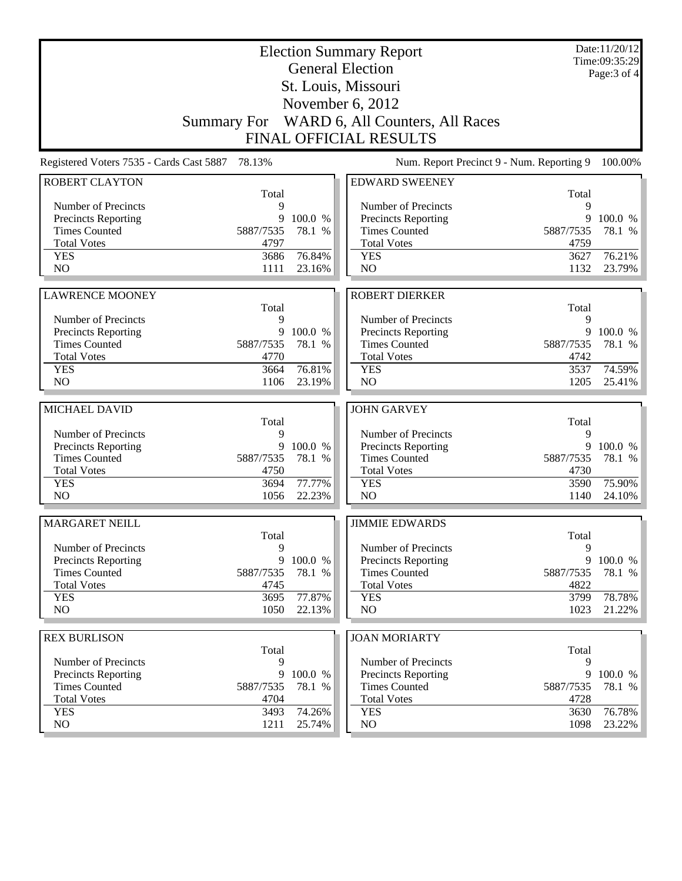# Election Summary Report

## General Election

## St. Louis, Missouri

## November 6, 2012

## Summary For WARD 6, All Counters, All Races

## FINAL OFFICIAL RESULTS

Date:11/20/12
Time:09:35:29

Registered Voters 7535 - Cards Cast 5887 78.13%

Num. Report Precinct 9 - Num. Reporting 9 100.00%

### ROBERT CLAYTON

| | Total | |
|---|---|---|
| Number of Precincts | 9 | |
| Precincts Reporting | 9 | 100.0 % |
| Times Counted | 5887/7535 | 78.1 % |
| Total Votes | 4797 | |
| YES | 3686 | 76.84% |
| NO | 1111 | 23.16% |

### EDWARD SWEENEY

| | Total | |
|---|---|---|
| Number of Precincts | 9 | |
| Precincts Reporting | 9 | 100.0 % |
| Times Counted | 5887/7535 | 78.1 % |
| Total Votes | 4759 | |
| YES | 3627 | 76.21% |
| NO | 1132 | 23.79% |

### LAWRENCE MOONEY

| | Total | |
|---|---|---|
| Number of Precincts | 9 | |
| Precincts Reporting | 9 | 100.0 % |
| Times Counted | 5887/7535 | 78.1 % |
| Total Votes | 4770 | |
| YES | 3664 | 76.81% |
| NO | 1106 | 23.19% |

### ROBERT DIERKER

| | Total | |
|---|---|---|
| Number of Precincts | 9 | |
| Precincts Reporting | 9 | 100.0 % |
| Times Counted | 5887/7535 | 78.1 % |
| Total Votes | 4742 | |
| YES | 3537 | 74.59% |
| NO | 1205 | 25.41% |

### MICHAEL DAVID

| | Total | |
|---|---|---|
| Number of Precincts | 9 | |
| Precincts Reporting | 9 | 100.0 % |
| Times Counted | 5887/7535 | 78.1 % |
| Total Votes | 4750 | |
| YES | 3694 | 77.77% |
| NO | 1056 | 22.23% |

### JOHN GARVEY

| | Total | |
|---|---|---|
| Number of Precincts | 9 | |
| Precincts Reporting | 9 | 100.0 % |
| Times Counted | 5887/7535 | 78.1 % |
| Total Votes | 4730 | |
| YES | 3590 | 75.90% |
| NO | 1140 | 24.10% |

### MARGARET NEILL

| | Total | |
|---|---|---|
| Number of Precincts | 9 | |
| Precincts Reporting | 9 | 100.0 % |
| Times Counted | 5887/7535 | 78.1 % |
| Total Votes | 4745 | |
| YES | 3695 | 77.87% |
| NO | 1050 | 22.13% |

### JIMMIE EDWARDS

| | Total | |
|---|---|---|
| Number of Precincts | 9 | |
| Precincts Reporting | 9 | 100.0 % |
| Times Counted | 5887/7535 | 78.1 % |
| Total Votes | 4822 | |
| YES | 3799 | 78.78% |
| NO | 1023 | 21.22% |

### REX BURLISON

| | Total | |
|---|---|---|
| Number of Precincts | 9 | |
| Precincts Reporting | 9 | 100.0 % |
| Times Counted | 5887/7535 | 78.1 % |
| Total Votes | 4704 | |
| YES | 3493 | 74.26% |
| NO | 1211 | 25.74% |

### JOAN MORIARTY

| | Total | |
|---|---|---|
| Number of Precincts | 9 | |
| Precincts Reporting | 9 | 100.0 % |
| Times Counted | 5887/7535 | 78.1 % |
| Total Votes | 4728 | |
| YES | 3630 | 76.78% |
| NO | 1098 | 23.22% |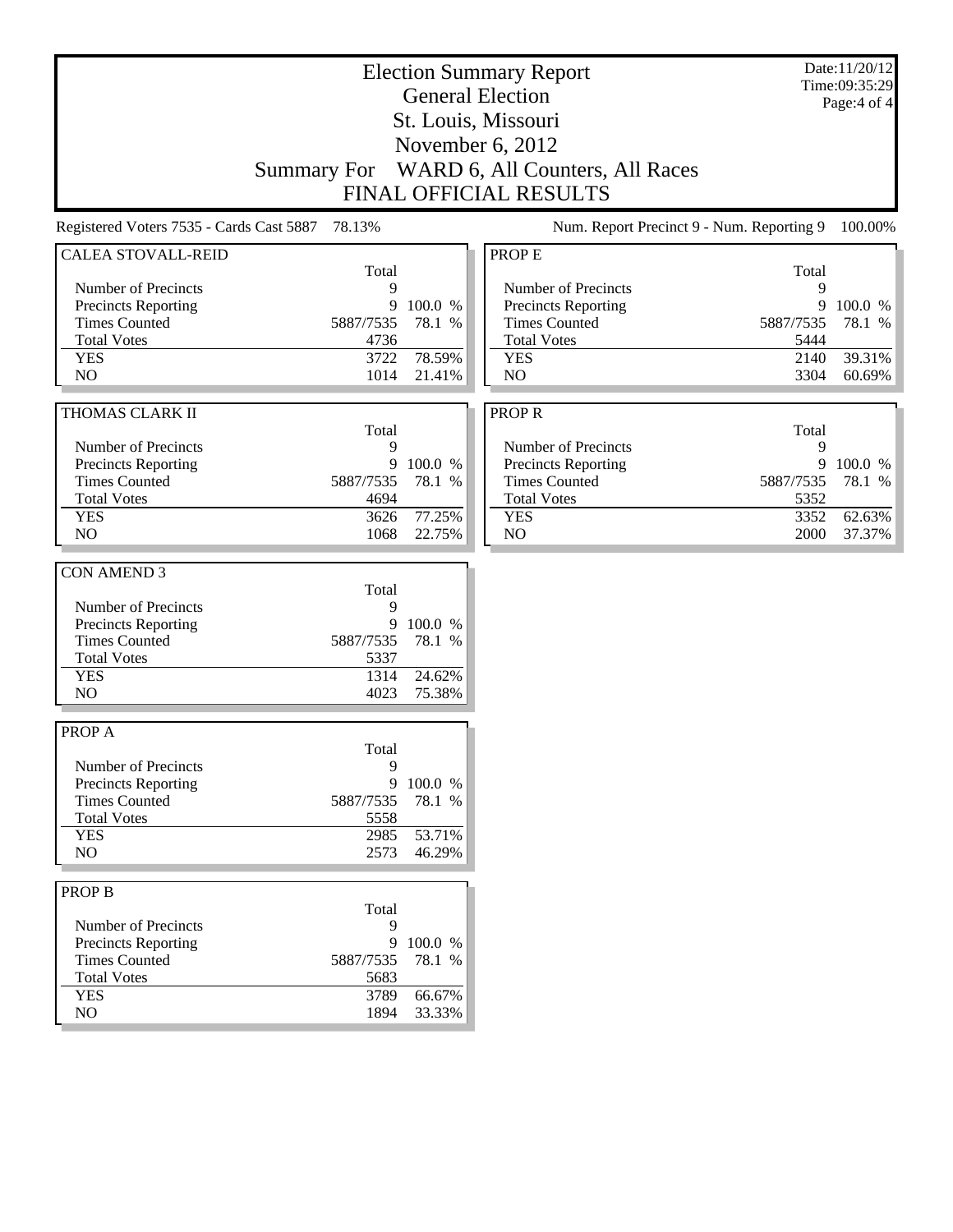# Election Summary Report

## General Election

## St. Louis, Missouri

## November 6, 2012

## Summary For WARD 6, All Counters, All Races

## FINAL OFFICIAL RESULTS

Date:11/20/12
Time:09:35:29

Registered Voters 7535 - Cards Cast 5887 78.13%

Num. Report Precinct 9 - Num. Reporting 9 100.00%

### CALEA STOVALL-REID

| | Total | |
|---|---|---|
| Number of Precincts | 9 | |
| Precincts Reporting | 9 | 100.0 % |
| Times Counted | 5887/7535 | 78.1 % |
| Total Votes | 4736 | |
| YES | 3722 | 78.59% |
| NO | 1014 | 21.41% |

### THOMAS CLARK II

| | Total | |
|---|---|---|
| Number of Precincts | 9 | |
| Precincts Reporting | 9 | 100.0 % |
| Times Counted | 5887/7535 | 78.1 % |
| Total Votes | 4694 | |
| YES | 3626 | 77.25% |
| NO | 1068 | 22.75% |

### CON AMEND 3

| | Total | |
|---|---|---|
| Number of Precincts | 9 | |
| Precincts Reporting | 9 | 100.0 % |
| Times Counted | 5887/7535 | 78.1 % |
| Total Votes | 5337 | |
| YES | 1314 | 24.62% |
| NO | 4023 | 75.38% |

### PROP A

| | Total | |
|---|---|---|
| Number of Precincts | 9 | |
| Precincts Reporting | 9 | 100.0 % |
| Times Counted | 5887/7535 | 78.1 % |
| Total Votes | 5558 | |
| YES | 2985 | 53.71% |
| NO | 2573 | 46.29% |

### PROP B

| | Total | |
|---|---|---|
| Number of Precincts | 9 | |
| Precincts Reporting | 9 | 100.0 % |
| Times Counted | 5887/7535 | 78.1 % |
| Total Votes | 5683 | |
| YES | 3789 | 66.67% |
| NO | 1894 | 33.33% |

### PROP E

| | Total | |
|---|---|---|
| Number of Precincts | 9 | |
| Precincts Reporting | 9 | 100.0 % |
| Times Counted | 5887/7535 | 78.1 % |
| Total Votes | 5444 | |
| YES | 2140 | 39.31% |
| NO | 3304 | 60.69% |

### PROP R

| | Total | |
|---|---|---|
| Number of Precincts | 9 | |
| Precincts Reporting | 9 | 100.0 % |
| Times Counted | 5887/7535 | 78.1 % |
| Total Votes | 5352 | |
| YES | 3352 | 62.63% |
| NO | 2000 | 37.37% |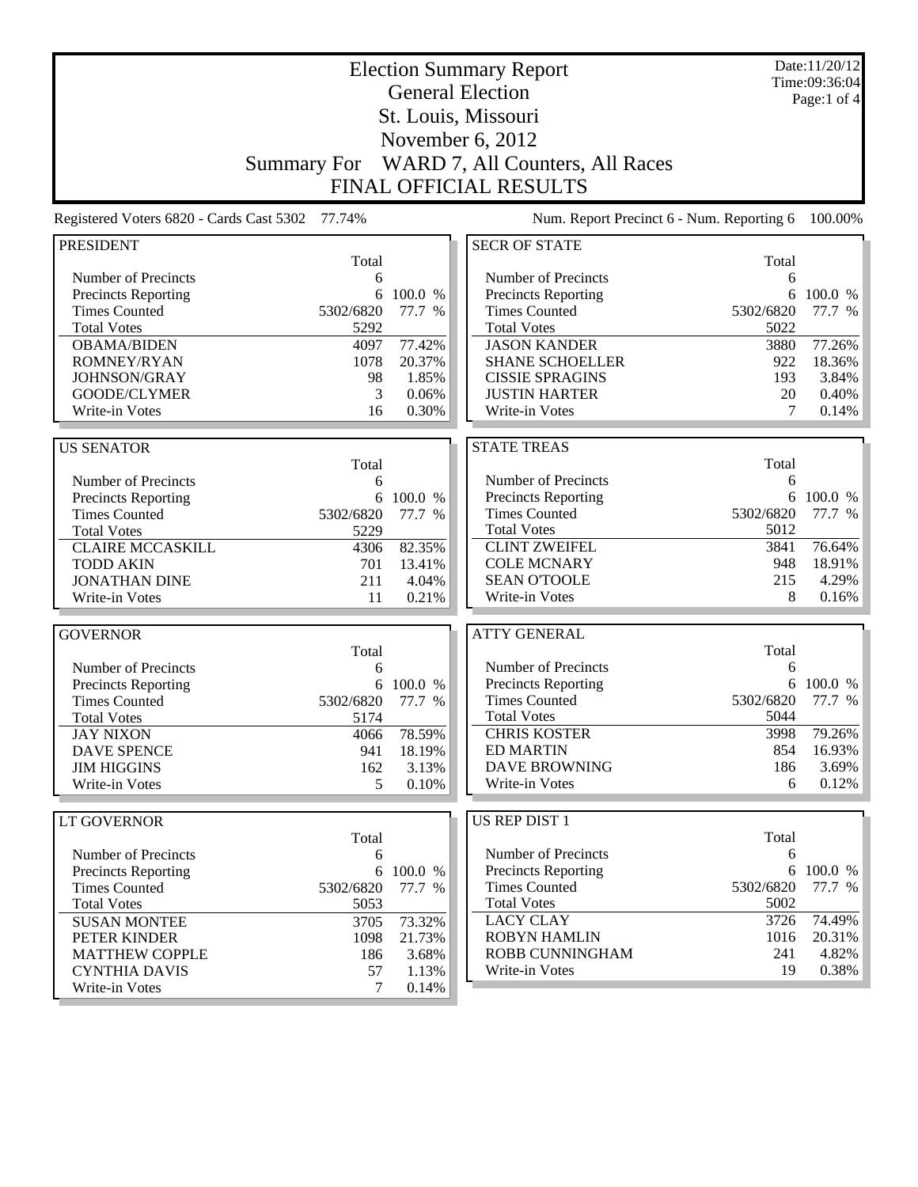# Election Summary Report

## General Election

## St. Louis, Missouri

## November 6, 2012

## Summary For WARD 7, All Counters, All Races

## FINAL OFFICIAL RESULTS

Date:11/20/12
Time:09:36:04

Registered Voters 6820 - Cards Cast 5302 77.74%

Num. Report Precinct 6 - Num. Reporting 6 100.00%

### PRESIDENT

| | Total | |
|---|---|---|
| Number of Precincts | 6 | |
| Precincts Reporting | 6 | 100.0 % |
| Times Counted | 5302/6820 | 77.7 % |
| Total Votes | 5292 | |
| OBAMA/BIDEN | 4097 | 77.42% |
| ROMNEY/RYAN | 1078 | 20.37% |
| JOHNSON/GRAY | 98 | 1.85% |
| GOODE/CLYMER | 3 | 0.06% |
| Write-in Votes | 16 | 0.30% |

### US SENATOR

| | Total | |
|---|---|---|
| Number of Precincts | 6 | |
| Precincts Reporting | 6 | 100.0 % |
| Times Counted | 5302/6820 | 77.7 % |
| Total Votes | 5229 | |
| CLAIRE MCCASKILL | 4306 | 82.35% |
| TODD AKIN | 701 | 13.41% |
| JONATHAN DINE | 211 | 4.04% |
| Write-in Votes | 11 | 0.21% |

### GOVERNOR

| | Total | |
|---|---|---|
| Number of Precincts | 6 | |
| Precincts Reporting | 6 | 100.0 % |
| Times Counted | 5302/6820 | 77.7 % |
| Total Votes | 5174 | |
| JAY NIXON | 4066 | 78.59% |
| DAVE SPENCE | 941 | 18.19% |
| JIM HIGGINS | 162 | 3.13% |
| Write-in Votes | 5 | 0.10% |

### LT GOVERNOR

| | Total | |
|---|---|---|
| Number of Precincts | 6 | |
| Precincts Reporting | 6 | 100.0 % |
| Times Counted | 5302/6820 | 77.7 % |
| Total Votes | 5053 | |
| SUSAN MONTEE | 3705 | 73.32% |
| PETER KINDER | 1098 | 21.73% |
| MATTHEW COPPLE | 186 | 3.68% |
| CYNTHIA DAVIS | 57 | 1.13% |
| Write-in Votes | 7 | 0.14% |

### SECR OF STATE

| | Total | |
|---|---|---|
| Number of Precincts | 6 | |
| Precincts Reporting | 6 | 100.0 % |
| Times Counted | 5302/6820 | 77.7 % |
| Total Votes | 5022 | |
| JASON KANDER | 3880 | 77.26% |
| SHANE SCHOELLER | 922 | 18.36% |
| CISSIE SPRAGINS | 193 | 3.84% |
| JUSTIN HARTER | 20 | 0.40% |
| Write-in Votes | 7 | 0.14% |

### STATE TREAS

| | Total | |
|---|---|---|
| Number of Precincts | 6 | |
| Precincts Reporting | 6 | 100.0 % |
| Times Counted | 5302/6820 | 77.7 % |
| Total Votes | 5012 | |
| CLINT ZWEIFEL | 3841 | 76.64% |
| COLE MCNARY | 948 | 18.91% |
| SEAN O'TOOLE | 215 | 4.29% |
| Write-in Votes | 8 | 0.16% |

### ATTY GENERAL

| | Total | |
|---|---|---|
| Number of Precincts | 6 | |
| Precincts Reporting | 6 | 100.0 % |
| Times Counted | 5302/6820 | 77.7 % |
| Total Votes | 5044 | |
| CHRIS KOSTER | 3998 | 79.26% |
| ED MARTIN | 854 | 16.93% |
| DAVE BROWNING | 186 | 3.69% |
| Write-in Votes | 6 | 0.12% |

### US REP DIST 1

| | Total | |
|---|---|---|
| Number of Precincts | 6 | |
| Precincts Reporting | 6 | 100.0 % |
| Times Counted | 5302/6820 | 77.7 % |
| Total Votes | 5002 | |
| LACY CLAY | 3726 | 74.49% |
| ROBYN HAMLIN | 1016 | 20.31% |
| ROBB CUNNINGHAM | 241 | 4.82% |
| Write-in Votes | 19 | 0.38% |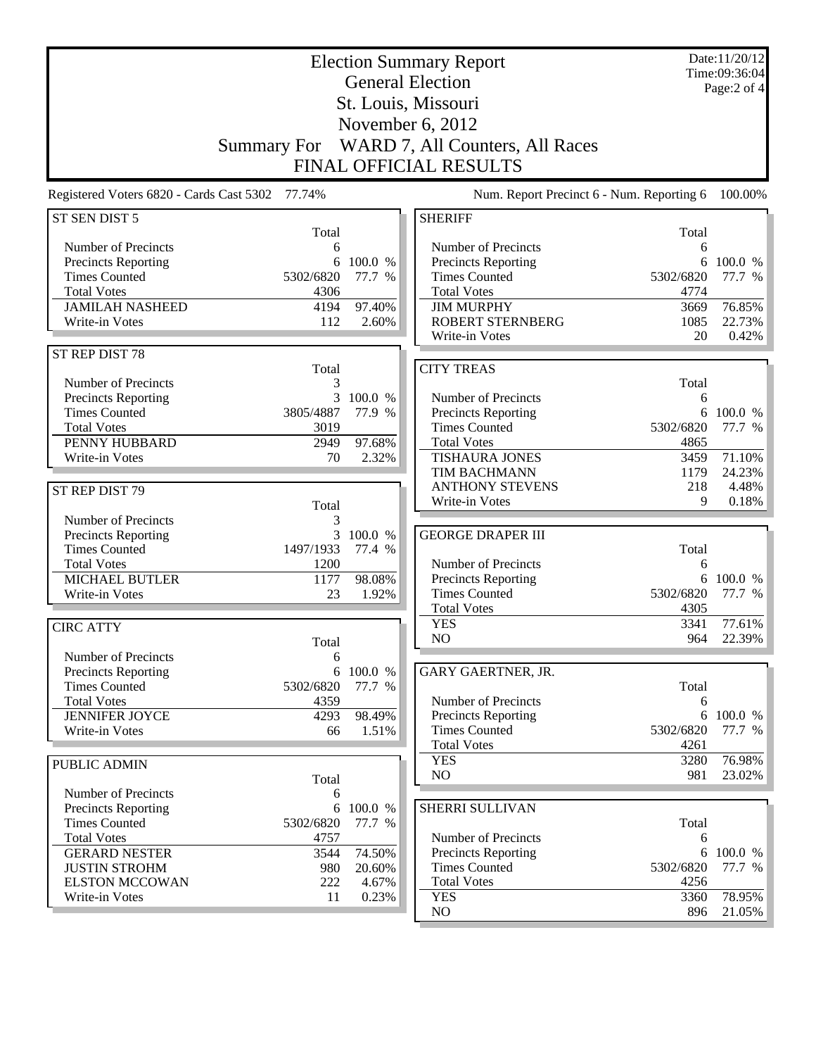# Election Summary Report

## General Election

## St. Louis, Missouri

## November 6, 2012

## Summary For WARD 7, All Counters, All Races

## FINAL OFFICIAL RESULTS

Date:11/20/12
Time:09:36:04

Registered Voters 6820 - Cards Cast 5302 77.74%

Num. Report Precinct 6 - Num. Reporting 6 100.00%

### ST SEN DIST 5

| | Total | |
|---|---|---|
| Number of Precincts | 6 | |
| Precincts Reporting | 6 | 100.0 % |
| Times Counted | 5302/6820 | 77.7 % |
| Total Votes | 4306 | |
| JAMILAH NASHEED | 4194 | 97.40% |
| Write-in Votes | 112 | 2.60% |

### ST REP DIST 78

| | Total | |
|---|---|---|
| Number of Precincts | 3 | |
| Precincts Reporting | 3 | 100.0 % |
| Times Counted | 3805/4887 | 77.9 % |
| Total Votes | 3019 | |
| PENNY HUBBARD | 2949 | 97.68% |
| Write-in Votes | 70 | 2.32% |

### ST REP DIST 79

| | Total | |
|---|---|---|
| Number of Precincts | 3 | |
| Precincts Reporting | 3 | 100.0 % |
| Times Counted | 1497/1933 | 77.4 % |
| Total Votes | 1200 | |
| MICHAEL BUTLER | 1177 | 98.08% |
| Write-in Votes | 23 | 1.92% |

### CIRC ATTY

| | Total | |
|---|---|---|
| Number of Precincts | 6 | |
| Precincts Reporting | 6 | 100.0 % |
| Times Counted | 5302/6820 | 77.7 % |
| Total Votes | 4359 | |
| JENNIFER JOYCE | 4293 | 98.49% |
| Write-in Votes | 66 | 1.51% |

### PUBLIC ADMIN

| | Total | |
|---|---|---|
| Number of Precincts | 6 | |
| Precincts Reporting | 6 | 100.0 % |
| Times Counted | 5302/6820 | 77.7 % |
| Total Votes | 4757 | |
| GERARD NESTER | 3544 | 74.50% |
| JUSTIN STROHM | 980 | 20.60% |
| ELSTON MCCOWAN | 222 | 4.67% |
| Write-in Votes | 11 | 0.23% |

### SHERIFF

| | Total | |
|---|---|---|
| Number of Precincts | 6 | |
| Precincts Reporting | 6 | 100.0 % |
| Times Counted | 5302/6820 | 77.7 % |
| Total Votes | 4774 | |
| JIM MURPHY | 3669 | 76.85% |
| ROBERT STERNBERG | 1085 | 22.73% |
| Write-in Votes | 20 | 0.42% |

### CITY TREAS

| | Total | |
|---|---|---|
| Number of Precincts | 6 | |
| Precincts Reporting | 6 | 100.0 % |
| Times Counted | 5302/6820 | 77.7 % |
| Total Votes | 4865 | |
| TISHAURA JONES | 3459 | 71.10% |
| TIM BACHMANN | 1179 | 24.23% |
| ANTHONY STEVENS | 218 | 4.48% |
| Write-in Votes | 9 | 0.18% |

### GEORGE DRAPER III

| | Total | |
|---|---|---|
| Number of Precincts | 6 | |
| Precincts Reporting | 6 | 100.0 % |
| Times Counted | 5302/6820 | 77.7 % |
| Total Votes | 4305 | |
| YES | 3341 | 77.61% |
| NO | 964 | 22.39% |

### GARY GAERTNER, JR.

| | Total | |
|---|---|---|
| Number of Precincts | 6 | |
| Precincts Reporting | 6 | 100.0 % |
| Times Counted | 5302/6820 | 77.7 % |
| Total Votes | 4261 | |
| YES | 3280 | 76.98% |
| NO | 981 | 23.02% |

### SHERRI SULLIVAN

| | Total | |
|---|---|---|
| Number of Precincts | 6 | |
| Precincts Reporting | 6 | 100.0 % |
| Times Counted | 5302/6820 | 77.7 % |
| Total Votes | 4256 | |
| YES | 3360 | 78.95% |
| NO | 896 | 21.05% |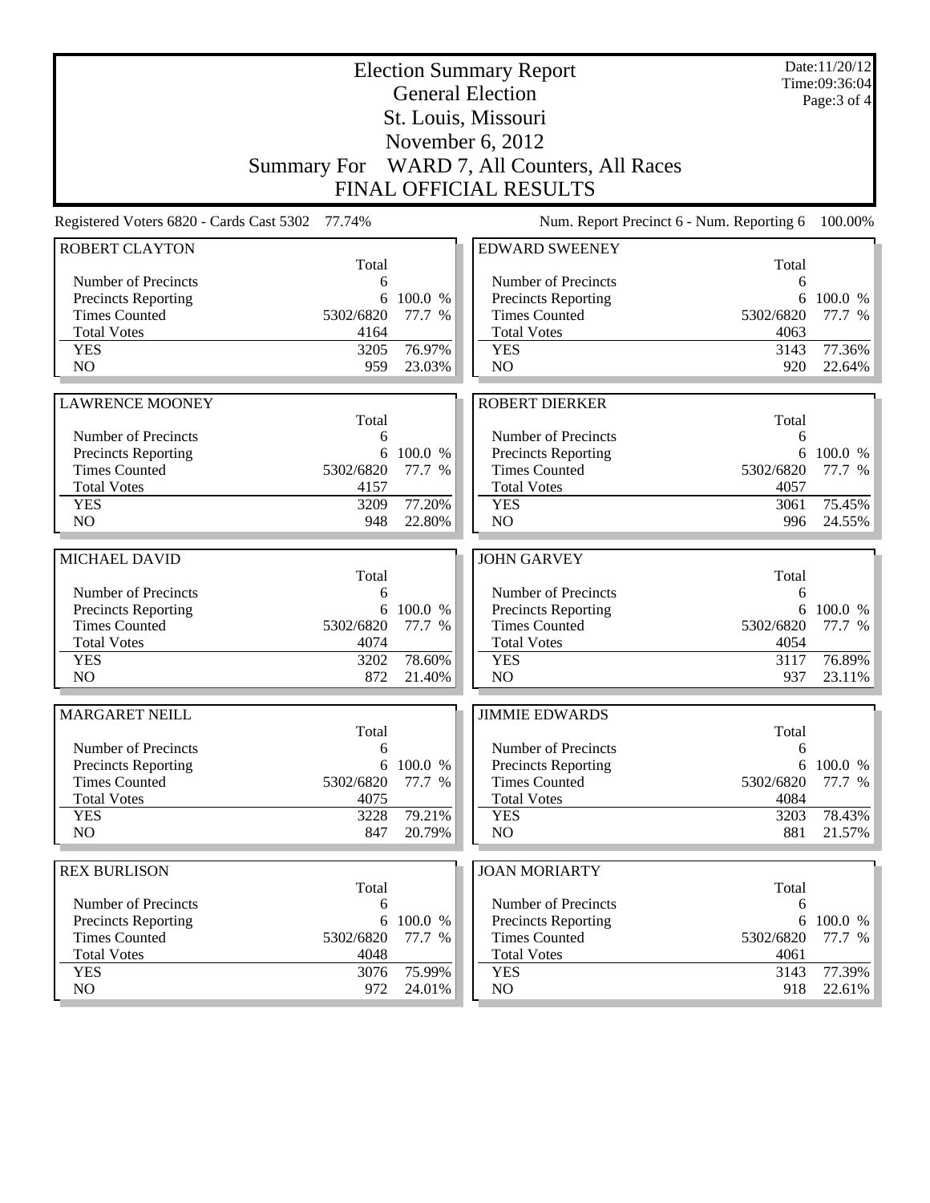# Election Summary Report

## General Election

## St. Louis, Missouri

## November 6, 2012

## Summary For WARD 7, All Counters, All Races

## FINAL OFFICIAL RESULTS

Date:11/20/12
Time:09:36:04

Registered Voters 6820 - Cards Cast 5302 77.74%

Num. Report Precinct 6 - Num. Reporting 6 100.00%

### ROBERT CLAYTON

| | Total | |
|---|---|---|
| Number of Precincts | 6 | |
| Precincts Reporting | 6 | 100.0 % |
| Times Counted | 5302/6820 | 77.7 % |
| Total Votes | 4164 | |
| YES | 3205 | 76.97% |
| NO | 959 | 23.03% |

### EDWARD SWEENEY

| | Total | |
|---|---|---|
| Number of Precincts | 6 | |
| Precincts Reporting | 6 | 100.0 % |
| Times Counted | 5302/6820 | 77.7 % |
| Total Votes | 4063 | |
| YES | 3143 | 77.36% |
| NO | 920 | 22.64% |

### LAWRENCE MOONEY

| | Total | |
|---|---|---|
| Number of Precincts | 6 | |
| Precincts Reporting | 6 | 100.0 % |
| Times Counted | 5302/6820 | 77.7 % |
| Total Votes | 4157 | |
| YES | 3209 | 77.20% |
| NO | 948 | 22.80% |

### ROBERT DIERKER

| | Total | |
|---|---|---|
| Number of Precincts | 6 | |
| Precincts Reporting | 6 | 100.0 % |
| Times Counted | 5302/6820 | 77.7 % |
| Total Votes | 4057 | |
| YES | 3061 | 75.45% |
| NO | 996 | 24.55% |

### MICHAEL DAVID

| | Total | |
|---|---|---|
| Number of Precincts | 6 | |
| Precincts Reporting | 6 | 100.0 % |
| Times Counted | 5302/6820 | 77.7 % |
| Total Votes | 4074 | |
| YES | 3202 | 78.60% |
| NO | 872 | 21.40% |

### JOHN GARVEY

| | Total | |
|---|---|---|
| Number of Precincts | 6 | |
| Precincts Reporting | 6 | 100.0 % |
| Times Counted | 5302/6820 | 77.7 % |
| Total Votes | 4054 | |
| YES | 3117 | 76.89% |
| NO | 937 | 23.11% |

### MARGARET NEILL

| | Total | |
|---|---|---|
| Number of Precincts | 6 | |
| Precincts Reporting | 6 | 100.0 % |
| Times Counted | 5302/6820 | 77.7 % |
| Total Votes | 4075 | |
| YES | 3228 | 79.21% |
| NO | 847 | 20.79% |

### JIMMIE EDWARDS

| | Total | |
|---|---|---|
| Number of Precincts | 6 | |
| Precincts Reporting | 6 | 100.0 % |
| Times Counted | 5302/6820 | 77.7 % |
| Total Votes | 4084 | |
| YES | 3203 | 78.43% |
| NO | 881 | 21.57% |

### REX BURLISON

| | Total | |
|---|---|---|
| Number of Precincts | 6 | |
| Precincts Reporting | 6 | 100.0 % |
| Times Counted | 5302/6820 | 77.7 % |
| Total Votes | 4048 | |
| YES | 3076 | 75.99% |
| NO | 972 | 24.01% |

### JOAN MORIARTY

| | Total | |
|---|---|---|
| Number of Precincts | 6 | |
| Precincts Reporting | 6 | 100.0 % |
| Times Counted | 5302/6820 | 77.7 % |
| Total Votes | 4061 | |
| YES | 3143 | 77.39% |
| NO | 918 | 22.61% |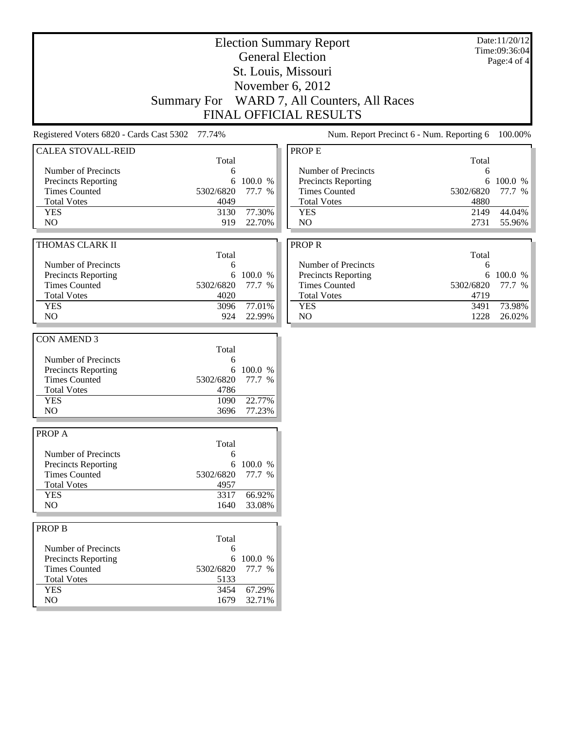# Election Summary Report

## General Election

## St. Louis, Missouri

## November 6, 2012

## Summary For WARD 7, All Counters, All Races

## FINAL OFFICIAL RESULTS

Date:11/20/12
Time:09:36:04

Registered Voters 6820 - Cards Cast 5302 77.74%

Num. Report Precinct 6 - Num. Reporting 6 100.00%

### CALEA STOVALL-REID

| | Total | |
|---|---|---|
| Number of Precincts | 6 | |
| Precincts Reporting | 6 | 100.0 % |
| Times Counted | 5302/6820 | 77.7 % |
| Total Votes | 4049 | |
| YES | 3130 | 77.30% |
| NO | 919 | 22.70% |

### THOMAS CLARK II

| | Total | |
|---|---|---|
| Number of Precincts | 6 | |
| Precincts Reporting | 6 | 100.0 % |
| Times Counted | 5302/6820 | 77.7 % |
| Total Votes | 4020 | |
| YES | 3096 | 77.01% |
| NO | 924 | 22.99% |

### CON AMEND 3

| | Total | |
|---|---|---|
| Number of Precincts | 6 | |
| Precincts Reporting | 6 | 100.0 % |
| Times Counted | 5302/6820 | 77.7 % |
| Total Votes | 4786 | |
| YES | 1090 | 22.77% |
| NO | 3696 | 77.23% |

### PROP A

| | Total | |
|---|---|---|
| Number of Precincts | 6 | |
| Precincts Reporting | 6 | 100.0 % |
| Times Counted | 5302/6820 | 77.7 % |
| Total Votes | 4957 | |
| YES | 3317 | 66.92% |
| NO | 1640 | 33.08% |

### PROP B

| | Total | |
|---|---|---|
| Number of Precincts | 6 | |
| Precincts Reporting | 6 | 100.0 % |
| Times Counted | 5302/6820 | 77.7 % |
| Total Votes | 5133 | |
| YES | 3454 | 67.29% |
| NO | 1679 | 32.71% |

### PROP E

| | Total | |
|---|---|---|
| Number of Precincts | 6 | |
| Precincts Reporting | 6 | 100.0 % |
| Times Counted | 5302/6820 | 77.7 % |
| Total Votes | 4880 | |
| YES | 2149 | 44.04% |
| NO | 2731 | 55.96% |

### PROP R

| | Total | |
|---|---|---|
| Number of Precincts | 6 | |
| Precincts Reporting | 6 | 100.0 % |
| Times Counted | 5302/6820 | 77.7 % |
| Total Votes | 4719 | |
| YES | 3491 | 73.98% |
| NO | 1228 | 26.02% |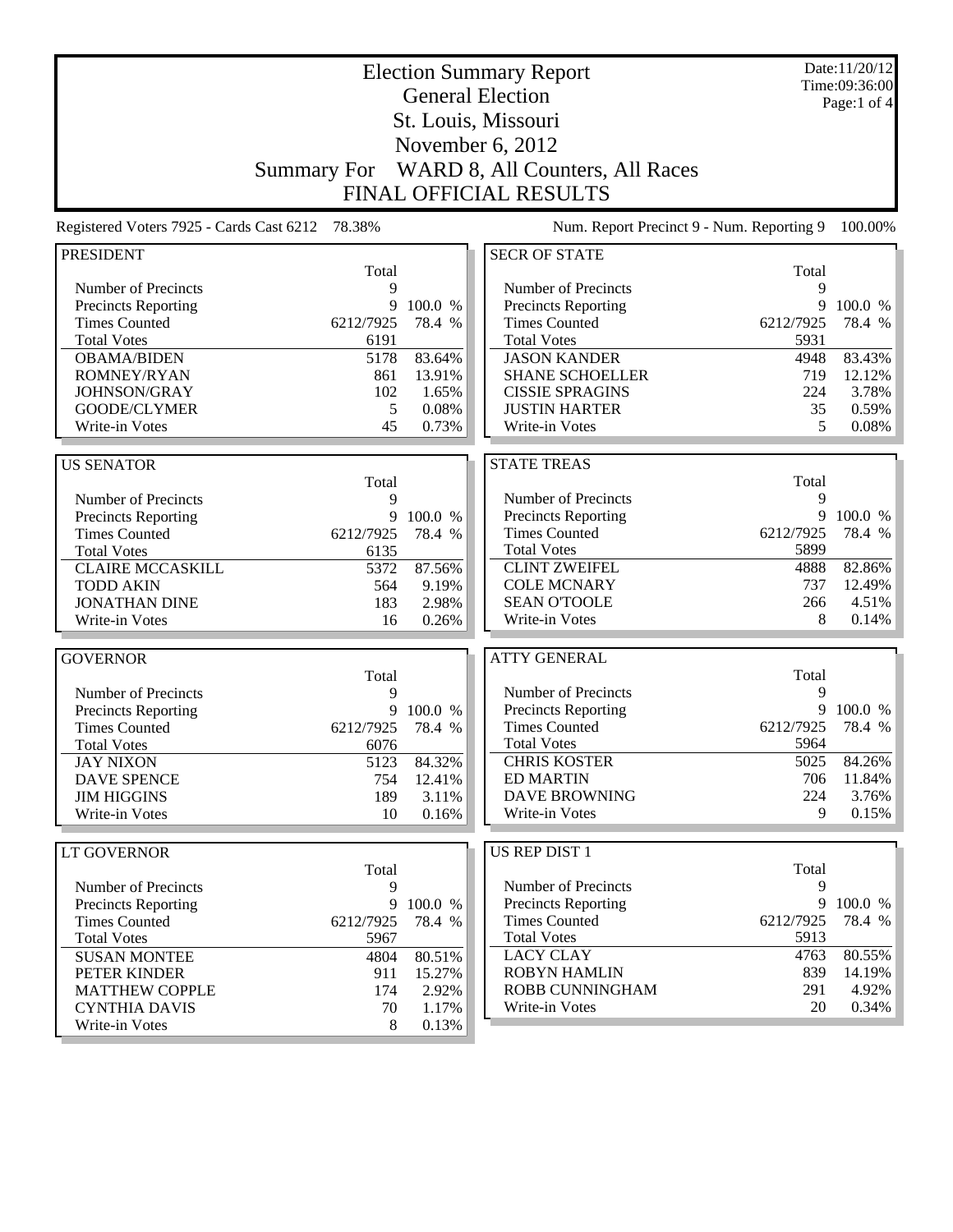# Election Summary Report

## General Election

## St. Louis, Missouri

## November 6, 2012

## Summary For WARD 8, All Counters, All Races

## FINAL OFFICIAL RESULTS

Date:11/20/12
Time:09:36:00

Registered Voters 7925 - Cards Cast 6212 78.38%

Num. Report Precinct 9 - Num. Reporting 9 100.00%

### PRESIDENT

| | Total | |
|---|---|---|
| Number of Precincts | 9 | |
| Precincts Reporting | 9 | 100.0 % |
| Times Counted | 6212/7925 | 78.4 % |
| Total Votes | 6191 | |
| OBAMA/BIDEN | 5178 | 83.64% |
| ROMNEY/RYAN | 861 | 13.91% |
| JOHNSON/GRAY | 102 | 1.65% |
| GOODE/CLYMER | 5 | 0.08% |
| Write-in Votes | 45 | 0.73% |

### US SENATOR

| | Total | |
|---|---|---|
| Number of Precincts | 9 | |
| Precincts Reporting | 9 | 100.0 % |
| Times Counted | 6212/7925 | 78.4 % |
| Total Votes | 6135 | |
| CLAIRE MCCASKILL | 5372 | 87.56% |
| TODD AKIN | 564 | 9.19% |
| JONATHAN DINE | 183 | 2.98% |
| Write-in Votes | 16 | 0.26% |

### GOVERNOR

| | Total | |
|---|---|---|
| Number of Precincts | 9 | |
| Precincts Reporting | 9 | 100.0 % |
| Times Counted | 6212/7925 | 78.4 % |
| Total Votes | 6076 | |
| JAY NIXON | 5123 | 84.32% |
| DAVE SPENCE | 754 | 12.41% |
| JIM HIGGINS | 189 | 3.11% |
| Write-in Votes | 10 | 0.16% |

### LT GOVERNOR

| | Total | |
|---|---|---|
| Number of Precincts | 9 | |
| Precincts Reporting | 9 | 100.0 % |
| Times Counted | 6212/7925 | 78.4 % |
| Total Votes | 5967 | |
| SUSAN MONTEE | 4804 | 80.51% |
| PETER KINDER | 911 | 15.27% |
| MATTHEW COPPLE | 174 | 2.92% |
| CYNTHIA DAVIS | 70 | 1.17% |
| Write-in Votes | 8 | 0.13% |

### SECR OF STATE

| | Total | |
|---|---|---|
| Number of Precincts | 9 | |
| Precincts Reporting | 9 | 100.0 % |
| Times Counted | 6212/7925 | 78.4 % |
| Total Votes | 5931 | |
| JASON KANDER | 4948 | 83.43% |
| SHANE SCHOELLER | 719 | 12.12% |
| CISSIE SPRAGINS | 224 | 3.78% |
| JUSTIN HARTER | 35 | 0.59% |
| Write-in Votes | 5 | 0.08% |

### STATE TREAS

| | Total | |
|---|---|---|
| Number of Precincts | 9 | |
| Precincts Reporting | 9 | 100.0 % |
| Times Counted | 6212/7925 | 78.4 % |
| Total Votes | 5899 | |
| CLINT ZWEIFEL | 4888 | 82.86% |
| COLE MCNARY | 737 | 12.49% |
| SEAN O'TOOLE | 266 | 4.51% |
| Write-in Votes | 8 | 0.14% |

### ATTY GENERAL

| | Total | |
|---|---|---|
| Number of Precincts | 9 | |
| Precincts Reporting | 9 | 100.0 % |
| Times Counted | 6212/7925 | 78.4 % |
| Total Votes | 5964 | |
| CHRIS KOSTER | 5025 | 84.26% |
| ED MARTIN | 706 | 11.84% |
| DAVE BROWNING | 224 | 3.76% |
| Write-in Votes | 9 | 0.15% |

### US REP DIST 1

| | Total | |
|---|---|---|
| Number of Precincts | 9 | |
| Precincts Reporting | 9 | 100.0 % |
| Times Counted | 6212/7925 | 78.4 % |
| Total Votes | 5913 | |
| LACY CLAY | 4763 | 80.55% |
| ROBYN HAMLIN | 839 | 14.19% |
| ROBB CUNNINGHAM | 291 | 4.92% |
| Write-in Votes | 20 | 0.34% |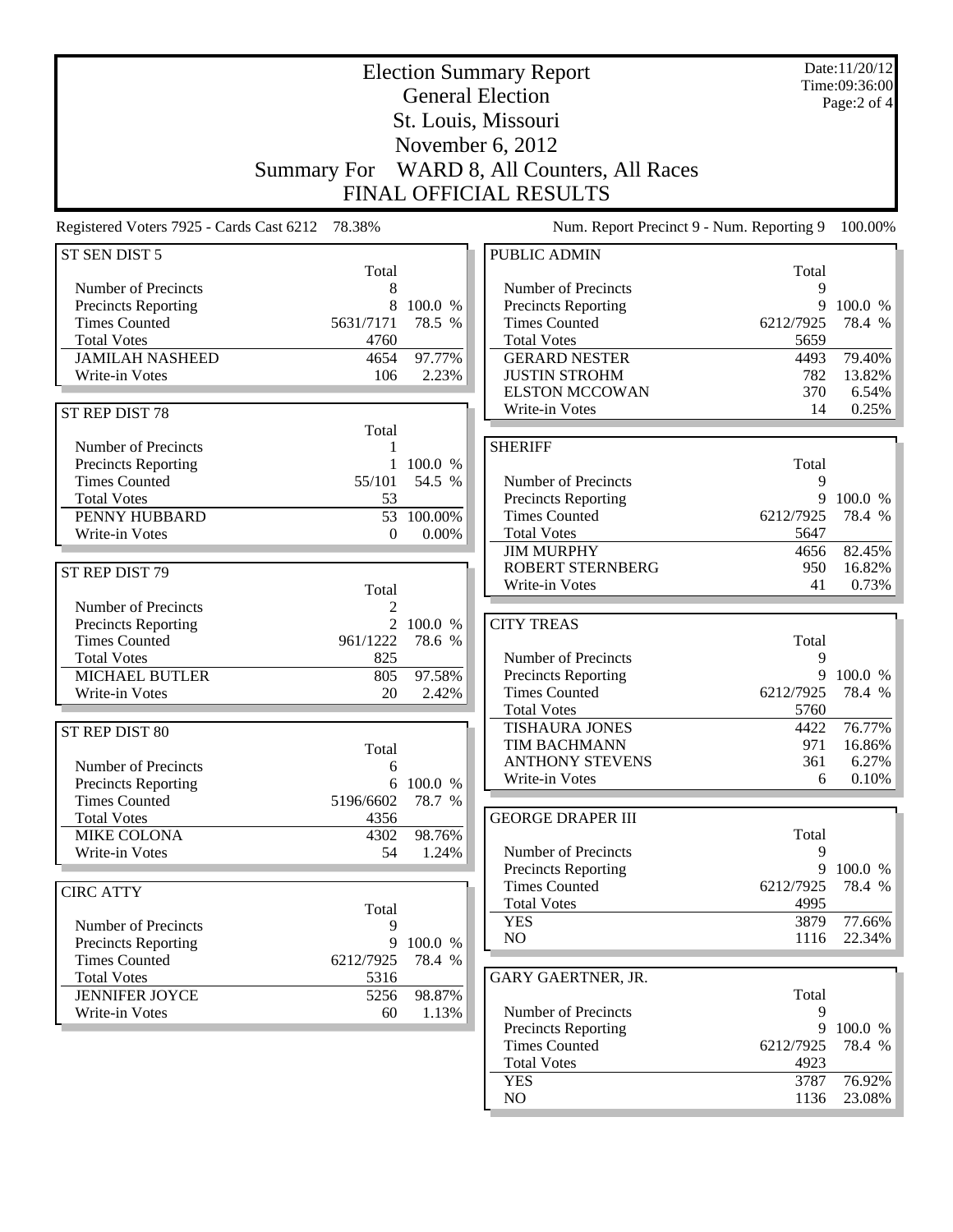# Election Summary Report

## General Election

## St. Louis, Missouri

## November 6, 2012

## Summary For WARD 8, All Counters, All Races

## FINAL OFFICIAL RESULTS

Date:11/20/12
Time:09:36:00

Registered Voters 7925 - Cards Cast 6212 78.38%

Num. Report Precinct 9 - Num. Reporting 9 100.00%

### ST SEN DIST 5

| | Total | |
|---|---|---|
| Number of Precincts | 8 | |
| Precincts Reporting | 8 | 100.0 % |
| Times Counted | 5631/7171 | 78.5 % |
| Total Votes | 4760 | |
| JAMILAH NASHEED | 4654 | 97.77% |
| Write-in Votes | 106 | 2.23% |

### ST REP DIST 78

| | Total | |
|---|---|---|
| Number of Precincts | 1 | |
| Precincts Reporting | 1 | 100.0 % |
| Times Counted | 55/101 | 54.5 % |
| Total Votes | 53 | |
| PENNY HUBBARD | 53 | 100.00% |
| Write-in Votes | 0 | 0.00% |

### ST REP DIST 79

| | Total | |
|---|---|---|
| Number of Precincts | 2 | |
| Precincts Reporting | 2 | 100.0 % |
| Times Counted | 961/1222 | 78.6 % |
| Total Votes | 825 | |
| MICHAEL BUTLER | 805 | 97.58% |
| Write-in Votes | 20 | 2.42% |

### ST REP DIST 80

| | Total | |
|---|---|---|
| Number of Precincts | 6 | |
| Precincts Reporting | 6 | 100.0 % |
| Times Counted | 5196/6602 | 78.7 % |
| Total Votes | 4356 | |
| MIKE COLONA | 4302 | 98.76% |
| Write-in Votes | 54 | 1.24% |

### CIRC ATTY

| | Total | |
|---|---|---|
| Number of Precincts | 9 | |
| Precincts Reporting | 9 | 100.0 % |
| Times Counted | 6212/7925 | 78.4 % |
| Total Votes | 5316 | |
| JENNIFER JOYCE | 5256 | 98.87% |
| Write-in Votes | 60 | 1.13% |

### PUBLIC ADMIN

| | Total | |
|---|---|---|
| Number of Precincts | 9 | |
| Precincts Reporting | 9 | 100.0 % |
| Times Counted | 6212/7925 | 78.4 % |
| Total Votes | 5659 | |
| GERARD NESTER | 4493 | 79.40% |
| JUSTIN STROHM | 782 | 13.82% |
| ELSTON MCCOWAN | 370 | 6.54% |
| Write-in Votes | 14 | 0.25% |

### SHERIFF

| | Total | |
|---|---|---|
| Number of Precincts | 9 | |
| Precincts Reporting | 9 | 100.0 % |
| Times Counted | 6212/7925 | 78.4 % |
| Total Votes | 5647 | |
| JIM MURPHY | 4656 | 82.45% |
| ROBERT STERNBERG | 950 | 16.82% |
| Write-in Votes | 41 | 0.73% |

### CITY TREAS

| | Total | |
|---|---|---|
| Number of Precincts | 9 | |
| Precincts Reporting | 9 | 100.0 % |
| Times Counted | 6212/7925 | 78.4 % |
| Total Votes | 5760 | |
| TISHAURA JONES | 4422 | 76.77% |
| TIM BACHMANN | 971 | 16.86% |
| ANTHONY STEVENS | 361 | 6.27% |
| Write-in Votes | 6 | 0.10% |

### GEORGE DRAPER III

| | Total | |
|---|---|---|
| Number of Precincts | 9 | |
| Precincts Reporting | 9 | 100.0 % |
| Times Counted | 6212/7925 | 78.4 % |
| Total Votes | 4995 | |
| YES | 3879 | 77.66% |
| NO | 1116 | 22.34% |

### GARY GAERTNER, JR.

| | Total | |
|---|---|---|
| Number of Precincts | 9 | |
| Precincts Reporting | 9 | 100.0 % |
| Times Counted | 6212/7925 | 78.4 % |
| Total Votes | 4923 | |
| YES | 3787 | 76.92% |
| NO | 1136 | 23.08% |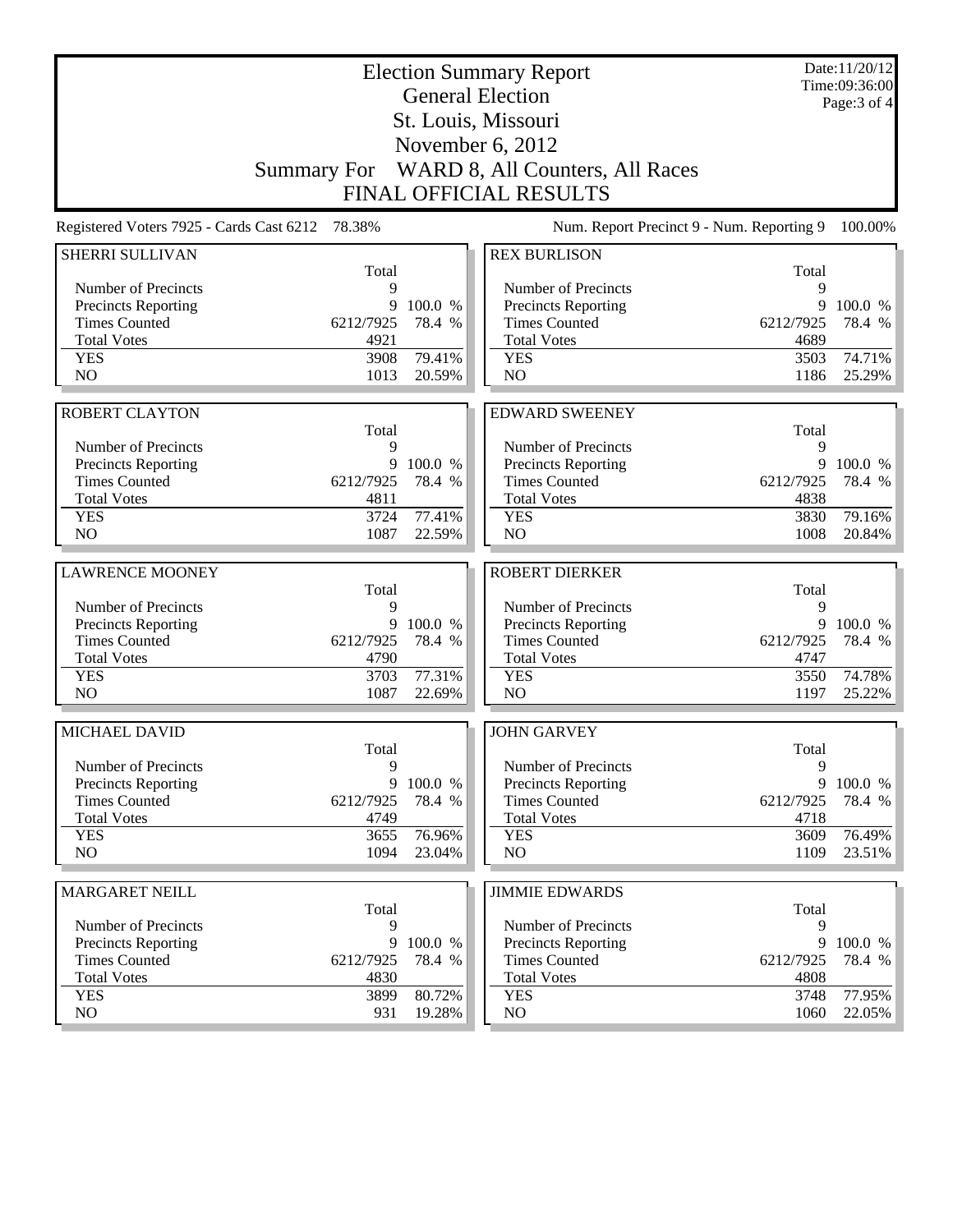# Election Summary Report

## General Election

## St. Louis, Missouri

## November 6, 2012

## Summary For WARD 8, All Counters, All Races

## FINAL OFFICIAL RESULTS

Date:11/20/12
Time:09:36:00

Registered Voters 7925 - Cards Cast 6212 78.38%

Num. Report Precinct 9 - Num. Reporting 9 100.00%

### SHERRI SULLIVAN

| | Total | |
|---|---|---|
| Number of Precincts | 9 | |
| Precincts Reporting | 9 | 100.0 % |
| Times Counted | 6212/7925 | 78.4 % |
| Total Votes | 4921 | |
| YES | 3908 | 79.41% |
| NO | 1013 | 20.59% |

### ROBERT CLAYTON

| | Total | |
|---|---|---|
| Number of Precincts | 9 | |
| Precincts Reporting | 9 | 100.0 % |
| Times Counted | 6212/7925 | 78.4 % |
| Total Votes | 4811 | |
| YES | 3724 | 77.41% |
| NO | 1087 | 22.59% |

### LAWRENCE MOONEY

| | Total | |
|---|---|---|
| Number of Precincts | 9 | |
| Precincts Reporting | 9 | 100.0 % |
| Times Counted | 6212/7925 | 78.4 % |
| Total Votes | 4790 | |
| YES | 3703 | 77.31% |
| NO | 1087 | 22.69% |

### MICHAEL DAVID

| | Total | |
|---|---|---|
| Number of Precincts | 9 | |
| Precincts Reporting | 9 | 100.0 % |
| Times Counted | 6212/7925 | 78.4 % |
| Total Votes | 4749 | |
| YES | 3655 | 76.96% |
| NO | 1094 | 23.04% |

### MARGARET NEILL

| | Total | |
|---|---|---|
| Number of Precincts | 9 | |
| Precincts Reporting | 9 | 100.0 % |
| Times Counted | 6212/7925 | 78.4 % |
| Total Votes | 4830 | |
| YES | 3899 | 80.72% |
| NO | 931 | 19.28% |

### REX BURLISON

| | Total | |
|---|---|---|
| Number of Precincts | 9 | |
| Precincts Reporting | 9 | 100.0 % |
| Times Counted | 6212/7925 | 78.4 % |
| Total Votes | 4689 | |
| YES | 3503 | 74.71% |
| NO | 1186 | 25.29% |

### EDWARD SWEENEY

| | Total | |
|---|---|---|
| Number of Precincts | 9 | |
| Precincts Reporting | 9 | 100.0 % |
| Times Counted | 6212/7925 | 78.4 % |
| Total Votes | 4838 | |
| YES | 3830 | 79.16% |
| NO | 1008 | 20.84% |

### ROBERT DIERKER

| | Total | |
|---|---|---|
| Number of Precincts | 9 | |
| Precincts Reporting | 9 | 100.0 % |
| Times Counted | 6212/7925 | 78.4 % |
| Total Votes | 4747 | |
| YES | 3550 | 74.78% |
| NO | 1197 | 25.22% |

### JOHN GARVEY

| | Total | |
|---|---|---|
| Number of Precincts | 9 | |
| Precincts Reporting | 9 | 100.0 % |
| Times Counted | 6212/7925 | 78.4 % |
| Total Votes | 4718 | |
| YES | 3609 | 76.49% |
| NO | 1109 | 23.51% |

### JIMMIE EDWARDS

| | Total | |
|---|---|---|
| Number of Precincts | 9 | |
| Precincts Reporting | 9 | 100.0 % |
| Times Counted | 6212/7925 | 78.4 % |
| Total Votes | 4808 | |
| YES | 3748 | 77.95% |
| NO | 1060 | 22.05% |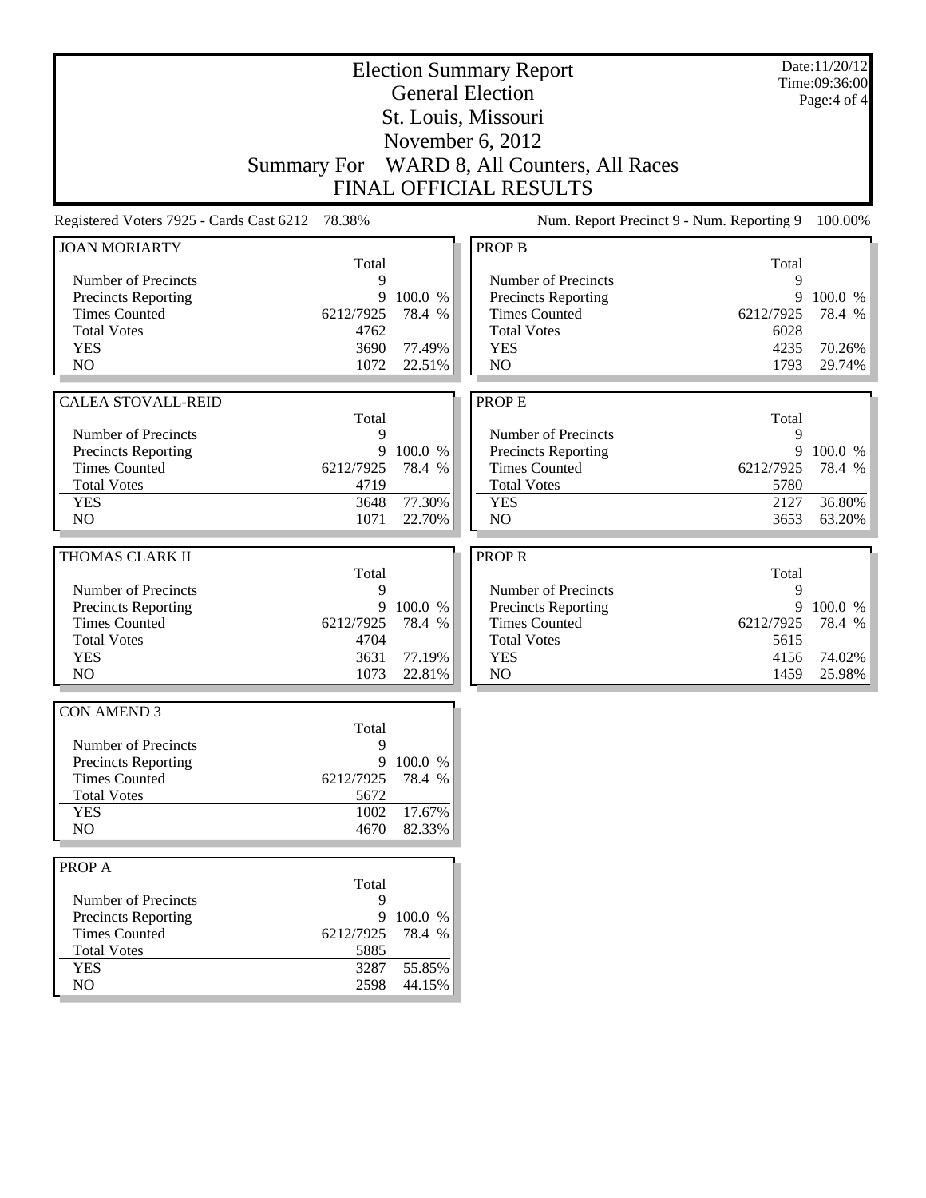# Election Summary Report

## General Election
## St. Louis, Missouri
## November 6, 2012
## Summary For WARD 8, All Counters, All Races
## FINAL OFFICIAL RESULTS

Date:11/20/12
Time:09:36:00

Registered Voters 7925 - Cards Cast 6212 78.38%

Num. Report Precinct 9 - Num. Reporting 9 100.00%

### JOAN MORIARTY

| | Total | |
|---|---|---|
| Number of Precincts | 9 | |
| Precincts Reporting | 9 | 100.0 % |
| Times Counted | 6212/7925 | 78.4 % |
| Total Votes | 4762 | |
| YES | 3690 | 77.49% |
| NO | 1072 | 22.51% |

### CALEA STOVALL-REID

| | Total | |
|---|---|---|
| Number of Precincts | 9 | |
| Precincts Reporting | 9 | 100.0 % |
| Times Counted | 6212/7925 | 78.4 % |
| Total Votes | 4719 | |
| YES | 3648 | 77.30% |
| NO | 1071 | 22.70% |

### THOMAS CLARK II

| | Total | |
|---|---|---|
| Number of Precincts | 9 | |
| Precincts Reporting | 9 | 100.0 % |
| Times Counted | 6212/7925 | 78.4 % |
| Total Votes | 4704 | |
| YES | 3631 | 77.19% |
| NO | 1073 | 22.81% |

### CON AMEND 3

| | Total | |
|---|---|---|
| Number of Precincts | 9 | |
| Precincts Reporting | 9 | 100.0 % |
| Times Counted | 6212/7925 | 78.4 % |
| Total Votes | 5672 | |
| YES | 1002 | 17.67% |
| NO | 4670 | 82.33% |

### PROP A

| | Total | |
|---|---|---|
| Number of Precincts | 9 | |
| Precincts Reporting | 9 | 100.0 % |
| Times Counted | 6212/7925 | 78.4 % |
| Total Votes | 5885 | |
| YES | 3287 | 55.85% |
| NO | 2598 | 44.15% |

### PROP B

| | Total | |
|---|---|---|
| Number of Precincts | 9 | |
| Precincts Reporting | 9 | 100.0 % |
| Times Counted | 6212/7925 | 78.4 % |
| Total Votes | 6028 | |
| YES | 4235 | 70.26% |
| NO | 1793 | 29.74% |

### PROP E

| | Total | |
|---|---|---|
| Number of Precincts | 9 | |
| Precincts Reporting | 9 | 100.0 % |
| Times Counted | 6212/7925 | 78.4 % |
| Total Votes | 5780 | |
| YES | 2127 | 36.80% |
| NO | 3653 | 63.20% |

### PROP R

| | Total | |
|---|---|---|
| Number of Precincts | 9 | |
| Precincts Reporting | 9 | 100.0 % |
| Times Counted | 6212/7925 | 78.4 % |
| Total Votes | 5615 | |
| YES | 4156 | 74.02% |
| NO | 1459 | 25.98% |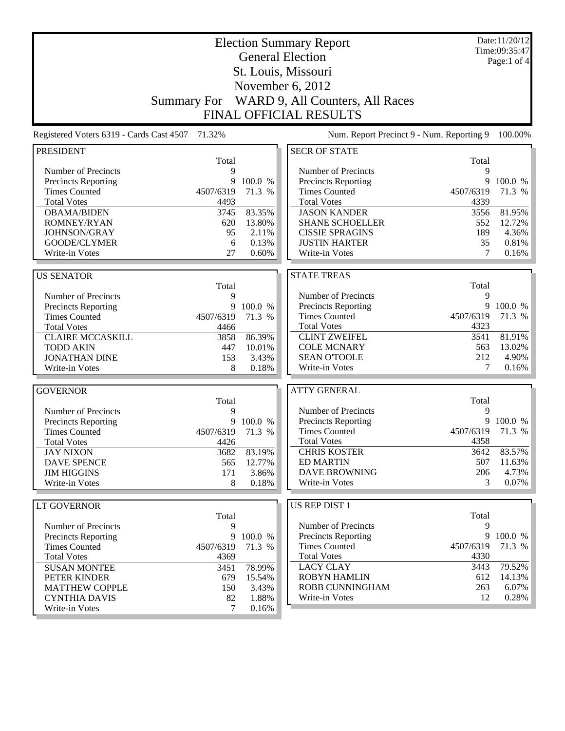# Election Summary Report

## General Election

## St. Louis, Missouri

## November 6, 2012

## Summary For WARD 9, All Counters, All Races

## FINAL OFFICIAL RESULTS

Date:11/20/12
Time:09:35:47

Registered Voters 6319 - Cards Cast 4507 71.32%

Num. Report Precinct 9 - Num. Reporting 9 100.00%

### PRESIDENT

| | Total | |
|---|---|---|
| Number of Precincts | 9 | |
| Precincts Reporting | 9 | 100.0 % |
| Times Counted | 4507/6319 | 71.3 % |
| Total Votes | 4493 | |
| OBAMA/BIDEN | 3745 | 83.35% |
| ROMNEY/RYAN | 620 | 13.80% |
| JOHNSON/GRAY | 95 | 2.11% |
| GOODE/CLYMER | 6 | 0.13% |
| Write-in Votes | 27 | 0.60% |

### US SENATOR

| | Total | |
|---|---|---|
| Number of Precincts | 9 | |
| Precincts Reporting | 9 | 100.0 % |
| Times Counted | 4507/6319 | 71.3 % |
| Total Votes | 4466 | |
| CLAIRE MCCASKILL | 3858 | 86.39% |
| TODD AKIN | 447 | 10.01% |
| JONATHAN DINE | 153 | 3.43% |
| Write-in Votes | 8 | 0.18% |

### GOVERNOR

| | Total | |
|---|---|---|
| Number of Precincts | 9 | |
| Precincts Reporting | 9 | 100.0 % |
| Times Counted | 4507/6319 | 71.3 % |
| Total Votes | 4426 | |
| JAY NIXON | 3682 | 83.19% |
| DAVE SPENCE | 565 | 12.77% |
| JIM HIGGINS | 171 | 3.86% |
| Write-in Votes | 8 | 0.18% |

### LT GOVERNOR

| | Total | |
|---|---|---|
| Number of Precincts | 9 | |
| Precincts Reporting | 9 | 100.0 % |
| Times Counted | 4507/6319 | 71.3 % |
| Total Votes | 4369 | |
| SUSAN MONTEE | 3451 | 78.99% |
| PETER KINDER | 679 | 15.54% |
| MATTHEW COPPLE | 150 | 3.43% |
| CYNTHIA DAVIS | 82 | 1.88% |
| Write-in Votes | 7 | 0.16% |

### SECR OF STATE

| | Total | |
|---|---|---|
| Number of Precincts | 9 | |
| Precincts Reporting | 9 | 100.0 % |
| Times Counted | 4507/6319 | 71.3 % |
| Total Votes | 4339 | |
| JASON KANDER | 3556 | 81.95% |
| SHANE SCHOELLER | 552 | 12.72% |
| CISSIE SPRAGINS | 189 | 4.36% |
| JUSTIN HARTER | 35 | 0.81% |
| Write-in Votes | 7 | 0.16% |

### STATE TREAS

| | Total | |
|---|---|---|
| Number of Precincts | 9 | |
| Precincts Reporting | 9 | 100.0 % |
| Times Counted | 4507/6319 | 71.3 % |
| Total Votes | 4323 | |
| CLINT ZWEIFEL | 3541 | 81.91% |
| COLE MCNARY | 563 | 13.02% |
| SEAN O'TOOLE | 212 | 4.90% |
| Write-in Votes | 7 | 0.16% |

### ATTY GENERAL

| | Total | |
|---|---|---|
| Number of Precincts | 9 | |
| Precincts Reporting | 9 | 100.0 % |
| Times Counted | 4507/6319 | 71.3 % |
| Total Votes | 4358 | |
| CHRIS KOSTER | 3642 | 83.57% |
| ED MARTIN | 507 | 11.63% |
| DAVE BROWNING | 206 | 4.73% |
| Write-in Votes | 3 | 0.07% |

### US REP DIST 1

| | Total | |
|---|---|---|
| Number of Precincts | 9 | |
| Precincts Reporting | 9 | 100.0 % |
| Times Counted | 4507/6319 | 71.3 % |
| Total Votes | 4330 | |
| LACY CLAY | 3443 | 79.52% |
| ROBYN HAMLIN | 612 | 14.13% |
| ROBB CUNNINGHAM | 263 | 6.07% |
| Write-in Votes | 12 | 0.28% |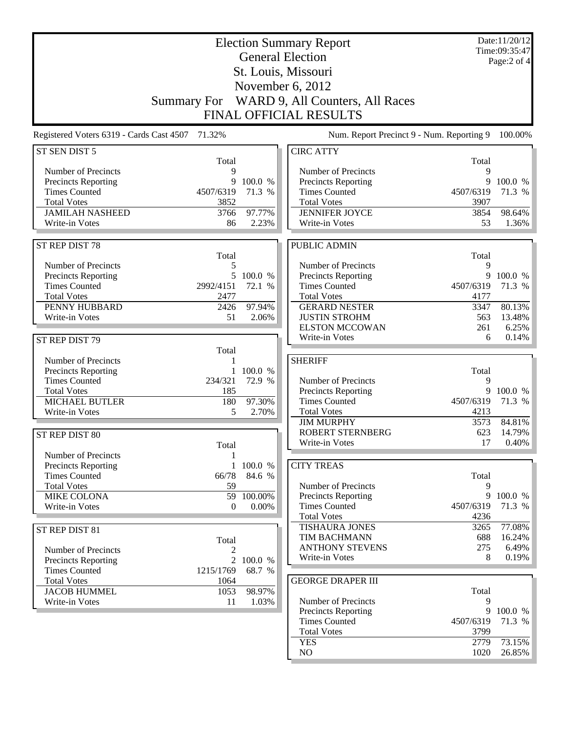# Election Summary Report

## General Election

## St. Louis, Missouri

## November 6, 2012

## Summary For WARD 9, All Counters, All Races

## FINAL OFFICIAL RESULTS

Date:11/20/12
Time:09:35:47

Registered Voters 6319 - Cards Cast 4507 71.32%

Num. Report Precinct 9 - Num. Reporting 9 100.00%

### ST SEN DIST 5

| | Total | |
|---|---|---|
| Number of Precincts | 9 | |
| Precincts Reporting | 9 | 100.0 % |
| Times Counted | 4507/6319 | 71.3 % |
| Total Votes | 3852 | |
| JAMILAH NASHEED | 3766 | 97.77% |
| Write-in Votes | 86 | 2.23% |

### ST REP DIST 78

| | Total | |
|---|---|---|
| Number of Precincts | 5 | |
| Precincts Reporting | 5 | 100.0 % |
| Times Counted | 2992/4151 | 72.1 % |
| Total Votes | 2477 | |
| PENNY HUBBARD | 2426 | 97.94% |
| Write-in Votes | 51 | 2.06% |

### ST REP DIST 79

| | Total | |
|---|---|---|
| Number of Precincts | 1 | |
| Precincts Reporting | 1 | 100.0 % |
| Times Counted | 234/321 | 72.9 % |
| Total Votes | 185 | |
| MICHAEL BUTLER | 180 | 97.30% |
| Write-in Votes | 5 | 2.70% |

### ST REP DIST 80

| | Total | |
|---|---|---|
| Number of Precincts | 1 | |
| Precincts Reporting | 1 | 100.0 % |
| Times Counted | 66/78 | 84.6 % |
| Total Votes | 59 | |
| MIKE COLONA | 59 | 100.00% |
| Write-in Votes | 0 | 0.00% |

### ST REP DIST 81

| | Total | |
|---|---|---|
| Number of Precincts | 2 | |
| Precincts Reporting | 2 | 100.0 % |
| Times Counted | 1215/1769 | 68.7 % |
| Total Votes | 1064 | |
| JACOB HUMMEL | 1053 | 98.97% |
| Write-in Votes | 11 | 1.03% |

### CIRC ATTY

| | Total | |
|---|---|---|
| Number of Precincts | 9 | |
| Precincts Reporting | 9 | 100.0 % |
| Times Counted | 4507/6319 | 71.3 % |
| Total Votes | 3907 | |
| JENNIFER JOYCE | 3854 | 98.64% |
| Write-in Votes | 53 | 1.36% |

### PUBLIC ADMIN

| | Total | |
|---|---|---|
| Number of Precincts | 9 | |
| Precincts Reporting | 9 | 100.0 % |
| Times Counted | 4507/6319 | 71.3 % |
| Total Votes | 4177 | |
| GERARD NESTER | 3347 | 80.13% |
| JUSTIN STROHM | 563 | 13.48% |
| ELSTON MCCOWAN | 261 | 6.25% |
| Write-in Votes | 6 | 0.14% |

### SHERIFF

| | Total | |
|---|---|---|
| Number of Precincts | 9 | |
| Precincts Reporting | 9 | 100.0 % |
| Times Counted | 4507/6319 | 71.3 % |
| Total Votes | 4213 | |
| JIM MURPHY | 3573 | 84.81% |
| ROBERT STERNBERG | 623 | 14.79% |
| Write-in Votes | 17 | 0.40% |

### CITY TREAS

| | Total | |
|---|---|---|
| Number of Precincts | 9 | |
| Precincts Reporting | 9 | 100.0 % |
| Times Counted | 4507/6319 | 71.3 % |
| Total Votes | 4236 | |
| TISHAURA JONES | 3265 | 77.08% |
| TIM BACHMANN | 688 | 16.24% |
| ANTHONY STEVENS | 275 | 6.49% |
| Write-in Votes | 8 | 0.19% |

### GEORGE DRAPER III

| | Total | |
|---|---|---|
| Number of Precincts | 9 | |
| Precincts Reporting | 9 | 100.0 % |
| Times Counted | 4507/6319 | 71.3 % |
| Total Votes | 3799 | |
| YES | 2779 | 73.15% |
| NO | 1020 | 26.85% |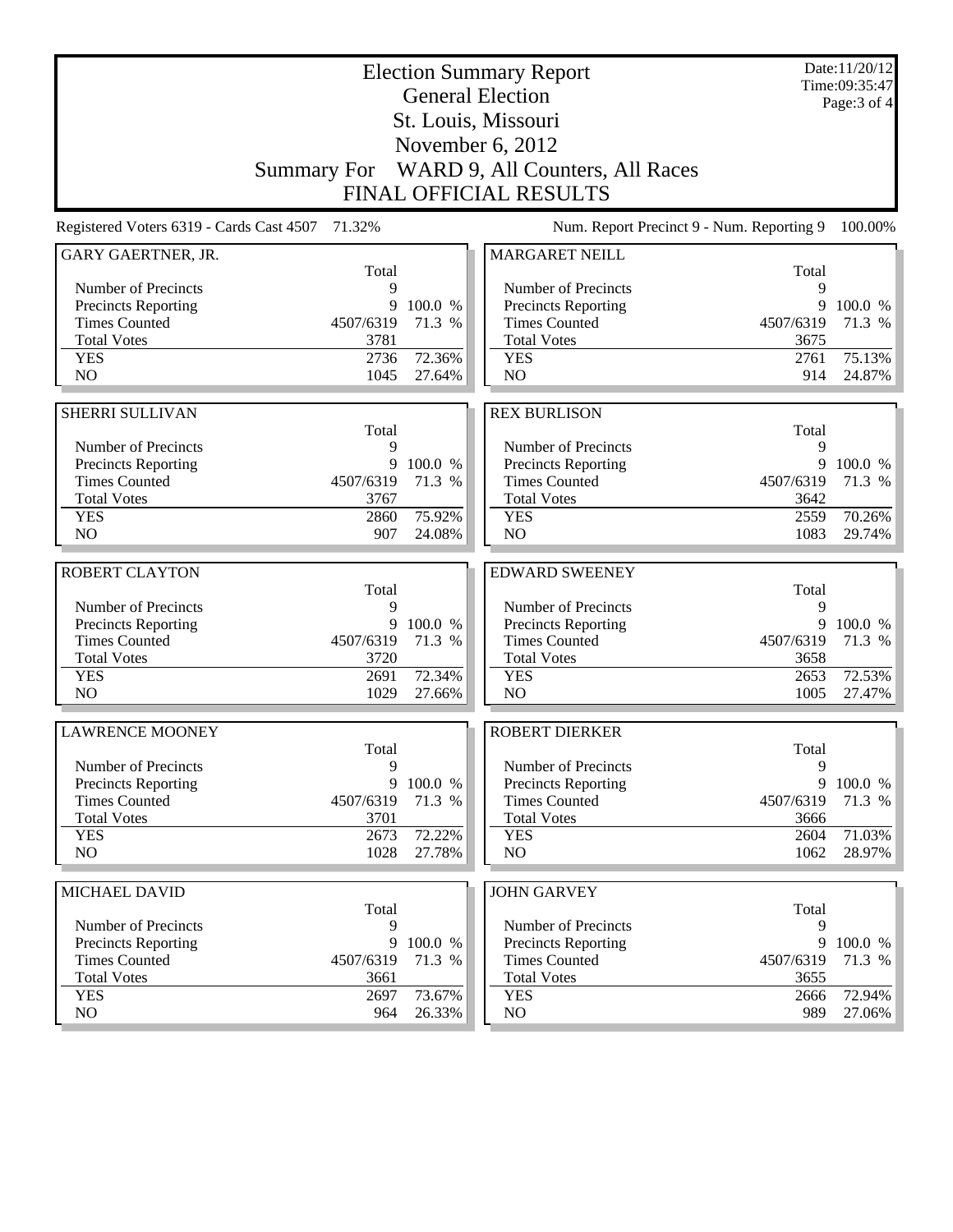# Election Summary Report

## General Election

## St. Louis, Missouri

## November 6, 2012

## Summary For WARD 9, All Counters, All Races

## FINAL OFFICIAL RESULTS

Date:11/20/12
Time:09:35:47

Registered Voters 6319 - Cards Cast 4507 71.32%

Num. Report Precinct 9 - Num. Reporting 9 100.00%

### GARY GAERTNER, JR.

| | Total | |
|---|---|---|
| Number of Precincts | 9 | |
| Precincts Reporting | 9 | 100.0 % |
| Times Counted | 4507/6319 | 71.3 % |
| Total Votes | 3781 | |
| YES | 2736 | 72.36% |
| NO | 1045 | 27.64% |

### MARGARET NEILL

| | Total | |
|---|---|---|
| Number of Precincts | 9 | |
| Precincts Reporting | 9 | 100.0 % |
| Times Counted | 4507/6319 | 71.3 % |
| Total Votes | 3675 | |
| YES | 2761 | 75.13% |
| NO | 914 | 24.87% |

### SHERRI SULLIVAN

| | Total | |
|---|---|---|
| Number of Precincts | 9 | |
| Precincts Reporting | 9 | 100.0 % |
| Times Counted | 4507/6319 | 71.3 % |
| Total Votes | 3767 | |
| YES | 2860 | 75.92% |
| NO | 907 | 24.08% |

### REX BURLISON

| | Total | |
|---|---|---|
| Number of Precincts | 9 | |
| Precincts Reporting | 9 | 100.0 % |
| Times Counted | 4507/6319 | 71.3 % |
| Total Votes | 3642 | |
| YES | 2559 | 70.26% |
| NO | 1083 | 29.74% |

### ROBERT CLAYTON

| | Total | |
|---|---|---|
| Number of Precincts | 9 | |
| Precincts Reporting | 9 | 100.0 % |
| Times Counted | 4507/6319 | 71.3 % |
| Total Votes | 3720 | |
| YES | 2691 | 72.34% |
| NO | 1029 | 27.66% |

### EDWARD SWEENEY

| | Total | |
|---|---|---|
| Number of Precincts | 9 | |
| Precincts Reporting | 9 | 100.0 % |
| Times Counted | 4507/6319 | 71.3 % |
| Total Votes | 3658 | |
| YES | 2653 | 72.53% |
| NO | 1005 | 27.47% |

### LAWRENCE MOONEY

| | Total | |
|---|---|---|
| Number of Precincts | 9 | |
| Precincts Reporting | 9 | 100.0 % |
| Times Counted | 4507/6319 | 71.3 % |
| Total Votes | 3701 | |
| YES | 2673 | 72.22% |
| NO | 1028 | 27.78% |

### ROBERT DIERKER

| | Total | |
|---|---|---|
| Number of Precincts | 9 | |
| Precincts Reporting | 9 | 100.0 % |
| Times Counted | 4507/6319 | 71.3 % |
| Total Votes | 3666 | |
| YES | 2604 | 71.03% |
| NO | 1062 | 28.97% |

### MICHAEL DAVID

| | Total | |
|---|---|---|
| Number of Precincts | 9 | |
| Precincts Reporting | 9 | 100.0 % |
| Times Counted | 4507/6319 | 71.3 % |
| Total Votes | 3661 | |
| YES | 2697 | 73.67% |
| NO | 964 | 26.33% |

### JOHN GARVEY

| | Total | |
|---|---|---|
| Number of Precincts | 9 | |
| Precincts Reporting | 9 | 100.0 % |
| Times Counted | 4507/6319 | 71.3 % |
| Total Votes | 3655 | |
| YES | 2666 | 72.94% |
| NO | 989 | 27.06% |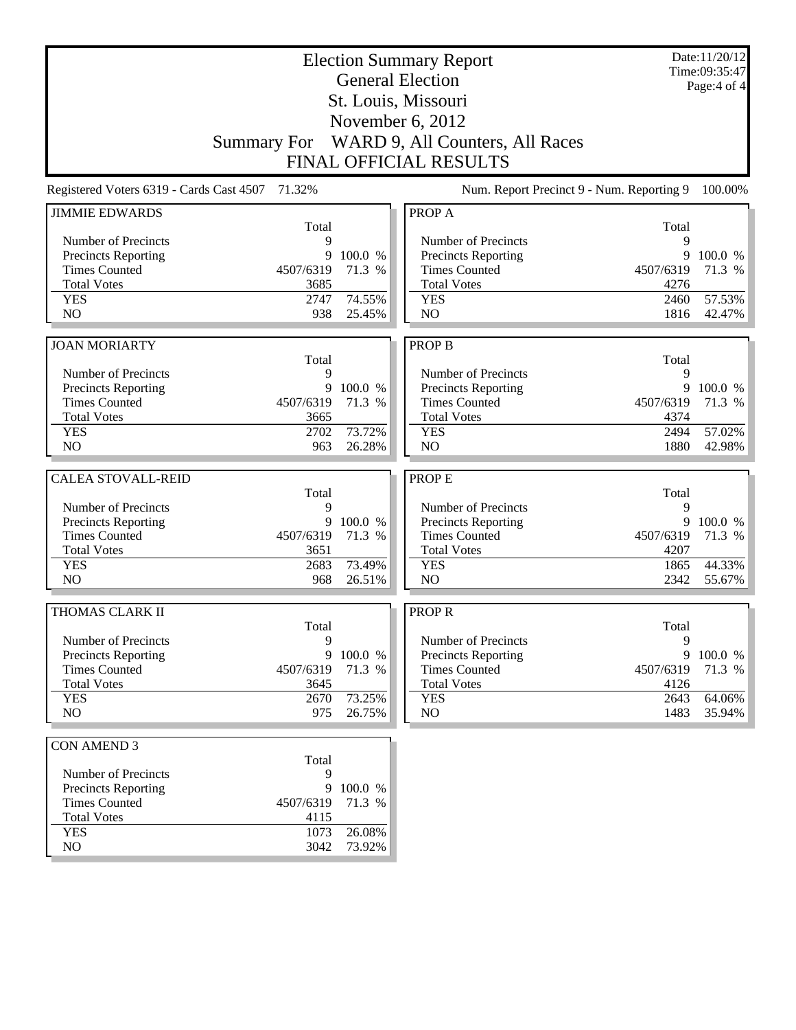# Election Summary Report

## General Election

## St. Louis, Missouri

## November 6, 2012

## Summary For WARD 9, All Counters, All Races

## FINAL OFFICIAL RESULTS

Date:11/20/12
Time:09:35:47

Registered Voters 6319 - Cards Cast 4507 71.32%

Num. Report Precinct 9 - Num. Reporting 9 100.00%

### JIMMIE EDWARDS

| | Total | |
|---|---|---|
| Number of Precincts | 9 | |
| Precincts Reporting | 9 | 100.0 % |
| Times Counted | 4507/6319 | 71.3 % |
| Total Votes | 3685 | |
| YES | 2747 | 74.55% |
| NO | 938 | 25.45% |

### JOAN MORIARTY

| | Total | |
|---|---|---|
| Number of Precincts | 9 | |
| Precincts Reporting | 9 | 100.0 % |
| Times Counted | 4507/6319 | 71.3 % |
| Total Votes | 3665 | |
| YES | 2702 | 73.72% |
| NO | 963 | 26.28% |

### CALEA STOVALL-REID

| | Total | |
|---|---|---|
| Number of Precincts | 9 | |
| Precincts Reporting | 9 | 100.0 % |
| Times Counted | 4507/6319 | 71.3 % |
| Total Votes | 3651 | |
| YES | 2683 | 73.49% |
| NO | 968 | 26.51% |

### THOMAS CLARK II

| | Total | |
|---|---|---|
| Number of Precincts | 9 | |
| Precincts Reporting | 9 | 100.0 % |
| Times Counted | 4507/6319 | 71.3 % |
| Total Votes | 3645 | |
| YES | 2670 | 73.25% |
| NO | 975 | 26.75% |

### CON AMEND 3

| | Total | |
|---|---|---|
| Number of Precincts | 9 | |
| Precincts Reporting | 9 | 100.0 % |
| Times Counted | 4507/6319 | 71.3 % |
| Total Votes | 4115 | |
| YES | 1073 | 26.08% |
| NO | 3042 | 73.92% |

### PROP A

| | Total | |
|---|---|---|
| Number of Precincts | 9 | |
| Precincts Reporting | 9 | 100.0 % |
| Times Counted | 4507/6319 | 71.3 % |
| Total Votes | 4276 | |
| YES | 2460 | 57.53% |
| NO | 1816 | 42.47% |

### PROP B

| | Total | |
|---|---|---|
| Number of Precincts | 9 | |
| Precincts Reporting | 9 | 100.0 % |
| Times Counted | 4507/6319 | 71.3 % |
| Total Votes | 4374 | |
| YES | 2494 | 57.02% |
| NO | 1880 | 42.98% |

### PROP E

| | Total | |
|---|---|---|
| Number of Precincts | 9 | |
| Precincts Reporting | 9 | 100.0 % |
| Times Counted | 4507/6319 | 71.3 % |
| Total Votes | 4207 | |
| YES | 1865 | 44.33% |
| NO | 2342 | 55.67% |

### PROP R

| | Total | |
|---|---|---|
| Number of Precincts | 9 | |
| Precincts Reporting | 9 | 100.0 % |
| Times Counted | 4507/6319 | 71.3 % |
| Total Votes | 4126 | |
| YES | 2643 | 64.06% |
| NO | 1483 | 35.94% |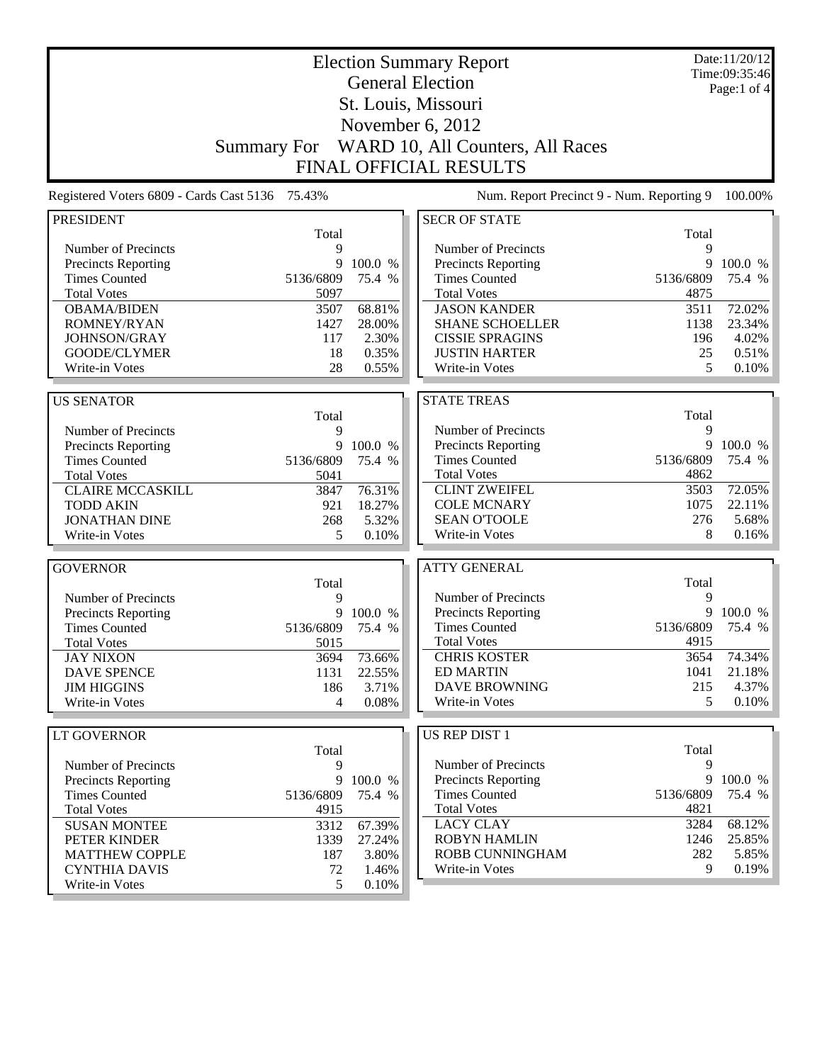# Election Summary Report

## General Election

## St. Louis, Missouri

## November 6, 2012

## Summary For WARD 10, All Counters, All Races

## FINAL OFFICIAL RESULTS

Date:11/20/12
Time:09:35:46

Registered Voters 6809 - Cards Cast 5136 75.43%

Num. Report Precinct 9 - Num. Reporting 9 100.00%

### PRESIDENT

| | Total | |
|---|---|---|
| Number of Precincts | 9 | |
| Precincts Reporting | 9 | 100.0 % |
| Times Counted | 5136/6809 | 75.4 % |
| Total Votes | 5097 | |
| OBAMA/BIDEN | 3507 | 68.81% |
| ROMNEY/RYAN | 1427 | 28.00% |
| JOHNSON/GRAY | 117 | 2.30% |
| GOODE/CLYMER | 18 | 0.35% |
| Write-in Votes | 28 | 0.55% |

### US SENATOR

| | Total | |
|---|---|---|
| Number of Precincts | 9 | |
| Precincts Reporting | 9 | 100.0 % |
| Times Counted | 5136/6809 | 75.4 % |
| Total Votes | 5041 | |
| CLAIRE MCCASKILL | 3847 | 76.31% |
| TODD AKIN | 921 | 18.27% |
| JONATHAN DINE | 268 | 5.32% |
| Write-in Votes | 5 | 0.10% |

### GOVERNOR

| | Total | |
|---|---|---|
| Number of Precincts | 9 | |
| Precincts Reporting | 9 | 100.0 % |
| Times Counted | 5136/6809 | 75.4 % |
| Total Votes | 5015 | |
| JAY NIXON | 3694 | 73.66% |
| DAVE SPENCE | 1131 | 22.55% |
| JIM HIGGINS | 186 | 3.71% |
| Write-in Votes | 4 | 0.08% |

### LT GOVERNOR

| | Total | |
|---|---|---|
| Number of Precincts | 9 | |
| Precincts Reporting | 9 | 100.0 % |
| Times Counted | 5136/6809 | 75.4 % |
| Total Votes | 4915 | |
| SUSAN MONTEE | 3312 | 67.39% |
| PETER KINDER | 1339 | 27.24% |
| MATTHEW COPPLE | 187 | 3.80% |
| CYNTHIA DAVIS | 72 | 1.46% |
| Write-in Votes | 5 | 0.10% |

### SECR OF STATE

| | Total | |
|---|---|---|
| Number of Precincts | 9 | |
| Precincts Reporting | 9 | 100.0 % |
| Times Counted | 5136/6809 | 75.4 % |
| Total Votes | 4875 | |
| JASON KANDER | 3511 | 72.02% |
| SHANE SCHOELLER | 1138 | 23.34% |
| CISSIE SPRAGINS | 196 | 4.02% |
| JUSTIN HARTER | 25 | 0.51% |
| Write-in Votes | 5 | 0.10% |

### STATE TREAS

| | Total | |
|---|---|---|
| Number of Precincts | 9 | |
| Precincts Reporting | 9 | 100.0 % |
| Times Counted | 5136/6809 | 75.4 % |
| Total Votes | 4862 | |
| CLINT ZWEIFEL | 3503 | 72.05% |
| COLE MCNARY | 1075 | 22.11% |
| SEAN O'TOOLE | 276 | 5.68% |
| Write-in Votes | 8 | 0.16% |

### ATTY GENERAL

| | Total | |
|---|---|---|
| Number of Precincts | 9 | |
| Precincts Reporting | 9 | 100.0 % |
| Times Counted | 5136/6809 | 75.4 % |
| Total Votes | 4915 | |
| CHRIS KOSTER | 3654 | 74.34% |
| ED MARTIN | 1041 | 21.18% |
| DAVE BROWNING | 215 | 4.37% |
| Write-in Votes | 5 | 0.10% |

### US REP DIST 1

| | Total | |
|---|---|---|
| Number of Precincts | 9 | |
| Precincts Reporting | 9 | 100.0 % |
| Times Counted | 5136/6809 | 75.4 % |
| Total Votes | 4821 | |
| LACY CLAY | 3284 | 68.12% |
| ROBYN HAMLIN | 1246 | 25.85% |
| ROBB CUNNINGHAM | 282 | 5.85% |
| Write-in Votes | 9 | 0.19% |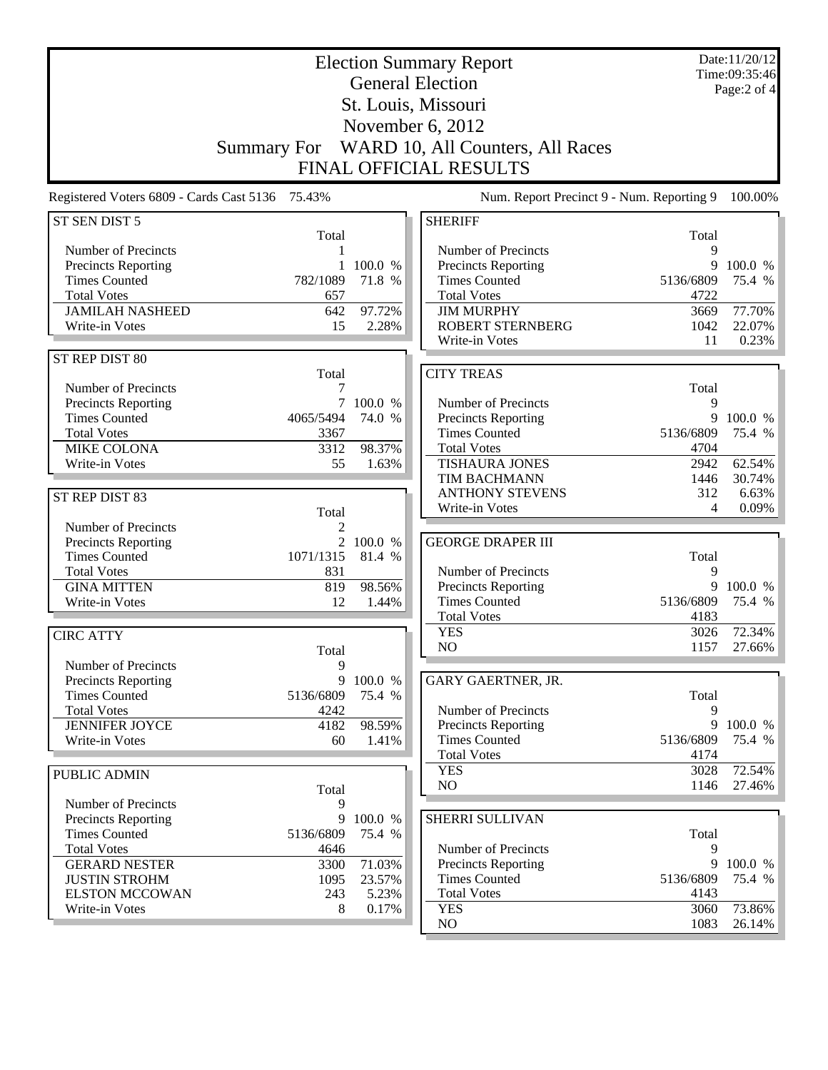# Election Summary Report
## General Election
## St. Louis, Missouri
## November 6, 2012
## Summary For WARD 10, All Counters, All Races
## FINAL OFFICIAL RESULTS

Date:11/20/12
Time:09:35:46

Registered Voters 6809 - Cards Cast 5136 75.43%

Num. Report Precinct 9 - Num. Reporting 9 100.00%

### ST SEN DIST 5

| | Total | |
|---|---|---|
| Number of Precincts | 1 | |
| Precincts Reporting | 1 | 100.0 % |
| Times Counted | 782/1089 | 71.8 % |
| Total Votes | 657 | |
| JAMILAH NASHEED | 642 | 97.72% |
| Write-in Votes | 15 | 2.28% |

### ST REP DIST 80

| | Total | |
|---|---|---|
| Number of Precincts | 7 | |
| Precincts Reporting | 7 | 100.0 % |
| Times Counted | 4065/5494 | 74.0 % |
| Total Votes | 3367 | |
| MIKE COLONA | 3312 | 98.37% |
| Write-in Votes | 55 | 1.63% |

### ST REP DIST 83

| | Total | |
|---|---|---|
| Number of Precincts | 2 | |
| Precincts Reporting | 2 | 100.0 % |
| Times Counted | 1071/1315 | 81.4 % |
| Total Votes | 831 | |
| GINA MITTEN | 819 | 98.56% |
| Write-in Votes | 12 | 1.44% |

### CIRC ATTY

| | Total | |
|---|---|---|
| Number of Precincts | 9 | |
| Precincts Reporting | 9 | 100.0 % |
| Times Counted | 5136/6809 | 75.4 % |
| Total Votes | 4242 | |
| JENNIFER JOYCE | 4182 | 98.59% |
| Write-in Votes | 60 | 1.41% |

### PUBLIC ADMIN

| | Total | |
|---|---|---|
| Number of Precincts | 9 | |
| Precincts Reporting | 9 | 100.0 % |
| Times Counted | 5136/6809 | 75.4 % |
| Total Votes | 4646 | |
| GERARD NESTER | 3300 | 71.03% |
| JUSTIN STROHM | 1095 | 23.57% |
| ELSTON MCCOWAN | 243 | 5.23% |
| Write-in Votes | 8 | 0.17% |

### SHERIFF

| | Total | |
|---|---|---|
| Number of Precincts | 9 | |
| Precincts Reporting | 9 | 100.0 % |
| Times Counted | 5136/6809 | 75.4 % |
| Total Votes | 4722 | |
| JIM MURPHY | 3669 | 77.70% |
| ROBERT STERNBERG | 1042 | 22.07% |
| Write-in Votes | 11 | 0.23% |

### CITY TREAS

| | Total | |
|---|---|---|
| Number of Precincts | 9 | |
| Precincts Reporting | 9 | 100.0 % |
| Times Counted | 5136/6809 | 75.4 % |
| Total Votes | 4704 | |
| TISHAURA JONES | 2942 | 62.54% |
| TIM BACHMANN | 1446 | 30.74% |
| ANTHONY STEVENS | 312 | 6.63% |
| Write-in Votes | 4 | 0.09% |

### GEORGE DRAPER III

| | Total | |
|---|---|---|
| Number of Precincts | 9 | |
| Precincts Reporting | 9 | 100.0 % |
| Times Counted | 5136/6809 | 75.4 % |
| Total Votes | 4183 | |
| YES | 3026 | 72.34% |
| NO | 1157 | 27.66% |

### GARY GAERTNER, JR.

| | Total | |
|---|---|---|
| Number of Precincts | 9 | |
| Precincts Reporting | 9 | 100.0 % |
| Times Counted | 5136/6809 | 75.4 % |
| Total Votes | 4174 | |
| YES | 3028 | 72.54% |
| NO | 1146 | 27.46% |

### SHERRI SULLIVAN

| | Total | |
|---|---|---|
| Number of Precincts | 9 | |
| Precincts Reporting | 9 | 100.0 % |
| Times Counted | 5136/6809 | 75.4 % |
| Total Votes | 4143 | |
| YES | 3060 | 73.86% |
| NO | 1083 | 26.14% |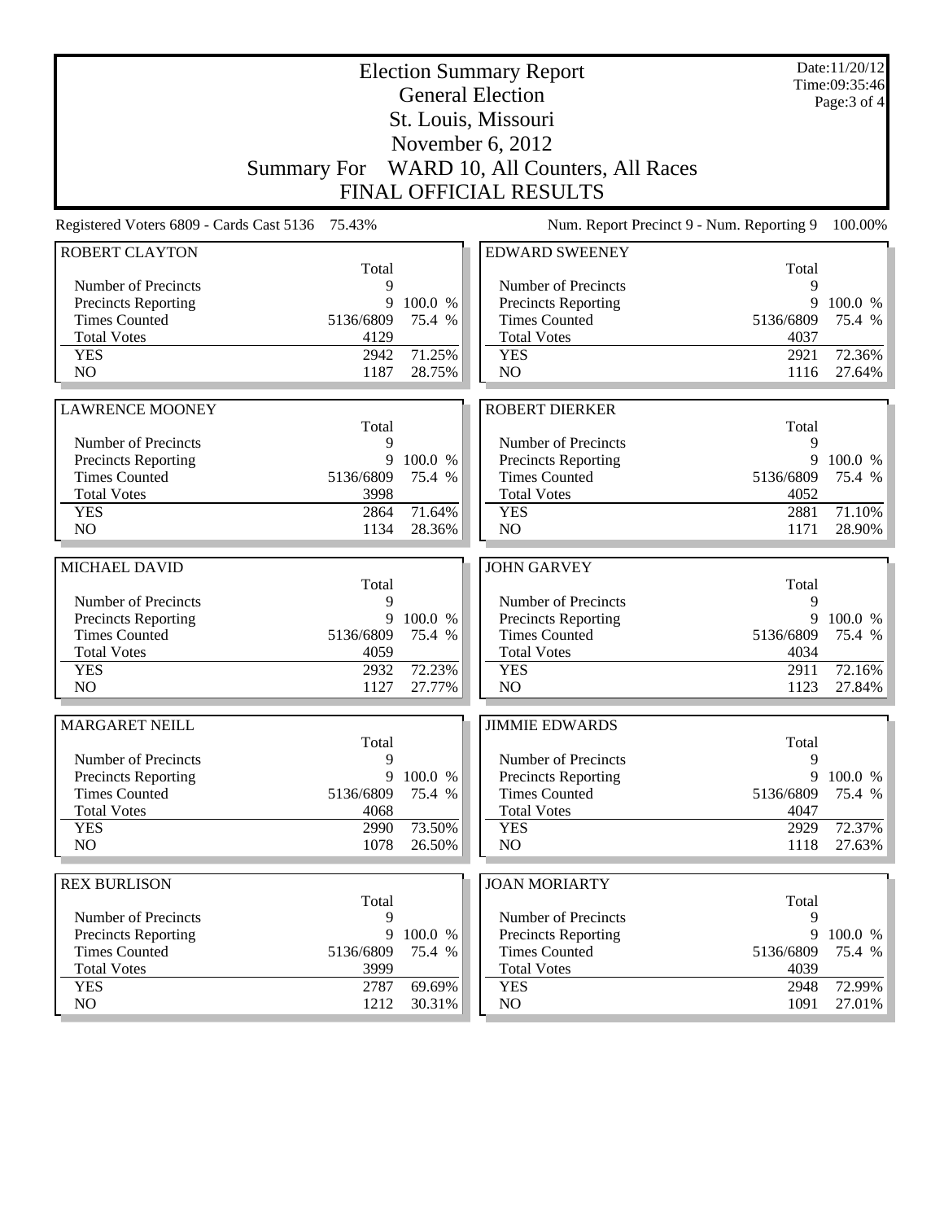# Election Summary Report

## General Election

## St. Louis, Missouri

## November 6, 2012

## Summary For WARD 10, All Counters, All Races

## FINAL OFFICIAL RESULTS

Date:11/20/12
Time:09:35:46

Registered Voters 6809 - Cards Cast 5136 75.43%

Num. Report Precinct 9 - Num. Reporting 9 100.00%

### ROBERT CLAYTON

| | Total | |
|---|---|---|
| Number of Precincts | 9 | |
| Precincts Reporting | 9 | 100.0 % |
| Times Counted | 5136/6809 | 75.4 % |
| Total Votes | 4129 | |
| YES | 2942 | 71.25% |
| NO | 1187 | 28.75% |

### EDWARD SWEENEY

| | Total | |
|---|---|---|
| Number of Precincts | 9 | |
| Precincts Reporting | 9 | 100.0 % |
| Times Counted | 5136/6809 | 75.4 % |
| Total Votes | 4037 | |
| YES | 2921 | 72.36% |
| NO | 1116 | 27.64% |

### LAWRENCE MOONEY

| | Total | |
|---|---|---|
| Number of Precincts | 9 | |
| Precincts Reporting | 9 | 100.0 % |
| Times Counted | 5136/6809 | 75.4 % |
| Total Votes | 3998 | |
| YES | 2864 | 71.64% |
| NO | 1134 | 28.36% |

### ROBERT DIERKER

| | Total | |
|---|---|---|
| Number of Precincts | 9 | |
| Precincts Reporting | 9 | 100.0 % |
| Times Counted | 5136/6809 | 75.4 % |
| Total Votes | 4052 | |
| YES | 2881 | 71.10% |
| NO | 1171 | 28.90% |

### MICHAEL DAVID

| | Total | |
|---|---|---|
| Number of Precincts | 9 | |
| Precincts Reporting | 9 | 100.0 % |
| Times Counted | 5136/6809 | 75.4 % |
| Total Votes | 4059 | |
| YES | 2932 | 72.23% |
| NO | 1127 | 27.77% |

### JOHN GARVEY

| | Total | |
|---|---|---|
| Number of Precincts | 9 | |
| Precincts Reporting | 9 | 100.0 % |
| Times Counted | 5136/6809 | 75.4 % |
| Total Votes | 4034 | |
| YES | 2911 | 72.16% |
| NO | 1123 | 27.84% |

### MARGARET NEILL

| | Total | |
|---|---|---|
| Number of Precincts | 9 | |
| Precincts Reporting | 9 | 100.0 % |
| Times Counted | 5136/6809 | 75.4 % |
| Total Votes | 4068 | |
| YES | 2990 | 73.50% |
| NO | 1078 | 26.50% |

### JIMMIE EDWARDS

| | Total | |
|---|---|---|
| Number of Precincts | 9 | |
| Precincts Reporting | 9 | 100.0 % |
| Times Counted | 5136/6809 | 75.4 % |
| Total Votes | 4047 | |
| YES | 2929 | 72.37% |
| NO | 1118 | 27.63% |

### REX BURLISON

| | Total | |
|---|---|---|
| Number of Precincts | 9 | |
| Precincts Reporting | 9 | 100.0 % |
| Times Counted | 5136/6809 | 75.4 % |
| Total Votes | 3999 | |
| YES | 2787 | 69.69% |
| NO | 1212 | 30.31% |

### JOAN MORIARTY

| | Total | |
|---|---|---|
| Number of Precincts | 9 | |
| Precincts Reporting | 9 | 100.0 % |
| Times Counted | 5136/6809 | 75.4 % |
| Total Votes | 4039 | |
| YES | 2948 | 72.99% |
| NO | 1091 | 27.01% |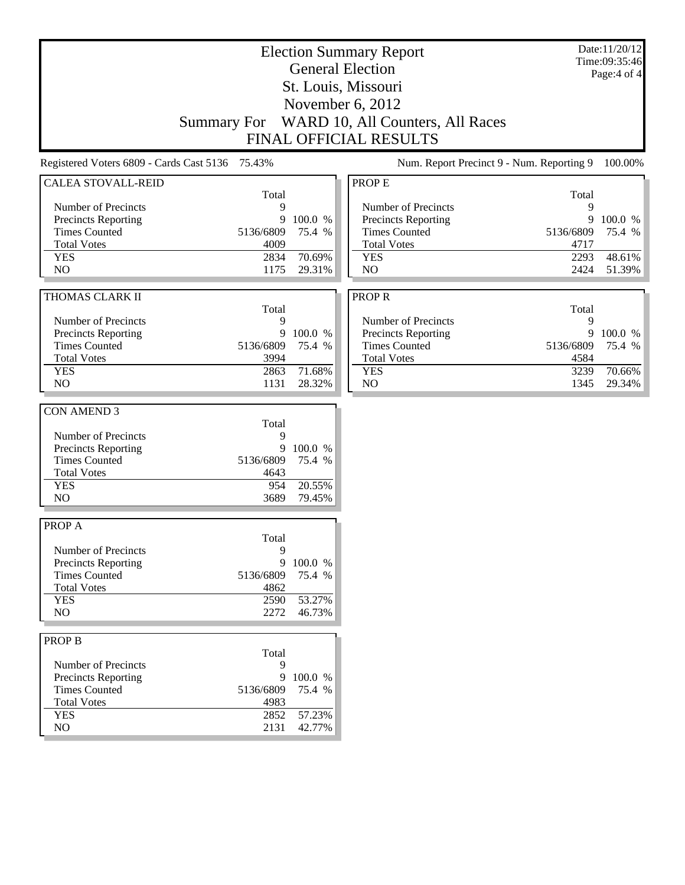# Election Summary Report

## General Election

## St. Louis, Missouri

## November 6, 2012

## Summary For WARD 10, All Counters, All Races

## FINAL OFFICIAL RESULTS

Date:11/20/12
Time:09:35:46

Registered Voters 6809 - Cards Cast 5136 75.43%

Num. Report Precinct 9 - Num. Reporting 9 100.00%

### CALEA STOVALL-REID

| | Total | |
|---|---|---|
| Number of Precincts | 9 | |
| Precincts Reporting | 9 | 100.0 % |
| Times Counted | 5136/6809 | 75.4 % |
| Total Votes | 4009 | |
| YES | 2834 | 70.69% |
| NO | 1175 | 29.31% |

### THOMAS CLARK II

| | Total | |
|---|---|---|
| Number of Precincts | 9 | |
| Precincts Reporting | 9 | 100.0 % |
| Times Counted | 5136/6809 | 75.4 % |
| Total Votes | 3994 | |
| YES | 2863 | 71.68% |
| NO | 1131 | 28.32% |

### CON AMEND 3

| | Total | |
|---|---|---|
| Number of Precincts | 9 | |
| Precincts Reporting | 9 | 100.0 % |
| Times Counted | 5136/6809 | 75.4 % |
| Total Votes | 4643 | |
| YES | 954 | 20.55% |
| NO | 3689 | 79.45% |

### PROP A

| | Total | |
|---|---|---|
| Number of Precincts | 9 | |
| Precincts Reporting | 9 | 100.0 % |
| Times Counted | 5136/6809 | 75.4 % |
| Total Votes | 4862 | |
| YES | 2590 | 53.27% |
| NO | 2272 | 46.73% |

### PROP B

| | Total | |
|---|---|---|
| Number of Precincts | 9 | |
| Precincts Reporting | 9 | 100.0 % |
| Times Counted | 5136/6809 | 75.4 % |
| Total Votes | 4983 | |
| YES | 2852 | 57.23% |
| NO | 2131 | 42.77% |

### PROP E

| | Total | |
|---|---|---|
| Number of Precincts | 9 | |
| Precincts Reporting | 9 | 100.0 % |
| Times Counted | 5136/6809 | 75.4 % |
| Total Votes | 4717 | |
| YES | 2293 | 48.61% |
| NO | 2424 | 51.39% |

### PROP R

| | Total | |
|---|---|---|
| Number of Precincts | 9 | |
| Precincts Reporting | 9 | 100.0 % |
| Times Counted | 5136/6809 | 75.4 % |
| Total Votes | 4584 | |
| YES | 3239 | 70.66% |
| NO | 1345 | 29.34% |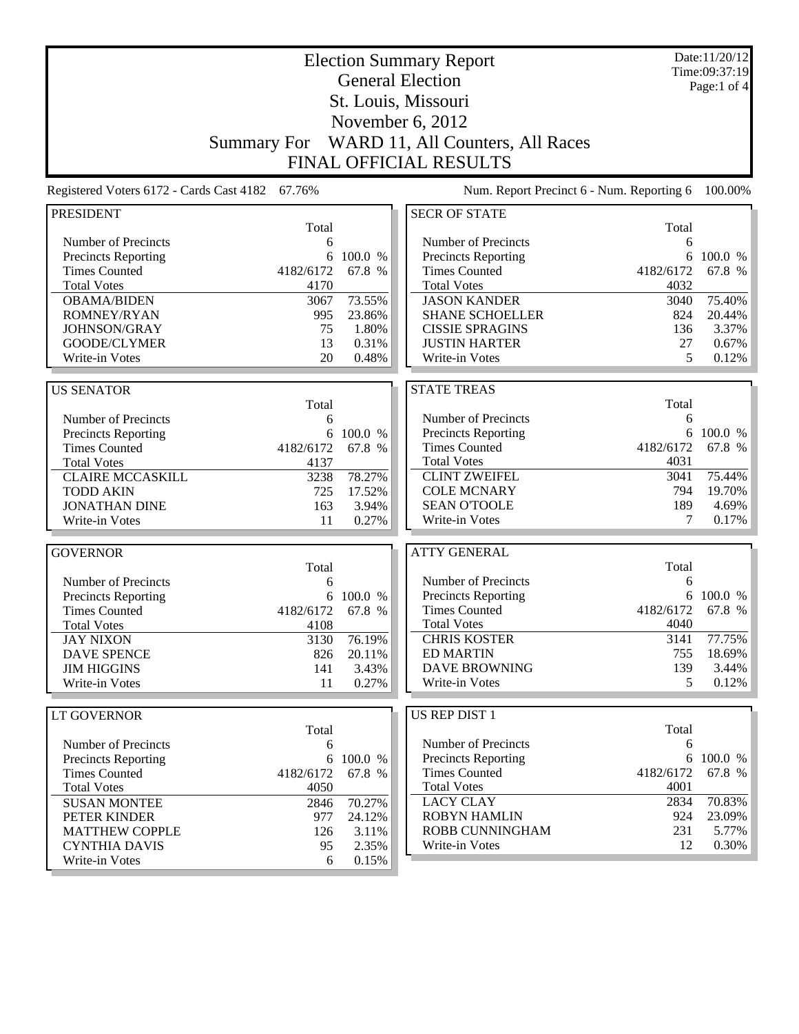# Election Summary Report
## General Election
## St. Louis, Missouri
## November 6, 2012
## Summary For WARD 11, All Counters, All Races
## FINAL OFFICIAL RESULTS

Date:11/20/12
Time:09:37:19

Registered Voters 6172 - Cards Cast 4182 67.76%

Num. Report Precinct 6 - Num. Reporting 6 100.00%

### PRESIDENT

| | Total | |
|---|---|---|
| Number of Precincts | 6 | |
| Precincts Reporting | 6 | 100.0 % |
| Times Counted | 4182/6172 | 67.8 % |
| Total Votes | 4170 | |
| OBAMA/BIDEN | 3067 | 73.55% |
| ROMNEY/RYAN | 995 | 23.86% |
| JOHNSON/GRAY | 75 | 1.80% |
| GOODE/CLYMER | 13 | 0.31% |
| Write-in Votes | 20 | 0.48% |

### US SENATOR

| | Total | |
|---|---|---|
| Number of Precincts | 6 | |
| Precincts Reporting | 6 | 100.0 % |
| Times Counted | 4182/6172 | 67.8 % |
| Total Votes | 4137 | |
| CLAIRE MCCASKILL | 3238 | 78.27% |
| TODD AKIN | 725 | 17.52% |
| JONATHAN DINE | 163 | 3.94% |
| Write-in Votes | 11 | 0.27% |

### GOVERNOR

| | Total | |
|---|---|---|
| Number of Precincts | 6 | |
| Precincts Reporting | 6 | 100.0 % |
| Times Counted | 4182/6172 | 67.8 % |
| Total Votes | 4108 | |
| JAY NIXON | 3130 | 76.19% |
| DAVE SPENCE | 826 | 20.11% |
| JIM HIGGINS | 141 | 3.43% |
| Write-in Votes | 11 | 0.27% |

### LT GOVERNOR

| | Total | |
|---|---|---|
| Number of Precincts | 6 | |
| Precincts Reporting | 6 | 100.0 % |
| Times Counted | 4182/6172 | 67.8 % |
| Total Votes | 4050 | |
| SUSAN MONTEE | 2846 | 70.27% |
| PETER KINDER | 977 | 24.12% |
| MATTHEW COPPLE | 126 | 3.11% |
| CYNTHIA DAVIS | 95 | 2.35% |
| Write-in Votes | 6 | 0.15% |

### SECR OF STATE

| | Total | |
|---|---|---|
| Number of Precincts | 6 | |
| Precincts Reporting | 6 | 100.0 % |
| Times Counted | 4182/6172 | 67.8 % |
| Total Votes | 4032 | |
| JASON KANDER | 3040 | 75.40% |
| SHANE SCHOELLER | 824 | 20.44% |
| CISSIE SPRAGINS | 136 | 3.37% |
| JUSTIN HARTER | 27 | 0.67% |
| Write-in Votes | 5 | 0.12% |

### STATE TREAS

| | Total | |
|---|---|---|
| Number of Precincts | 6 | |
| Precincts Reporting | 6 | 100.0 % |
| Times Counted | 4182/6172 | 67.8 % |
| Total Votes | 4031 | |
| CLINT ZWEIFEL | 3041 | 75.44% |
| COLE MCNARY | 794 | 19.70% |
| SEAN O'TOOLE | 189 | 4.69% |
| Write-in Votes | 7 | 0.17% |

### ATTY GENERAL

| | Total | |
|---|---|---|
| Number of Precincts | 6 | |
| Precincts Reporting | 6 | 100.0 % |
| Times Counted | 4182/6172 | 67.8 % |
| Total Votes | 4040 | |
| CHRIS KOSTER | 3141 | 77.75% |
| ED MARTIN | 755 | 18.69% |
| DAVE BROWNING | 139 | 3.44% |
| Write-in Votes | 5 | 0.12% |

### US REP DIST 1

| | Total | |
|---|---|---|
| Number of Precincts | 6 | |
| Precincts Reporting | 6 | 100.0 % |
| Times Counted | 4182/6172 | 67.8 % |
| Total Votes | 4001 | |
| LACY CLAY | 2834 | 70.83% |
| ROBYN HAMLIN | 924 | 23.09% |
| ROBB CUNNINGHAM | 231 | 5.77% |
| Write-in Votes | 12 | 0.30% |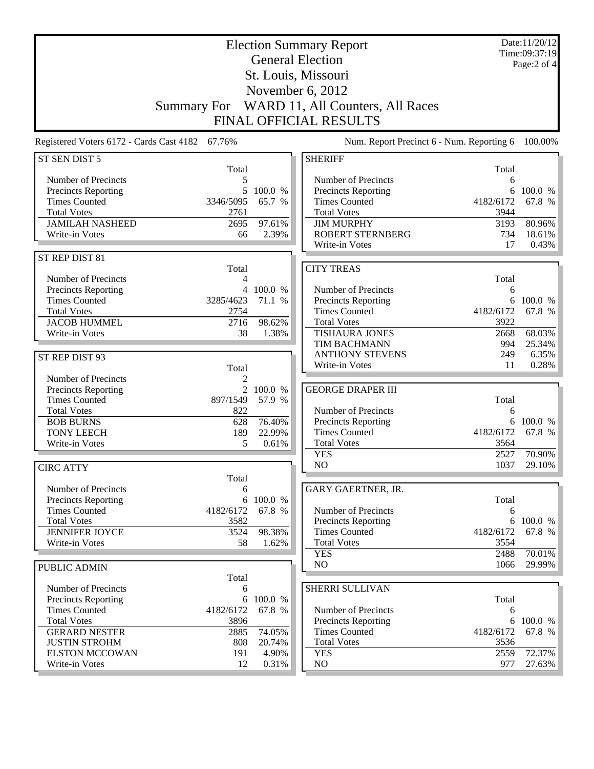# Election Summary Report

## General Election

## St. Louis, Missouri

## November 6, 2012

## Summary For WARD 11, All Counters, All Races

## FINAL OFFICIAL RESULTS

Date:11/20/12
Time:09:37:19

Registered Voters 6172 - Cards Cast 4182 67.76%

Num. Report Precinct 6 - Num. Reporting 6 100.00%

### ST SEN DIST 5

| | Total | |
|---|---|---|
| Number of Precincts | 5 | |
| Precincts Reporting | 5 | 100.0 % |
| Times Counted | 3346/5095 | 65.7 % |
| Total Votes | 2761 | |
| JAMILAH NASHEED | 2695 | 97.61% |
| Write-in Votes | 66 | 2.39% |

### ST REP DIST 81

| | Total | |
|---|---|---|
| Number of Precincts | 4 | |
| Precincts Reporting | 4 | 100.0 % |
| Times Counted | 3285/4623 | 71.1 % |
| Total Votes | 2754 | |
| JACOB HUMMEL | 2716 | 98.62% |
| Write-in Votes | 38 | 1.38% |

### ST REP DIST 93

| | Total | |
|---|---|---|
| Number of Precincts | 2 | |
| Precincts Reporting | 2 | 100.0 % |
| Times Counted | 897/1549 | 57.9 % |
| Total Votes | 822 | |
| BOB BURNS | 628 | 76.40% |
| TONY LEECH | 189 | 22.99% |
| Write-in Votes | 5 | 0.61% |

### CIRC ATTY

| | Total | |
|---|---|---|
| Number of Precincts | 6 | |
| Precincts Reporting | 6 | 100.0 % |
| Times Counted | 4182/6172 | 67.8 % |
| Total Votes | 3582 | |
| JENNIFER JOYCE | 3524 | 98.38% |
| Write-in Votes | 58 | 1.62% |

### PUBLIC ADMIN

| | Total | |
|---|---|---|
| Number of Precincts | 6 | |
| Precincts Reporting | 6 | 100.0 % |
| Times Counted | 4182/6172 | 67.8 % |
| Total Votes | 3896 | |
| GERARD NESTER | 2885 | 74.05% |
| JUSTIN STROHM | 808 | 20.74% |
| ELSTON MCCOWAN | 191 | 4.90% |
| Write-in Votes | 12 | 0.31% |

### SHERIFF

| | Total | |
|---|---|---|
| Number of Precincts | 6 | |
| Precincts Reporting | 6 | 100.0 % |
| Times Counted | 4182/6172 | 67.8 % |
| Total Votes | 3944 | |
| JIM MURPHY | 3193 | 80.96% |
| ROBERT STERNBERG | 734 | 18.61% |
| Write-in Votes | 17 | 0.43% |

### CITY TREAS

| | Total | |
|---|---|---|
| Number of Precincts | 6 | |
| Precincts Reporting | 6 | 100.0 % |
| Times Counted | 4182/6172 | 67.8 % |
| Total Votes | 3922 | |
| TISHAURA JONES | 2668 | 68.03% |
| TIM BACHMANN | 994 | 25.34% |
| ANTHONY STEVENS | 249 | 6.35% |
| Write-in Votes | 11 | 0.28% |

### GEORGE DRAPER III

| | Total | |
|---|---|---|
| Number of Precincts | 6 | |
| Precincts Reporting | 6 | 100.0 % |
| Times Counted | 4182/6172 | 67.8 % |
| Total Votes | 3564 | |
| YES | 2527 | 70.90% |
| NO | 1037 | 29.10% |

### GARY GAERTNER, JR.

| | Total | |
|---|---|---|
| Number of Precincts | 6 | |
| Precincts Reporting | 6 | 100.0 % |
| Times Counted | 4182/6172 | 67.8 % |
| Total Votes | 3554 | |
| YES | 2488 | 70.01% |
| NO | 1066 | 29.99% |

### SHERRI SULLIVAN

| | Total | |
|---|---|---|
| Number of Precincts | 6 | |
| Precincts Reporting | 6 | 100.0 % |
| Times Counted | 4182/6172 | 67.8 % |
| Total Votes | 3536 | |
| YES | 2559 | 72.37% |
| NO | 977 | 27.63% |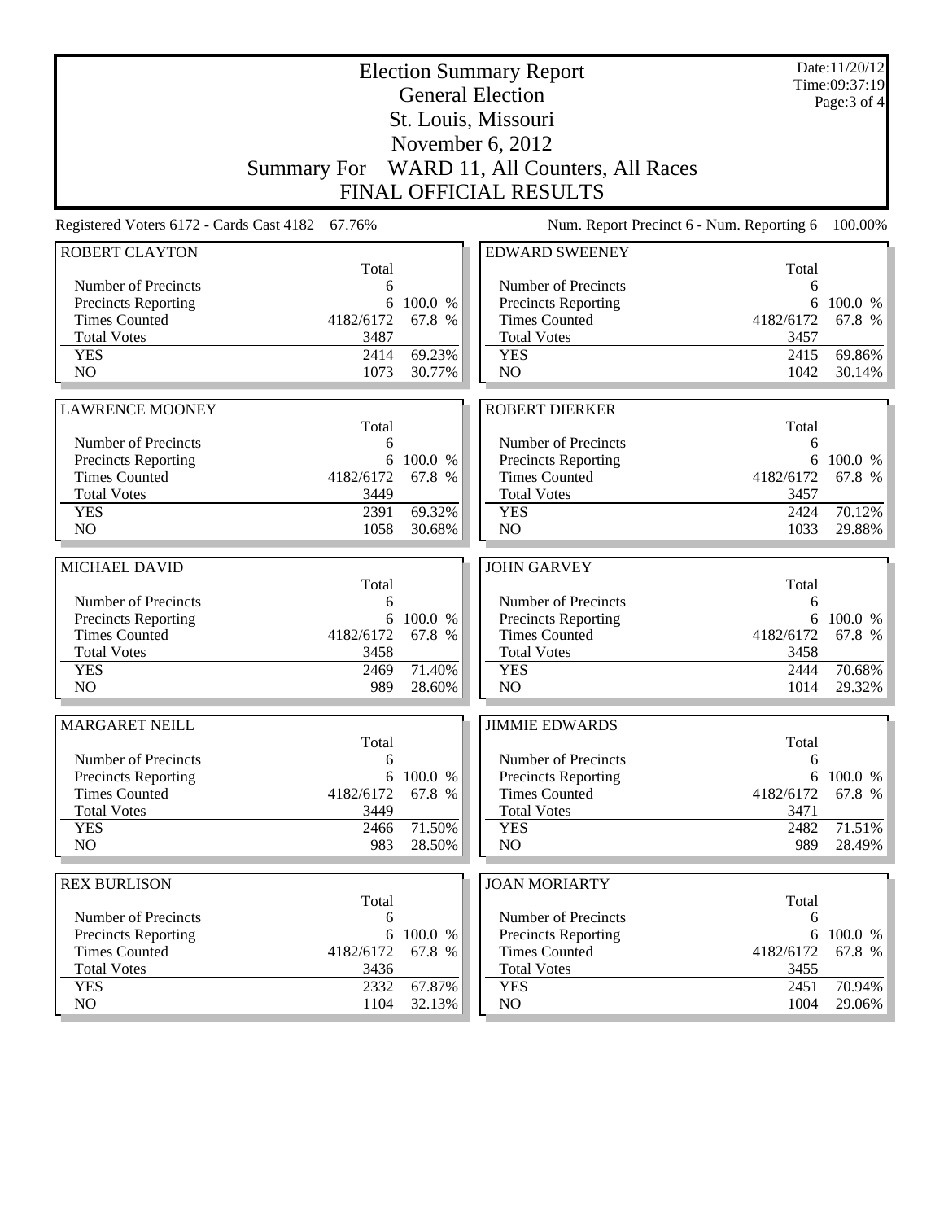# Election Summary Report

## General Election

## St. Louis, Missouri

## November 6, 2012

## Summary For WARD 11, All Counters, All Races

## FINAL OFFICIAL RESULTS

Date:11/20/12
Time:09:37:19

Registered Voters 6172 - Cards Cast 4182 67.76%

Num. Report Precinct 6 - Num. Reporting 6 100.00%

### ROBERT CLAYTON

| | Total | |
|---|---|---|
| Number of Precincts | 6 | |
| Precincts Reporting | 6 | 100.0 % |
| Times Counted | 4182/6172 | 67.8 % |
| Total Votes | 3487 | |
| YES | 2414 | 69.23% |
| NO | 1073 | 30.77% |

### EDWARD SWEENEY

| | Total | |
|---|---|---|
| Number of Precincts | 6 | |
| Precincts Reporting | 6 | 100.0 % |
| Times Counted | 4182/6172 | 67.8 % |
| Total Votes | 3457 | |
| YES | 2415 | 69.86% |
| NO | 1042 | 30.14% |

### LAWRENCE MOONEY

| | Total | |
|---|---|---|
| Number of Precincts | 6 | |
| Precincts Reporting | 6 | 100.0 % |
| Times Counted | 4182/6172 | 67.8 % |
| Total Votes | 3449 | |
| YES | 2391 | 69.32% |
| NO | 1058 | 30.68% |

### ROBERT DIERKER

| | Total | |
|---|---|---|
| Number of Precincts | 6 | |
| Precincts Reporting | 6 | 100.0 % |
| Times Counted | 4182/6172 | 67.8 % |
| Total Votes | 3457 | |
| YES | 2424 | 70.12% |
| NO | 1033 | 29.88% |

### MICHAEL DAVID

| | Total | |
|---|---|---|
| Number of Precincts | 6 | |
| Precincts Reporting | 6 | 100.0 % |
| Times Counted | 4182/6172 | 67.8 % |
| Total Votes | 3458 | |
| YES | 2469 | 71.40% |
| NO | 989 | 28.60% |

### JOHN GARVEY

| | Total | |
|---|---|---|
| Number of Precincts | 6 | |
| Precincts Reporting | 6 | 100.0 % |
| Times Counted | 4182/6172 | 67.8 % |
| Total Votes | 3458 | |
| YES | 2444 | 70.68% |
| NO | 1014 | 29.32% |

### MARGARET NEILL

| | Total | |
|---|---|---|
| Number of Precincts | 6 | |
| Precincts Reporting | 6 | 100.0 % |
| Times Counted | 4182/6172 | 67.8 % |
| Total Votes | 3449 | |
| YES | 2466 | 71.50% |
| NO | 983 | 28.50% |

### JIMMIE EDWARDS

| | Total | |
|---|---|---|
| Number of Precincts | 6 | |
| Precincts Reporting | 6 | 100.0 % |
| Times Counted | 4182/6172 | 67.8 % |
| Total Votes | 3471 | |
| YES | 2482 | 71.51% |
| NO | 989 | 28.49% |

### REX BURLISON

| | Total | |
|---|---|---|
| Number of Precincts | 6 | |
| Precincts Reporting | 6 | 100.0 % |
| Times Counted | 4182/6172 | 67.8 % |
| Total Votes | 3436 | |
| YES | 2332 | 67.87% |
| NO | 1104 | 32.13% |

### JOAN MORIARTY

| | Total | |
|---|---|---|
| Number of Precincts | 6 | |
| Precincts Reporting | 6 | 100.0 % |
| Times Counted | 4182/6172 | 67.8 % |
| Total Votes | 3455 | |
| YES | 2451 | 70.94% |
| NO | 1004 | 29.06% |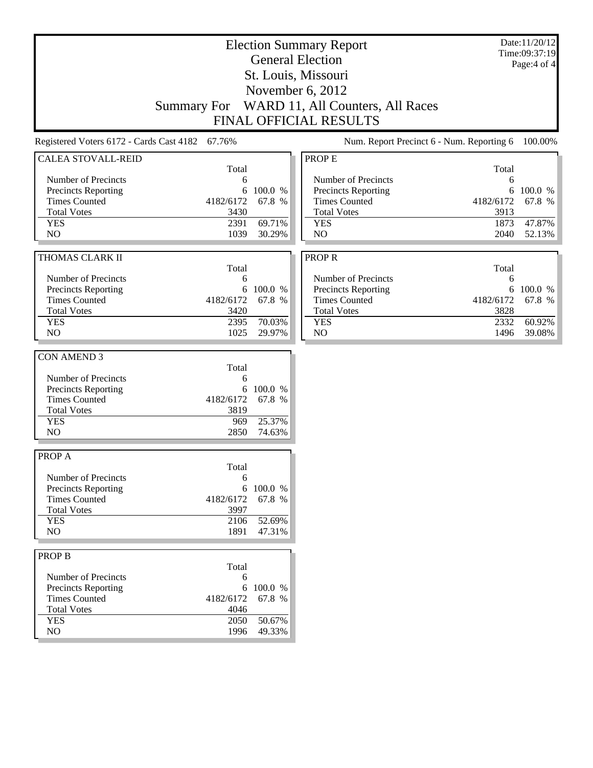# Election Summary Report

## General Election

## St. Louis, Missouri

## November 6, 2012

## Summary For WARD 11, All Counters, All Races

## FINAL OFFICIAL RESULTS

Date:11/20/12
Time:09:37:19

Registered Voters 6172 - Cards Cast 4182 67.76%

Num. Report Precinct 6 - Num. Reporting 6 100.00%

### CALEA STOVALL-REID

| | Total | |
|---|---|---|
| Number of Precincts | 6 | |
| Precincts Reporting | 6 | 100.0 % |
| Times Counted | 4182/6172 | 67.8 % |
| Total Votes | 3430 | |
| YES | 2391 | 69.71% |
| NO | 1039 | 30.29% |

### THOMAS CLARK II

| | Total | |
|---|---|---|
| Number of Precincts | 6 | |
| Precincts Reporting | 6 | 100.0 % |
| Times Counted | 4182/6172 | 67.8 % |
| Total Votes | 3420 | |
| YES | 2395 | 70.03% |
| NO | 1025 | 29.97% |

### CON AMEND 3

| | Total | |
|---|---|---|
| Number of Precincts | 6 | |
| Precincts Reporting | 6 | 100.0 % |
| Times Counted | 4182/6172 | 67.8 % |
| Total Votes | 3819 | |
| YES | 969 | 25.37% |
| NO | 2850 | 74.63% |

### PROP A

| | Total | |
|---|---|---|
| Number of Precincts | 6 | |
| Precincts Reporting | 6 | 100.0 % |
| Times Counted | 4182/6172 | 67.8 % |
| Total Votes | 3997 | |
| YES | 2106 | 52.69% |
| NO | 1891 | 47.31% |

### PROP B

| | Total | |
|---|---|---|
| Number of Precincts | 6 | |
| Precincts Reporting | 6 | 100.0 % |
| Times Counted | 4182/6172 | 67.8 % |
| Total Votes | 4046 | |
| YES | 2050 | 50.67% |
| NO | 1996 | 49.33% |

### PROP E

| | Total | |
|---|---|---|
| Number of Precincts | 6 | |
| Precincts Reporting | 6 | 100.0 % |
| Times Counted | 4182/6172 | 67.8 % |
| Total Votes | 3913 | |
| YES | 1873 | 47.87% |
| NO | 2040 | 52.13% |

### PROP R

| | Total | |
|---|---|---|
| Number of Precincts | 6 | |
| Precincts Reporting | 6 | 100.0 % |
| Times Counted | 4182/6172 | 67.8 % |
| Total Votes | 3828 | |
| YES | 2332 | 60.92% |
| NO | 1496 | 39.08% |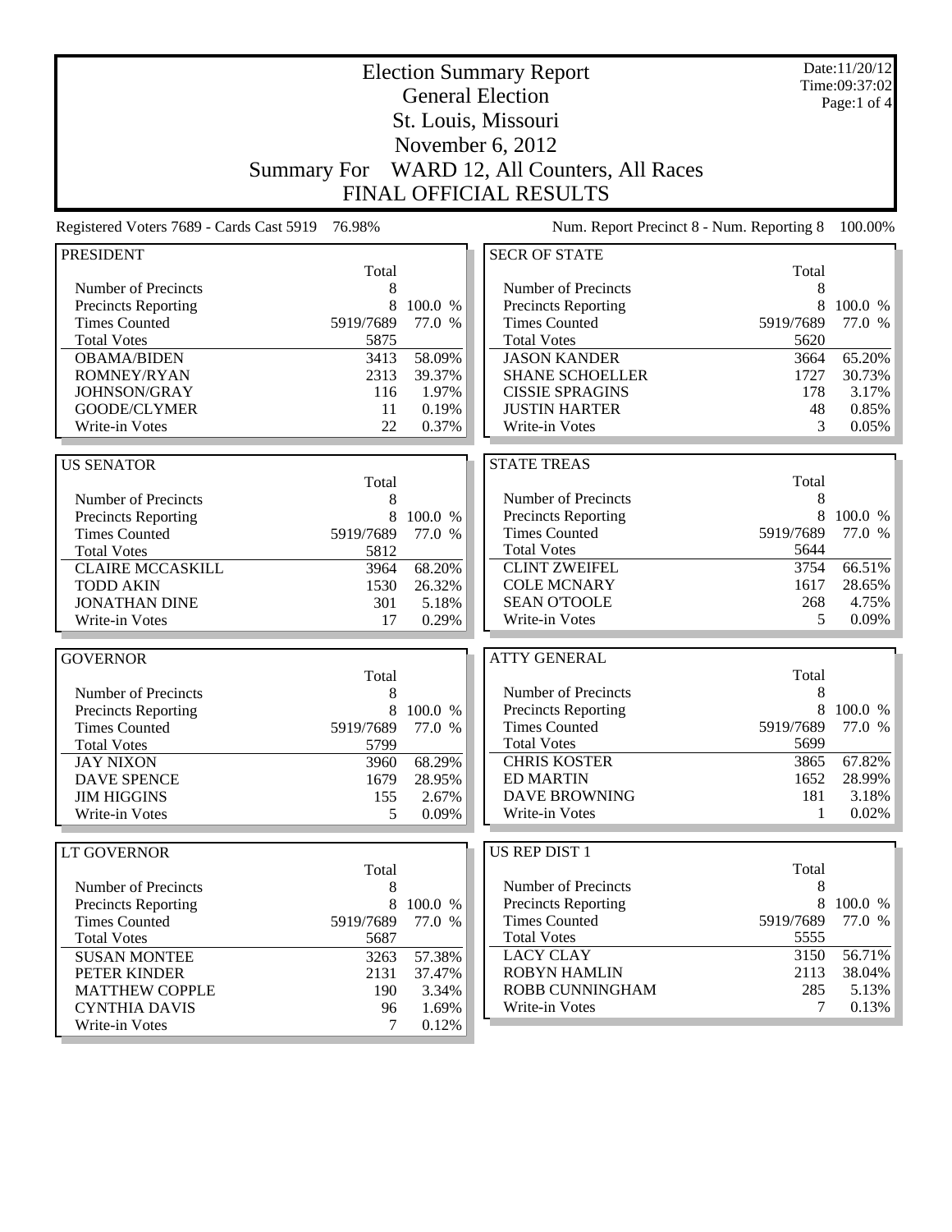# Election Summary Report

## General Election

## St. Louis, Missouri

## November 6, 2012

## Summary For WARD 12, All Counters, All Races

## FINAL OFFICIAL RESULTS

Date:11/20/12
Time:09:37:02

Registered Voters 7689 - Cards Cast 5919 76.98%

Num. Report Precinct 8 - Num. Reporting 8 100.00%

### PRESIDENT

| | Total | |
|---|---|---|
| Number of Precincts | 8 | |
| Precincts Reporting | 8 | 100.0 % |
| Times Counted | 5919/7689 | 77.0 % |
| Total Votes | 5875 | |
| OBAMA/BIDEN | 3413 | 58.09% |
| ROMNEY/RYAN | 2313 | 39.37% |
| JOHNSON/GRAY | 116 | 1.97% |
| GOODE/CLYMER | 11 | 0.19% |
| Write-in Votes | 22 | 0.37% |

### US SENATOR

| | Total | |
|---|---|---|
| Number of Precincts | 8 | |
| Precincts Reporting | 8 | 100.0 % |
| Times Counted | 5919/7689 | 77.0 % |
| Total Votes | 5812 | |
| CLAIRE MCCASKILL | 3964 | 68.20% |
| TODD AKIN | 1530 | 26.32% |
| JONATHAN DINE | 301 | 5.18% |
| Write-in Votes | 17 | 0.29% |

### GOVERNOR

| | Total | |
|---|---|---|
| Number of Precincts | 8 | |
| Precincts Reporting | 8 | 100.0 % |
| Times Counted | 5919/7689 | 77.0 % |
| Total Votes | 5799 | |
| JAY NIXON | 3960 | 68.29% |
| DAVE SPENCE | 1679 | 28.95% |
| JIM HIGGINS | 155 | 2.67% |
| Write-in Votes | 5 | 0.09% |

### LT GOVERNOR

| | Total | |
|---|---|---|
| Number of Precincts | 8 | |
| Precincts Reporting | 8 | 100.0 % |
| Times Counted | 5919/7689 | 77.0 % |
| Total Votes | 5687 | |
| SUSAN MONTEE | 3263 | 57.38% |
| PETER KINDER | 2131 | 37.47% |
| MATTHEW COPPLE | 190 | 3.34% |
| CYNTHIA DAVIS | 96 | 1.69% |
| Write-in Votes | 7 | 0.12% |

### SECR OF STATE

| | Total | |
|---|---|---|
| Number of Precincts | 8 | |
| Precincts Reporting | 8 | 100.0 % |
| Times Counted | 5919/7689 | 77.0 % |
| Total Votes | 5620 | |
| JASON KANDER | 3664 | 65.20% |
| SHANE SCHOELLER | 1727 | 30.73% |
| CISSIE SPRAGINS | 178 | 3.17% |
| JUSTIN HARTER | 48 | 0.85% |
| Write-in Votes | 3 | 0.05% |

### STATE TREAS

| | Total | |
|---|---|---|
| Number of Precincts | 8 | |
| Precincts Reporting | 8 | 100.0 % |
| Times Counted | 5919/7689 | 77.0 % |
| Total Votes | 5644 | |
| CLINT ZWEIFEL | 3754 | 66.51% |
| COLE MCNARY | 1617 | 28.65% |
| SEAN O'TOOLE | 268 | 4.75% |
| Write-in Votes | 5 | 0.09% |

### ATTY GENERAL

| | Total | |
|---|---|---|
| Number of Precincts | 8 | |
| Precincts Reporting | 8 | 100.0 % |
| Times Counted | 5919/7689 | 77.0 % |
| Total Votes | 5699 | |
| CHRIS KOSTER | 3865 | 67.82% |
| ED MARTIN | 1652 | 28.99% |
| DAVE BROWNING | 181 | 3.18% |
| Write-in Votes | 1 | 0.02% |

### US REP DIST 1

| | Total | |
|---|---|---|
| Number of Precincts | 8 | |
| Precincts Reporting | 8 | 100.0 % |
| Times Counted | 5919/7689 | 77.0 % |
| Total Votes | 5555 | |
| LACY CLAY | 3150 | 56.71% |
| ROBYN HAMLIN | 2113 | 38.04% |
| ROBB CUNNINGHAM | 285 | 5.13% |
| Write-in Votes | 7 | 0.13% |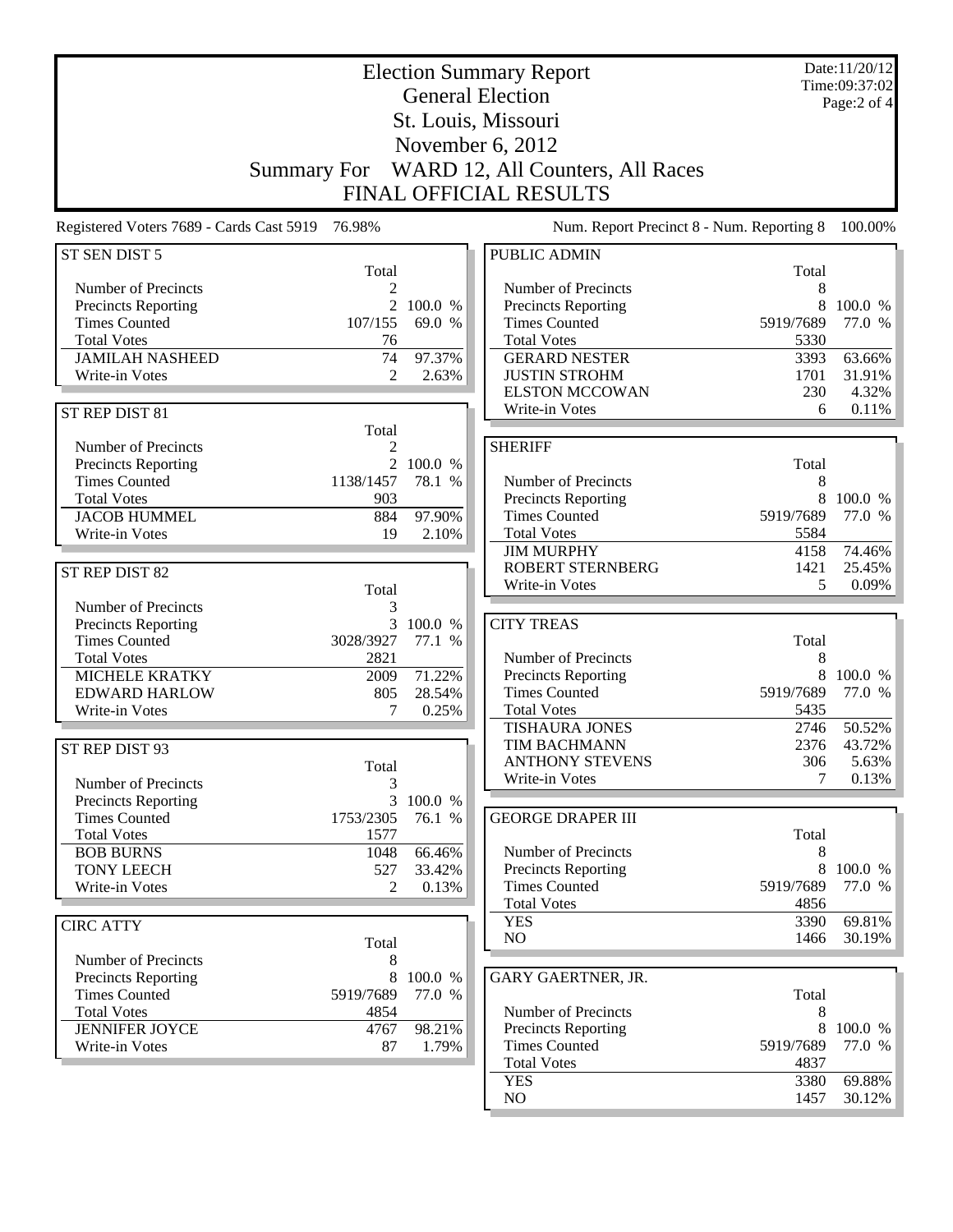# Election Summary Report

## General Election

## St. Louis, Missouri

## November 6, 2012

## Summary For WARD 12, All Counters, All Races

## FINAL OFFICIAL RESULTS

Date:11/20/12
Time:09:37:02

Registered Voters 7689 - Cards Cast 5919 76.98%

Num. Report Precinct 8 - Num. Reporting 8 100.00%

### ST SEN DIST 5

| | Total | |
|---|---|---|
| Number of Precincts | 2 | |
| Precincts Reporting | 2 | 100.0 % |
| Times Counted | 107/155 | 69.0 % |
| Total Votes | 76 | |
| JAMILAH NASHEED | 74 | 97.37% |
| Write-in Votes | 2 | 2.63% |

### ST REP DIST 81

| | Total | |
|---|---|---|
| Number of Precincts | 2 | |
| Precincts Reporting | 2 | 100.0 % |
| Times Counted | 1138/1457 | 78.1 % |
| Total Votes | 903 | |
| JACOB HUMMEL | 884 | 97.90% |
| Write-in Votes | 19 | 2.10% |

### ST REP DIST 82

| | Total | |
|---|---|---|
| Number of Precincts | 3 | |
| Precincts Reporting | 3 | 100.0 % |
| Times Counted | 3028/3927 | 77.1 % |
| Total Votes | 2821 | |
| MICHELE KRATKY | 2009 | 71.22% |
| EDWARD HARLOW | 805 | 28.54% |
| Write-in Votes | 7 | 0.25% |

### ST REP DIST 93

| | Total | |
|---|---|---|
| Number of Precincts | 3 | |
| Precincts Reporting | 3 | 100.0 % |
| Times Counted | 1753/2305 | 76.1 % |
| Total Votes | 1577 | |
| BOB BURNS | 1048 | 66.46% |
| TONY LEECH | 527 | 33.42% |
| Write-in Votes | 2 | 0.13% |

### CIRC ATTY

| | Total | |
|---|---|---|
| Number of Precincts | 8 | |
| Precincts Reporting | 8 | 100.0 % |
| Times Counted | 5919/7689 | 77.0 % |
| Total Votes | 4854 | |
| JENNIFER JOYCE | 4767 | 98.21% |
| Write-in Votes | 87 | 1.79% |

### PUBLIC ADMIN

| | Total | |
|---|---|---|
| Number of Precincts | 8 | |
| Precincts Reporting | 8 | 100.0 % |
| Times Counted | 5919/7689 | 77.0 % |
| Total Votes | 5330 | |
| GERARD NESTER | 3393 | 63.66% |
| JUSTIN STROHM | 1701 | 31.91% |
| ELSTON MCCOWAN | 230 | 4.32% |
| Write-in Votes | 6 | 0.11% |

### SHERIFF

| | Total | |
|---|---|---|
| Number of Precincts | 8 | |
| Precincts Reporting | 8 | 100.0 % |
| Times Counted | 5919/7689 | 77.0 % |
| Total Votes | 5584 | |
| JIM MURPHY | 4158 | 74.46% |
| ROBERT STERNBERG | 1421 | 25.45% |
| Write-in Votes | 5 | 0.09% |

### CITY TREAS

| | Total | |
|---|---|---|
| Number of Precincts | 8 | |
| Precincts Reporting | 8 | 100.0 % |
| Times Counted | 5919/7689 | 77.0 % |
| Total Votes | 5435 | |
| TISHAURA JONES | 2746 | 50.52% |
| TIM BACHMANN | 2376 | 43.72% |
| ANTHONY STEVENS | 306 | 5.63% |
| Write-in Votes | 7 | 0.13% |

### GEORGE DRAPER III

| | Total | |
|---|---|---|
| Number of Precincts | 8 | |
| Precincts Reporting | 8 | 100.0 % |
| Times Counted | 5919/7689 | 77.0 % |
| Total Votes | 4856 | |
| YES | 3390 | 69.81% |
| NO | 1466 | 30.19% |

### GARY GAERTNER, JR.

| | Total | |
|---|---|---|
| Number of Precincts | 8 | |
| Precincts Reporting | 8 | 100.0 % |
| Times Counted | 5919/7689 | 77.0 % |
| Total Votes | 4837 | |
| YES | 3380 | 69.88% |
| NO | 1457 | 30.12% |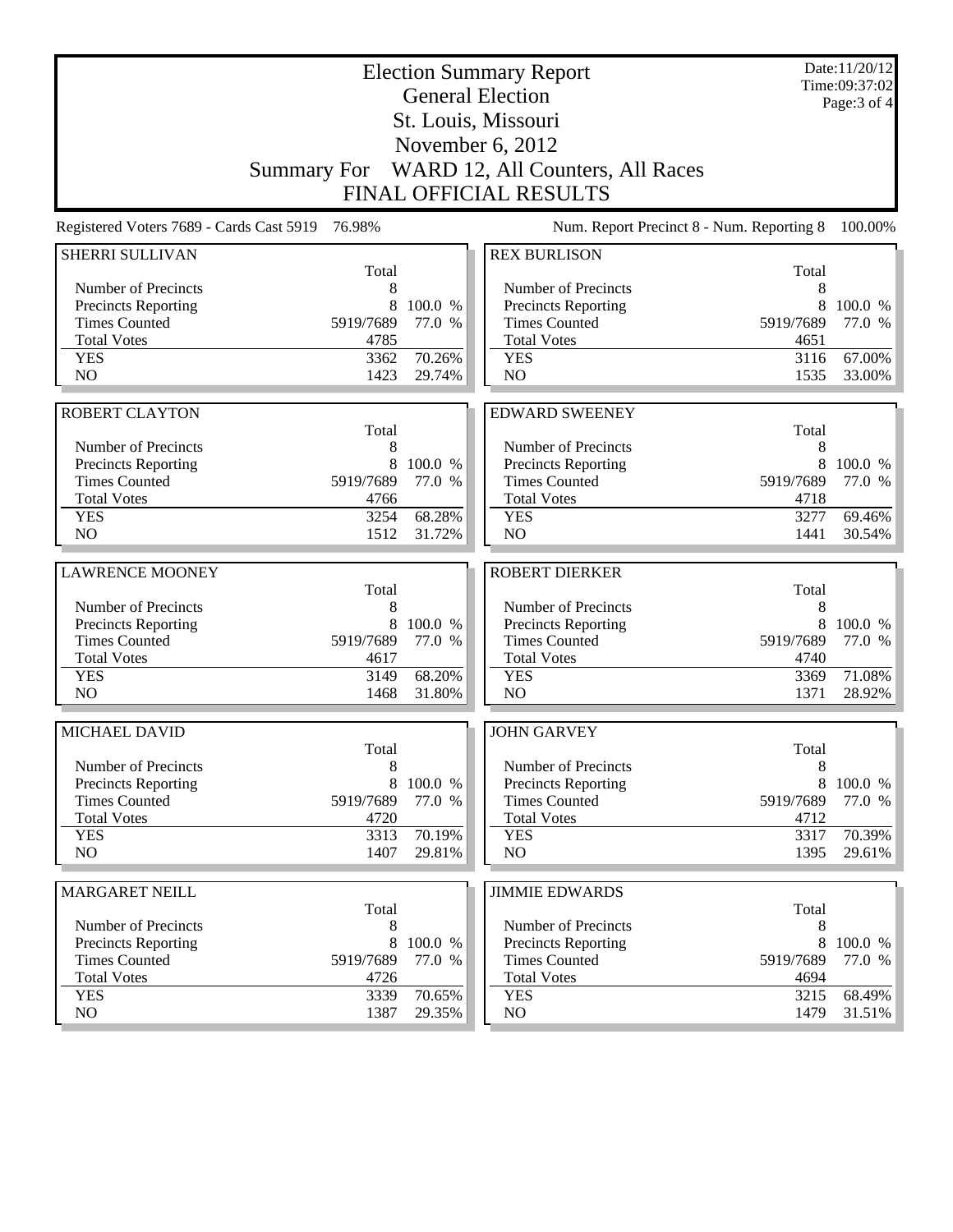# Election Summary Report

## General Election

## St. Louis, Missouri

## November 6, 2012

## Summary For WARD 12, All Counters, All Races

## FINAL OFFICIAL RESULTS

Date:11/20/12
Time:09:37:02

Registered Voters 7689 - Cards Cast 5919 76.98%

Num. Report Precinct 8 - Num. Reporting 8 100.00%

### SHERRI SULLIVAN

| | Total | |
|---|---|---|
| Number of Precincts | 8 | |
| Precincts Reporting | 8 | 100.0 % |
| Times Counted | 5919/7689 | 77.0 % |
| Total Votes | 4785 | |
| YES | 3362 | 70.26% |
| NO | 1423 | 29.74% |

### ROBERT CLAYTON

| | Total | |
|---|---|---|
| Number of Precincts | 8 | |
| Precincts Reporting | 8 | 100.0 % |
| Times Counted | 5919/7689 | 77.0 % |
| Total Votes | 4766 | |
| YES | 3254 | 68.28% |
| NO | 1512 | 31.72% |

### LAWRENCE MOONEY

| | Total | |
|---|---|---|
| Number of Precincts | 8 | |
| Precincts Reporting | 8 | 100.0 % |
| Times Counted | 5919/7689 | 77.0 % |
| Total Votes | 4617 | |
| YES | 3149 | 68.20% |
| NO | 1468 | 31.80% |

### MICHAEL DAVID

| | Total | |
|---|---|---|
| Number of Precincts | 8 | |
| Precincts Reporting | 8 | 100.0 % |
| Times Counted | 5919/7689 | 77.0 % |
| Total Votes | 4720 | |
| YES | 3313 | 70.19% |
| NO | 1407 | 29.81% |

### MARGARET NEILL

| | Total | |
|---|---|---|
| Number of Precincts | 8 | |
| Precincts Reporting | 8 | 100.0 % |
| Times Counted | 5919/7689 | 77.0 % |
| Total Votes | 4726 | |
| YES | 3339 | 70.65% |
| NO | 1387 | 29.35% |

### REX BURLISON

| | Total | |
|---|---|---|
| Number of Precincts | 8 | |
| Precincts Reporting | 8 | 100.0 % |
| Times Counted | 5919/7689 | 77.0 % |
| Total Votes | 4651 | |
| YES | 3116 | 67.00% |
| NO | 1535 | 33.00% |

### EDWARD SWEENEY

| | Total | |
|---|---|---|
| Number of Precincts | 8 | |
| Precincts Reporting | 8 | 100.0 % |
| Times Counted | 5919/7689 | 77.0 % |
| Total Votes | 4718 | |
| YES | 3277 | 69.46% |
| NO | 1441 | 30.54% |

### ROBERT DIERKER

| | Total | |
|---|---|---|
| Number of Precincts | 8 | |
| Precincts Reporting | 8 | 100.0 % |
| Times Counted | 5919/7689 | 77.0 % |
| Total Votes | 4740 | |
| YES | 3369 | 71.08% |
| NO | 1371 | 28.92% |

### JOHN GARVEY

| | Total | |
|---|---|---|
| Number of Precincts | 8 | |
| Precincts Reporting | 8 | 100.0 % |
| Times Counted | 5919/7689 | 77.0 % |
| Total Votes | 4712 | |
| YES | 3317 | 70.39% |
| NO | 1395 | 29.61% |

### JIMMIE EDWARDS

| | Total | |
|---|---|---|
| Number of Precincts | 8 | |
| Precincts Reporting | 8 | 100.0 % |
| Times Counted | 5919/7689 | 77.0 % |
| Total Votes | 4694 | |
| YES | 3215 | 68.49% |
| NO | 1479 | 31.51% |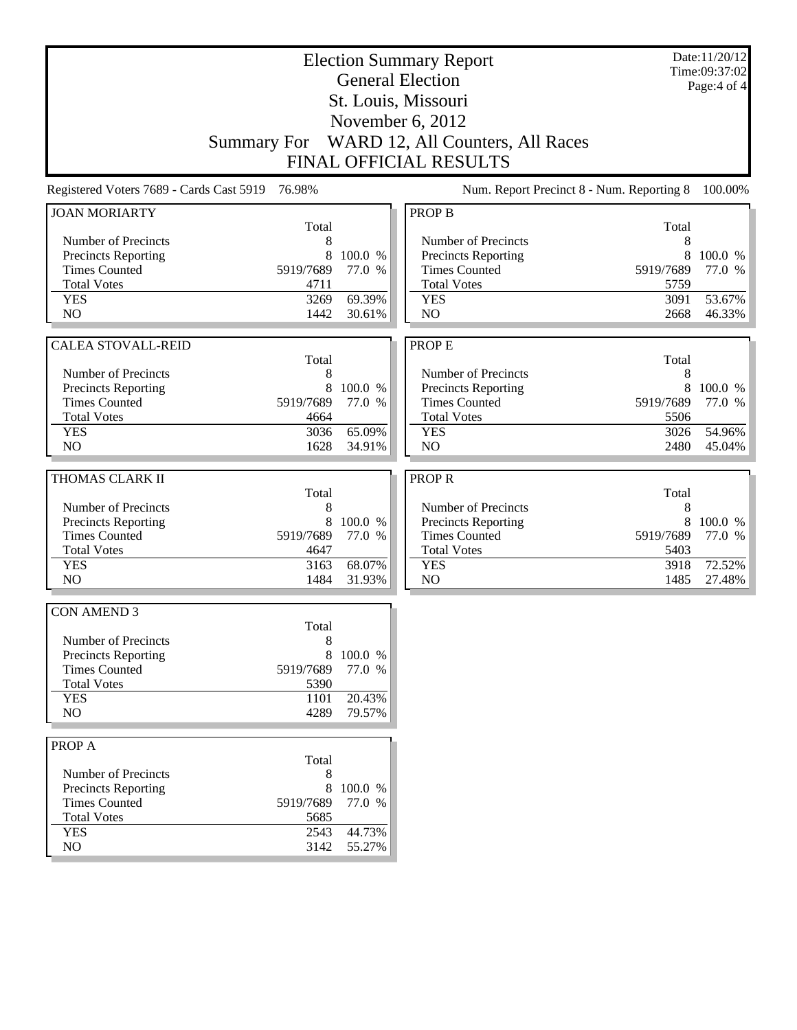# Election Summary Report

## General Election

## St. Louis, Missouri

## November 6, 2012

## Summary For WARD 12, All Counters, All Races

## FINAL OFFICIAL RESULTS

Date:11/20/12
Time:09:37:02
Page:4 of 4

Registered Voters 7689 - Cards Cast 5919 76.98%

Num. Report Precinct 8 - Num. Reporting 8 100.00%

### JOAN MORIARTY

| | Total | |
|---|---|---|
| Number of Precincts | 8 | |
| Precincts Reporting | 8 | 100.0 % |
| Times Counted | 5919/7689 | 77.0 % |
| Total Votes | 4711 | |
| YES | 3269 | 69.39% |
| NO | 1442 | 30.61% |

### CALEA STOVALL-REID

| | Total | |
|---|---|---|
| Number of Precincts | 8 | |
| Precincts Reporting | 8 | 100.0 % |
| Times Counted | 5919/7689 | 77.0 % |
| Total Votes | 4664 | |
| YES | 3036 | 65.09% |
| NO | 1628 | 34.91% |

### THOMAS CLARK II

| | Total | |
|---|---|---|
| Number of Precincts | 8 | |
| Precincts Reporting | 8 | 100.0 % |
| Times Counted | 5919/7689 | 77.0 % |
| Total Votes | 4647 | |
| YES | 3163 | 68.07% |
| NO | 1484 | 31.93% |

### CON AMEND 3

| | Total | |
|---|---|---|
| Number of Precincts | 8 | |
| Precincts Reporting | 8 | 100.0 % |
| Times Counted | 5919/7689 | 77.0 % |
| Total Votes | 5390 | |
| YES | 1101 | 20.43% |
| NO | 4289 | 79.57% |

### PROP A

| | Total | |
|---|---|---|
| Number of Precincts | 8 | |
| Precincts Reporting | 8 | 100.0 % |
| Times Counted | 5919/7689 | 77.0 % |
| Total Votes | 5685 | |
| YES | 2543 | 44.73% |
| NO | 3142 | 55.27% |

### PROP B

| | Total | |
|---|---|---|
| Number of Precincts | 8 | |
| Precincts Reporting | 8 | 100.0 % |
| Times Counted | 5919/7689 | 77.0 % |
| Total Votes | 5759 | |
| YES | 3091 | 53.67% |
| NO | 2668 | 46.33% |

### PROP E

| | Total | |
|---|---|---|
| Number of Precincts | 8 | |
| Precincts Reporting | 8 | 100.0 % |
| Times Counted | 5919/7689 | 77.0 % |
| Total Votes | 5506 | |
| YES | 3026 | 54.96% |
| NO | 2480 | 45.04% |

### PROP R

| | Total | |
|---|---|---|
| Number of Precincts | 8 | |
| Precincts Reporting | 8 | 100.0 % |
| Times Counted | 5919/7689 | 77.0 % |
| Total Votes | 5403 | |
| YES | 3918 | 72.52% |
| NO | 1485 | 27.48% |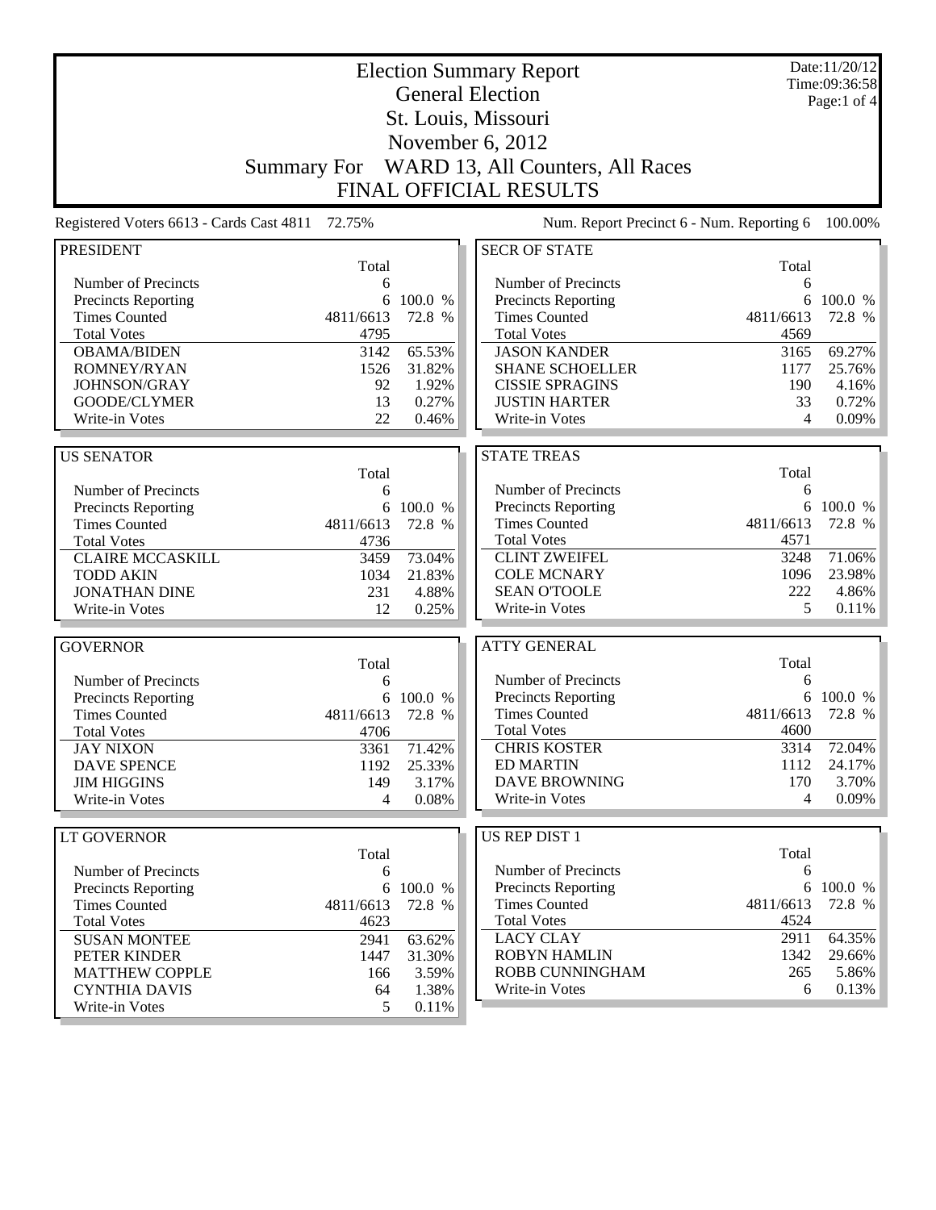# Election Summary Report

## General Election

## St. Louis, Missouri

## November 6, 2012

## Summary For WARD 13, All Counters, All Races

## FINAL OFFICIAL RESULTS

Date:11/20/12
Time:09:36:58

Registered Voters 6613 - Cards Cast 4811 72.75%

Num. Report Precinct 6 - Num. Reporting 6 100.00%

### PRESIDENT

| | Total | |
|---|---|---|
| Number of Precincts | 6 | |
| Precincts Reporting | 6 | 100.0 % |
| Times Counted | 4811/6613 | 72.8 % |
| Total Votes | 4795 | |
| OBAMA/BIDEN | 3142 | 65.53% |
| ROMNEY/RYAN | 1526 | 31.82% |
| JOHNSON/GRAY | 92 | 1.92% |
| GOODE/CLYMER | 13 | 0.27% |
| Write-in Votes | 22 | 0.46% |

### US SENATOR

| | Total | |
|---|---|---|
| Number of Precincts | 6 | |
| Precincts Reporting | 6 | 100.0 % |
| Times Counted | 4811/6613 | 72.8 % |
| Total Votes | 4736 | |
| CLAIRE MCCASKILL | 3459 | 73.04% |
| TODD AKIN | 1034 | 21.83% |
| JONATHAN DINE | 231 | 4.88% |
| Write-in Votes | 12 | 0.25% |

### GOVERNOR

| | Total | |
|---|---|---|
| Number of Precincts | 6 | |
| Precincts Reporting | 6 | 100.0 % |
| Times Counted | 4811/6613 | 72.8 % |
| Total Votes | 4706 | |
| JAY NIXON | 3361 | 71.42% |
| DAVE SPENCE | 1192 | 25.33% |
| JIM HIGGINS | 149 | 3.17% |
| Write-in Votes | 4 | 0.08% |

### LT GOVERNOR

| | Total | |
|---|---|---|
| Number of Precincts | 6 | |
| Precincts Reporting | 6 | 100.0 % |
| Times Counted | 4811/6613 | 72.8 % |
| Total Votes | 4623 | |
| SUSAN MONTEE | 2941 | 63.62% |
| PETER KINDER | 1447 | 31.30% |
| MATTHEW COPPLE | 166 | 3.59% |
| CYNTHIA DAVIS | 64 | 1.38% |
| Write-in Votes | 5 | 0.11% |

### SECR OF STATE

| | Total | |
|---|---|---|
| Number of Precincts | 6 | |
| Precincts Reporting | 6 | 100.0 % |
| Times Counted | 4811/6613 | 72.8 % |
| Total Votes | 4569 | |
| JASON KANDER | 3165 | 69.27% |
| SHANE SCHOELLER | 1177 | 25.76% |
| CISSIE SPRAGINS | 190 | 4.16% |
| JUSTIN HARTER | 33 | 0.72% |
| Write-in Votes | 4 | 0.09% |

### STATE TREAS

| | Total | |
|---|---|---|
| Number of Precincts | 6 | |
| Precincts Reporting | 6 | 100.0 % |
| Times Counted | 4811/6613 | 72.8 % |
| Total Votes | 4571 | |
| CLINT ZWEIFEL | 3248 | 71.06% |
| COLE MCNARY | 1096 | 23.98% |
| SEAN O'TOOLE | 222 | 4.86% |
| Write-in Votes | 5 | 0.11% |

### ATTY GENERAL

| | Total | |
|---|---|---|
| Number of Precincts | 6 | |
| Precincts Reporting | 6 | 100.0 % |
| Times Counted | 4811/6613 | 72.8 % |
| Total Votes | 4600 | |
| CHRIS KOSTER | 3314 | 72.04% |
| ED MARTIN | 1112 | 24.17% |
| DAVE BROWNING | 170 | 3.70% |
| Write-in Votes | 4 | 0.09% |

### US REP DIST 1

| | Total | |
|---|---|---|
| Number of Precincts | 6 | |
| Precincts Reporting | 6 | 100.0 % |
| Times Counted | 4811/6613 | 72.8 % |
| Total Votes | 4524 | |
| LACY CLAY | 2911 | 64.35% |
| ROBYN HAMLIN | 1342 | 29.66% |
| ROBB CUNNINGHAM | 265 | 5.86% |
| Write-in Votes | 6 | 0.13% |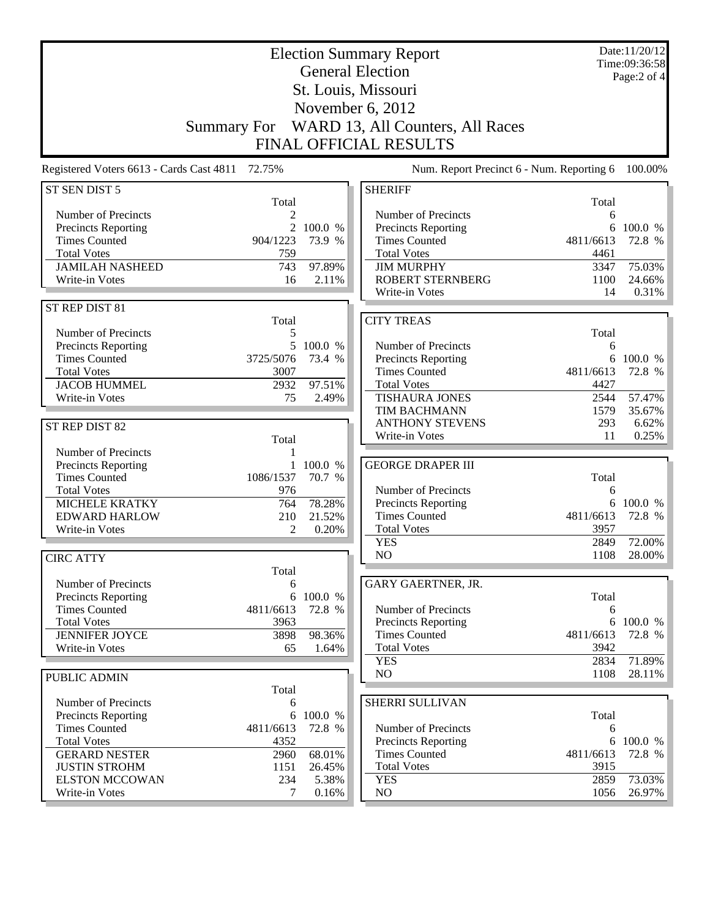# Election Summary Report

## General Election

St. Louis, Missouri

November 6, 2012

Summary For WARD 13, All Counters, All Races

FINAL OFFICIAL RESULTS

Date:11/20/12
Time:09:36:58

Registered Voters 6613 - Cards Cast 4811 72.75%

Num. Report Precinct 6 - Num. Reporting 6 100.00%

### ST SEN DIST 5

| | Total | |
|---|---|---|
| Number of Precincts | 2 | |
| Precincts Reporting | 2 | 100.0 % |
| Times Counted | 904/1223 | 73.9 % |
| Total Votes | 759 | |
| JAMILAH NASHEED | 743 | 97.89% |
| Write-in Votes | 16 | 2.11% |

### ST REP DIST 81

| | Total | |
|---|---|---|
| Number of Precincts | 5 | |
| Precincts Reporting | 5 | 100.0 % |
| Times Counted | 3725/5076 | 73.4 % |
| Total Votes | 3007 | |
| JACOB HUMMEL | 2932 | 97.51% |
| Write-in Votes | 75 | 2.49% |

### ST REP DIST 82

| | Total | |
|---|---|---|
| Number of Precincts | 1 | |
| Precincts Reporting | 1 | 100.0 % |
| Times Counted | 1086/1537 | 70.7 % |
| Total Votes | 976 | |
| MICHELE KRATKY | 764 | 78.28% |
| EDWARD HARLOW | 210 | 21.52% |
| Write-in Votes | 2 | 0.20% |

### CIRC ATTY

| | Total | |
|---|---|---|
| Number of Precincts | 6 | |
| Precincts Reporting | 6 | 100.0 % |
| Times Counted | 4811/6613 | 72.8 % |
| Total Votes | 3963 | |
| JENNIFER JOYCE | 3898 | 98.36% |
| Write-in Votes | 65 | 1.64% |

### PUBLIC ADMIN

| | Total | |
|---|---|---|
| Number of Precincts | 6 | |
| Precincts Reporting | 6 | 100.0 % |
| Times Counted | 4811/6613 | 72.8 % |
| Total Votes | 4352 | |
| GERARD NESTER | 2960 | 68.01% |
| JUSTIN STROHM | 1151 | 26.45% |
| ELSTON MCCOWAN | 234 | 5.38% |
| Write-in Votes | 7 | 0.16% |

### SHERIFF

| | Total | |
|---|---|---|
| Number of Precincts | 6 | |
| Precincts Reporting | 6 | 100.0 % |
| Times Counted | 4811/6613 | 72.8 % |
| Total Votes | 4461 | |
| JIM MURPHY | 3347 | 75.03% |
| ROBERT STERNBERG | 1100 | 24.66% |
| Write-in Votes | 14 | 0.31% |

### CITY TREAS

| | Total | |
|---|---|---|
| Number of Precincts | 6 | |
| Precincts Reporting | 6 | 100.0 % |
| Times Counted | 4811/6613 | 72.8 % |
| Total Votes | 4427 | |
| TISHAURA JONES | 2544 | 57.47% |
| TIM BACHMANN | 1579 | 35.67% |
| ANTHONY STEVENS | 293 | 6.62% |
| Write-in Votes | 11 | 0.25% |

### GEORGE DRAPER III

| | Total | |
|---|---|---|
| Number of Precincts | 6 | |
| Precincts Reporting | 6 | 100.0 % |
| Times Counted | 4811/6613 | 72.8 % |
| Total Votes | 3957 | |
| YES | 2849 | 72.00% |
| NO | 1108 | 28.00% |

### GARY GAERTNER, JR.

| | Total | |
|---|---|---|
| Number of Precincts | 6 | |
| Precincts Reporting | 6 | 100.0 % |
| Times Counted | 4811/6613 | 72.8 % |
| Total Votes | 3942 | |
| YES | 2834 | 71.89% |
| NO | 1108 | 28.11% |

### SHERRI SULLIVAN

| | Total | |
|---|---|---|
| Number of Precincts | 6 | |
| Precincts Reporting | 6 | 100.0 % |
| Times Counted | 4811/6613 | 72.8 % |
| Total Votes | 3915 | |
| YES | 2859 | 73.03% |
| NO | 1056 | 26.97% |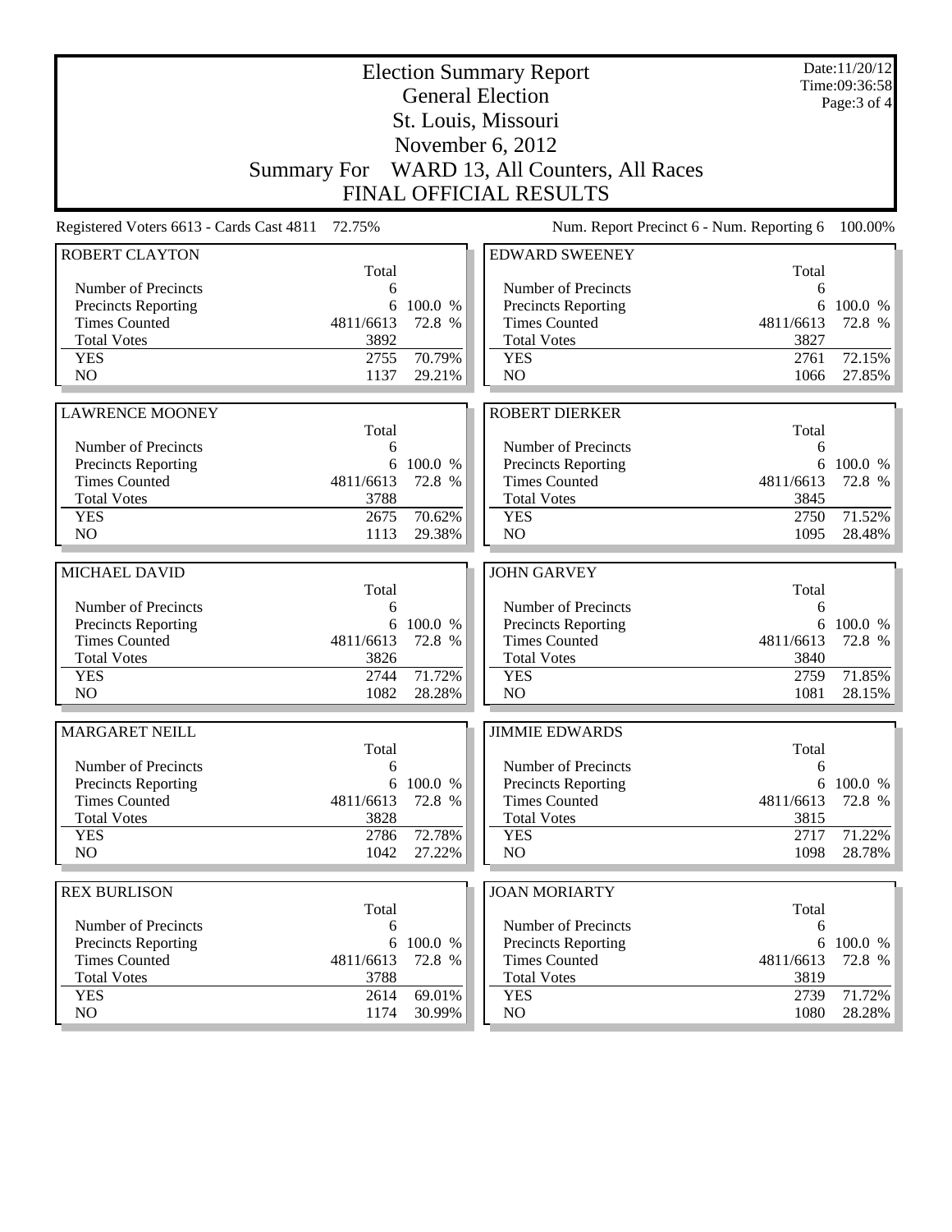# Election Summary Report

## General Election

## St. Louis, Missouri

## November 6, 2012

## Summary For WARD 13, All Counters, All Races

## FINAL OFFICIAL RESULTS

Date:11/20/12
Time:09:36:58

Registered Voters 6613 - Cards Cast 4811 72.75%

Num. Report Precinct 6 - Num. Reporting 6 100.00%

### ROBERT CLAYTON

| | Total | |
|---|---|---|
| Number of Precincts | 6 | |
| Precincts Reporting | 6 | 100.0 % |
| Times Counted | 4811/6613 | 72.8 % |
| Total Votes | 3892 | |
| YES | 2755 | 70.79% |
| NO | 1137 | 29.21% |

### EDWARD SWEENEY

| | Total | |
|---|---|---|
| Number of Precincts | 6 | |
| Precincts Reporting | 6 | 100.0 % |
| Times Counted | 4811/6613 | 72.8 % |
| Total Votes | 3827 | |
| YES | 2761 | 72.15% |
| NO | 1066 | 27.85% |

### LAWRENCE MOONEY

| | Total | |
|---|---|---|
| Number of Precincts | 6 | |
| Precincts Reporting | 6 | 100.0 % |
| Times Counted | 4811/6613 | 72.8 % |
| Total Votes | 3788 | |
| YES | 2675 | 70.62% |
| NO | 1113 | 29.38% |

### ROBERT DIERKER

| | Total | |
|---|---|---|
| Number of Precincts | 6 | |
| Precincts Reporting | 6 | 100.0 % |
| Times Counted | 4811/6613 | 72.8 % |
| Total Votes | 3845 | |
| YES | 2750 | 71.52% |
| NO | 1095 | 28.48% |

### MICHAEL DAVID

| | Total | |
|---|---|---|
| Number of Precincts | 6 | |
| Precincts Reporting | 6 | 100.0 % |
| Times Counted | 4811/6613 | 72.8 % |
| Total Votes | 3826 | |
| YES | 2744 | 71.72% |
| NO | 1082 | 28.28% |

### JOHN GARVEY

| | Total | |
|---|---|---|
| Number of Precincts | 6 | |
| Precincts Reporting | 6 | 100.0 % |
| Times Counted | 4811/6613 | 72.8 % |
| Total Votes | 3840 | |
| YES | 2759 | 71.85% |
| NO | 1081 | 28.15% |

### MARGARET NEILL

| | Total | |
|---|---|---|
| Number of Precincts | 6 | |
| Precincts Reporting | 6 | 100.0 % |
| Times Counted | 4811/6613 | 72.8 % |
| Total Votes | 3828 | |
| YES | 2786 | 72.78% |
| NO | 1042 | 27.22% |

### JIMMIE EDWARDS

| | Total | |
|---|---|---|
| Number of Precincts | 6 | |
| Precincts Reporting | 6 | 100.0 % |
| Times Counted | 4811/6613 | 72.8 % |
| Total Votes | 3815 | |
| YES | 2717 | 71.22% |
| NO | 1098 | 28.78% |

### REX BURLISON

| | Total | |
|---|---|---|
| Number of Precincts | 6 | |
| Precincts Reporting | 6 | 100.0 % |
| Times Counted | 4811/6613 | 72.8 % |
| Total Votes | 3788 | |
| YES | 2614 | 69.01% |
| NO | 1174 | 30.99% |

### JOAN MORIARTY

| | Total | |
|---|---|---|
| Number of Precincts | 6 | |
| Precincts Reporting | 6 | 100.0 % |
| Times Counted | 4811/6613 | 72.8 % |
| Total Votes | 3819 | |
| YES | 2739 | 71.72% |
| NO | 1080 | 28.28% |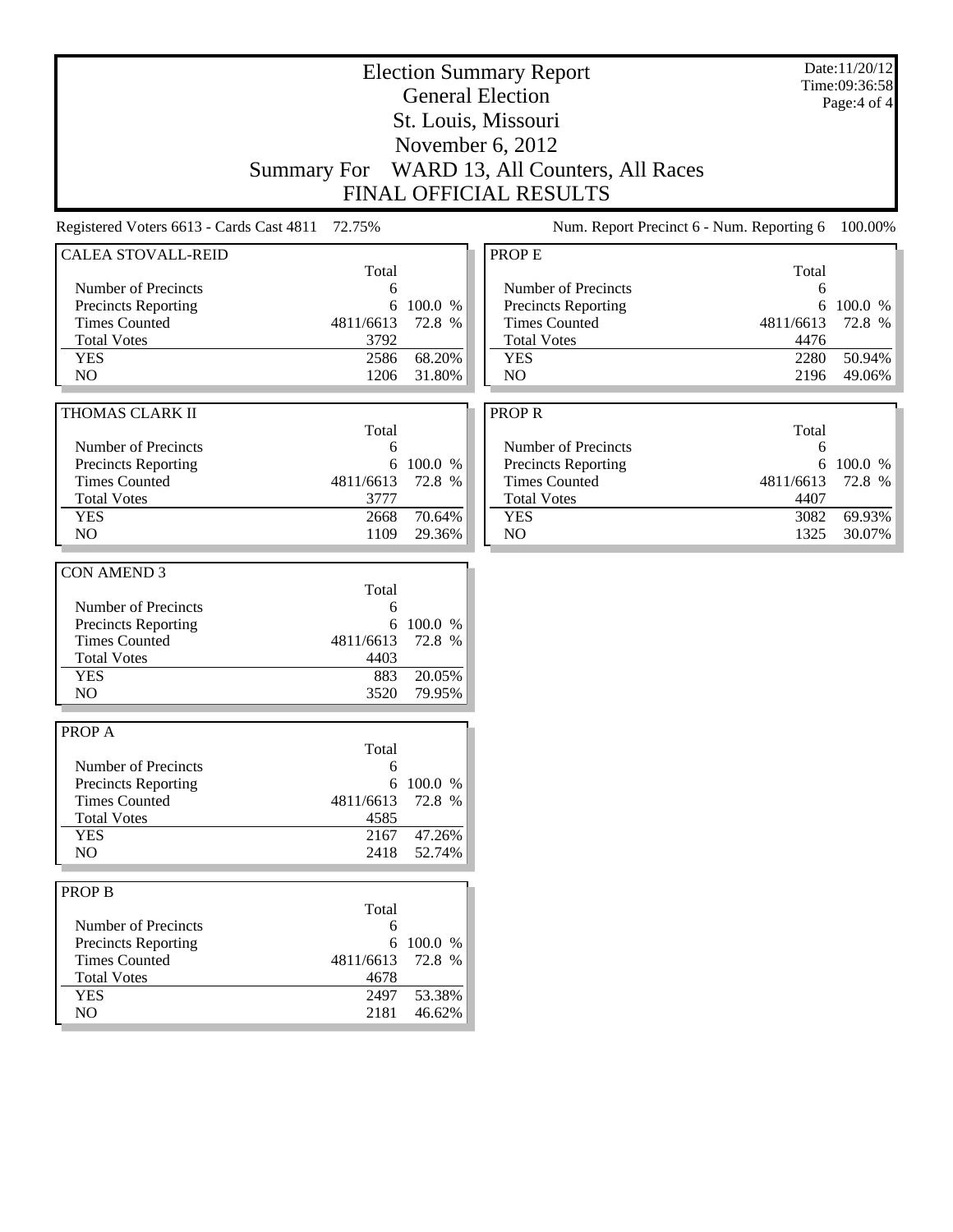# Election Summary Report

## General Election

## St. Louis, Missouri

## November 6, 2012

## Summary For WARD 13, All Counters, All Races

## FINAL OFFICIAL RESULTS

Date:11/20/12
Time:09:36:58

Registered Voters 6613 - Cards Cast 4811 72.75%

Num. Report Precinct 6 - Num. Reporting 6 100.00%

### CALEA STOVALL-REID

| | Total | |
|---|---|---|
| Number of Precincts | 6 | |
| Precincts Reporting | 6 | 100.0 % |
| Times Counted | 4811/6613 | 72.8 % |
| Total Votes | 3792 | |
| YES | 2586 | 68.20% |
| NO | 1206 | 31.80% |

### THOMAS CLARK II

| | Total | |
|---|---|---|
| Number of Precincts | 6 | |
| Precincts Reporting | 6 | 100.0 % |
| Times Counted | 4811/6613 | 72.8 % |
| Total Votes | 3777 | |
| YES | 2668 | 70.64% |
| NO | 1109 | 29.36% |

### CON AMEND 3

| | Total | |
|---|---|---|
| Number of Precincts | 6 | |
| Precincts Reporting | 6 | 100.0 % |
| Times Counted | 4811/6613 | 72.8 % |
| Total Votes | 4403 | |
| YES | 883 | 20.05% |
| NO | 3520 | 79.95% |

### PROP A

| | Total | |
|---|---|---|
| Number of Precincts | 6 | |
| Precincts Reporting | 6 | 100.0 % |
| Times Counted | 4811/6613 | 72.8 % |
| Total Votes | 4585 | |
| YES | 2167 | 47.26% |
| NO | 2418 | 52.74% |

### PROP B

| | Total | |
|---|---|---|
| Number of Precincts | 6 | |
| Precincts Reporting | 6 | 100.0 % |
| Times Counted | 4811/6613 | 72.8 % |
| Total Votes | 4678 | |
| YES | 2497 | 53.38% |
| NO | 2181 | 46.62% |

### PROP E

| | Total | |
|---|---|---|
| Number of Precincts | 6 | |
| Precincts Reporting | 6 | 100.0 % |
| Times Counted | 4811/6613 | 72.8 % |
| Total Votes | 4476 | |
| YES | 2280 | 50.94% |
| NO | 2196 | 49.06% |

### PROP R

| | Total | |
|---|---|---|
| Number of Precincts | 6 | |
| Precincts Reporting | 6 | 100.0 % |
| Times Counted | 4811/6613 | 72.8 % |
| Total Votes | 4407 | |
| YES | 3082 | 69.93% |
| NO | 1325 | 30.07% |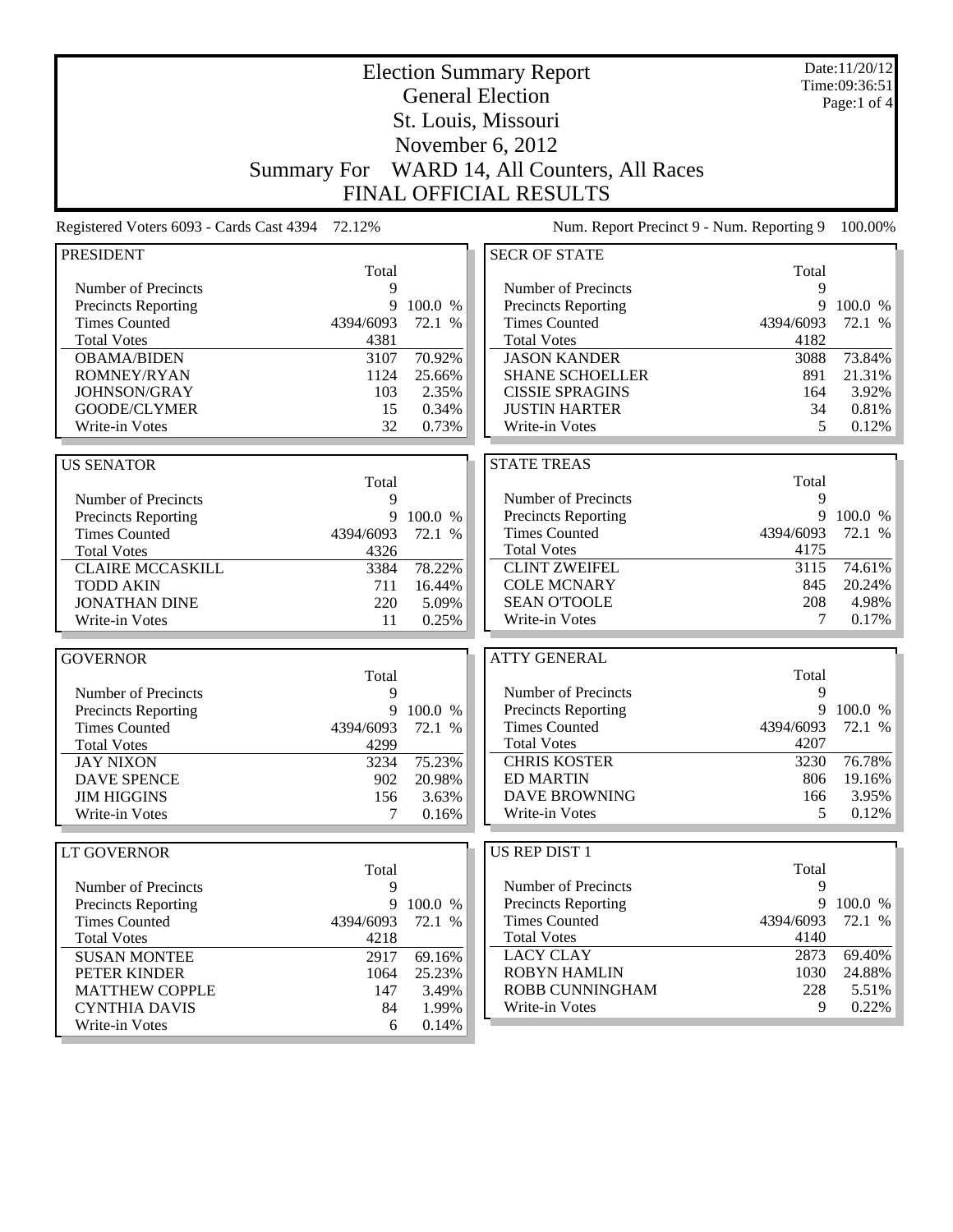# Election Summary Report

## General Election

## St. Louis, Missouri

## November 6, 2012

## Summary For WARD 14, All Counters, All Races

## FINAL OFFICIAL RESULTS

Date:11/20/12
Time:09:36:51

Registered Voters 6093 - Cards Cast 4394 72.12%

Num. Report Precinct 9 - Num. Reporting 9 100.00%

### PRESIDENT

| | Total | |
|---|---|---|
| Number of Precincts | 9 | |
| Precincts Reporting | 9 | 100.0 % |
| Times Counted | 4394/6093 | 72.1 % |
| Total Votes | 4381 | |
| OBAMA/BIDEN | 3107 | 70.92% |
| ROMNEY/RYAN | 1124 | 25.66% |
| JOHNSON/GRAY | 103 | 2.35% |
| GOODE/CLYMER | 15 | 0.34% |
| Write-in Votes | 32 | 0.73% |

### US SENATOR

| | Total | |
|---|---|---|
| Number of Precincts | 9 | |
| Precincts Reporting | 9 | 100.0 % |
| Times Counted | 4394/6093 | 72.1 % |
| Total Votes | 4326 | |
| CLAIRE MCCASKILL | 3384 | 78.22% |
| TODD AKIN | 711 | 16.44% |
| JONATHAN DINE | 220 | 5.09% |
| Write-in Votes | 11 | 0.25% |

### GOVERNOR

| | Total | |
|---|---|---|
| Number of Precincts | 9 | |
| Precincts Reporting | 9 | 100.0 % |
| Times Counted | 4394/6093 | 72.1 % |
| Total Votes | 4299 | |
| JAY NIXON | 3234 | 75.23% |
| DAVE SPENCE | 902 | 20.98% |
| JIM HIGGINS | 156 | 3.63% |
| Write-in Votes | 7 | 0.16% |

### LT GOVERNOR

| | Total | |
|---|---|---|
| Number of Precincts | 9 | |
| Precincts Reporting | 9 | 100.0 % |
| Times Counted | 4394/6093 | 72.1 % |
| Total Votes | 4218 | |
| SUSAN MONTEE | 2917 | 69.16% |
| PETER KINDER | 1064 | 25.23% |
| MATTHEW COPPLE | 147 | 3.49% |
| CYNTHIA DAVIS | 84 | 1.99% |
| Write-in Votes | 6 | 0.14% |

### SECR OF STATE

| | Total | |
|---|---|---|
| Number of Precincts | 9 | |
| Precincts Reporting | 9 | 100.0 % |
| Times Counted | 4394/6093 | 72.1 % |
| Total Votes | 4182 | |
| JASON KANDER | 3088 | 73.84% |
| SHANE SCHOELLER | 891 | 21.31% |
| CISSIE SPRAGINS | 164 | 3.92% |
| JUSTIN HARTER | 34 | 0.81% |
| Write-in Votes | 5 | 0.12% |

### STATE TREAS

| | Total | |
|---|---|---|
| Number of Precincts | 9 | |
| Precincts Reporting | 9 | 100.0 % |
| Times Counted | 4394/6093 | 72.1 % |
| Total Votes | 4175 | |
| CLINT ZWEIFEL | 3115 | 74.61% |
| COLE MCNARY | 845 | 20.24% |
| SEAN O'TOOLE | 208 | 4.98% |
| Write-in Votes | 7 | 0.17% |

### ATTY GENERAL

| | Total | |
|---|---|---|
| Number of Precincts | 9 | |
| Precincts Reporting | 9 | 100.0 % |
| Times Counted | 4394/6093 | 72.1 % |
| Total Votes | 4207 | |
| CHRIS KOSTER | 3230 | 76.78% |
| ED MARTIN | 806 | 19.16% |
| DAVE BROWNING | 166 | 3.95% |
| Write-in Votes | 5 | 0.12% |

### US REP DIST 1

| | Total | |
|---|---|---|
| Number of Precincts | 9 | |
| Precincts Reporting | 9 | 100.0 % |
| Times Counted | 4394/6093 | 72.1 % |
| Total Votes | 4140 | |
| LACY CLAY | 2873 | 69.40% |
| ROBYN HAMLIN | 1030 | 24.88% |
| ROBB CUNNINGHAM | 228 | 5.51% |
| Write-in Votes | 9 | 0.22% |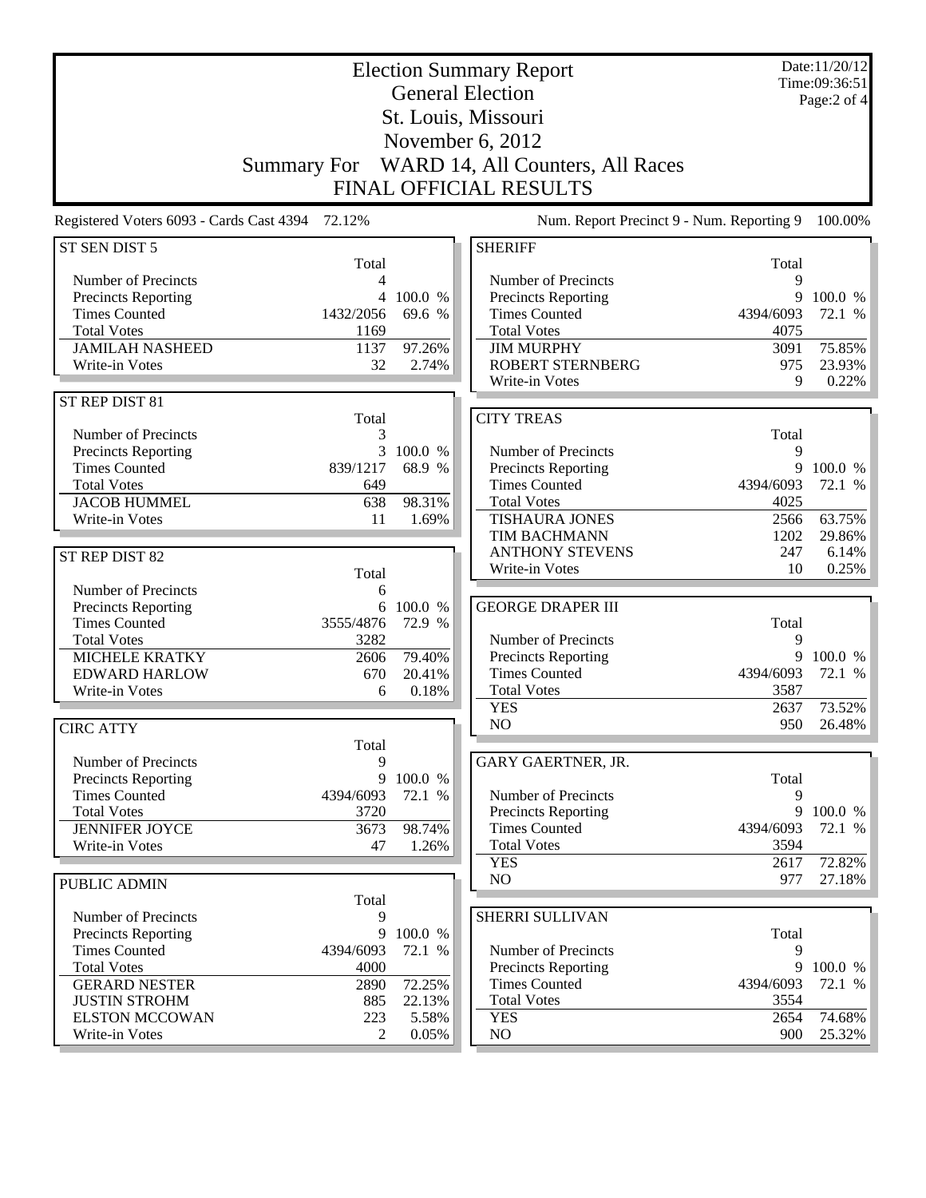# Election Summary Report

## General Election

## St. Louis, Missouri

## November 6, 2012

## Summary For WARD 14, All Counters, All Races

## FINAL OFFICIAL RESULTS

Date:11/20/12
Time:09:36:51

Registered Voters 6093 - Cards Cast 4394 72.12%

Num. Report Precinct 9 - Num. Reporting 9 100.00%

### ST SEN DIST 5

| | Total | |
|---|---|---|
| Number of Precincts | 4 | |
| Precincts Reporting | 4 | 100.0 % |
| Times Counted | 1432/2056 | 69.6 % |
| Total Votes | 1169 | |
| JAMILAH NASHEED | 1137 | 97.26% |
| Write-in Votes | 32 | 2.74% |

### ST REP DIST 81

| | Total | |
|---|---|---|
| Number of Precincts | 3 | |
| Precincts Reporting | 3 | 100.0 % |
| Times Counted | 839/1217 | 68.9 % |
| Total Votes | 649 | |
| JACOB HUMMEL | 638 | 98.31% |
| Write-in Votes | 11 | 1.69% |

### ST REP DIST 82

| | Total | |
|---|---|---|
| Number of Precincts | 6 | |
| Precincts Reporting | 6 | 100.0 % |
| Times Counted | 3555/4876 | 72.9 % |
| Total Votes | 3282 | |
| MICHELE KRATKY | 2606 | 79.40% |
| EDWARD HARLOW | 670 | 20.41% |
| Write-in Votes | 6 | 0.18% |

### CIRC ATTY

| | Total | |
|---|---|---|
| Number of Precincts | 9 | |
| Precincts Reporting | 9 | 100.0 % |
| Times Counted | 4394/6093 | 72.1 % |
| Total Votes | 3720 | |
| JENNIFER JOYCE | 3673 | 98.74% |
| Write-in Votes | 47 | 1.26% |

### PUBLIC ADMIN

| | Total | |
|---|---|---|
| Number of Precincts | 9 | |
| Precincts Reporting | 9 | 100.0 % |
| Times Counted | 4394/6093 | 72.1 % |
| Total Votes | 4000 | |
| GERARD NESTER | 2890 | 72.25% |
| JUSTIN STROHM | 885 | 22.13% |
| ELSTON MCCOWAN | 223 | 5.58% |
| Write-in Votes | 2 | 0.05% |

### SHERIFF

| | Total | |
|---|---|---|
| Number of Precincts | 9 | |
| Precincts Reporting | 9 | 100.0 % |
| Times Counted | 4394/6093 | 72.1 % |
| Total Votes | 4075 | |
| JIM MURPHY | 3091 | 75.85% |
| ROBERT STERNBERG | 975 | 23.93% |
| Write-in Votes | 9 | 0.22% |

### CITY TREAS

| | Total | |
|---|---|---|
| Number of Precincts | 9 | |
| Precincts Reporting | 9 | 100.0 % |
| Times Counted | 4394/6093 | 72.1 % |
| Total Votes | 4025 | |
| TISHAURA JONES | 2566 | 63.75% |
| TIM BACHMANN | 1202 | 29.86% |
| ANTHONY STEVENS | 247 | 6.14% |
| Write-in Votes | 10 | 0.25% |

### GEORGE DRAPER III

| | Total | |
|---|---|---|
| Number of Precincts | 9 | |
| Precincts Reporting | 9 | 100.0 % |
| Times Counted | 4394/6093 | 72.1 % |
| Total Votes | 3587 | |
| YES | 2637 | 73.52% |
| NO | 950 | 26.48% |

### GARY GAERTNER, JR.

| | Total | |
|---|---|---|
| Number of Precincts | 9 | |
| Precincts Reporting | 9 | 100.0 % |
| Times Counted | 4394/6093 | 72.1 % |
| Total Votes | 3594 | |
| YES | 2617 | 72.82% |
| NO | 977 | 27.18% |

### SHERRI SULLIVAN

| | Total | |
|---|---|---|
| Number of Precincts | 9 | |
| Precincts Reporting | 9 | 100.0 % |
| Times Counted | 4394/6093 | 72.1 % |
| Total Votes | 3554 | |
| YES | 2654 | 74.68% |
| NO | 900 | 25.32% |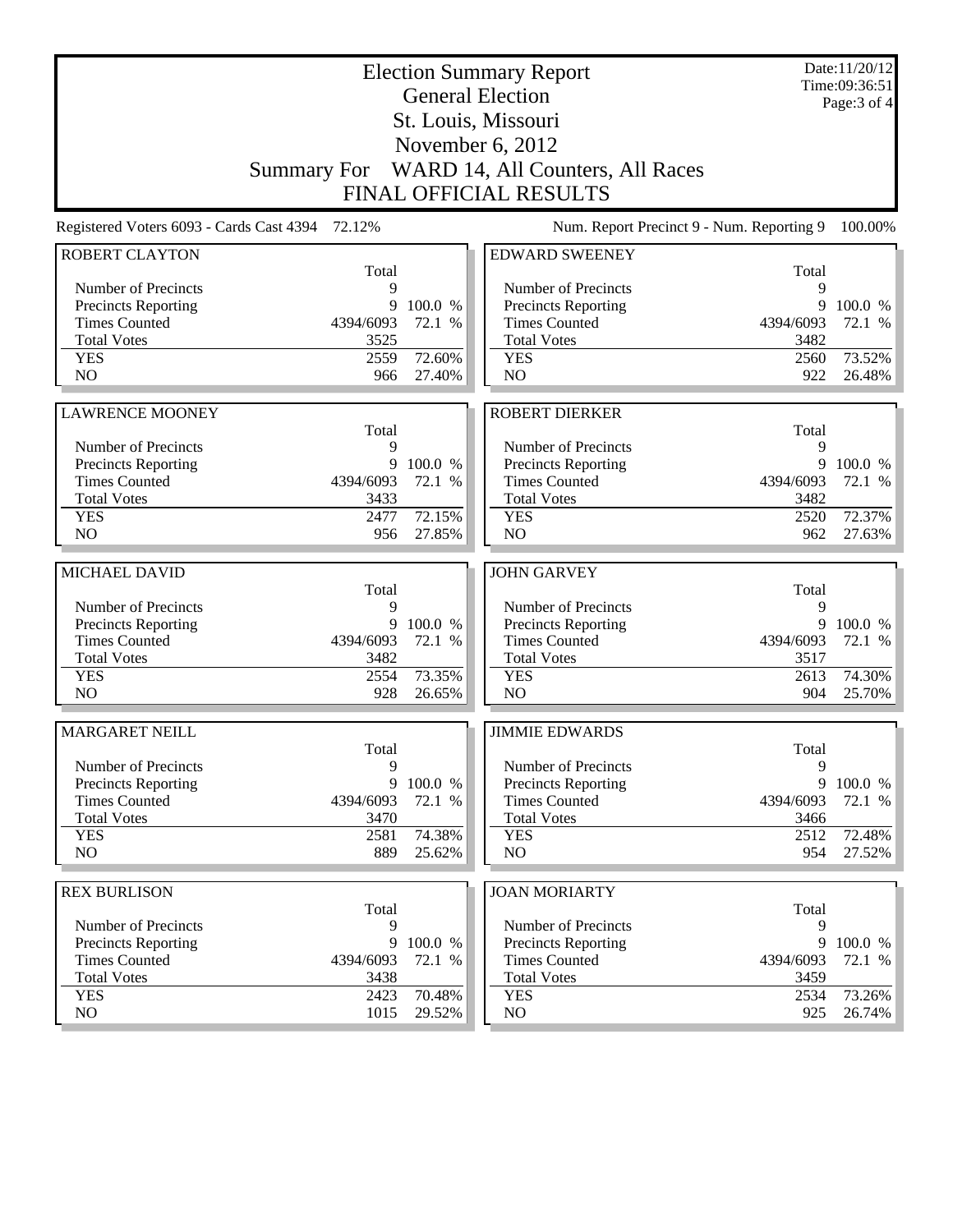# Election Summary Report

## General Election

## St. Louis, Missouri

## November 6, 2012

## Summary For WARD 14, All Counters, All Races

## FINAL OFFICIAL RESULTS

Date:11/20/12
Time:09:36:51

Registered Voters 6093 - Cards Cast 4394 72.12%

Num. Report Precinct 9 - Num. Reporting 9 100.00%

### ROBERT CLAYTON

| | Total | |
|---|---|---|
| Number of Precincts | 9 | |
| Precincts Reporting | 9 | 100.0 % |
| Times Counted | 4394/6093 | 72.1 % |
| Total Votes | 3525 | |
| YES | 2559 | 72.60% |
| NO | 966 | 27.40% |

### EDWARD SWEENEY

| | Total | |
|---|---|---|
| Number of Precincts | 9 | |
| Precincts Reporting | 9 | 100.0 % |
| Times Counted | 4394/6093 | 72.1 % |
| Total Votes | 3482 | |
| YES | 2560 | 73.52% |
| NO | 922 | 26.48% |

### LAWRENCE MOONEY

| | Total | |
|---|---|---|
| Number of Precincts | 9 | |
| Precincts Reporting | 9 | 100.0 % |
| Times Counted | 4394/6093 | 72.1 % |
| Total Votes | 3433 | |
| YES | 2477 | 72.15% |
| NO | 956 | 27.85% |

### ROBERT DIERKER

| | Total | |
|---|---|---|
| Number of Precincts | 9 | |
| Precincts Reporting | 9 | 100.0 % |
| Times Counted | 4394/6093 | 72.1 % |
| Total Votes | 3482 | |
| YES | 2520 | 72.37% |
| NO | 962 | 27.63% |

### MICHAEL DAVID

| | Total | |
|---|---|---|
| Number of Precincts | 9 | |
| Precincts Reporting | 9 | 100.0 % |
| Times Counted | 4394/6093 | 72.1 % |
| Total Votes | 3482 | |
| YES | 2554 | 73.35% |
| NO | 928 | 26.65% |

### JOHN GARVEY

| | Total | |
|---|---|---|
| Number of Precincts | 9 | |
| Precincts Reporting | 9 | 100.0 % |
| Times Counted | 4394/6093 | 72.1 % |
| Total Votes | 3517 | |
| YES | 2613 | 74.30% |
| NO | 904 | 25.70% |

### MARGARET NEILL

| | Total | |
|---|---|---|
| Number of Precincts | 9 | |
| Precincts Reporting | 9 | 100.0 % |
| Times Counted | 4394/6093 | 72.1 % |
| Total Votes | 3470 | |
| YES | 2581 | 74.38% |
| NO | 889 | 25.62% |

### JIMMIE EDWARDS

| | Total | |
|---|---|---|
| Number of Precincts | 9 | |
| Precincts Reporting | 9 | 100.0 % |
| Times Counted | 4394/6093 | 72.1 % |
| Total Votes | 3466 | |
| YES | 2512 | 72.48% |
| NO | 954 | 27.52% |

### REX BURLISON

| | Total | |
|---|---|---|
| Number of Precincts | 9 | |
| Precincts Reporting | 9 | 100.0 % |
| Times Counted | 4394/6093 | 72.1 % |
| Total Votes | 3438 | |
| YES | 2423 | 70.48% |
| NO | 1015 | 29.52% |

### JOAN MORIARTY

| | Total | |
|---|---|---|
| Number of Precincts | 9 | |
| Precincts Reporting | 9 | 100.0 % |
| Times Counted | 4394/6093 | 72.1 % |
| Total Votes | 3459 | |
| YES | 2534 | 73.26% |
| NO | 925 | 26.74% |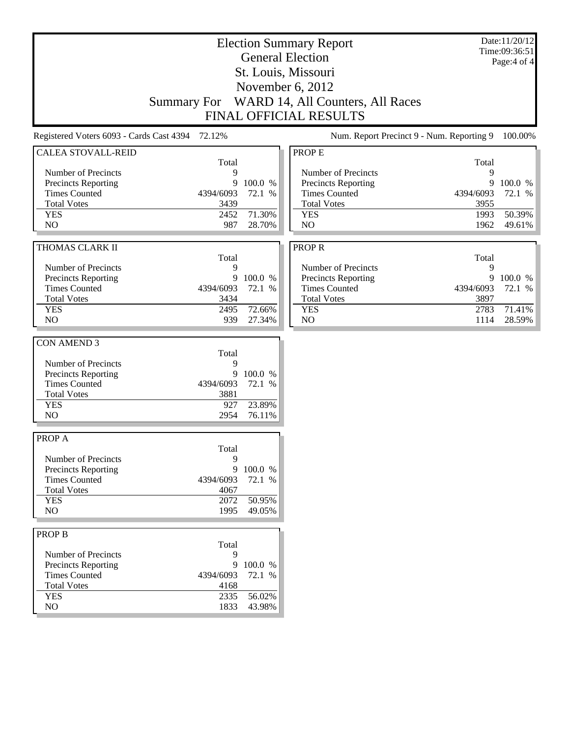# Election Summary Report

## General Election

## St. Louis, Missouri

## November 6, 2012

## Summary For WARD 14, All Counters, All Races

## FINAL OFFICIAL RESULTS

Date:11/20/12
Time:09:36:51

Registered Voters 6093 - Cards Cast 4394 72.12%

Num. Report Precinct 9 - Num. Reporting 9 100.00%

### CALEA STOVALL-REID

| | Total | |
|---|---|---|
| Number of Precincts | 9 | |
| Precincts Reporting | 9 | 100.0 % |
| Times Counted | 4394/6093 | 72.1 % |
| Total Votes | 3439 | |
| YES | 2452 | 71.30% |
| NO | 987 | 28.70% |

### THOMAS CLARK II

| | Total | |
|---|---|---|
| Number of Precincts | 9 | |
| Precincts Reporting | 9 | 100.0 % |
| Times Counted | 4394/6093 | 72.1 % |
| Total Votes | 3434 | |
| YES | 2495 | 72.66% |
| NO | 939 | 27.34% |

### CON AMEND 3

| | Total | |
|---|---|---|
| Number of Precincts | 9 | |
| Precincts Reporting | 9 | 100.0 % |
| Times Counted | 4394/6093 | 72.1 % |
| Total Votes | 3881 | |
| YES | 927 | 23.89% |
| NO | 2954 | 76.11% |

### PROP A

| | Total | |
|---|---|---|
| Number of Precincts | 9 | |
| Precincts Reporting | 9 | 100.0 % |
| Times Counted | 4394/6093 | 72.1 % |
| Total Votes | 4067 | |
| YES | 2072 | 50.95% |
| NO | 1995 | 49.05% |

### PROP B

| | Total | |
|---|---|---|
| Number of Precincts | 9 | |
| Precincts Reporting | 9 | 100.0 % |
| Times Counted | 4394/6093 | 72.1 % |
| Total Votes | 4168 | |
| YES | 2335 | 56.02% |
| NO | 1833 | 43.98% |

### PROP E

| | Total | |
|---|---|---|
| Number of Precincts | 9 | |
| Precincts Reporting | 9 | 100.0 % |
| Times Counted | 4394/6093 | 72.1 % |
| Total Votes | 3955 | |
| YES | 1993 | 50.39% |
| NO | 1962 | 49.61% |

### PROP R

| | Total | |
|---|---|---|
| Number of Precincts | 9 | |
| Precincts Reporting | 9 | 100.0 % |
| Times Counted | 4394/6093 | 72.1 % |
| Total Votes | 3897 | |
| YES | 2783 | 71.41% |
| NO | 1114 | 28.59% |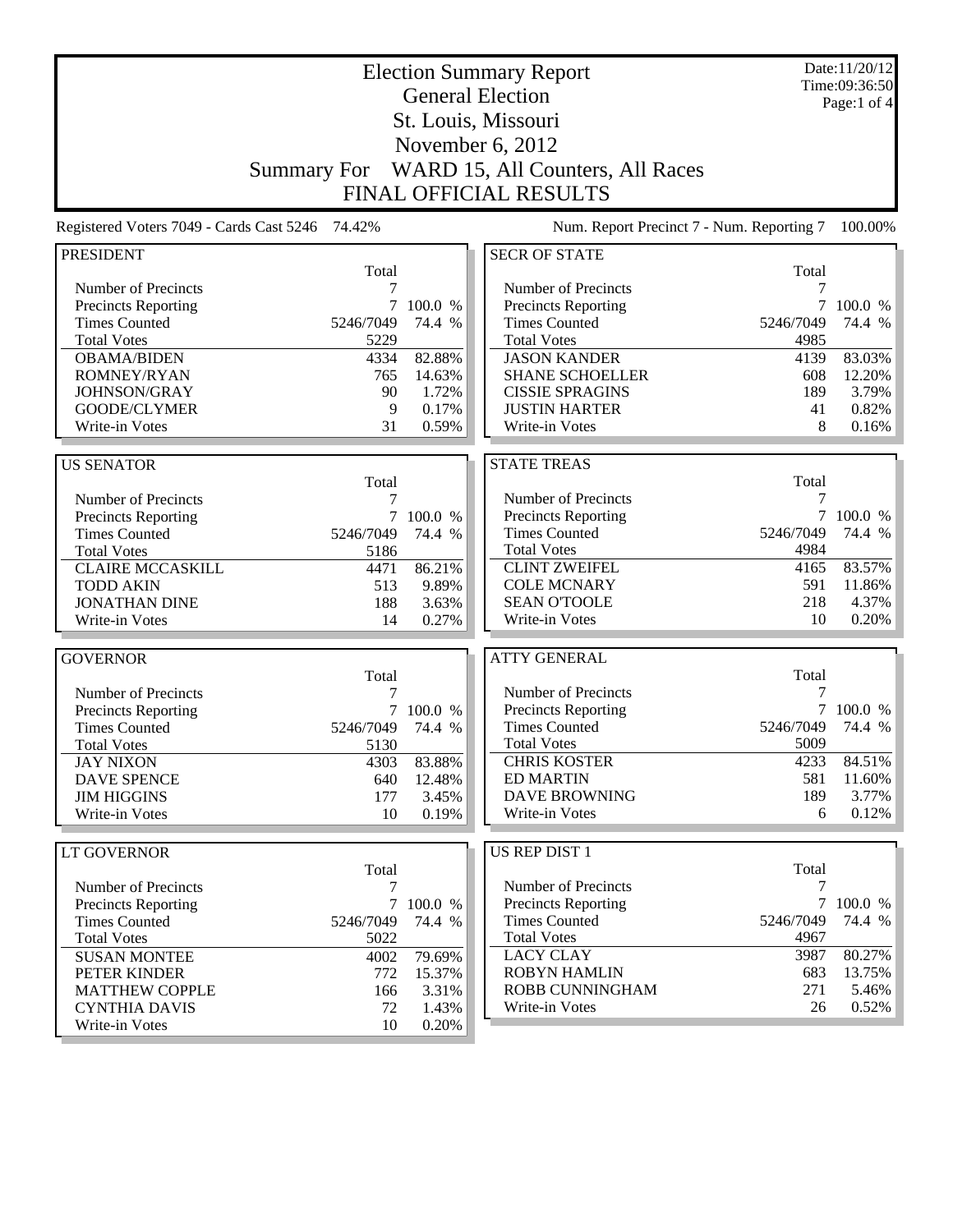# Election Summary Report

## General Election

## St. Louis, Missouri

## November 6, 2012

## Summary For WARD 15, All Counters, All Races

## FINAL OFFICIAL RESULTS

Date:11/20/12
Time:09:36:50

Registered Voters 7049 - Cards Cast 5246 74.42%

Num. Report Precinct 7 - Num. Reporting 7 100.00%

### PRESIDENT

| | Total | |
|---|---|---|
| Number of Precincts | 7 | |
| Precincts Reporting | 7 | 100.0 % |
| Times Counted | 5246/7049 | 74.4 % |
| Total Votes | 5229 | |
| OBAMA/BIDEN | 4334 | 82.88% |
| ROMNEY/RYAN | 765 | 14.63% |
| JOHNSON/GRAY | 90 | 1.72% |
| GOODE/CLYMER | 9 | 0.17% |
| Write-in Votes | 31 | 0.59% |

### US SENATOR

| | Total | |
|---|---|---|
| Number of Precincts | 7 | |
| Precincts Reporting | 7 | 100.0 % |
| Times Counted | 5246/7049 | 74.4 % |
| Total Votes | 5186 | |
| CLAIRE MCCASKILL | 4471 | 86.21% |
| TODD AKIN | 513 | 9.89% |
| JONATHAN DINE | 188 | 3.63% |
| Write-in Votes | 14 | 0.27% |

### GOVERNOR

| | Total | |
|---|---|---|
| Number of Precincts | 7 | |
| Precincts Reporting | 7 | 100.0 % |
| Times Counted | 5246/7049 | 74.4 % |
| Total Votes | 5130 | |
| JAY NIXON | 4303 | 83.88% |
| DAVE SPENCE | 640 | 12.48% |
| JIM HIGGINS | 177 | 3.45% |
| Write-in Votes | 10 | 0.19% |

### LT GOVERNOR

| | Total | |
|---|---|---|
| Number of Precincts | 7 | |
| Precincts Reporting | 7 | 100.0 % |
| Times Counted | 5246/7049 | 74.4 % |
| Total Votes | 5022 | |
| SUSAN MONTEE | 4002 | 79.69% |
| PETER KINDER | 772 | 15.37% |
| MATTHEW COPPLE | 166 | 3.31% |
| CYNTHIA DAVIS | 72 | 1.43% |
| Write-in Votes | 10 | 0.20% |

### SECR OF STATE

| | Total | |
|---|---|---|
| Number of Precincts | 7 | |
| Precincts Reporting | 7 | 100.0 % |
| Times Counted | 5246/7049 | 74.4 % |
| Total Votes | 4985 | |
| JASON KANDER | 4139 | 83.03% |
| SHANE SCHOELLER | 608 | 12.20% |
| CISSIE SPRAGINS | 189 | 3.79% |
| JUSTIN HARTER | 41 | 0.82% |
| Write-in Votes | 8 | 0.16% |

### STATE TREAS

| | Total | |
|---|---|---|
| Number of Precincts | 7 | |
| Precincts Reporting | 7 | 100.0 % |
| Times Counted | 5246/7049 | 74.4 % |
| Total Votes | 4984 | |
| CLINT ZWEIFEL | 4165 | 83.57% |
| COLE MCNARY | 591 | 11.86% |
| SEAN O'TOOLE | 218 | 4.37% |
| Write-in Votes | 10 | 0.20% |

### ATTY GENERAL

| | Total | |
|---|---|---|
| Number of Precincts | 7 | |
| Precincts Reporting | 7 | 100.0 % |
| Times Counted | 5246/7049 | 74.4 % |
| Total Votes | 5009 | |
| CHRIS KOSTER | 4233 | 84.51% |
| ED MARTIN | 581 | 11.60% |
| DAVE BROWNING | 189 | 3.77% |
| Write-in Votes | 6 | 0.12% |

### US REP DIST 1

| | Total | |
|---|---|---|
| Number of Precincts | 7 | |
| Precincts Reporting | 7 | 100.0 % |
| Times Counted | 5246/7049 | 74.4 % |
| Total Votes | 4967 | |
| LACY CLAY | 3987 | 80.27% |
| ROBYN HAMLIN | 683 | 13.75% |
| ROBB CUNNINGHAM | 271 | 5.46% |
| Write-in Votes | 26 | 0.52% |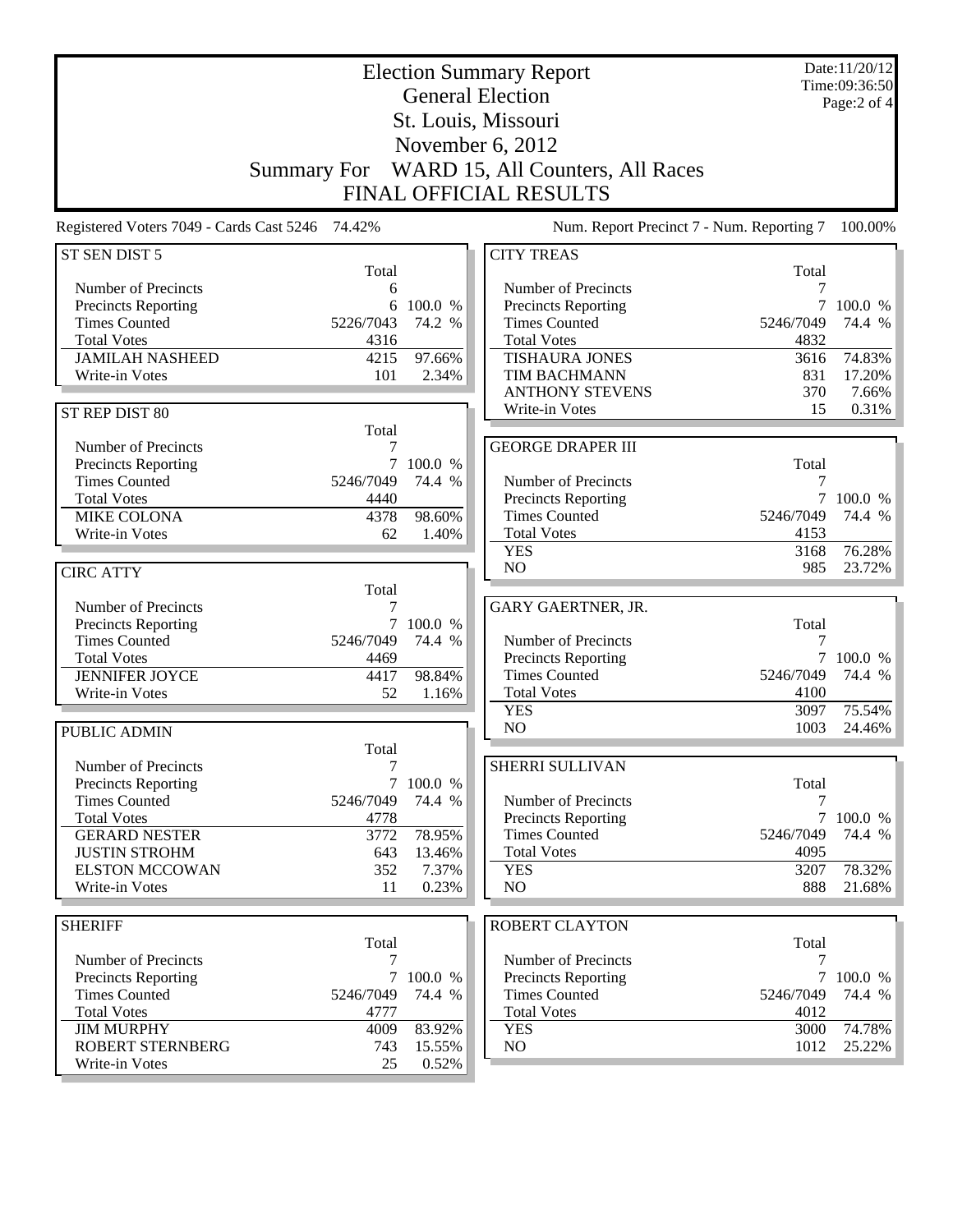# Election Summary Report

## General Election
## St. Louis, Missouri
## November 6, 2012
## Summary For WARD 15, All Counters, All Races
## FINAL OFFICIAL RESULTS

Date:11/20/12
Time:09:36:50

Registered Voters 7049 - Cards Cast 5246 74.42%

Num. Report Precinct 7 - Num. Reporting 7 100.00%

### ST SEN DIST 5

| | Total | |
|---|---|---|
| Number of Precincts | 6 | |
| Precincts Reporting | 6 | 100.0 % |
| Times Counted | 5226/7043 | 74.2 % |
| Total Votes | 4316 | |
| JAMILAH NASHEED | 4215 | 97.66% |
| Write-in Votes | 101 | 2.34% |

### ST REP DIST 80

| | Total | |
|---|---|---|
| Number of Precincts | 7 | |
| Precincts Reporting | 7 | 100.0 % |
| Times Counted | 5246/7049 | 74.4 % |
| Total Votes | 4440 | |
| MIKE COLONA | 4378 | 98.60% |
| Write-in Votes | 62 | 1.40% |

### CIRC ATTY

| | Total | |
|---|---|---|
| Number of Precincts | 7 | |
| Precincts Reporting | 7 | 100.0 % |
| Times Counted | 5246/7049 | 74.4 % |
| Total Votes | 4469 | |
| JENNIFER JOYCE | 4417 | 98.84% |
| Write-in Votes | 52 | 1.16% |

### PUBLIC ADMIN

| | Total | |
|---|---|---|
| Number of Precincts | 7 | |
| Precincts Reporting | 7 | 100.0 % |
| Times Counted | 5246/7049 | 74.4 % |
| Total Votes | 4778 | |
| GERARD NESTER | 3772 | 78.95% |
| JUSTIN STROHM | 643 | 13.46% |
| ELSTON MCCOWAN | 352 | 7.37% |
| Write-in Votes | 11 | 0.23% |

### SHERIFF

| | Total | |
|---|---|---|
| Number of Precincts | 7 | |
| Precincts Reporting | 7 | 100.0 % |
| Times Counted | 5246/7049 | 74.4 % |
| Total Votes | 4777 | |
| JIM MURPHY | 4009 | 83.92% |
| ROBERT STERNBERG | 743 | 15.55% |
| Write-in Votes | 25 | 0.52% |

### CITY TREAS

| | Total | |
|---|---|---|
| Number of Precincts | 7 | |
| Precincts Reporting | 7 | 100.0 % |
| Times Counted | 5246/7049 | 74.4 % |
| Total Votes | 4832 | |
| TISHAURA JONES | 3616 | 74.83% |
| TIM BACHMANN | 831 | 17.20% |
| ANTHONY STEVENS | 370 | 7.66% |
| Write-in Votes | 15 | 0.31% |

### GEORGE DRAPER III

| | Total | |
|---|---|---|
| Number of Precincts | 7 | |
| Precincts Reporting | 7 | 100.0 % |
| Times Counted | 5246/7049 | 74.4 % |
| Total Votes | 4153 | |
| YES | 3168 | 76.28% |
| NO | 985 | 23.72% |

### GARY GAERTNER, JR.

| | Total | |
|---|---|---|
| Number of Precincts | 7 | |
| Precincts Reporting | 7 | 100.0 % |
| Times Counted | 5246/7049 | 74.4 % |
| Total Votes | 4100 | |
| YES | 3097 | 75.54% |
| NO | 1003 | 24.46% |

### SHERRI SULLIVAN

| | Total | |
|---|---|---|
| Number of Precincts | 7 | |
| Precincts Reporting | 7 | 100.0 % |
| Times Counted | 5246/7049 | 74.4 % |
| Total Votes | 4095 | |
| YES | 3207 | 78.32% |
| NO | 888 | 21.68% |

### ROBERT CLAYTON

| | Total | |
|---|---|---|
| Number of Precincts | 7 | |
| Precincts Reporting | 7 | 100.0 % |
| Times Counted | 5246/7049 | 74.4 % |
| Total Votes | 4012 | |
| YES | 3000 | 74.78% |
| NO | 1012 | 25.22% |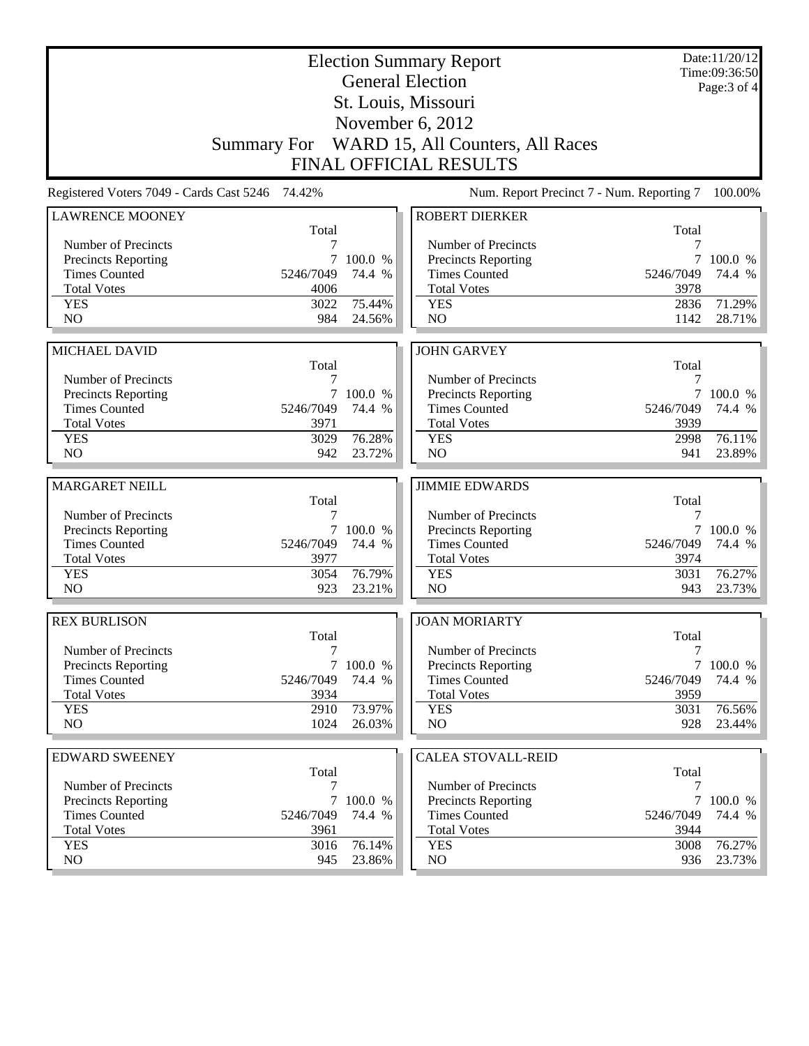# Election Summary Report

## General Election

## St. Louis, Missouri

## November 6, 2012

## Summary For WARD 15, All Counters, All Races

## FINAL OFFICIAL RESULTS

Date:11/20/12
Time:09:36:50

Registered Voters 7049 - Cards Cast 5246 74.42%

Num. Report Precinct 7 - Num. Reporting 7 100.00%

### LAWRENCE MOONEY

| | Total | |
|---|---|---|
| Number of Precincts | 7 | |
| Precincts Reporting | 7 | 100.0 % |
| Times Counted | 5246/7049 | 74.4 % |
| Total Votes | 4006 | |
| YES | 3022 | 75.44% |
| NO | 984 | 24.56% |

### ROBERT DIERKER

| | Total | |
|---|---|---|
| Number of Precincts | 7 | |
| Precincts Reporting | 7 | 100.0 % |
| Times Counted | 5246/7049 | 74.4 % |
| Total Votes | 3978 | |
| YES | 2836 | 71.29% |
| NO | 1142 | 28.71% |

### MICHAEL DAVID

| | Total | |
|---|---|---|
| Number of Precincts | 7 | |
| Precincts Reporting | 7 | 100.0 % |
| Times Counted | 5246/7049 | 74.4 % |
| Total Votes | 3971 | |
| YES | 3029 | 76.28% |
| NO | 942 | 23.72% |

### JOHN GARVEY

| | Total | |
|---|---|---|
| Number of Precincts | 7 | |
| Precincts Reporting | 7 | 100.0 % |
| Times Counted | 5246/7049 | 74.4 % |
| Total Votes | 3939 | |
| YES | 2998 | 76.11% |
| NO | 941 | 23.89% |

### MARGARET NEILL

| | Total | |
|---|---|---|
| Number of Precincts | 7 | |
| Precincts Reporting | 7 | 100.0 % |
| Times Counted | 5246/7049 | 74.4 % |
| Total Votes | 3977 | |
| YES | 3054 | 76.79% |
| NO | 923 | 23.21% |

### JIMMIE EDWARDS

| | Total | |
|---|---|---|
| Number of Precincts | 7 | |
| Precincts Reporting | 7 | 100.0 % |
| Times Counted | 5246/7049 | 74.4 % |
| Total Votes | 3974 | |
| YES | 3031 | 76.27% |
| NO | 943 | 23.73% |

### REX BURLISON

| | Total | |
|---|---|---|
| Number of Precincts | 7 | |
| Precincts Reporting | 7 | 100.0 % |
| Times Counted | 5246/7049 | 74.4 % |
| Total Votes | 3934 | |
| YES | 2910 | 73.97% |
| NO | 1024 | 26.03% |

### JOAN MORIARTY

| | Total | |
|---|---|---|
| Number of Precincts | 7 | |
| Precincts Reporting | 7 | 100.0 % |
| Times Counted | 5246/7049 | 74.4 % |
| Total Votes | 3959 | |
| YES | 3031 | 76.56% |
| NO | 928 | 23.44% |

### EDWARD SWEENEY

| | Total | |
|---|---|---|
| Number of Precincts | 7 | |
| Precincts Reporting | 7 | 100.0 % |
| Times Counted | 5246/7049 | 74.4 % |
| Total Votes | 3961 | |
| YES | 3016 | 76.14% |
| NO | 945 | 23.86% |

### CALEA STOVALL-REID

| | Total | |
|---|---|---|
| Number of Precincts | 7 | |
| Precincts Reporting | 7 | 100.0 % |
| Times Counted | 5246/7049 | 74.4 % |
| Total Votes | 3944 | |
| YES | 3008 | 76.27% |
| NO | 936 | 23.73% |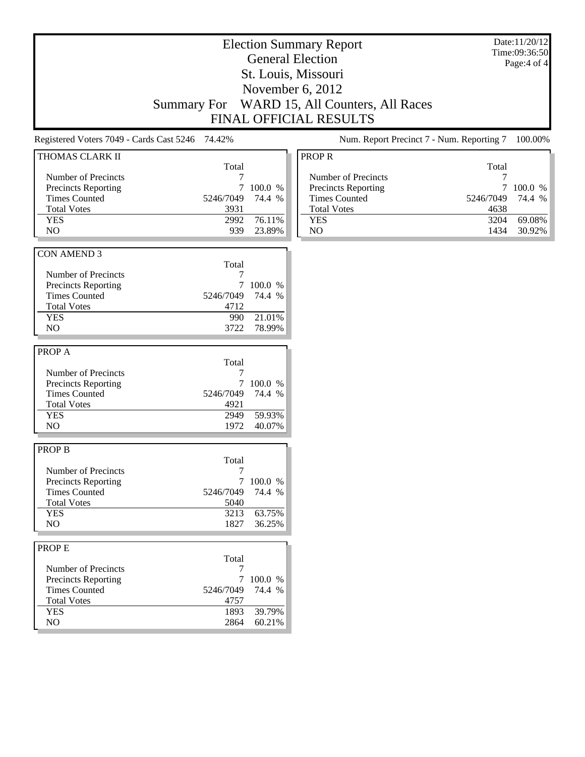# Election Summary Report

## General Election

## St. Louis, Missouri

## November 6, 2012

## Summary For WARD 15, All Counters, All Races

## FINAL OFFICIAL RESULTS

Date:11/20/12
Time:09:36:50

Registered Voters 7049 - Cards Cast 5246 74.42%

Num. Report Precinct 7 - Num. Reporting 7 100.00%

### THOMAS CLARK II

| | Total | |
|---|---|---|
| Number of Precincts | 7 | |
| Precincts Reporting | 7 | 100.0 % |
| Times Counted | 5246/7049 | 74.4 % |
| Total Votes | 3931 | |
| YES | 2992 | 76.11% |
| NO | 939 | 23.89% |

### CON AMEND 3

| | Total | |
|---|---|---|
| Number of Precincts | 7 | |
| Precincts Reporting | 7 | 100.0 % |
| Times Counted | 5246/7049 | 74.4 % |
| Total Votes | 4712 | |
| YES | 990 | 21.01% |
| NO | 3722 | 78.99% |

### PROP A

| | Total | |
|---|---|---|
| Number of Precincts | 7 | |
| Precincts Reporting | 7 | 100.0 % |
| Times Counted | 5246/7049 | 74.4 % |
| Total Votes | 4921 | |
| YES | 2949 | 59.93% |
| NO | 1972 | 40.07% |

### PROP B

| | Total | |
|---|---|---|
| Number of Precincts | 7 | |
| Precincts Reporting | 7 | 100.0 % |
| Times Counted | 5246/7049 | 74.4 % |
| Total Votes | 5040 | |
| YES | 3213 | 63.75% |
| NO | 1827 | 36.25% |

### PROP E

| | Total | |
|---|---|---|
| Number of Precincts | 7 | |
| Precincts Reporting | 7 | 100.0 % |
| Times Counted | 5246/7049 | 74.4 % |
| Total Votes | 4757 | |
| YES | 1893 | 39.79% |
| NO | 2864 | 60.21% |

### PROP R

| | Total | |
|---|---|---|
| Number of Precincts | 7 | |
| Precincts Reporting | 7 | 100.0 % |
| Times Counted | 5246/7049 | 74.4 % |
| Total Votes | 4638 | |
| YES | 3204 | 69.08% |
| NO | 1434 | 30.92% |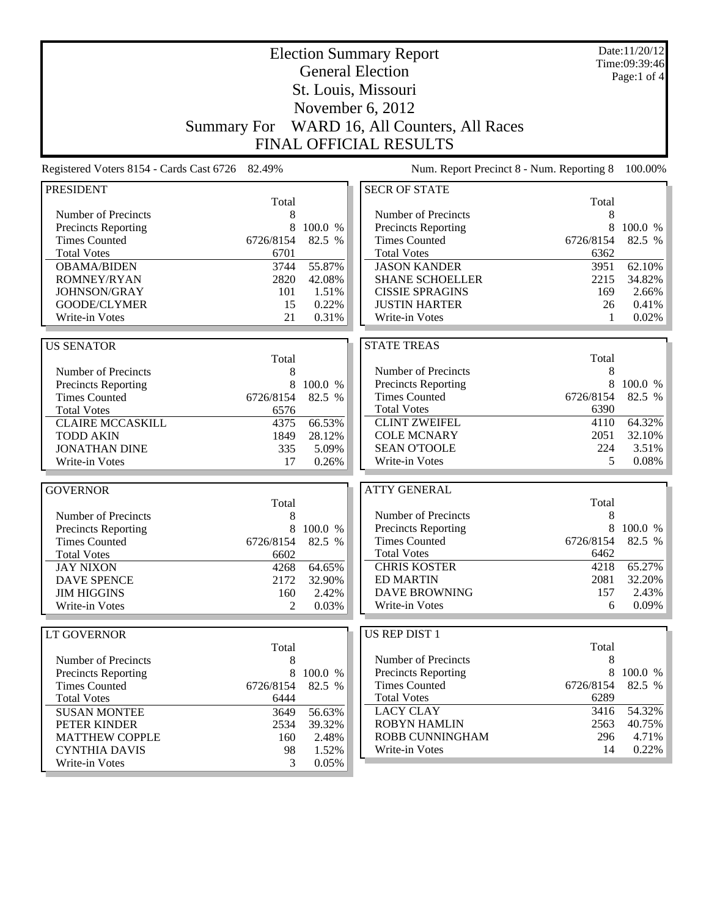# Election Summary Report

## General Election

## St. Louis, Missouri

## November 6, 2012

## Summary For WARD 16, All Counters, All Races

## FINAL OFFICIAL RESULTS

Date:11/20/12
Time:09:39:46

Registered Voters 8154 - Cards Cast 6726 82.49%

Num. Report Precinct 8 - Num. Reporting 8 100.00%

### PRESIDENT

| | Total | |
|---|---|---|
| Number of Precincts | 8 | |
| Precincts Reporting | 8 | 100.0 % |
| Times Counted | 6726/8154 | 82.5 % |
| Total Votes | 6701 | |
| OBAMA/BIDEN | 3744 | 55.87% |
| ROMNEY/RYAN | 2820 | 42.08% |
| JOHNSON/GRAY | 101 | 1.51% |
| GOODE/CLYMER | 15 | 0.22% |
| Write-in Votes | 21 | 0.31% |

### US SENATOR

| | Total | |
|---|---|---|
| Number of Precincts | 8 | |
| Precincts Reporting | 8 | 100.0 % |
| Times Counted | 6726/8154 | 82.5 % |
| Total Votes | 6576 | |
| CLAIRE MCCASKILL | 4375 | 66.53% |
| TODD AKIN | 1849 | 28.12% |
| JONATHAN DINE | 335 | 5.09% |
| Write-in Votes | 17 | 0.26% |

### GOVERNOR

| | Total | |
|---|---|---|
| Number of Precincts | 8 | |
| Precincts Reporting | 8 | 100.0 % |
| Times Counted | 6726/8154 | 82.5 % |
| Total Votes | 6602 | |
| JAY NIXON | 4268 | 64.65% |
| DAVE SPENCE | 2172 | 32.90% |
| JIM HIGGINS | 160 | 2.42% |
| Write-in Votes | 2 | 0.03% |

### LT GOVERNOR

| | Total | |
|---|---|---|
| Number of Precincts | 8 | |
| Precincts Reporting | 8 | 100.0 % |
| Times Counted | 6726/8154 | 82.5 % |
| Total Votes | 6444 | |
| SUSAN MONTEE | 3649 | 56.63% |
| PETER KINDER | 2534 | 39.32% |
| MATTHEW COPPLE | 160 | 2.48% |
| CYNTHIA DAVIS | 98 | 1.52% |
| Write-in Votes | 3 | 0.05% |

### SECR OF STATE

| | Total | |
|---|---|---|
| Number of Precincts | 8 | |
| Precincts Reporting | 8 | 100.0 % |
| Times Counted | 6726/8154 | 82.5 % |
| Total Votes | 6362 | |
| JASON KANDER | 3951 | 62.10% |
| SHANE SCHOELLER | 2215 | 34.82% |
| CISSIE SPRAGINS | 169 | 2.66% |
| JUSTIN HARTER | 26 | 0.41% |
| Write-in Votes | 1 | 0.02% |

### STATE TREAS

| | Total | |
|---|---|---|
| Number of Precincts | 8 | |
| Precincts Reporting | 8 | 100.0 % |
| Times Counted | 6726/8154 | 82.5 % |
| Total Votes | 6390 | |
| CLINT ZWEIFEL | 4110 | 64.32% |
| COLE MCNARY | 2051 | 32.10% |
| SEAN O'TOOLE | 224 | 3.51% |
| Write-in Votes | 5 | 0.08% |

### ATTY GENERAL

| | Total | |
|---|---|---|
| Number of Precincts | 8 | |
| Precincts Reporting | 8 | 100.0 % |
| Times Counted | 6726/8154 | 82.5 % |
| Total Votes | 6462 | |
| CHRIS KOSTER | 4218 | 65.27% |
| ED MARTIN | 2081 | 32.20% |
| DAVE BROWNING | 157 | 2.43% |
| Write-in Votes | 6 | 0.09% |

### US REP DIST 1

| | Total | |
|---|---|---|
| Number of Precincts | 8 | |
| Precincts Reporting | 8 | 100.0 % |
| Times Counted | 6726/8154 | 82.5 % |
| Total Votes | 6289 | |
| LACY CLAY | 3416 | 54.32% |
| ROBYN HAMLIN | 2563 | 40.75% |
| ROBB CUNNINGHAM | 296 | 4.71% |
| Write-in Votes | 14 | 0.22% |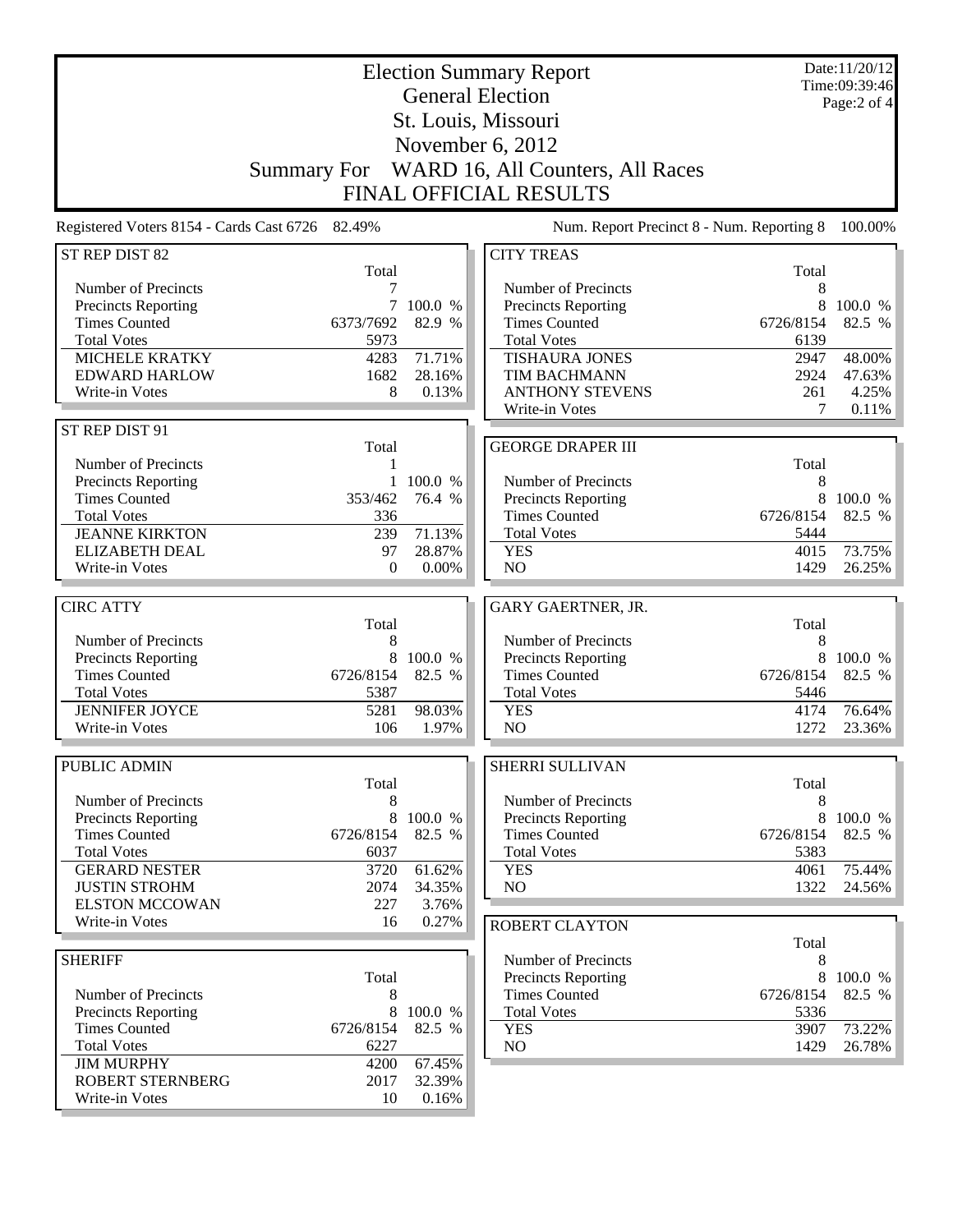# Election Summary Report
## General Election
## St. Louis, Missouri
## November 6, 2012
## Summary For WARD 16, All Counters, All Races
## FINAL OFFICIAL RESULTS

Date:11/20/12
Time:09:39:46

Registered Voters 8154 - Cards Cast 6726 82.49%

Num. Report Precinct 8 - Num. Reporting 8 100.00%

### ST REP DIST 82

| | Total | |
|---|---|---|
| Number of Precincts | 7 | |
| Precincts Reporting | 7 | 100.0 % |
| Times Counted | 6373/7692 | 82.9 % |
| Total Votes | 5973 | |
| MICHELE KRATKY | 4283 | 71.71% |
| EDWARD HARLOW | 1682 | 28.16% |
| Write-in Votes | 8 | 0.13% |

### ST REP DIST 91

| | Total | |
|---|---|---|
| Number of Precincts | 1 | |
| Precincts Reporting | 1 | 100.0 % |
| Times Counted | 353/462 | 76.4 % |
| Total Votes | 336 | |
| JEANNE KIRKTON | 239 | 71.13% |
| ELIZABETH DEAL | 97 | 28.87% |
| Write-in Votes | 0 | 0.00% |

### CIRC ATTY

| | Total | |
|---|---|---|
| Number of Precincts | 8 | |
| Precincts Reporting | 8 | 100.0 % |
| Times Counted | 6726/8154 | 82.5 % |
| Total Votes | 5387 | |
| JENNIFER JOYCE | 5281 | 98.03% |
| Write-in Votes | 106 | 1.97% |

### PUBLIC ADMIN

| | Total | |
|---|---|---|
| Number of Precincts | 8 | |
| Precincts Reporting | 8 | 100.0 % |
| Times Counted | 6726/8154 | 82.5 % |
| Total Votes | 6037 | |
| GERARD NESTER | 3720 | 61.62% |
| JUSTIN STROHM | 2074 | 34.35% |
| ELSTON MCCOWAN | 227 | 3.76% |
| Write-in Votes | 16 | 0.27% |

### SHERIFF

| | Total | |
|---|---|---|
| Number of Precincts | 8 | |
| Precincts Reporting | 8 | 100.0 % |
| Times Counted | 6726/8154 | 82.5 % |
| Total Votes | 6227 | |
| JIM MURPHY | 4200 | 67.45% |
| ROBERT STERNBERG | 2017 | 32.39% |
| Write-in Votes | 10 | 0.16% |

### CITY TREAS

| | Total | |
|---|---|---|
| Number of Precincts | 8 | |
| Precincts Reporting | 8 | 100.0 % |
| Times Counted | 6726/8154 | 82.5 % |
| Total Votes | 6139 | |
| TISHAURA JONES | 2947 | 48.00% |
| TIM BACHMANN | 2924 | 47.63% |
| ANTHONY STEVENS | 261 | 4.25% |
| Write-in Votes | 7 | 0.11% |

### GEORGE DRAPER III

| | Total | |
|---|---|---|
| Number of Precincts | 8 | |
| Precincts Reporting | 8 | 100.0 % |
| Times Counted | 6726/8154 | 82.5 % |
| Total Votes | 5444 | |
| YES | 4015 | 73.75% |
| NO | 1429 | 26.25% |

### GARY GAERTNER, JR.

| | Total | |
|---|---|---|
| Number of Precincts | 8 | |
| Precincts Reporting | 8 | 100.0 % |
| Times Counted | 6726/8154 | 82.5 % |
| Total Votes | 5446 | |
| YES | 4174 | 76.64% |
| NO | 1272 | 23.36% |

### SHERRI SULLIVAN

| | Total | |
|---|---|---|
| Number of Precincts | 8 | |
| Precincts Reporting | 8 | 100.0 % |
| Times Counted | 6726/8154 | 82.5 % |
| Total Votes | 5383 | |
| YES | 4061 | 75.44% |
| NO | 1322 | 24.56% |

### ROBERT CLAYTON

| | Total | |
|---|---|---|
| Number of Precincts | 8 | |
| Precincts Reporting | 8 | 100.0 % |
| Times Counted | 6726/8154 | 82.5 % |
| Total Votes | 5336 | |
| YES | 3907 | 73.22% |
| NO | 1429 | 26.78% |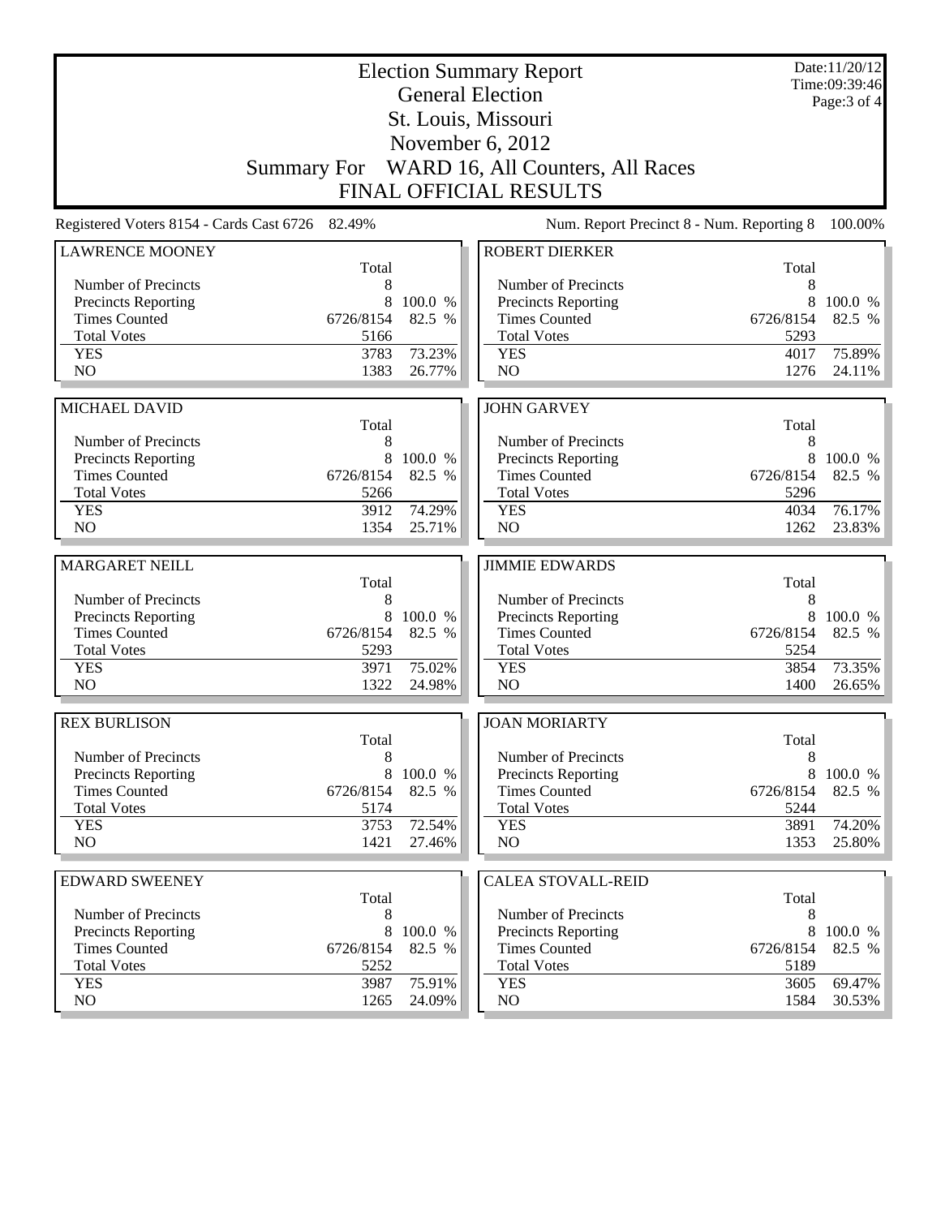# Election Summary Report

## General Election

## St. Louis, Missouri

## November 6, 2012

## Summary For WARD 16, All Counters, All Races

## FINAL OFFICIAL RESULTS

Date:11/20/12
Time:09:39:46

Registered Voters 8154 - Cards Cast 6726 82.49%

Num. Report Precinct 8 - Num. Reporting 8 100.00%

### LAWRENCE MOONEY

| | Total | |
|---|---|---|
| Number of Precincts | 8 | |
| Precincts Reporting | 8 | 100.0 % |
| Times Counted | 6726/8154 | 82.5 % |
| Total Votes | 5166 | |
| YES | 3783 | 73.23% |
| NO | 1383 | 26.77% |

### ROBERT DIERKER

| | Total | |
|---|---|---|
| Number of Precincts | 8 | |
| Precincts Reporting | 8 | 100.0 % |
| Times Counted | 6726/8154 | 82.5 % |
| Total Votes | 5293 | |
| YES | 4017 | 75.89% |
| NO | 1276 | 24.11% |

### MICHAEL DAVID

| | Total | |
|---|---|---|
| Number of Precincts | 8 | |
| Precincts Reporting | 8 | 100.0 % |
| Times Counted | 6726/8154 | 82.5 % |
| Total Votes | 5266 | |
| YES | 3912 | 74.29% |
| NO | 1354 | 25.71% |

### JOHN GARVEY

| | Total | |
|---|---|---|
| Number of Precincts | 8 | |
| Precincts Reporting | 8 | 100.0 % |
| Times Counted | 6726/8154 | 82.5 % |
| Total Votes | 5296 | |
| YES | 4034 | 76.17% |
| NO | 1262 | 23.83% |

### MARGARET NEILL

| | Total | |
|---|---|---|
| Number of Precincts | 8 | |
| Precincts Reporting | 8 | 100.0 % |
| Times Counted | 6726/8154 | 82.5 % |
| Total Votes | 5293 | |
| YES | 3971 | 75.02% |
| NO | 1322 | 24.98% |

### JIMMIE EDWARDS

| | Total | |
|---|---|---|
| Number of Precincts | 8 | |
| Precincts Reporting | 8 | 100.0 % |
| Times Counted | 6726/8154 | 82.5 % |
| Total Votes | 5254 | |
| YES | 3854 | 73.35% |
| NO | 1400 | 26.65% |

### REX BURLISON

| | Total | |
|---|---|---|
| Number of Precincts | 8 | |
| Precincts Reporting | 8 | 100.0 % |
| Times Counted | 6726/8154 | 82.5 % |
| Total Votes | 5174 | |
| YES | 3753 | 72.54% |
| NO | 1421 | 27.46% |

### JOAN MORIARTY

| | Total | |
|---|---|---|
| Number of Precincts | 8 | |
| Precincts Reporting | 8 | 100.0 % |
| Times Counted | 6726/8154 | 82.5 % |
| Total Votes | 5244 | |
| YES | 3891 | 74.20% |
| NO | 1353 | 25.80% |

### EDWARD SWEENEY

| | Total | |
|---|---|---|
| Number of Precincts | 8 | |
| Precincts Reporting | 8 | 100.0 % |
| Times Counted | 6726/8154 | 82.5 % |
| Total Votes | 5252 | |
| YES | 3987 | 75.91% |
| NO | 1265 | 24.09% |

### CALEA STOVALL-REID

| | Total | |
|---|---|---|
| Number of Precincts | 8 | |
| Precincts Reporting | 8 | 100.0 % |
| Times Counted | 6726/8154 | 82.5 % |
| Total Votes | 5189 | |
| YES | 3605 | 69.47% |
| NO | 1584 | 30.53% |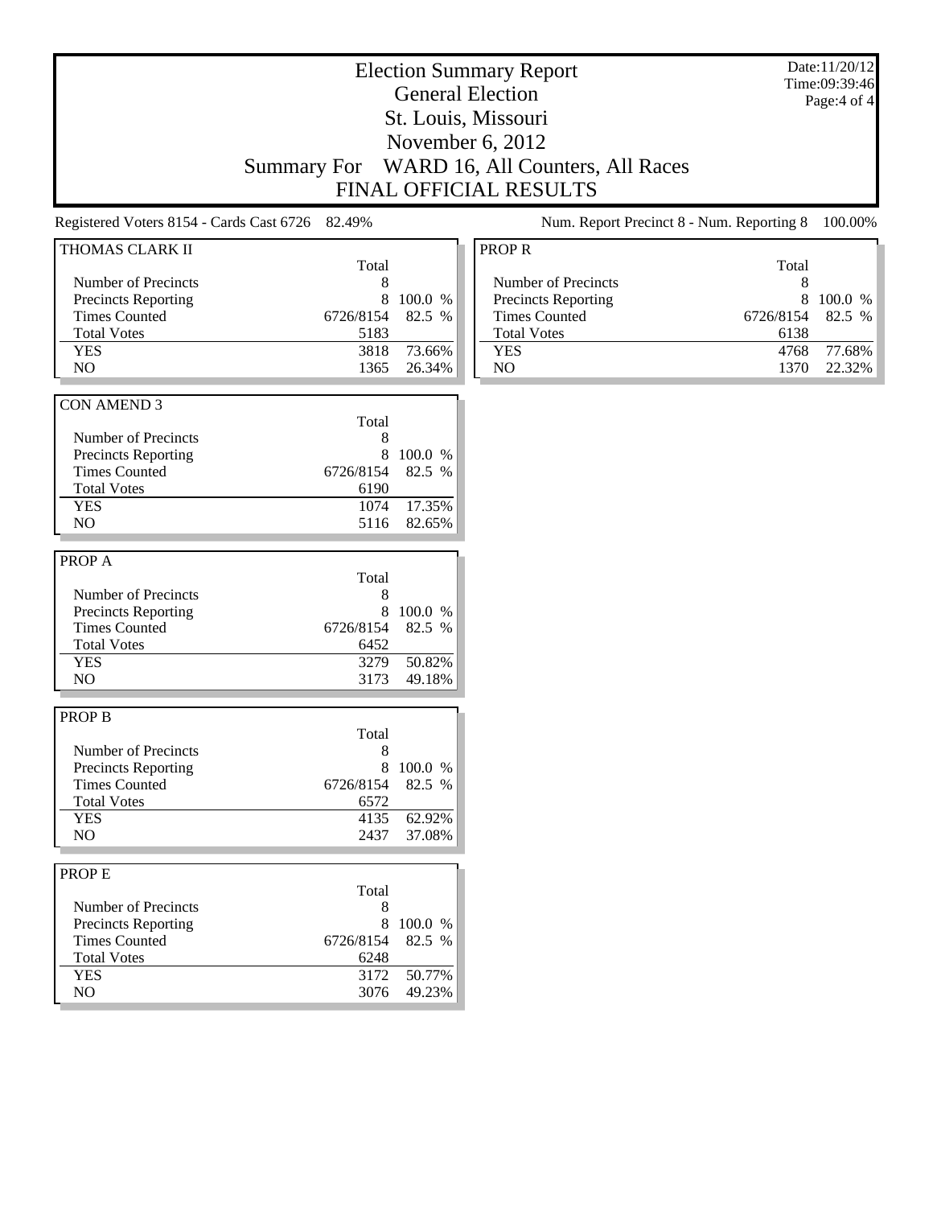# Election Summary Report

## General Election

## St. Louis, Missouri

## November 6, 2012

## Summary For WARD 16, All Counters, All Races

## FINAL OFFICIAL RESULTS

Date:11/20/12
Time:09:39:46

Registered Voters 8154 - Cards Cast 6726 82.49%

Num. Report Precinct 8 - Num. Reporting 8 100.00%

### THOMAS CLARK II

| | Total | |
|---|---|---|
| Number of Precincts | 8 | |
| Precincts Reporting | 8 | 100.0 % |
| Times Counted | 6726/8154 | 82.5 % |
| Total Votes | 5183 | |
| YES | 3818 | 73.66% |
| NO | 1365 | 26.34% |

### CON AMEND 3

| | Total | |
|---|---|---|
| Number of Precincts | 8 | |
| Precincts Reporting | 8 | 100.0 % |
| Times Counted | 6726/8154 | 82.5 % |
| Total Votes | 6190 | |
| YES | 1074 | 17.35% |
| NO | 5116 | 82.65% |

### PROP A

| | Total | |
|---|---|---|
| Number of Precincts | 8 | |
| Precincts Reporting | 8 | 100.0 % |
| Times Counted | 6726/8154 | 82.5 % |
| Total Votes | 6452 | |
| YES | 3279 | 50.82% |
| NO | 3173 | 49.18% |

### PROP B

| | Total | |
|---|---|---|
| Number of Precincts | 8 | |
| Precincts Reporting | 8 | 100.0 % |
| Times Counted | 6726/8154 | 82.5 % |
| Total Votes | 6572 | |
| YES | 4135 | 62.92% |
| NO | 2437 | 37.08% |

### PROP E

| | Total | |
|---|---|---|
| Number of Precincts | 8 | |
| Precincts Reporting | 8 | 100.0 % |
| Times Counted | 6726/8154 | 82.5 % |
| Total Votes | 6248 | |
| YES | 3172 | 50.77% |
| NO | 3076 | 49.23% |

### PROP R

| | Total | |
|---|---|---|
| Number of Precincts | 8 | |
| Precincts Reporting | 8 | 100.0 % |
| Times Counted | 6726/8154 | 82.5 % |
| Total Votes | 6138 | |
| YES | 4768 | 77.68% |
| NO | 1370 | 22.32% |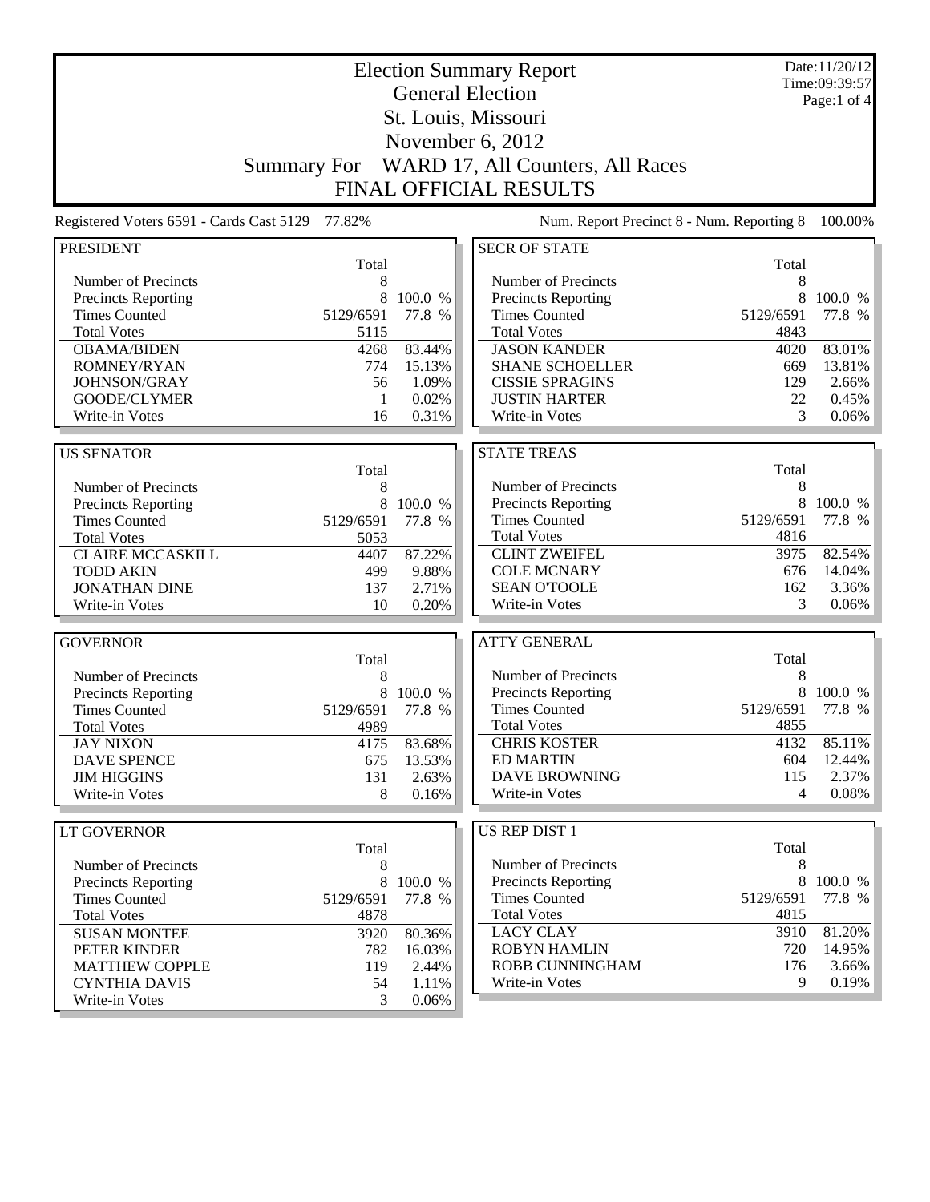# Election Summary Report

## General Election

## St. Louis, Missouri

## November 6, 2012

## Summary For WARD 17, All Counters, All Races

## FINAL OFFICIAL RESULTS

Date:11/20/12
Time:09:39:57

Registered Voters 6591 - Cards Cast 5129 77.82%

Num. Report Precinct 8 - Num. Reporting 8 100.00%

### PRESIDENT

| | Total | |
|---|---|---|
| Number of Precincts | 8 | |
| Precincts Reporting | 8 | 100.0 % |
| Times Counted | 5129/6591 | 77.8 % |
| Total Votes | 5115 | |
| OBAMA/BIDEN | 4268 | 83.44% |
| ROMNEY/RYAN | 774 | 15.13% |
| JOHNSON/GRAY | 56 | 1.09% |
| GOODE/CLYMER | 1 | 0.02% |
| Write-in Votes | 16 | 0.31% |

### US SENATOR

| | Total | |
|---|---|---|
| Number of Precincts | 8 | |
| Precincts Reporting | 8 | 100.0 % |
| Times Counted | 5129/6591 | 77.8 % |
| Total Votes | 5053 | |
| CLAIRE MCCASKILL | 4407 | 87.22% |
| TODD AKIN | 499 | 9.88% |
| JONATHAN DINE | 137 | 2.71% |
| Write-in Votes | 10 | 0.20% |

### GOVERNOR

| | Total | |
|---|---|---|
| Number of Precincts | 8 | |
| Precincts Reporting | 8 | 100.0 % |
| Times Counted | 5129/6591 | 77.8 % |
| Total Votes | 4989 | |
| JAY NIXON | 4175 | 83.68% |
| DAVE SPENCE | 675 | 13.53% |
| JIM HIGGINS | 131 | 2.63% |
| Write-in Votes | 8 | 0.16% |

### LT GOVERNOR

| | Total | |
|---|---|---|
| Number of Precincts | 8 | |
| Precincts Reporting | 8 | 100.0 % |
| Times Counted | 5129/6591 | 77.8 % |
| Total Votes | 4878 | |
| SUSAN MONTEE | 3920 | 80.36% |
| PETER KINDER | 782 | 16.03% |
| MATTHEW COPPLE | 119 | 2.44% |
| CYNTHIA DAVIS | 54 | 1.11% |
| Write-in Votes | 3 | 0.06% |

### SECR OF STATE

| | Total | |
|---|---|---|
| Number of Precincts | 8 | |
| Precincts Reporting | 8 | 100.0 % |
| Times Counted | 5129/6591 | 77.8 % |
| Total Votes | 4843 | |
| JASON KANDER | 4020 | 83.01% |
| SHANE SCHOELLER | 669 | 13.81% |
| CISSIE SPRAGINS | 129 | 2.66% |
| JUSTIN HARTER | 22 | 0.45% |
| Write-in Votes | 3 | 0.06% |

### STATE TREAS

| | Total | |
|---|---|---|
| Number of Precincts | 8 | |
| Precincts Reporting | 8 | 100.0 % |
| Times Counted | 5129/6591 | 77.8 % |
| Total Votes | 4816 | |
| CLINT ZWEIFEL | 3975 | 82.54% |
| COLE MCNARY | 676 | 14.04% |
| SEAN O'TOOLE | 162 | 3.36% |
| Write-in Votes | 3 | 0.06% |

### ATTY GENERAL

| | Total | |
|---|---|---|
| Number of Precincts | 8 | |
| Precincts Reporting | 8 | 100.0 % |
| Times Counted | 5129/6591 | 77.8 % |
| Total Votes | 4855 | |
| CHRIS KOSTER | 4132 | 85.11% |
| ED MARTIN | 604 | 12.44% |
| DAVE BROWNING | 115 | 2.37% |
| Write-in Votes | 4 | 0.08% |

### US REP DIST 1

| | Total | |
|---|---|---|
| Number of Precincts | 8 | |
| Precincts Reporting | 8 | 100.0 % |
| Times Counted | 5129/6591 | 77.8 % |
| Total Votes | 4815 | |
| LACY CLAY | 3910 | 81.20% |
| ROBYN HAMLIN | 720 | 14.95% |
| ROBB CUNNINGHAM | 176 | 3.66% |
| Write-in Votes | 9 | 0.19% |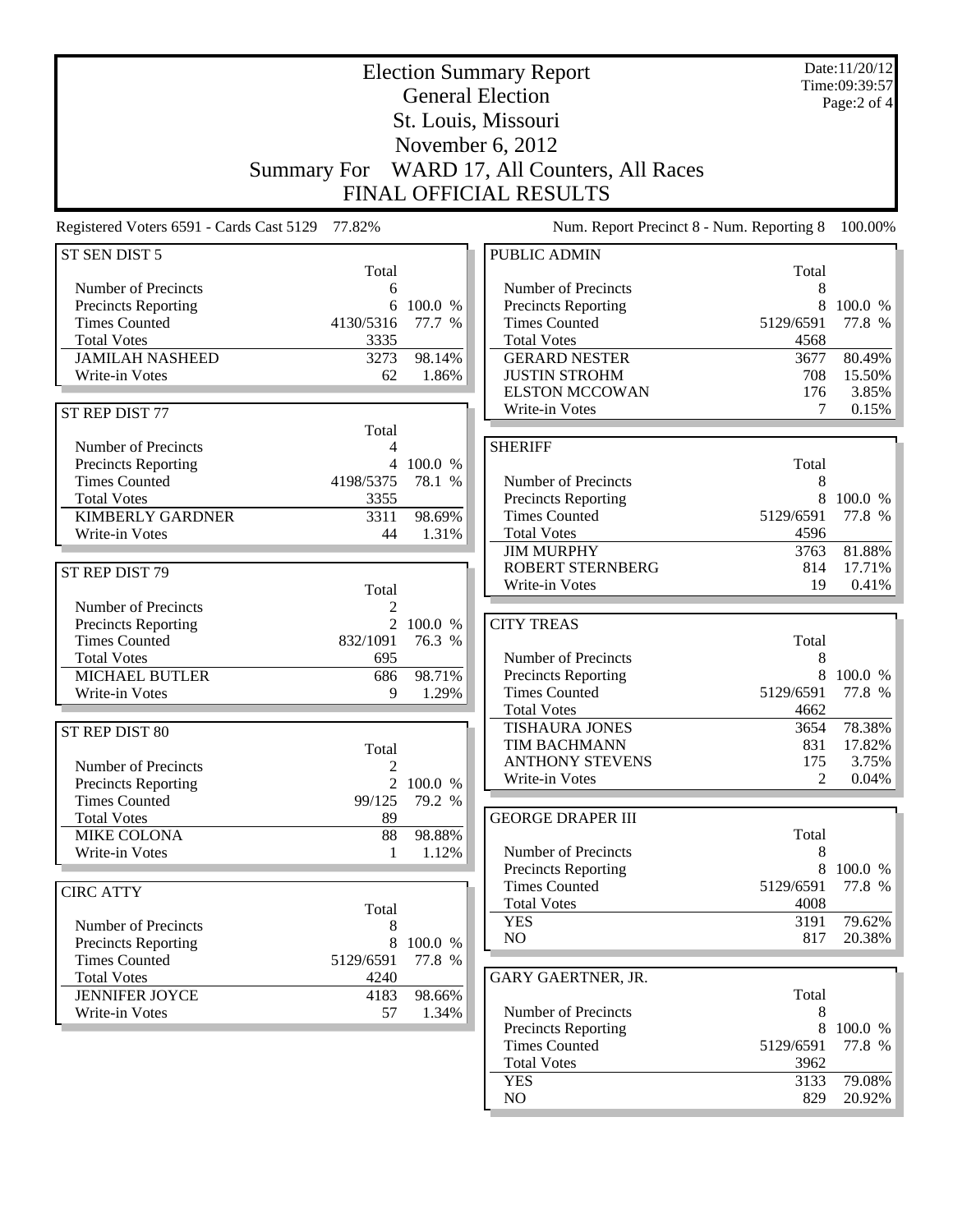# Election Summary Report

General Election
St. Louis, Missouri
November 6, 2012
Summary For WARD 17, All Counters, All Races
FINAL OFFICIAL RESULTS

Date:11/20/12
Time:09:39:57

Registered Voters 6591 - Cards Cast 5129 77.82%

Num. Report Precinct 8 - Num. Reporting 8 100.00%

## ST SEN DIST 5

| | Total | |
|---|---|---|
| Number of Precincts | 6 | |
| Precincts Reporting | 6 | 100.0 % |
| Times Counted | 4130/5316 | 77.7 % |
| Total Votes | 3335 | |
| JAMILAH NASHEED | 3273 | 98.14% |
| Write-in Votes | 62 | 1.86% |

## ST REP DIST 77

| | Total | |
|---|---|---|
| Number of Precincts | 4 | |
| Precincts Reporting | 4 | 100.0 % |
| Times Counted | 4198/5375 | 78.1 % |
| Total Votes | 3355 | |
| KIMBERLY GARDNER | 3311 | 98.69% |
| Write-in Votes | 44 | 1.31% |

## ST REP DIST 79

| | Total | |
|---|---|---|
| Number of Precincts | 2 | |
| Precincts Reporting | 2 | 100.0 % |
| Times Counted | 832/1091 | 76.3 % |
| Total Votes | 695 | |
| MICHAEL BUTLER | 686 | 98.71% |
| Write-in Votes | 9 | 1.29% |

## ST REP DIST 80

| | Total | |
|---|---|---|
| Number of Precincts | 2 | |
| Precincts Reporting | 2 | 100.0 % |
| Times Counted | 99/125 | 79.2 % |
| Total Votes | 89 | |
| MIKE COLONA | 88 | 98.88% |
| Write-in Votes | 1 | 1.12% |

## CIRC ATTY

| | Total | |
|---|---|---|
| Number of Precincts | 8 | |
| Precincts Reporting | 8 | 100.0 % |
| Times Counted | 5129/6591 | 77.8 % |
| Total Votes | 4240 | |
| JENNIFER JOYCE | 4183 | 98.66% |
| Write-in Votes | 57 | 1.34% |

## PUBLIC ADMIN

| | Total | |
|---|---|---|
| Number of Precincts | 8 | |
| Precincts Reporting | 8 | 100.0 % |
| Times Counted | 5129/6591 | 77.8 % |
| Total Votes | 4568 | |
| GERARD NESTER | 3677 | 80.49% |
| JUSTIN STROHM | 708 | 15.50% |
| ELSTON MCCOWAN | 176 | 3.85% |
| Write-in Votes | 7 | 0.15% |

## SHERIFF

| | Total | |
|---|---|---|
| Number of Precincts | 8 | |
| Precincts Reporting | 8 | 100.0 % |
| Times Counted | 5129/6591 | 77.8 % |
| Total Votes | 4596 | |
| JIM MURPHY | 3763 | 81.88% |
| ROBERT STERNBERG | 814 | 17.71% |
| Write-in Votes | 19 | 0.41% |

## CITY TREAS

| | Total | |
|---|---|---|
| Number of Precincts | 8 | |
| Precincts Reporting | 8 | 100.0 % |
| Times Counted | 5129/6591 | 77.8 % |
| Total Votes | 4662 | |
| TISHAURA JONES | 3654 | 78.38% |
| TIM BACHMANN | 831 | 17.82% |
| ANTHONY STEVENS | 175 | 3.75% |
| Write-in Votes | 2 | 0.04% |

## GEORGE DRAPER III

| | Total | |
|---|---|---|
| Number of Precincts | 8 | |
| Precincts Reporting | 8 | 100.0 % |
| Times Counted | 5129/6591 | 77.8 % |
| Total Votes | 4008 | |
| YES | 3191 | 79.62% |
| NO | 817 | 20.38% |

## GARY GAERTNER, JR.

| | Total | |
|---|---|---|
| Number of Precincts | 8 | |
| Precincts Reporting | 8 | 100.0 % |
| Times Counted | 5129/6591 | 77.8 % |
| Total Votes | 3962 | |
| YES | 3133 | 79.08% |
| NO | 829 | 20.92% |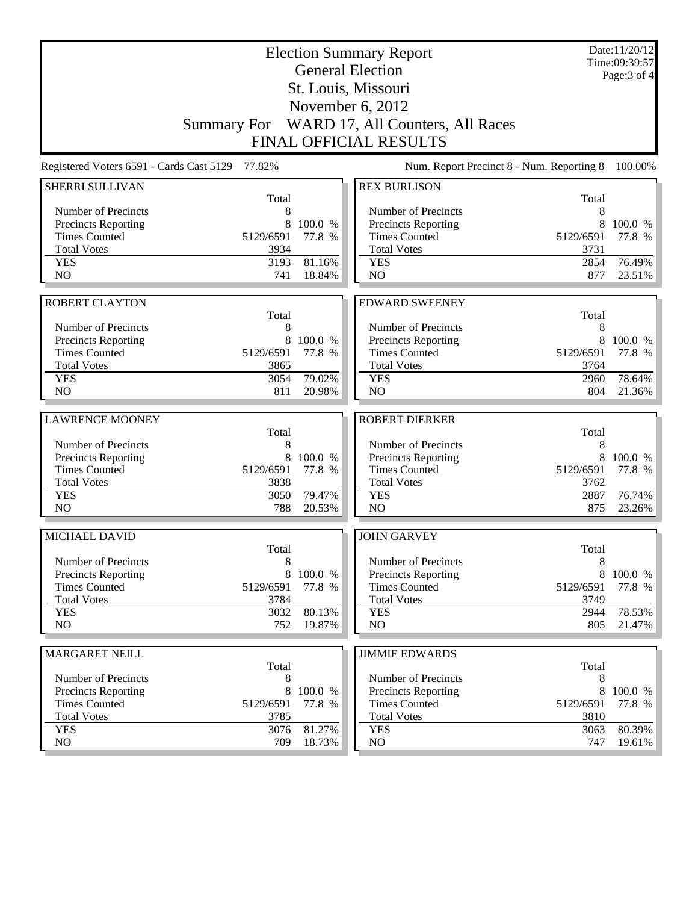# Election Summary Report

## General Election
## St. Louis, Missouri
## November 6, 2012
## Summary For WARD 17, All Counters, All Races
## FINAL OFFICIAL RESULTS

Date:11/20/12
Time:09:39:57

Registered Voters 6591 - Cards Cast 5129 77.82%

Num. Report Precinct 8 - Num. Reporting 8 100.00%

### SHERRI SULLIVAN

| | Total | |
|---|---|---|
| Number of Precincts | 8 | |
| Precincts Reporting | 8 | 100.0 % |
| Times Counted | 5129/6591 | 77.8 % |
| Total Votes | 3934 | |
| YES | 3193 | 81.16% |
| NO | 741 | 18.84% |

### ROBERT CLAYTON

| | Total | |
|---|---|---|
| Number of Precincts | 8 | |
| Precincts Reporting | 8 | 100.0 % |
| Times Counted | 5129/6591 | 77.8 % |
| Total Votes | 3865 | |
| YES | 3054 | 79.02% |
| NO | 811 | 20.98% |

### LAWRENCE MOONEY

| | Total | |
|---|---|---|
| Number of Precincts | 8 | |
| Precincts Reporting | 8 | 100.0 % |
| Times Counted | 5129/6591 | 77.8 % |
| Total Votes | 3838 | |
| YES | 3050 | 79.47% |
| NO | 788 | 20.53% |

### MICHAEL DAVID

| | Total | |
|---|---|---|
| Number of Precincts | 8 | |
| Precincts Reporting | 8 | 100.0 % |
| Times Counted | 5129/6591 | 77.8 % |
| Total Votes | 3784 | |
| YES | 3032 | 80.13% |
| NO | 752 | 19.87% |

### MARGARET NEILL

| | Total | |
|---|---|---|
| Number of Precincts | 8 | |
| Precincts Reporting | 8 | 100.0 % |
| Times Counted | 5129/6591 | 77.8 % |
| Total Votes | 3785 | |
| YES | 3076 | 81.27% |
| NO | 709 | 18.73% |

### REX BURLISON

| | Total | |
|---|---|---|
| Number of Precincts | 8 | |
| Precincts Reporting | 8 | 100.0 % |
| Times Counted | 5129/6591 | 77.8 % |
| Total Votes | 3731 | |
| YES | 2854 | 76.49% |
| NO | 877 | 23.51% |

### EDWARD SWEENEY

| | Total | |
|---|---|---|
| Number of Precincts | 8 | |
| Precincts Reporting | 8 | 100.0 % |
| Times Counted | 5129/6591 | 77.8 % |
| Total Votes | 3764 | |
| YES | 2960 | 78.64% |
| NO | 804 | 21.36% |

### ROBERT DIERKER

| | Total | |
|---|---|---|
| Number of Precincts | 8 | |
| Precincts Reporting | 8 | 100.0 % |
| Times Counted | 5129/6591 | 77.8 % |
| Total Votes | 3762 | |
| YES | 2887 | 76.74% |
| NO | 875 | 23.26% |

### JOHN GARVEY

| | Total | |
|---|---|---|
| Number of Precincts | 8 | |
| Precincts Reporting | 8 | 100.0 % |
| Times Counted | 5129/6591 | 77.8 % |
| Total Votes | 3749 | |
| YES | 2944 | 78.53% |
| NO | 805 | 21.47% |

### JIMMIE EDWARDS

| | Total | |
|---|---|---|
| Number of Precincts | 8 | |
| Precincts Reporting | 8 | 100.0 % |
| Times Counted | 5129/6591 | 77.8 % |
| Total Votes | 3810 | |
| YES | 3063 | 80.39% |
| NO | 747 | 19.61% |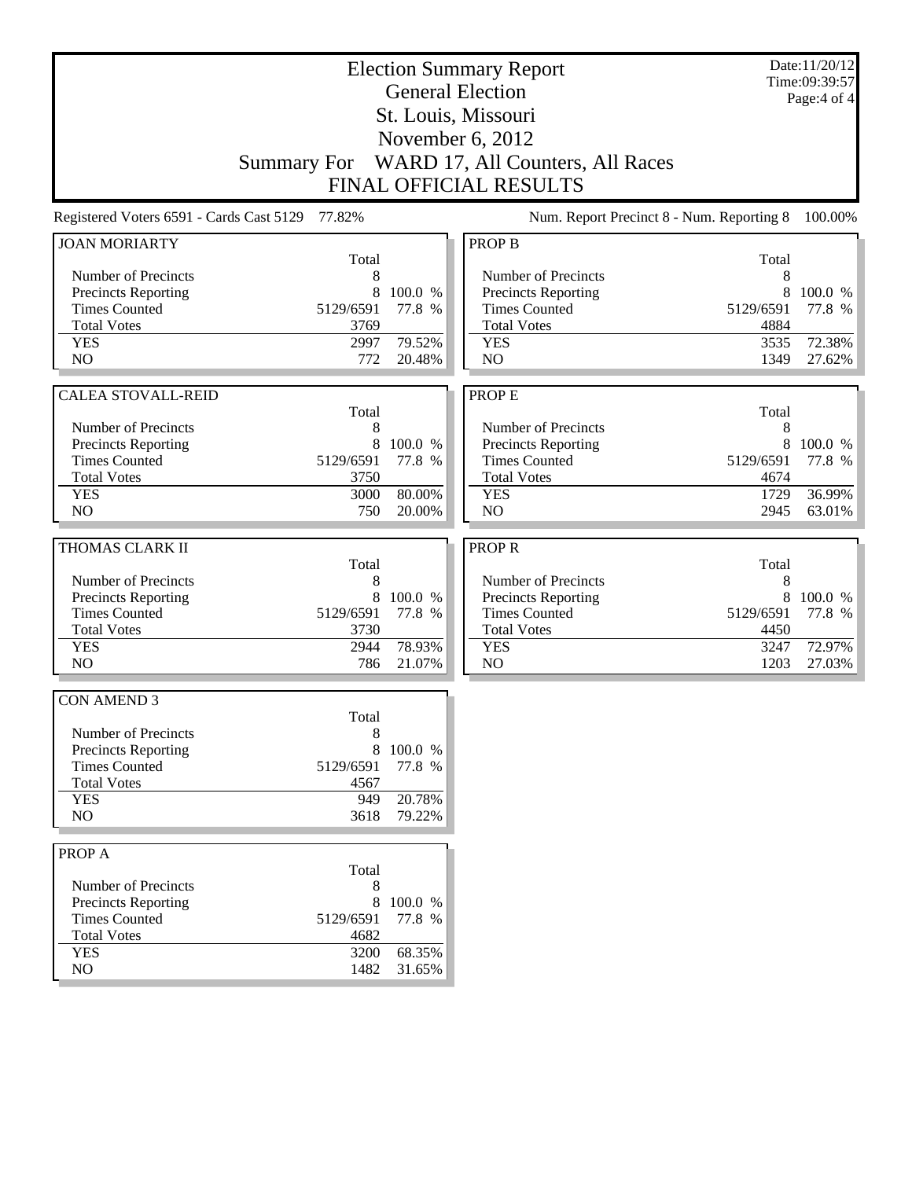# Election Summary Report

## General Election

## St. Louis, Missouri

## November 6, 2012

## Summary For WARD 17, All Counters, All Races

## FINAL OFFICIAL RESULTS

Date:11/20/12
Time:09:39:57
Page:4 of 4

Registered Voters 6591 - Cards Cast 5129 77.82%

Num. Report Precinct 8 - Num. Reporting 8 100.00%

### JOAN MORIARTY

| | Total | |
|---|---|---|
| Number of Precincts | 8 | |
| Precincts Reporting | 8 | 100.0 % |
| Times Counted | 5129/6591 | 77.8 % |
| Total Votes | 3769 | |
| YES | 2997 | 79.52% |
| NO | 772 | 20.48% |

### CALEA STOVALL-REID

| | Total | |
|---|---|---|
| Number of Precincts | 8 | |
| Precincts Reporting | 8 | 100.0 % |
| Times Counted | 5129/6591 | 77.8 % |
| Total Votes | 3750 | |
| YES | 3000 | 80.00% |
| NO | 750 | 20.00% |

### THOMAS CLARK II

| | Total | |
|---|---|---|
| Number of Precincts | 8 | |
| Precincts Reporting | 8 | 100.0 % |
| Times Counted | 5129/6591 | 77.8 % |
| Total Votes | 3730 | |
| YES | 2944 | 78.93% |
| NO | 786 | 21.07% |

### CON AMEND 3

| | Total | |
|---|---|---|
| Number of Precincts | 8 | |
| Precincts Reporting | 8 | 100.0 % |
| Times Counted | 5129/6591 | 77.8 % |
| Total Votes | 4567 | |
| YES | 949 | 20.78% |
| NO | 3618 | 79.22% |

### PROP A

| | Total | |
|---|---|---|
| Number of Precincts | 8 | |
| Precincts Reporting | 8 | 100.0 % |
| Times Counted | 5129/6591 | 77.8 % |
| Total Votes | 4682 | |
| YES | 3200 | 68.35% |
| NO | 1482 | 31.65% |

### PROP B

| | Total | |
|---|---|---|
| Number of Precincts | 8 | |
| Precincts Reporting | 8 | 100.0 % |
| Times Counted | 5129/6591 | 77.8 % |
| Total Votes | 4884 | |
| YES | 3535 | 72.38% |
| NO | 1349 | 27.62% |

### PROP E

| | Total | |
|---|---|---|
| Number of Precincts | 8 | |
| Precincts Reporting | 8 | 100.0 % |
| Times Counted | 5129/6591 | 77.8 % |
| Total Votes | 4674 | |
| YES | 1729 | 36.99% |
| NO | 2945 | 63.01% |

### PROP R

| | Total | |
|---|---|---|
| Number of Precincts | 8 | |
| Precincts Reporting | 8 | 100.0 % |
| Times Counted | 5129/6591 | 77.8 % |
| Total Votes | 4450 | |
| YES | 3247 | 72.97% |
| NO | 1203 | 27.03% |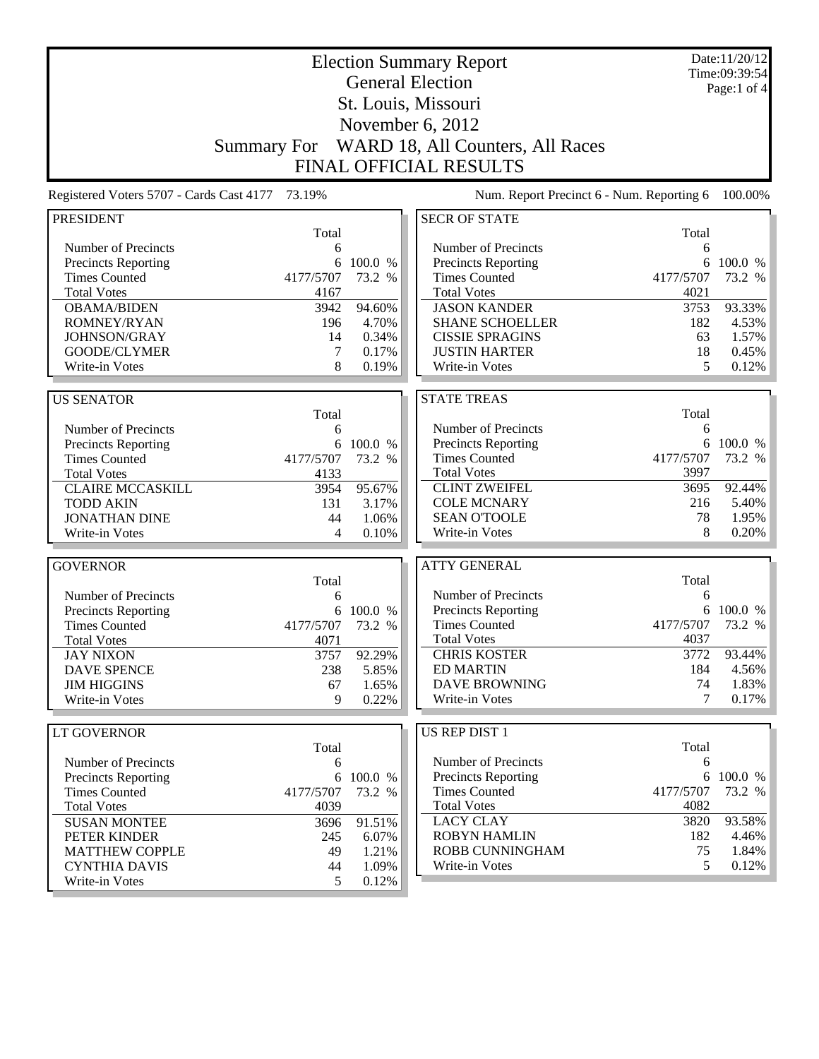# Election Summary Report

## General Election

## St. Louis, Missouri

## November 6, 2012

## Summary For WARD 18, All Counters, All Races

## FINAL OFFICIAL RESULTS

Date:11/20/12
Time:09:39:54

Registered Voters 5707 - Cards Cast 4177 73.19%

Num. Report Precinct 6 - Num. Reporting 6 100.00%

### PRESIDENT

| | Total | |
|---|---|---|
| Number of Precincts | 6 | |
| Precincts Reporting | 6 | 100.0 % |
| Times Counted | 4177/5707 | 73.2 % |
| Total Votes | 4167 | |
| OBAMA/BIDEN | 3942 | 94.60% |
| ROMNEY/RYAN | 196 | 4.70% |
| JOHNSON/GRAY | 14 | 0.34% |
| GOODE/CLYMER | 7 | 0.17% |
| Write-in Votes | 8 | 0.19% |

### US SENATOR

| | Total | |
|---|---|---|
| Number of Precincts | 6 | |
| Precincts Reporting | 6 | 100.0 % |
| Times Counted | 4177/5707 | 73.2 % |
| Total Votes | 4133 | |
| CLAIRE MCCASKILL | 3954 | 95.67% |
| TODD AKIN | 131 | 3.17% |
| JONATHAN DINE | 44 | 1.06% |
| Write-in Votes | 4 | 0.10% |

### GOVERNOR

| | Total | |
|---|---|---|
| Number of Precincts | 6 | |
| Precincts Reporting | 6 | 100.0 % |
| Times Counted | 4177/5707 | 73.2 % |
| Total Votes | 4071 | |
| JAY NIXON | 3757 | 92.29% |
| DAVE SPENCE | 238 | 5.85% |
| JIM HIGGINS | 67 | 1.65% |
| Write-in Votes | 9 | 0.22% |

### LT GOVERNOR

| | Total | |
|---|---|---|
| Number of Precincts | 6 | |
| Precincts Reporting | 6 | 100.0 % |
| Times Counted | 4177/5707 | 73.2 % |
| Total Votes | 4039 | |
| SUSAN MONTEE | 3696 | 91.51% |
| PETER KINDER | 245 | 6.07% |
| MATTHEW COPPLE | 49 | 1.21% |
| CYNTHIA DAVIS | 44 | 1.09% |
| Write-in Votes | 5 | 0.12% |

### SECR OF STATE

| | Total | |
|---|---|---|
| Number of Precincts | 6 | |
| Precincts Reporting | 6 | 100.0 % |
| Times Counted | 4177/5707 | 73.2 % |
| Total Votes | 4021 | |
| JASON KANDER | 3753 | 93.33% |
| SHANE SCHOELLER | 182 | 4.53% |
| CISSIE SPRAGINS | 63 | 1.57% |
| JUSTIN HARTER | 18 | 0.45% |
| Write-in Votes | 5 | 0.12% |

### STATE TREAS

| | Total | |
|---|---|---|
| Number of Precincts | 6 | |
| Precincts Reporting | 6 | 100.0 % |
| Times Counted | 4177/5707 | 73.2 % |
| Total Votes | 3997 | |
| CLINT ZWEIFEL | 3695 | 92.44% |
| COLE MCNARY | 216 | 5.40% |
| SEAN O'TOOLE | 78 | 1.95% |
| Write-in Votes | 8 | 0.20% |

### ATTY GENERAL

| | Total | |
|---|---|---|
| Number of Precincts | 6 | |
| Precincts Reporting | 6 | 100.0 % |
| Times Counted | 4177/5707 | 73.2 % |
| Total Votes | 4037 | |
| CHRIS KOSTER | 3772 | 93.44% |
| ED MARTIN | 184 | 4.56% |
| DAVE BROWNING | 74 | 1.83% |
| Write-in Votes | 7 | 0.17% |

### US REP DIST 1

| | Total | |
|---|---|---|
| Number of Precincts | 6 | |
| Precincts Reporting | 6 | 100.0 % |
| Times Counted | 4177/5707 | 73.2 % |
| Total Votes | 4082 | |
| LACY CLAY | 3820 | 93.58% |
| ROBYN HAMLIN | 182 | 4.46% |
| ROBB CUNNINGHAM | 75 | 1.84% |
| Write-in Votes | 5 | 0.12% |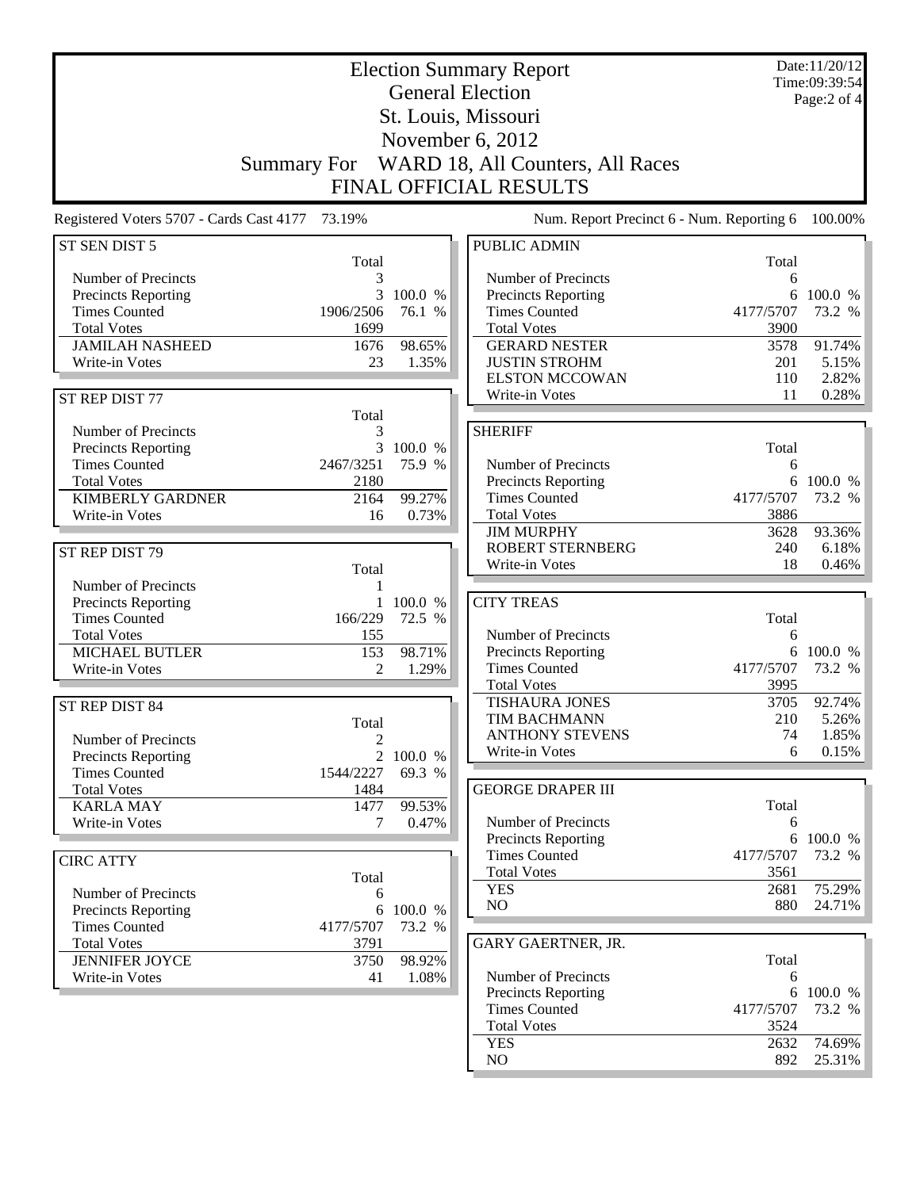# Election Summary Report

## General Election

## St. Louis, Missouri

## November 6, 2012

## Summary For WARD 18, All Counters, All Races

## FINAL OFFICIAL RESULTS

Date:11/20/12
Time:09:39:54

Registered Voters 5707 - Cards Cast 4177 73.19%

Num. Report Precinct 6 - Num. Reporting 6 100.00%

### ST SEN DIST 5

| | Total | |
|---|---|---|
| Number of Precincts | 3 | |
| Precincts Reporting | 3 | 100.0 % |
| Times Counted | 1906/2506 | 76.1 % |
| Total Votes | 1699 | |
| JAMILAH NASHEED | 1676 | 98.65% |
| Write-in Votes | 23 | 1.35% |

### ST REP DIST 77

| | Total | |
|---|---|---|
| Number of Precincts | 3 | |
| Precincts Reporting | 3 | 100.0 % |
| Times Counted | 2467/3251 | 75.9 % |
| Total Votes | 2180 | |
| KIMBERLY GARDNER | 2164 | 99.27% |
| Write-in Votes | 16 | 0.73% |

### ST REP DIST 79

| | Total | |
|---|---|---|
| Number of Precincts | 1 | |
| Precincts Reporting | 1 | 100.0 % |
| Times Counted | 166/229 | 72.5 % |
| Total Votes | 155 | |
| MICHAEL BUTLER | 153 | 98.71% |
| Write-in Votes | 2 | 1.29% |

### ST REP DIST 84

| | Total | |
|---|---|---|
| Number of Precincts | 2 | |
| Precincts Reporting | 2 | 100.0 % |
| Times Counted | 1544/2227 | 69.3 % |
| Total Votes | 1484 | |
| KARLA MAY | 1477 | 99.53% |
| Write-in Votes | 7 | 0.47% |

### CIRC ATTY

| | Total | |
|---|---|---|
| Number of Precincts | 6 | |
| Precincts Reporting | 6 | 100.0 % |
| Times Counted | 4177/5707 | 73.2 % |
| Total Votes | 3791 | |
| JENNIFER JOYCE | 3750 | 98.92% |
| Write-in Votes | 41 | 1.08% |

### PUBLIC ADMIN

| | Total | |
|---|---|---|
| Number of Precincts | 6 | |
| Precincts Reporting | 6 | 100.0 % |
| Times Counted | 4177/5707 | 73.2 % |
| Total Votes | 3900 | |
| GERARD NESTER | 3578 | 91.74% |
| JUSTIN STROHM | 201 | 5.15% |
| ELSTON MCCOWAN | 110 | 2.82% |
| Write-in Votes | 11 | 0.28% |

### SHERIFF

| | Total | |
|---|---|---|
| Number of Precincts | 6 | |
| Precincts Reporting | 6 | 100.0 % |
| Times Counted | 4177/5707 | 73.2 % |
| Total Votes | 3886 | |
| JIM MURPHY | 3628 | 93.36% |
| ROBERT STERNBERG | 240 | 6.18% |
| Write-in Votes | 18 | 0.46% |

### CITY TREAS

| | Total | |
|---|---|---|
| Number of Precincts | 6 | |
| Precincts Reporting | 6 | 100.0 % |
| Times Counted | 4177/5707 | 73.2 % |
| Total Votes | 3995 | |
| TISHAURA JONES | 3705 | 92.74% |
| TIM BACHMANN | 210 | 5.26% |
| ANTHONY STEVENS | 74 | 1.85% |
| Write-in Votes | 6 | 0.15% |

### GEORGE DRAPER III

| | Total | |
|---|---|---|
| Number of Precincts | 6 | |
| Precincts Reporting | 6 | 100.0 % |
| Times Counted | 4177/5707 | 73.2 % |
| Total Votes | 3561 | |
| YES | 2681 | 75.29% |
| NO | 880 | 24.71% |

### GARY GAERTNER, JR.

| | Total | |
|---|---|---|
| Number of Precincts | 6 | |
| Precincts Reporting | 6 | 100.0 % |
| Times Counted | 4177/5707 | 73.2 % |
| Total Votes | 3524 | |
| YES | 2632 | 74.69% |
| NO | 892 | 25.31% |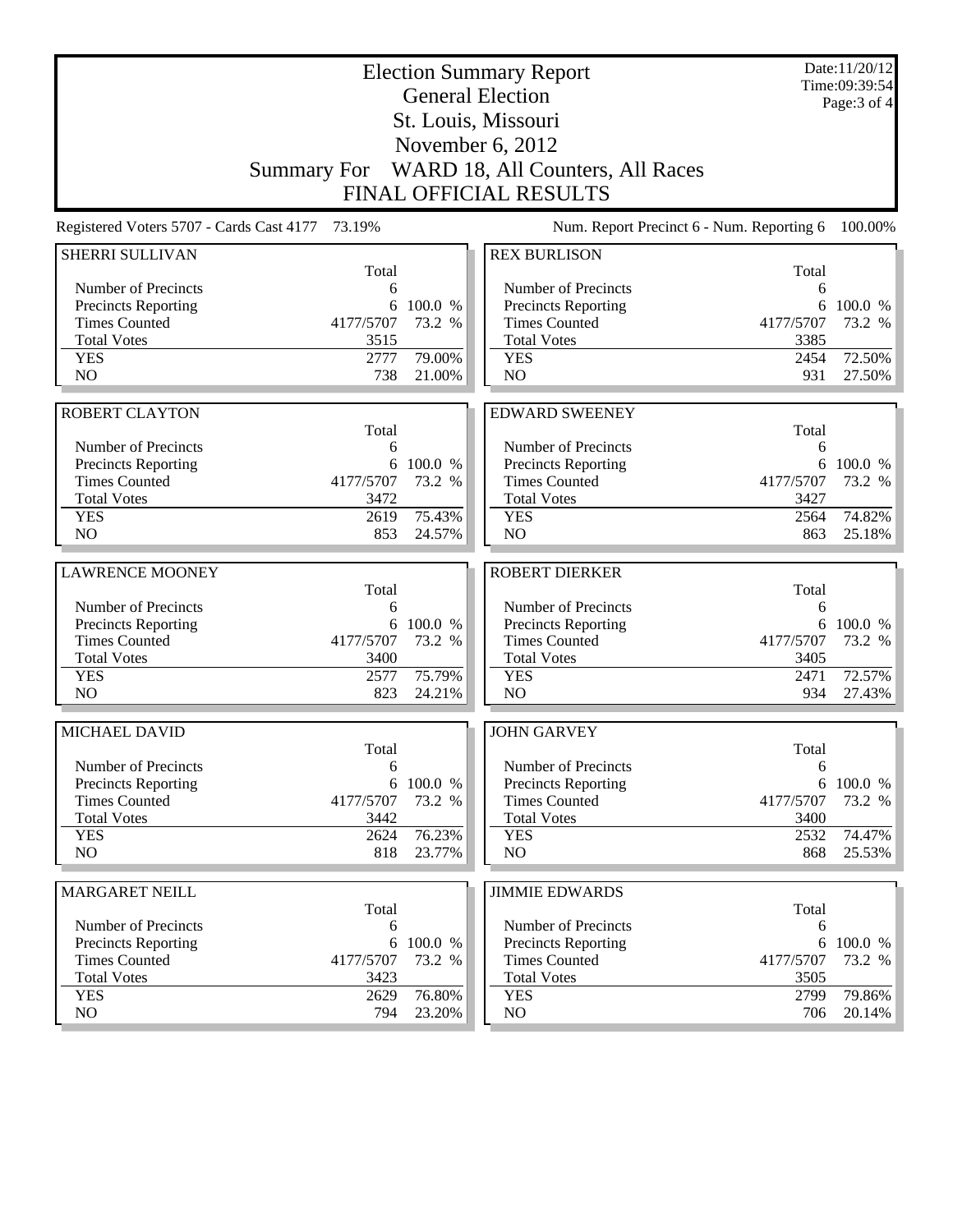# Election Summary Report

## General Election

## St. Louis, Missouri

## November 6, 2012

## Summary For WARD 18, All Counters, All Races

## FINAL OFFICIAL RESULTS

Date:11/20/12
Time:09:39:54

Registered Voters 5707 - Cards Cast 4177 73.19%

Num. Report Precinct 6 - Num. Reporting 6 100.00%

### SHERRI SULLIVAN

| | Total | |
|---|---|---|
| Number of Precincts | 6 | |
| Precincts Reporting | 6 | 100.0 % |
| Times Counted | 4177/5707 | 73.2 % |
| Total Votes | 3515 | |
| YES | 2777 | 79.00% |
| NO | 738 | 21.00% |

### REX BURLISON

| | Total | |
|---|---|---|
| Number of Precincts | 6 | |
| Precincts Reporting | 6 | 100.0 % |
| Times Counted | 4177/5707 | 73.2 % |
| Total Votes | 3385 | |
| YES | 2454 | 72.50% |
| NO | 931 | 27.50% |

### ROBERT CLAYTON

| | Total | |
|---|---|---|
| Number of Precincts | 6 | |
| Precincts Reporting | 6 | 100.0 % |
| Times Counted | 4177/5707 | 73.2 % |
| Total Votes | 3472 | |
| YES | 2619 | 75.43% |
| NO | 853 | 24.57% |

### EDWARD SWEENEY

| | Total | |
|---|---|---|
| Number of Precincts | 6 | |
| Precincts Reporting | 6 | 100.0 % |
| Times Counted | 4177/5707 | 73.2 % |
| Total Votes | 3427 | |
| YES | 2564 | 74.82% |
| NO | 863 | 25.18% |

### LAWRENCE MOONEY

| | Total | |
|---|---|---|
| Number of Precincts | 6 | |
| Precincts Reporting | 6 | 100.0 % |
| Times Counted | 4177/5707 | 73.2 % |
| Total Votes | 3400 | |
| YES | 2577 | 75.79% |
| NO | 823 | 24.21% |

### ROBERT DIERKER

| | Total | |
|---|---|---|
| Number of Precincts | 6 | |
| Precincts Reporting | 6 | 100.0 % |
| Times Counted | 4177/5707 | 73.2 % |
| Total Votes | 3405 | |
| YES | 2471 | 72.57% |
| NO | 934 | 27.43% |

### MICHAEL DAVID

| | Total | |
|---|---|---|
| Number of Precincts | 6 | |
| Precincts Reporting | 6 | 100.0 % |
| Times Counted | 4177/5707 | 73.2 % |
| Total Votes | 3442 | |
| YES | 2624 | 76.23% |
| NO | 818 | 23.77% |

### JOHN GARVEY

| | Total | |
|---|---|---|
| Number of Precincts | 6 | |
| Precincts Reporting | 6 | 100.0 % |
| Times Counted | 4177/5707 | 73.2 % |
| Total Votes | 3400 | |
| YES | 2532 | 74.47% |
| NO | 868 | 25.53% |

### MARGARET NEILL

| | Total | |
|---|---|---|
| Number of Precincts | 6 | |
| Precincts Reporting | 6 | 100.0 % |
| Times Counted | 4177/5707 | 73.2 % |
| Total Votes | 3423 | |
| YES | 2629 | 76.80% |
| NO | 794 | 23.20% |

### JIMMIE EDWARDS

| | Total | |
|---|---|---|
| Number of Precincts | 6 | |
| Precincts Reporting | 6 | 100.0 % |
| Times Counted | 4177/5707 | 73.2 % |
| Total Votes | 3505 | |
| YES | 2799 | 79.86% |
| NO | 706 | 20.14% |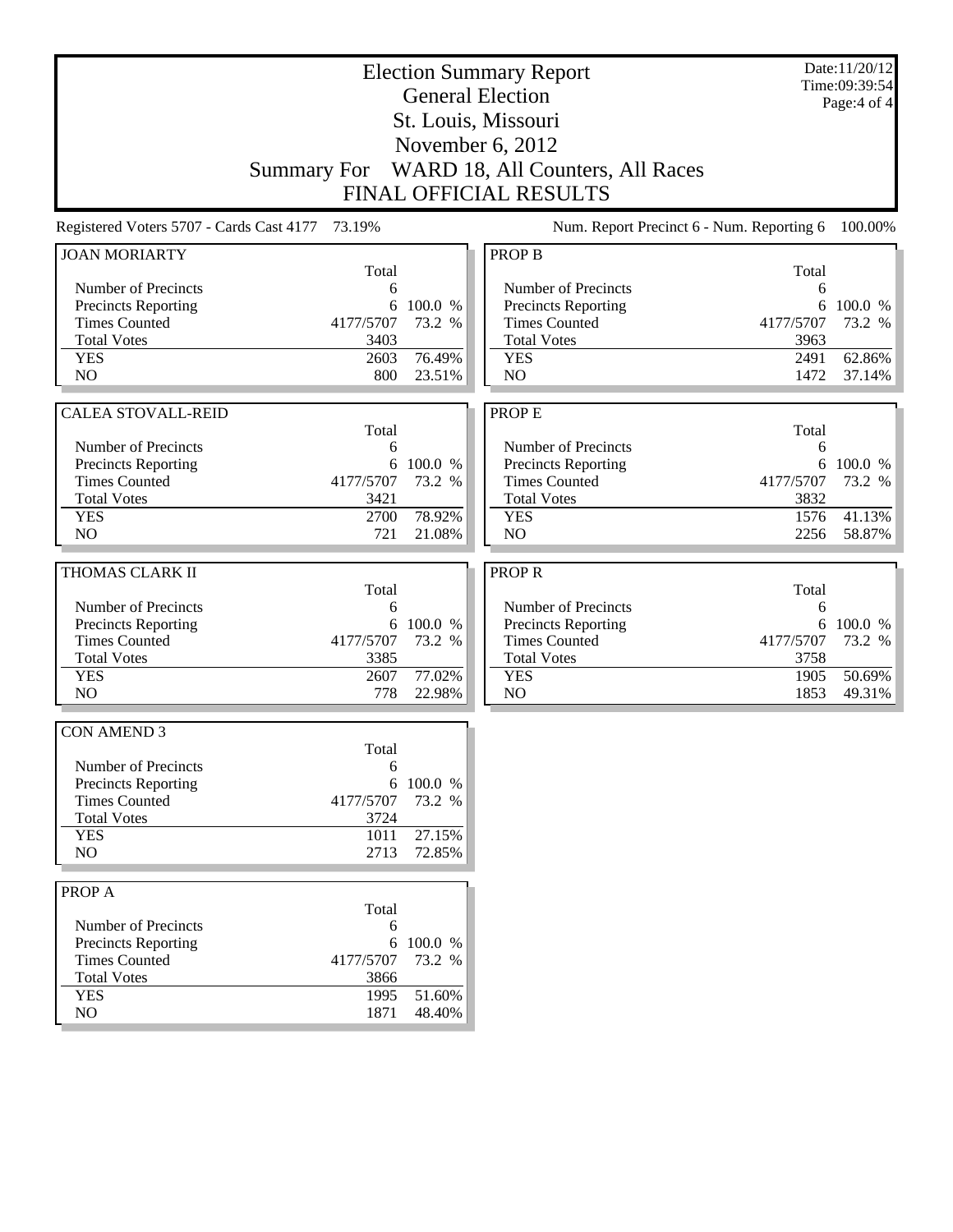# Election Summary Report

## General Election

## St. Louis, Missouri

## November 6, 2012

## Summary For WARD 18, All Counters, All Races

## FINAL OFFICIAL RESULTS

Date:11/20/12
Time:09:39:54

Registered Voters 5707 - Cards Cast 4177 73.19%

Num. Report Precinct 6 - Num. Reporting 6 100.00%

### JOAN MORIARTY

| | Total | |
|---|---|---|
| Number of Precincts | 6 | |
| Precincts Reporting | 6 | 100.0 % |
| Times Counted | 4177/5707 | 73.2 % |
| Total Votes | 3403 | |
| YES | 2603 | 76.49% |
| NO | 800 | 23.51% |

### CALEA STOVALL-REID

| | Total | |
|---|---|---|
| Number of Precincts | 6 | |
| Precincts Reporting | 6 | 100.0 % |
| Times Counted | 4177/5707 | 73.2 % |
| Total Votes | 3421 | |
| YES | 2700 | 78.92% |
| NO | 721 | 21.08% |

### THOMAS CLARK II

| | Total | |
|---|---|---|
| Number of Precincts | 6 | |
| Precincts Reporting | 6 | 100.0 % |
| Times Counted | 4177/5707 | 73.2 % |
| Total Votes | 3385 | |
| YES | 2607 | 77.02% |
| NO | 778 | 22.98% |

### CON AMEND 3

| | Total | |
|---|---|---|
| Number of Precincts | 6 | |
| Precincts Reporting | 6 | 100.0 % |
| Times Counted | 4177/5707 | 73.2 % |
| Total Votes | 3724 | |
| YES | 1011 | 27.15% |
| NO | 2713 | 72.85% |

### PROP A

| | Total | |
|---|---|---|
| Number of Precincts | 6 | |
| Precincts Reporting | 6 | 100.0 % |
| Times Counted | 4177/5707 | 73.2 % |
| Total Votes | 3866 | |
| YES | 1995 | 51.60% |
| NO | 1871 | 48.40% |

### PROP B

| | Total | |
|---|---|---|
| Number of Precincts | 6 | |
| Precincts Reporting | 6 | 100.0 % |
| Times Counted | 4177/5707 | 73.2 % |
| Total Votes | 3963 | |
| YES | 2491 | 62.86% |
| NO | 1472 | 37.14% |

### PROP E

| | Total | |
|---|---|---|
| Number of Precincts | 6 | |
| Precincts Reporting | 6 | 100.0 % |
| Times Counted | 4177/5707 | 73.2 % |
| Total Votes | 3832 | |
| YES | 1576 | 41.13% |
| NO | 2256 | 58.87% |

### PROP R

| | Total | |
|---|---|---|
| Number of Precincts | 6 | |
| Precincts Reporting | 6 | 100.0 % |
| Times Counted | 4177/5707 | 73.2 % |
| Total Votes | 3758 | |
| YES | 1905 | 50.69% |
| NO | 1853 | 49.31% |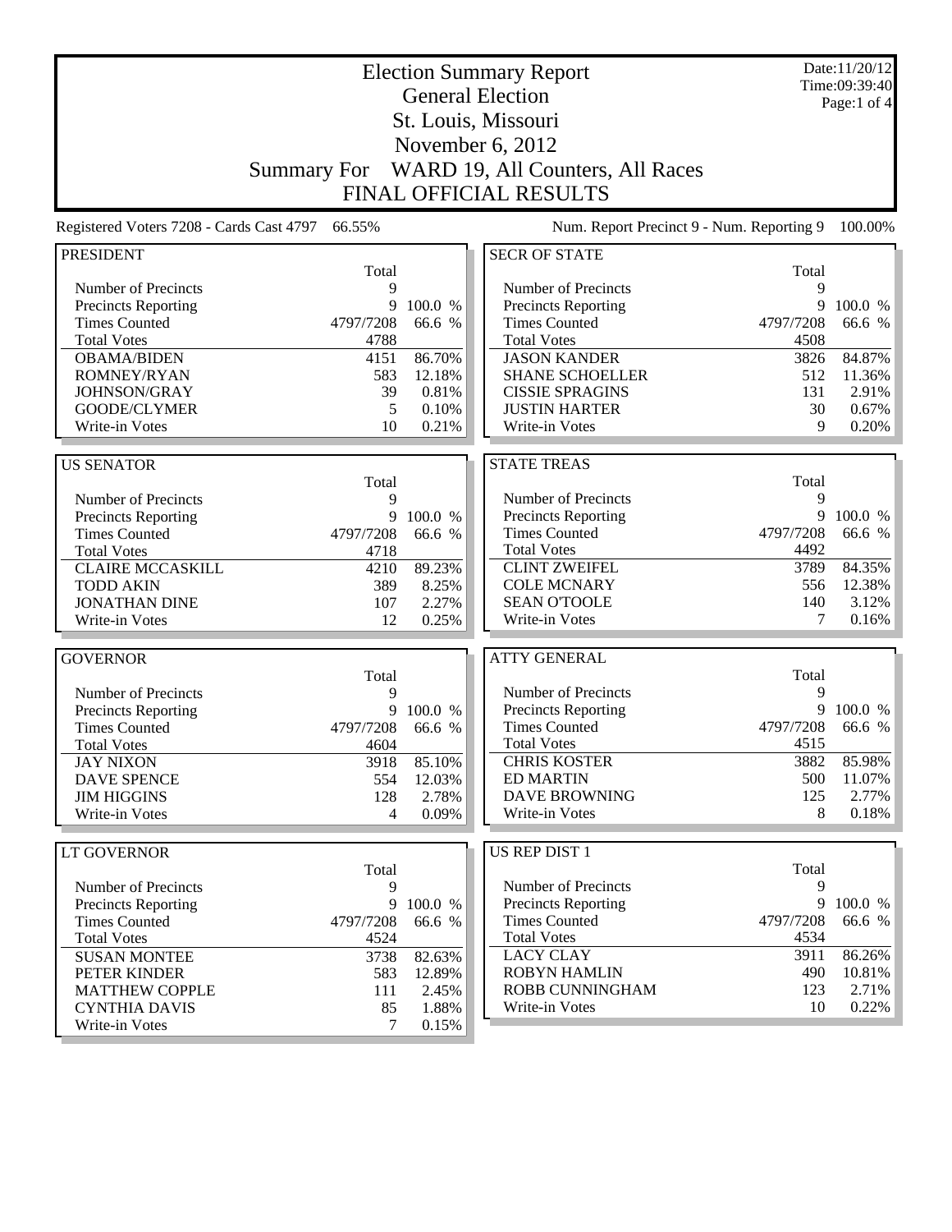# Election Summary Report

## General Election

## St. Louis, Missouri

## November 6, 2012

## Summary For WARD 19, All Counters, All Races

## FINAL OFFICIAL RESULTS

Date:11/20/12
Time:09:39:40

Registered Voters 7208 - Cards Cast 4797 66.55%

Num. Report Precinct 9 - Num. Reporting 9 100.00%

### PRESIDENT

| | Total | |
|---|---|---|
| Number of Precincts | 9 | |
| Precincts Reporting | 9 | 100.0 % |
| Times Counted | 4797/7208 | 66.6 % |
| Total Votes | 4788 | |
| OBAMA/BIDEN | 4151 | 86.70% |
| ROMNEY/RYAN | 583 | 12.18% |
| JOHNSON/GRAY | 39 | 0.81% |
| GOODE/CLYMER | 5 | 0.10% |
| Write-in Votes | 10 | 0.21% |

### US SENATOR

| | Total | |
|---|---|---|
| Number of Precincts | 9 | |
| Precincts Reporting | 9 | 100.0 % |
| Times Counted | 4797/7208 | 66.6 % |
| Total Votes | 4718 | |
| CLAIRE MCCASKILL | 4210 | 89.23% |
| TODD AKIN | 389 | 8.25% |
| JONATHAN DINE | 107 | 2.27% |
| Write-in Votes | 12 | 0.25% |

### GOVERNOR

| | Total | |
|---|---|---|
| Number of Precincts | 9 | |
| Precincts Reporting | 9 | 100.0 % |
| Times Counted | 4797/7208 | 66.6 % |
| Total Votes | 4604 | |
| JAY NIXON | 3918 | 85.10% |
| DAVE SPENCE | 554 | 12.03% |
| JIM HIGGINS | 128 | 2.78% |
| Write-in Votes | 4 | 0.09% |

### LT GOVERNOR

| | Total | |
|---|---|---|
| Number of Precincts | 9 | |
| Precincts Reporting | 9 | 100.0 % |
| Times Counted | 4797/7208 | 66.6 % |
| Total Votes | 4524 | |
| SUSAN MONTEE | 3738 | 82.63% |
| PETER KINDER | 583 | 12.89% |
| MATTHEW COPPLE | 111 | 2.45% |
| CYNTHIA DAVIS | 85 | 1.88% |
| Write-in Votes | 7 | 0.15% |

### SECR OF STATE

| | Total | |
|---|---|---|
| Number of Precincts | 9 | |
| Precincts Reporting | 9 | 100.0 % |
| Times Counted | 4797/7208 | 66.6 % |
| Total Votes | 4508 | |
| JASON KANDER | 3826 | 84.87% |
| SHANE SCHOELLER | 512 | 11.36% |
| CISSIE SPRAGINS | 131 | 2.91% |
| JUSTIN HARTER | 30 | 0.67% |
| Write-in Votes | 9 | 0.20% |

### STATE TREAS

| | Total | |
|---|---|---|
| Number of Precincts | 9 | |
| Precincts Reporting | 9 | 100.0 % |
| Times Counted | 4797/7208 | 66.6 % |
| Total Votes | 4492 | |
| CLINT ZWEIFEL | 3789 | 84.35% |
| COLE MCNARY | 556 | 12.38% |
| SEAN O'TOOLE | 140 | 3.12% |
| Write-in Votes | 7 | 0.16% |

### ATTY GENERAL

| | Total | |
|---|---|---|
| Number of Precincts | 9 | |
| Precincts Reporting | 9 | 100.0 % |
| Times Counted | 4797/7208 | 66.6 % |
| Total Votes | 4515 | |
| CHRIS KOSTER | 3882 | 85.98% |
| ED MARTIN | 500 | 11.07% |
| DAVE BROWNING | 125 | 2.77% |
| Write-in Votes | 8 | 0.18% |

### US REP DIST 1

| | Total | |
|---|---|---|
| Number of Precincts | 9 | |
| Precincts Reporting | 9 | 100.0 % |
| Times Counted | 4797/7208 | 66.6 % |
| Total Votes | 4534 | |
| LACY CLAY | 3911 | 86.26% |
| ROBYN HAMLIN | 490 | 10.81% |
| ROBB CUNNINGHAM | 123 | 2.71% |
| Write-in Votes | 10 | 0.22% |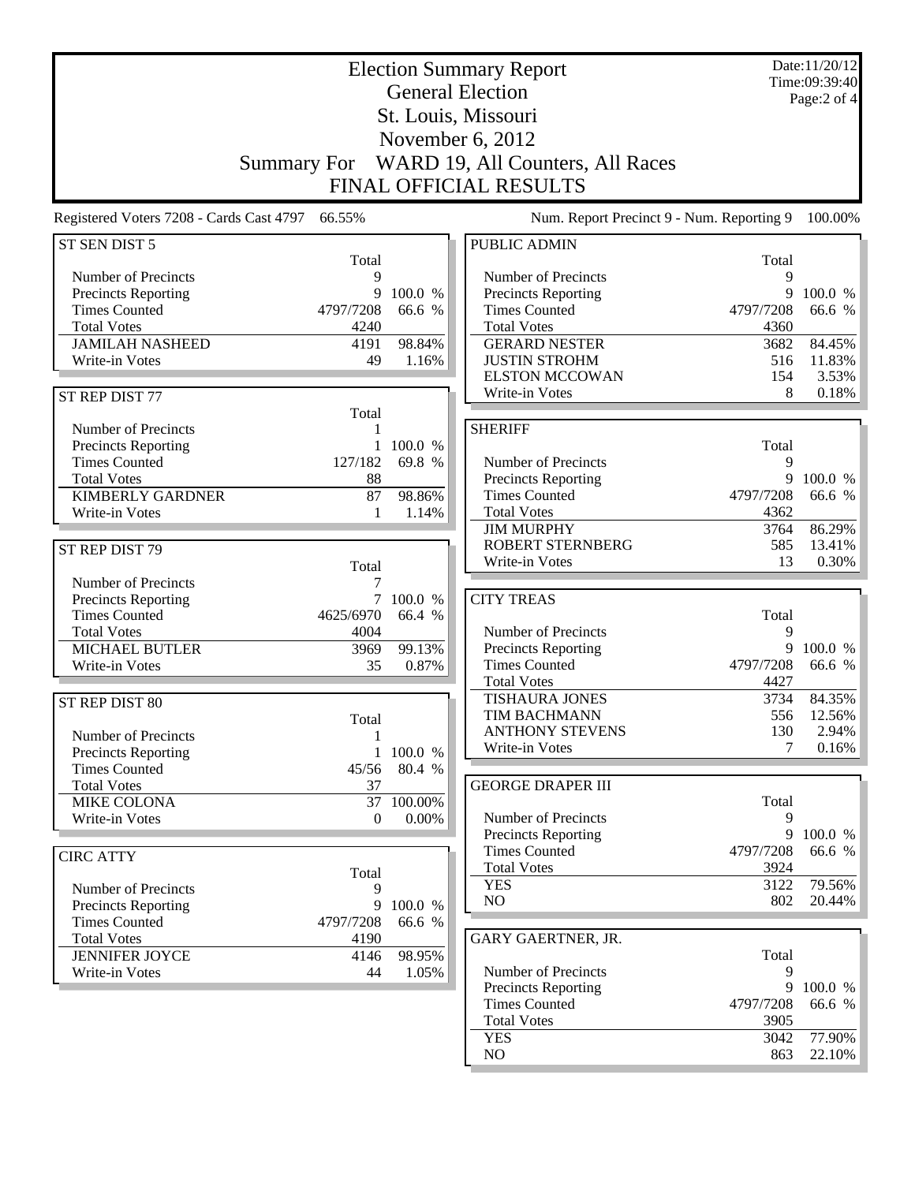# Election Summary Report
## General Election
## St. Louis, Missouri
## November 6, 2012
## Summary For WARD 19, All Counters, All Races
## FINAL OFFICIAL RESULTS

Date:11/20/12
Time:09:39:40

Registered Voters 7208 - Cards Cast 4797 66.55%

Num. Report Precinct 9 - Num. Reporting 9 100.00%

### ST SEN DIST 5

| | Total | |
|---|---|---|
| Number of Precincts | 9 | |
| Precincts Reporting | 9 | 100.0 % |
| Times Counted | 4797/7208 | 66.6 % |
| Total Votes | 4240 | |
| JAMILAH NASHEED | 4191 | 98.84% |
| Write-in Votes | 49 | 1.16% |

### ST REP DIST 77

| | Total | |
|---|---|---|
| Number of Precincts | 1 | |
| Precincts Reporting | 1 | 100.0 % |
| Times Counted | 127/182 | 69.8 % |
| Total Votes | 88 | |
| KIMBERLY GARDNER | 87 | 98.86% |
| Write-in Votes | 1 | 1.14% |

### ST REP DIST 79

| | Total | |
|---|---|---|
| Number of Precincts | 7 | |
| Precincts Reporting | 7 | 100.0 % |
| Times Counted | 4625/6970 | 66.4 % |
| Total Votes | 4004 | |
| MICHAEL BUTLER | 3969 | 99.13% |
| Write-in Votes | 35 | 0.87% |

### ST REP DIST 80

| | Total | |
|---|---|---|
| Number of Precincts | 1 | |
| Precincts Reporting | 1 | 100.0 % |
| Times Counted | 45/56 | 80.4 % |
| Total Votes | 37 | |
| MIKE COLONA | 37 | 100.00% |
| Write-in Votes | 0 | 0.00% |

### CIRC ATTY

| | Total | |
|---|---|---|
| Number of Precincts | 9 | |
| Precincts Reporting | 9 | 100.0 % |
| Times Counted | 4797/7208 | 66.6 % |
| Total Votes | 4190 | |
| JENNIFER JOYCE | 4146 | 98.95% |
| Write-in Votes | 44 | 1.05% |

### PUBLIC ADMIN

| | Total | |
|---|---|---|
| Number of Precincts | 9 | |
| Precincts Reporting | 9 | 100.0 % |
| Times Counted | 4797/7208 | 66.6 % |
| Total Votes | 4360 | |
| GERARD NESTER | 3682 | 84.45% |
| JUSTIN STROHM | 516 | 11.83% |
| ELSTON MCCOWAN | 154 | 3.53% |
| Write-in Votes | 8 | 0.18% |

### SHERIFF

| | Total | |
|---|---|---|
| Number of Precincts | 9 | |
| Precincts Reporting | 9 | 100.0 % |
| Times Counted | 4797/7208 | 66.6 % |
| Total Votes | 4362 | |
| JIM MURPHY | 3764 | 86.29% |
| ROBERT STERNBERG | 585 | 13.41% |
| Write-in Votes | 13 | 0.30% |

### CITY TREAS

| | Total | |
|---|---|---|
| Number of Precincts | 9 | |
| Precincts Reporting | 9 | 100.0 % |
| Times Counted | 4797/7208 | 66.6 % |
| Total Votes | 4427 | |
| TISHAURA JONES | 3734 | 84.35% |
| TIM BACHMANN | 556 | 12.56% |
| ANTHONY STEVENS | 130 | 2.94% |
| Write-in Votes | 7 | 0.16% |

### GEORGE DRAPER III

| | Total | |
|---|---|---|
| Number of Precincts | 9 | |
| Precincts Reporting | 9 | 100.0 % |
| Times Counted | 4797/7208 | 66.6 % |
| Total Votes | 3924 | |
| YES | 3122 | 79.56% |
| NO | 802 | 20.44% |

### GARY GAERTNER, JR.

| | Total | |
|---|---|---|
| Number of Precincts | 9 | |
| Precincts Reporting | 9 | 100.0 % |
| Times Counted | 4797/7208 | 66.6 % |
| Total Votes | 3905 | |
| YES | 3042 | 77.90% |
| NO | 863 | 22.10% |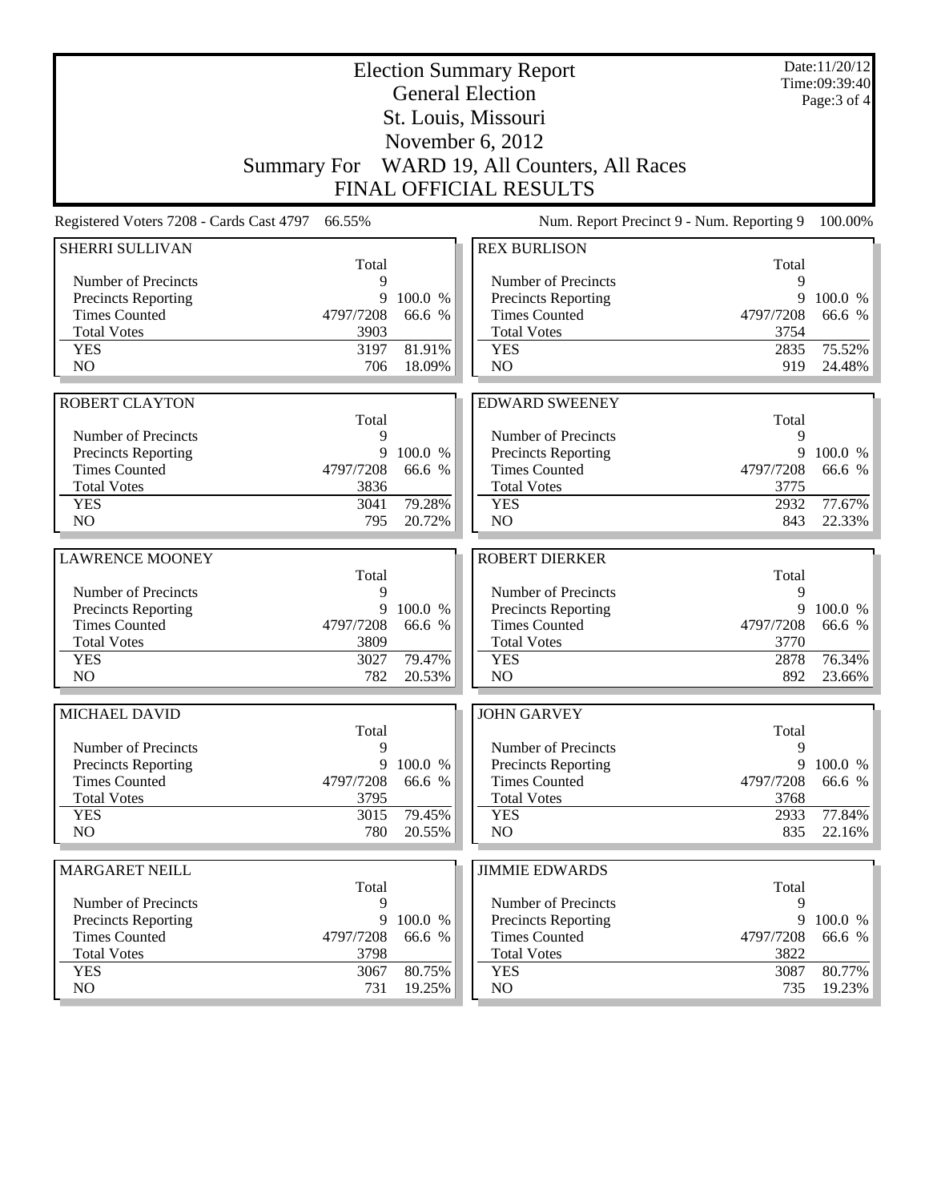# Election Summary Report

## General Election

## St. Louis, Missouri

## November 6, 2012

## Summary For WARD 19, All Counters, All Races

## FINAL OFFICIAL RESULTS

Date:11/20/12
Time:09:39:40

Registered Voters 7208 - Cards Cast 4797 66.55%

Num. Report Precinct 9 - Num. Reporting 9 100.00%

### SHERRI SULLIVAN

| | Total | |
|---|---|---|
| Number of Precincts | 9 | |
| Precincts Reporting | 9 | 100.0 % |
| Times Counted | 4797/7208 | 66.6 % |
| Total Votes | 3903 | |
| YES | 3197 | 81.91% |
| NO | 706 | 18.09% |

### ROBERT CLAYTON

| | Total | |
|---|---|---|
| Number of Precincts | 9 | |
| Precincts Reporting | 9 | 100.0 % |
| Times Counted | 4797/7208 | 66.6 % |
| Total Votes | 3836 | |
| YES | 3041 | 79.28% |
| NO | 795 | 20.72% |

### LAWRENCE MOONEY

| | Total | |
|---|---|---|
| Number of Precincts | 9 | |
| Precincts Reporting | 9 | 100.0 % |
| Times Counted | 4797/7208 | 66.6 % |
| Total Votes | 3809 | |
| YES | 3027 | 79.47% |
| NO | 782 | 20.53% |

### MICHAEL DAVID

| | Total | |
|---|---|---|
| Number of Precincts | 9 | |
| Precincts Reporting | 9 | 100.0 % |
| Times Counted | 4797/7208 | 66.6 % |
| Total Votes | 3795 | |
| YES | 3015 | 79.45% |
| NO | 780 | 20.55% |

### MARGARET NEILL

| | Total | |
|---|---|---|
| Number of Precincts | 9 | |
| Precincts Reporting | 9 | 100.0 % |
| Times Counted | 4797/7208 | 66.6 % |
| Total Votes | 3798 | |
| YES | 3067 | 80.75% |
| NO | 731 | 19.25% |

### REX BURLISON

| | Total | |
|---|---|---|
| Number of Precincts | 9 | |
| Precincts Reporting | 9 | 100.0 % |
| Times Counted | 4797/7208 | 66.6 % |
| Total Votes | 3754 | |
| YES | 2835 | 75.52% |
| NO | 919 | 24.48% |

### EDWARD SWEENEY

| | Total | |
|---|---|---|
| Number of Precincts | 9 | |
| Precincts Reporting | 9 | 100.0 % |
| Times Counted | 4797/7208 | 66.6 % |
| Total Votes | 3775 | |
| YES | 2932 | 77.67% |
| NO | 843 | 22.33% |

### ROBERT DIERKER

| | Total | |
|---|---|---|
| Number of Precincts | 9 | |
| Precincts Reporting | 9 | 100.0 % |
| Times Counted | 4797/7208 | 66.6 % |
| Total Votes | 3770 | |
| YES | 2878 | 76.34% |
| NO | 892 | 23.66% |

### JOHN GARVEY

| | Total | |
|---|---|---|
| Number of Precincts | 9 | |
| Precincts Reporting | 9 | 100.0 % |
| Times Counted | 4797/7208 | 66.6 % |
| Total Votes | 3768 | |
| YES | 2933 | 77.84% |
| NO | 835 | 22.16% |

### JIMMIE EDWARDS

| | Total | |
|---|---|---|
| Number of Precincts | 9 | |
| Precincts Reporting | 9 | 100.0 % |
| Times Counted | 4797/7208 | 66.6 % |
| Total Votes | 3822 | |
| YES | 3087 | 80.77% |
| NO | 735 | 19.23% |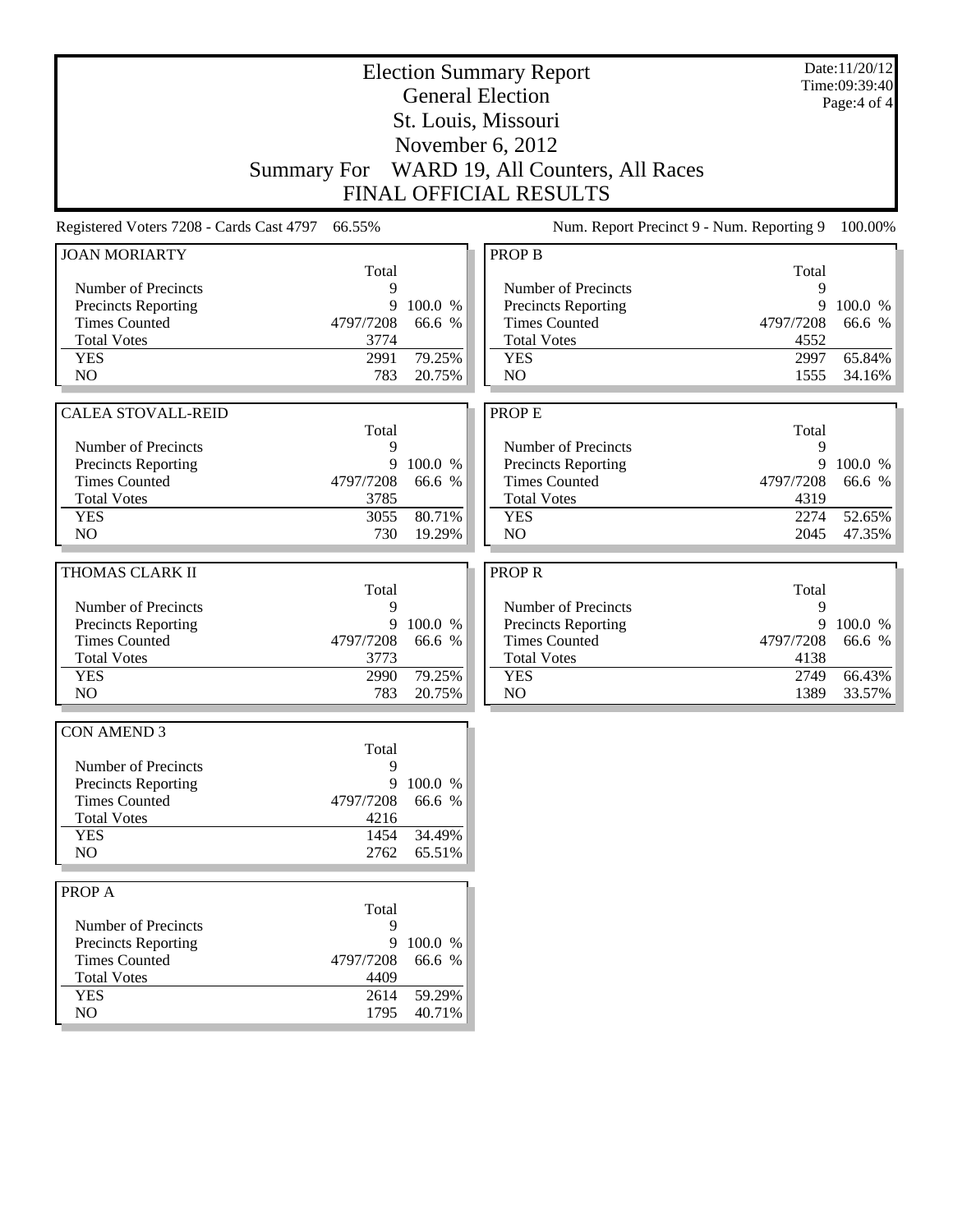# Election Summary Report

## General Election

## St. Louis, Missouri

## November 6, 2012

## Summary For WARD 19, All Counters, All Races

## FINAL OFFICIAL RESULTS

Date:11/20/12
Time:09:39:40

Registered Voters 7208 - Cards Cast 4797 66.55%

Num. Report Precinct 9 - Num. Reporting 9 100.00%

### JOAN MORIARTY

| | Total | |
|---|---|---|
| Number of Precincts | 9 | |
| Precincts Reporting | 9 | 100.0 % |
| Times Counted | 4797/7208 | 66.6 % |
| Total Votes | 3774 | |
| YES | 2991 | 79.25% |
| NO | 783 | 20.75% |

### CALEA STOVALL-REID

| | Total | |
|---|---|---|
| Number of Precincts | 9 | |
| Precincts Reporting | 9 | 100.0 % |
| Times Counted | 4797/7208 | 66.6 % |
| Total Votes | 3785 | |
| YES | 3055 | 80.71% |
| NO | 730 | 19.29% |

### THOMAS CLARK II

| | Total | |
|---|---|---|
| Number of Precincts | 9 | |
| Precincts Reporting | 9 | 100.0 % |
| Times Counted | 4797/7208 | 66.6 % |
| Total Votes | 3773 | |
| YES | 2990 | 79.25% |
| NO | 783 | 20.75% |

### CON AMEND 3

| | Total | |
|---|---|---|
| Number of Precincts | 9 | |
| Precincts Reporting | 9 | 100.0 % |
| Times Counted | 4797/7208 | 66.6 % |
| Total Votes | 4216 | |
| YES | 1454 | 34.49% |
| NO | 2762 | 65.51% |

### PROP A

| | Total | |
|---|---|---|
| Number of Precincts | 9 | |
| Precincts Reporting | 9 | 100.0 % |
| Times Counted | 4797/7208 | 66.6 % |
| Total Votes | 4409 | |
| YES | 2614 | 59.29% |
| NO | 1795 | 40.71% |

### PROP B

| | Total | |
|---|---|---|
| Number of Precincts | 9 | |
| Precincts Reporting | 9 | 100.0 % |
| Times Counted | 4797/7208 | 66.6 % |
| Total Votes | 4552 | |
| YES | 2997 | 65.84% |
| NO | 1555 | 34.16% |

### PROP E

| | Total | |
|---|---|---|
| Number of Precincts | 9 | |
| Precincts Reporting | 9 | 100.0 % |
| Times Counted | 4797/7208 | 66.6 % |
| Total Votes | 4319 | |
| YES | 2274 | 52.65% |
| NO | 2045 | 47.35% |

### PROP R

| | Total | |
|---|---|---|
| Number of Precincts | 9 | |
| Precincts Reporting | 9 | 100.0 % |
| Times Counted | 4797/7208 | 66.6 % |
| Total Votes | 4138 | |
| YES | 2749 | 66.43% |
| NO | 1389 | 33.57% |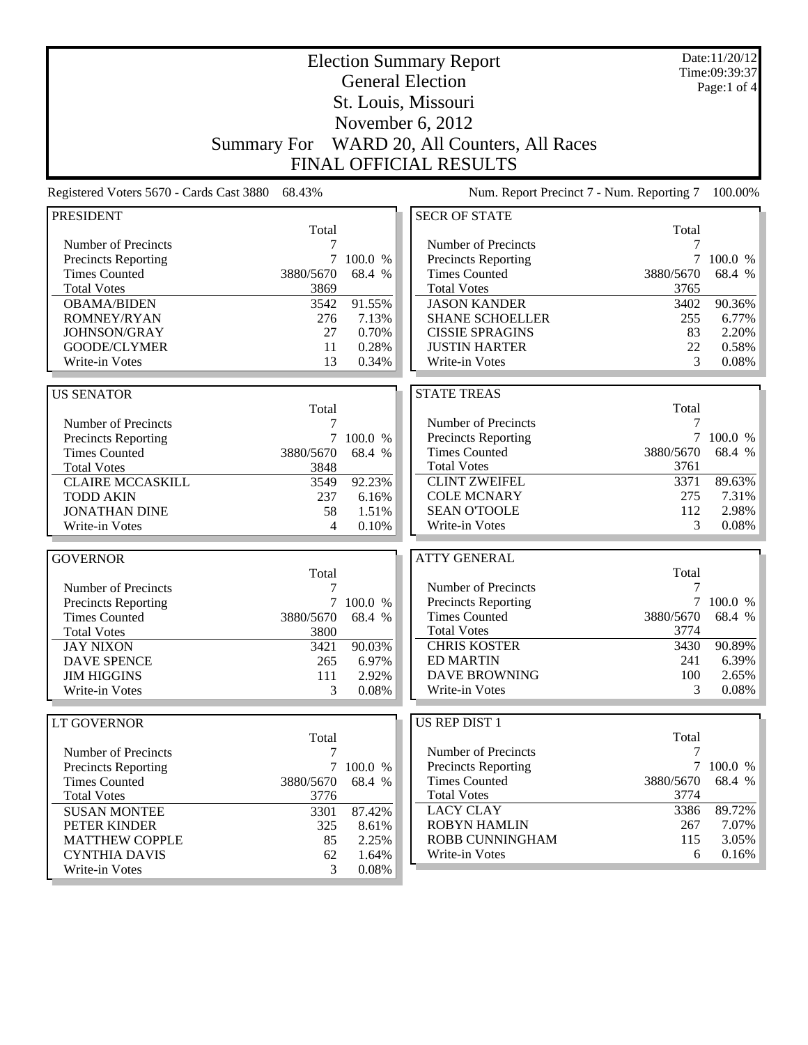# Election Summary Report
## General Election
## St. Louis, Missouri
## November 6, 2012
## Summary For WARD 20, All Counters, All Races
## FINAL OFFICIAL RESULTS

Date:11/20/12
Time:09:39:37

Registered Voters 5670 - Cards Cast 3880 68.43%

Num. Report Precinct 7 - Num. Reporting 7 100.00%

### PRESIDENT

| | Total | |
|---|---|---|
| Number of Precincts | 7 | |
| Precincts Reporting | 7 | 100.0 % |
| Times Counted | 3880/5670 | 68.4 % |
| Total Votes | 3869 | |
| OBAMA/BIDEN | 3542 | 91.55% |
| ROMNEY/RYAN | 276 | 7.13% |
| JOHNSON/GRAY | 27 | 0.70% |
| GOODE/CLYMER | 11 | 0.28% |
| Write-in Votes | 13 | 0.34% |

### US SENATOR

| | Total | |
|---|---|---|
| Number of Precincts | 7 | |
| Precincts Reporting | 7 | 100.0 % |
| Times Counted | 3880/5670 | 68.4 % |
| Total Votes | 3848 | |
| CLAIRE MCCASKILL | 3549 | 92.23% |
| TODD AKIN | 237 | 6.16% |
| JONATHAN DINE | 58 | 1.51% |
| Write-in Votes | 4 | 0.10% |

### GOVERNOR

| | Total | |
|---|---|---|
| Number of Precincts | 7 | |
| Precincts Reporting | 7 | 100.0 % |
| Times Counted | 3880/5670 | 68.4 % |
| Total Votes | 3800 | |
| JAY NIXON | 3421 | 90.03% |
| DAVE SPENCE | 265 | 6.97% |
| JIM HIGGINS | 111 | 2.92% |
| Write-in Votes | 3 | 0.08% |

### LT GOVERNOR

| | Total | |
|---|---|---|
| Number of Precincts | 7 | |
| Precincts Reporting | 7 | 100.0 % |
| Times Counted | 3880/5670 | 68.4 % |
| Total Votes | 3776 | |
| SUSAN MONTEE | 3301 | 87.42% |
| PETER KINDER | 325 | 8.61% |
| MATTHEW COPPLE | 85 | 2.25% |
| CYNTHIA DAVIS | 62 | 1.64% |
| Write-in Votes | 3 | 0.08% |

### SECR OF STATE

| | Total | |
|---|---|---|
| Number of Precincts | 7 | |
| Precincts Reporting | 7 | 100.0 % |
| Times Counted | 3880/5670 | 68.4 % |
| Total Votes | 3765 | |
| JASON KANDER | 3402 | 90.36% |
| SHANE SCHOELLER | 255 | 6.77% |
| CISSIE SPRAGINS | 83 | 2.20% |
| JUSTIN HARTER | 22 | 0.58% |
| Write-in Votes | 3 | 0.08% |

### STATE TREAS

| | Total | |
|---|---|---|
| Number of Precincts | 7 | |
| Precincts Reporting | 7 | 100.0 % |
| Times Counted | 3880/5670 | 68.4 % |
| Total Votes | 3761 | |
| CLINT ZWEIFEL | 3371 | 89.63% |
| COLE MCNARY | 275 | 7.31% |
| SEAN O'TOOLE | 112 | 2.98% |
| Write-in Votes | 3 | 0.08% |

### ATTY GENERAL

| | Total | |
|---|---|---|
| Number of Precincts | 7 | |
| Precincts Reporting | 7 | 100.0 % |
| Times Counted | 3880/5670 | 68.4 % |
| Total Votes | 3774 | |
| CHRIS KOSTER | 3430 | 90.89% |
| ED MARTIN | 241 | 6.39% |
| DAVE BROWNING | 100 | 2.65% |
| Write-in Votes | 3 | 0.08% |

### US REP DIST 1

| | Total | |
|---|---|---|
| Number of Precincts | 7 | |
| Precincts Reporting | 7 | 100.0 % |
| Times Counted | 3880/5670 | 68.4 % |
| Total Votes | 3774 | |
| LACY CLAY | 3386 | 89.72% |
| ROBYN HAMLIN | 267 | 7.07% |
| ROBB CUNNINGHAM | 115 | 3.05% |
| Write-in Votes | 6 | 0.16% |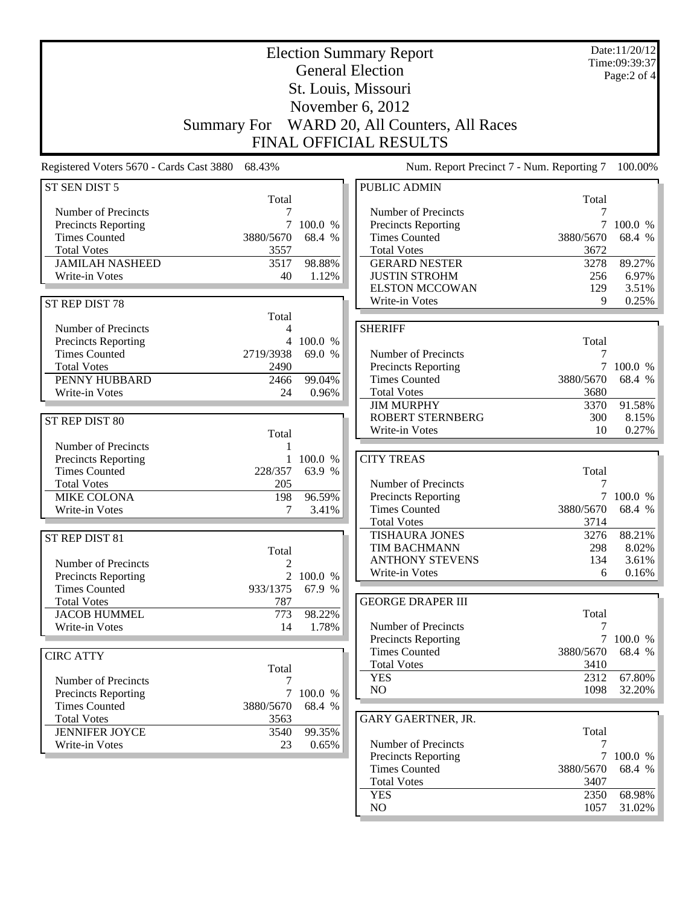# Election Summary Report

## General Election

## St. Louis, Missouri

## November 6, 2012

## Summary For WARD 20, All Counters, All Races

## FINAL OFFICIAL RESULTS

Date:11/20/12
Time:09:39:37

Registered Voters 5670 - Cards Cast 3880 68.43%

Num. Report Precinct 7 - Num. Reporting 7 100.00%

### ST SEN DIST 5

| | Total | |
|---|---|---|
| Number of Precincts | 7 | |
| Precincts Reporting | 7 | 100.0 % |
| Times Counted | 3880/5670 | 68.4 % |
| Total Votes | 3557 | |
| JAMILAH NASHEED | 3517 | 98.88% |
| Write-in Votes | 40 | 1.12% |

### ST REP DIST 78

| | Total | |
|---|---|---|
| Number of Precincts | 4 | |
| Precincts Reporting | 4 | 100.0 % |
| Times Counted | 2719/3938 | 69.0 % |
| Total Votes | 2490 | |
| PENNY HUBBARD | 2466 | 99.04% |
| Write-in Votes | 24 | 0.96% |

### ST REP DIST 80

| | Total | |
|---|---|---|
| Number of Precincts | 1 | |
| Precincts Reporting | 1 | 100.0 % |
| Times Counted | 228/357 | 63.9 % |
| Total Votes | 205 | |
| MIKE COLONA | 198 | 96.59% |
| Write-in Votes | 7 | 3.41% |

### ST REP DIST 81

| | Total | |
|---|---|---|
| Number of Precincts | 2 | |
| Precincts Reporting | 2 | 100.0 % |
| Times Counted | 933/1375 | 67.9 % |
| Total Votes | 787 | |
| JACOB HUMMEL | 773 | 98.22% |
| Write-in Votes | 14 | 1.78% |

### CIRC ATTY

| | Total | |
|---|---|---|
| Number of Precincts | 7 | |
| Precincts Reporting | 7 | 100.0 % |
| Times Counted | 3880/5670 | 68.4 % |
| Total Votes | 3563 | |
| JENNIFER JOYCE | 3540 | 99.35% |
| Write-in Votes | 23 | 0.65% |

### PUBLIC ADMIN

| | Total | |
|---|---|---|
| Number of Precincts | 7 | |
| Precincts Reporting | 7 | 100.0 % |
| Times Counted | 3880/5670 | 68.4 % |
| Total Votes | 3672 | |
| GERARD NESTER | 3278 | 89.27% |
| JUSTIN STROHM | 256 | 6.97% |
| ELSTON MCCOWAN | 129 | 3.51% |
| Write-in Votes | 9 | 0.25% |

### SHERIFF

| | Total | |
|---|---|---|
| Number of Precincts | 7 | |
| Precincts Reporting | 7 | 100.0 % |
| Times Counted | 3880/5670 | 68.4 % |
| Total Votes | 3680 | |
| JIM MURPHY | 3370 | 91.58% |
| ROBERT STERNBERG | 300 | 8.15% |
| Write-in Votes | 10 | 0.27% |

### CITY TREAS

| | Total | |
|---|---|---|
| Number of Precincts | 7 | |
| Precincts Reporting | 7 | 100.0 % |
| Times Counted | 3880/5670 | 68.4 % |
| Total Votes | 3714 | |
| TISHAURA JONES | 3276 | 88.21% |
| TIM BACHMANN | 298 | 8.02% |
| ANTHONY STEVENS | 134 | 3.61% |
| Write-in Votes | 6 | 0.16% |

### GEORGE DRAPER III

| | Total | |
|---|---|---|
| Number of Precincts | 7 | |
| Precincts Reporting | 7 | 100.0 % |
| Times Counted | 3880/5670 | 68.4 % |
| Total Votes | 3410 | |
| YES | 2312 | 67.80% |
| NO | 1098 | 32.20% |

### GARY GAERTNER, JR.

| | Total | |
|---|---|---|
| Number of Precincts | 7 | |
| Precincts Reporting | 7 | 100.0 % |
| Times Counted | 3880/5670 | 68.4 % |
| Total Votes | 3407 | |
| YES | 2350 | 68.98% |
| NO | 1057 | 31.02% |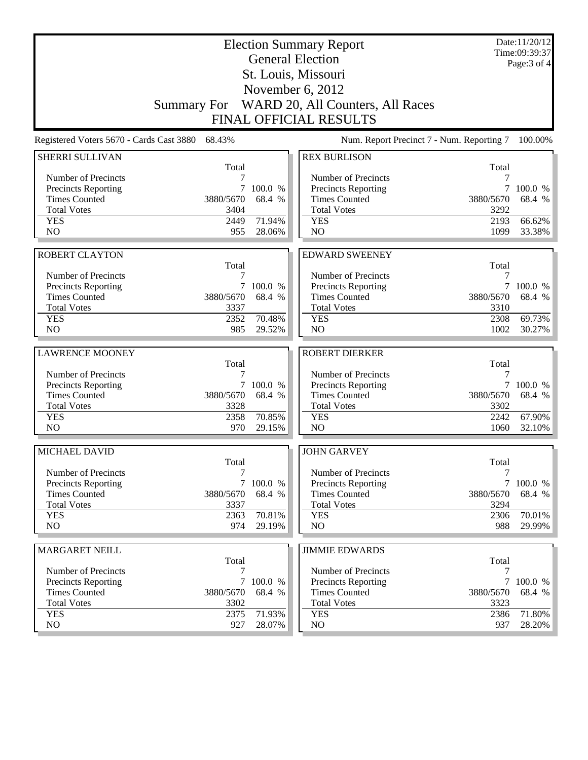# Election Summary Report

## General Election

## St. Louis, Missouri

## November 6, 2012

## Summary For WARD 20, All Counters, All Races

## FINAL OFFICIAL RESULTS

Date:11/20/12
Time:09:39:37

Registered Voters 5670 - Cards Cast 3880 68.43%

Num. Report Precinct 7 - Num. Reporting 7 100.00%

### SHERRI SULLIVAN

| | Total | |
|---|---|---|
| Number of Precincts | 7 | |
| Precincts Reporting | 7 | 100.0 % |
| Times Counted | 3880/5670 | 68.4 % |
| Total Votes | 3404 | |
| YES | 2449 | 71.94% |
| NO | 955 | 28.06% |

### REX BURLISON

| | Total | |
|---|---|---|
| Number of Precincts | 7 | |
| Precincts Reporting | 7 | 100.0 % |
| Times Counted | 3880/5670 | 68.4 % |
| Total Votes | 3292 | |
| YES | 2193 | 66.62% |
| NO | 1099 | 33.38% |

### ROBERT CLAYTON

| | Total | |
|---|---|---|
| Number of Precincts | 7 | |
| Precincts Reporting | 7 | 100.0 % |
| Times Counted | 3880/5670 | 68.4 % |
| Total Votes | 3337 | |
| YES | 2352 | 70.48% |
| NO | 985 | 29.52% |

### EDWARD SWEENEY

| | Total | |
|---|---|---|
| Number of Precincts | 7 | |
| Precincts Reporting | 7 | 100.0 % |
| Times Counted | 3880/5670 | 68.4 % |
| Total Votes | 3310 | |
| YES | 2308 | 69.73% |
| NO | 1002 | 30.27% |

### LAWRENCE MOONEY

| | Total | |
|---|---|---|
| Number of Precincts | 7 | |
| Precincts Reporting | 7 | 100.0 % |
| Times Counted | 3880/5670 | 68.4 % |
| Total Votes | 3328 | |
| YES | 2358 | 70.85% |
| NO | 970 | 29.15% |

### ROBERT DIERKER

| | Total | |
|---|---|---|
| Number of Precincts | 7 | |
| Precincts Reporting | 7 | 100.0 % |
| Times Counted | 3880/5670 | 68.4 % |
| Total Votes | 3302 | |
| YES | 2242 | 67.90% |
| NO | 1060 | 32.10% |

### MICHAEL DAVID

| | Total | |
|---|---|---|
| Number of Precincts | 7 | |
| Precincts Reporting | 7 | 100.0 % |
| Times Counted | 3880/5670 | 68.4 % |
| Total Votes | 3337 | |
| YES | 2363 | 70.81% |
| NO | 974 | 29.19% |

### JOHN GARVEY

| | Total | |
|---|---|---|
| Number of Precincts | 7 | |
| Precincts Reporting | 7 | 100.0 % |
| Times Counted | 3880/5670 | 68.4 % |
| Total Votes | 3294 | |
| YES | 2306 | 70.01% |
| NO | 988 | 29.99% |

### MARGARET NEILL

| | Total | |
|---|---|---|
| Number of Precincts | 7 | |
| Precincts Reporting | 7 | 100.0 % |
| Times Counted | 3880/5670 | 68.4 % |
| Total Votes | 3302 | |
| YES | 2375 | 71.93% |
| NO | 927 | 28.07% |

### JIMMIE EDWARDS

| | Total | |
|---|---|---|
| Number of Precincts | 7 | |
| Precincts Reporting | 7 | 100.0 % |
| Times Counted | 3880/5670 | 68.4 % |
| Total Votes | 3323 | |
| YES | 2386 | 71.80% |
| NO | 937 | 28.20% |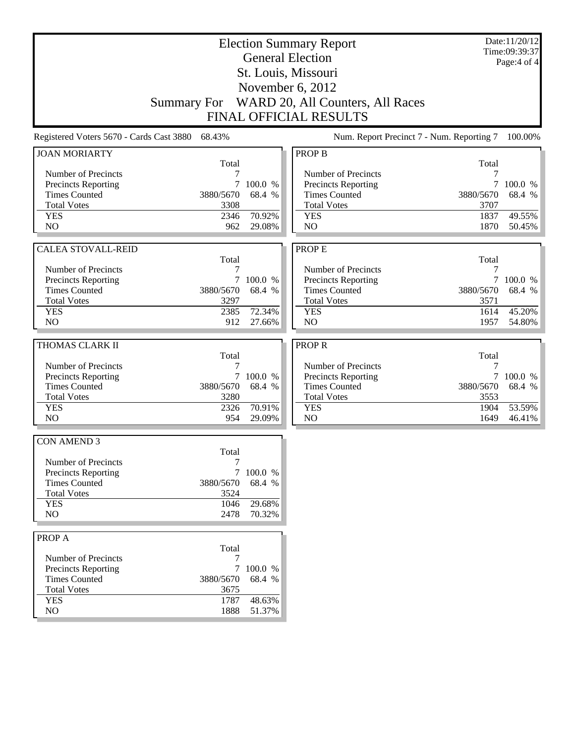# Election Summary Report
## General Election
## St. Louis, Missouri
## November 6, 2012
## Summary For WARD 20, All Counters, All Races
## FINAL OFFICIAL RESULTS

Date:11/20/12
Time:09:39:37

Registered Voters 5670 - Cards Cast 3880 68.43%

Num. Report Precinct 7 - Num. Reporting 7 100.00%

### JOAN MORIARTY

| | Total | |
|---|---|---|
| Number of Precincts | 7 | |
| Precincts Reporting | 7 | 100.0 % |
| Times Counted | 3880/5670 | 68.4 % |
| Total Votes | 3308 | |
| YES | 2346 | 70.92% |
| NO | 962 | 29.08% |

### CALEA STOVALL-REID

| | Total | |
|---|---|---|
| Number of Precincts | 7 | |
| Precincts Reporting | 7 | 100.0 % |
| Times Counted | 3880/5670 | 68.4 % |
| Total Votes | 3297 | |
| YES | 2385 | 72.34% |
| NO | 912 | 27.66% |

### THOMAS CLARK II

| | Total | |
|---|---|---|
| Number of Precincts | 7 | |
| Precincts Reporting | 7 | 100.0 % |
| Times Counted | 3880/5670 | 68.4 % |
| Total Votes | 3280 | |
| YES | 2326 | 70.91% |
| NO | 954 | 29.09% |

### CON AMEND 3

| | Total | |
|---|---|---|
| Number of Precincts | 7 | |
| Precincts Reporting | 7 | 100.0 % |
| Times Counted | 3880/5670 | 68.4 % |
| Total Votes | 3524 | |
| YES | 1046 | 29.68% |
| NO | 2478 | 70.32% |

### PROP A

| | Total | |
|---|---|---|
| Number of Precincts | 7 | |
| Precincts Reporting | 7 | 100.0 % |
| Times Counted | 3880/5670 | 68.4 % |
| Total Votes | 3675 | |
| YES | 1787 | 48.63% |
| NO | 1888 | 51.37% |

### PROP B

| | Total | |
|---|---|---|
| Number of Precincts | 7 | |
| Precincts Reporting | 7 | 100.0 % |
| Times Counted | 3880/5670 | 68.4 % |
| Total Votes | 3707 | |
| YES | 1837 | 49.55% |
| NO | 1870 | 50.45% |

### PROP E

| | Total | |
|---|---|---|
| Number of Precincts | 7 | |
| Precincts Reporting | 7 | 100.0 % |
| Times Counted | 3880/5670 | 68.4 % |
| Total Votes | 3571 | |
| YES | 1614 | 45.20% |
| NO | 1957 | 54.80% |

### PROP R

| | Total | |
|---|---|---|
| Number of Precincts | 7 | |
| Precincts Reporting | 7 | 100.0 % |
| Times Counted | 3880/5670 | 68.4 % |
| Total Votes | 3553 | |
| YES | 1904 | 53.59% |
| NO | 1649 | 46.41% |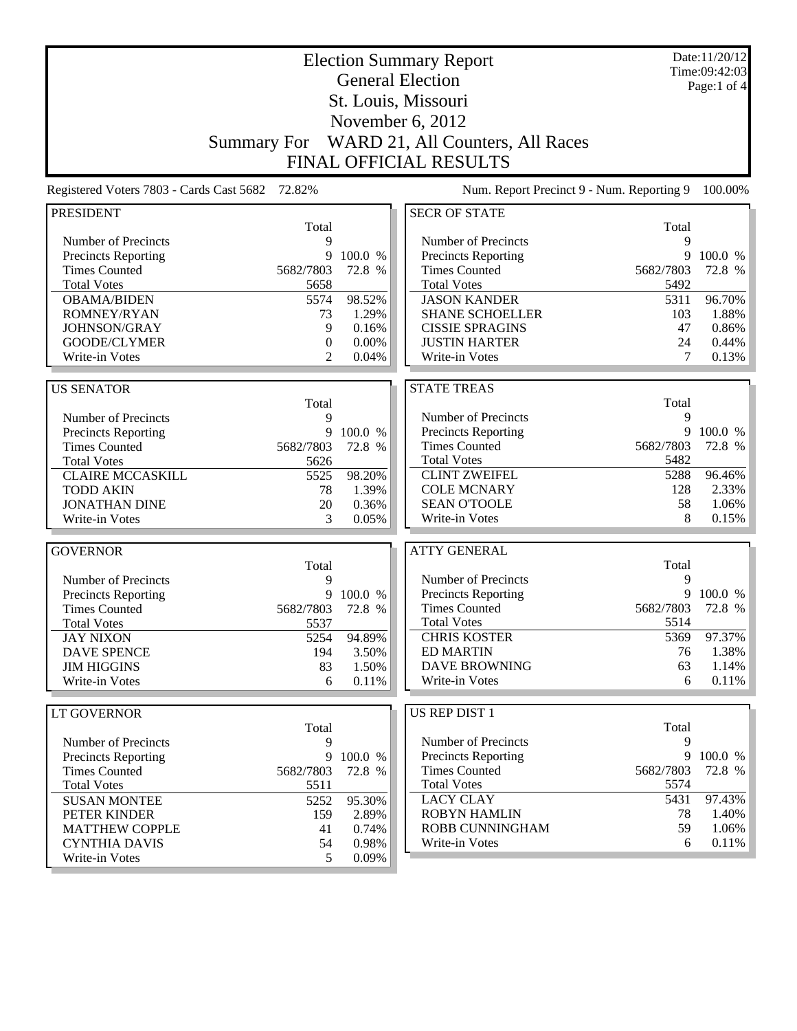# Election Summary Report

## General Election

## St. Louis, Missouri

## November 6, 2012

## Summary For WARD 21, All Counters, All Races

## FINAL OFFICIAL RESULTS

Date:11/20/12
Time:09:42:03

Registered Voters 7803 - Cards Cast 5682 72.82%

Num. Report Precinct 9 - Num. Reporting 9 100.00%

### PRESIDENT

| | Total | |
|---|---|---|
| Number of Precincts | 9 | |
| Precincts Reporting | 9 | 100.0 % |
| Times Counted | 5682/7803 | 72.8 % |
| Total Votes | 5658 | |
| OBAMA/BIDEN | 5574 | 98.52% |
| ROMNEY/RYAN | 73 | 1.29% |
| JOHNSON/GRAY | 9 | 0.16% |
| GOODE/CLYMER | 0 | 0.00% |
| Write-in Votes | 2 | 0.04% |

### US SENATOR

| | Total | |
|---|---|---|
| Number of Precincts | 9 | |
| Precincts Reporting | 9 | 100.0 % |
| Times Counted | 5682/7803 | 72.8 % |
| Total Votes | 5626 | |
| CLAIRE MCCASKILL | 5525 | 98.20% |
| TODD AKIN | 78 | 1.39% |
| JONATHAN DINE | 20 | 0.36% |
| Write-in Votes | 3 | 0.05% |

### GOVERNOR

| | Total | |
|---|---|---|
| Number of Precincts | 9 | |
| Precincts Reporting | 9 | 100.0 % |
| Times Counted | 5682/7803 | 72.8 % |
| Total Votes | 5537 | |
| JAY NIXON | 5254 | 94.89% |
| DAVE SPENCE | 194 | 3.50% |
| JIM HIGGINS | 83 | 1.50% |
| Write-in Votes | 6 | 0.11% |

### LT GOVERNOR

| | Total | |
|---|---|---|
| Number of Precincts | 9 | |
| Precincts Reporting | 9 | 100.0 % |
| Times Counted | 5682/7803 | 72.8 % |
| Total Votes | 5511 | |
| SUSAN MONTEE | 5252 | 95.30% |
| PETER KINDER | 159 | 2.89% |
| MATTHEW COPPLE | 41 | 0.74% |
| CYNTHIA DAVIS | 54 | 0.98% |
| Write-in Votes | 5 | 0.09% |

### SECR OF STATE

| | Total | |
|---|---|---|
| Number of Precincts | 9 | |
| Precincts Reporting | 9 | 100.0 % |
| Times Counted | 5682/7803 | 72.8 % |
| Total Votes | 5492 | |
| JASON KANDER | 5311 | 96.70% |
| SHANE SCHOELLER | 103 | 1.88% |
| CISSIE SPRAGINS | 47 | 0.86% |
| JUSTIN HARTER | 24 | 0.44% |
| Write-in Votes | 7 | 0.13% |

### STATE TREAS

| | Total | |
|---|---|---|
| Number of Precincts | 9 | |
| Precincts Reporting | 9 | 100.0 % |
| Times Counted | 5682/7803 | 72.8 % |
| Total Votes | 5482 | |
| CLINT ZWEIFEL | 5288 | 96.46% |
| COLE MCNARY | 128 | 2.33% |
| SEAN O'TOOLE | 58 | 1.06% |
| Write-in Votes | 8 | 0.15% |

### ATTY GENERAL

| | Total | |
|---|---|---|
| Number of Precincts | 9 | |
| Precincts Reporting | 9 | 100.0 % |
| Times Counted | 5682/7803 | 72.8 % |
| Total Votes | 5514 | |
| CHRIS KOSTER | 5369 | 97.37% |
| ED MARTIN | 76 | 1.38% |
| DAVE BROWNING | 63 | 1.14% |
| Write-in Votes | 6 | 0.11% |

### US REP DIST 1

| | Total | |
|---|---|---|
| Number of Precincts | 9 | |
| Precincts Reporting | 9 | 100.0 % |
| Times Counted | 5682/7803 | 72.8 % |
| Total Votes | 5574 | |
| LACY CLAY | 5431 | 97.43% |
| ROBYN HAMLIN | 78 | 1.40% |
| ROBB CUNNINGHAM | 59 | 1.06% |
| Write-in Votes | 6 | 0.11% |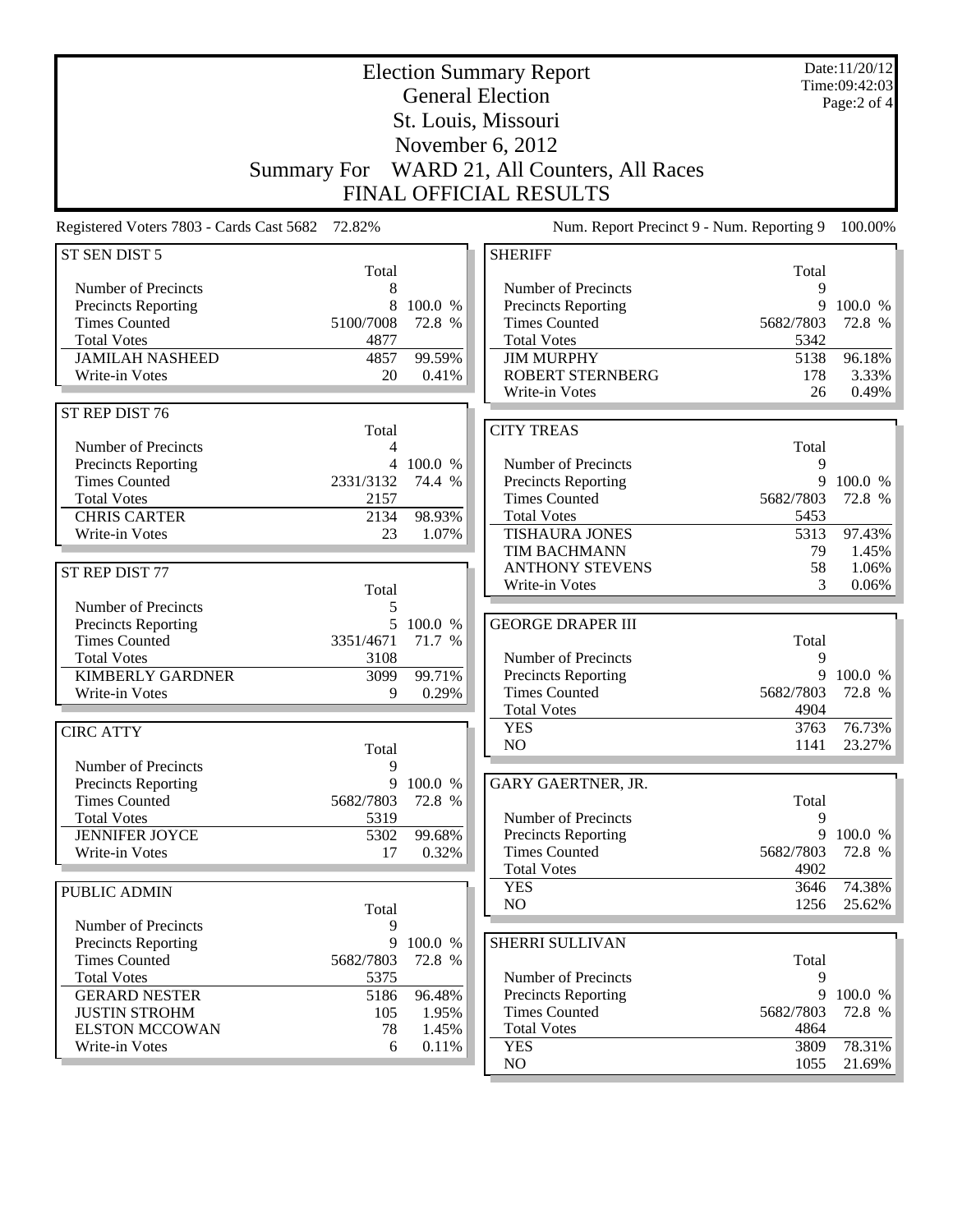# Election Summary Report

## General Election

## St. Louis, Missouri

## November 6, 2012

## Summary For WARD 21, All Counters, All Races

## FINAL OFFICIAL RESULTS

Date:11/20/12
Time:09:42:03

Registered Voters 7803 - Cards Cast 5682 72.82%

Num. Report Precinct 9 - Num. Reporting 9 100.00%

### ST SEN DIST 5

| | Total | |
|---|---|---|
| Number of Precincts | 8 | |
| Precincts Reporting | 8 | 100.0 % |
| Times Counted | 5100/7008 | 72.8 % |
| Total Votes | 4877 | |
| JAMILAH NASHEED | 4857 | 99.59% |
| Write-in Votes | 20 | 0.41% |

### ST REP DIST 76

| | Total | |
|---|---|---|
| Number of Precincts | 4 | |
| Precincts Reporting | 4 | 100.0 % |
| Times Counted | 2331/3132 | 74.4 % |
| Total Votes | 2157 | |
| CHRIS CARTER | 2134 | 98.93% |
| Write-in Votes | 23 | 1.07% |

### ST REP DIST 77

| | Total | |
|---|---|---|
| Number of Precincts | 5 | |
| Precincts Reporting | 5 | 100.0 % |
| Times Counted | 3351/4671 | 71.7 % |
| Total Votes | 3108 | |
| KIMBERLY GARDNER | 3099 | 99.71% |
| Write-in Votes | 9 | 0.29% |

### CIRC ATTY

| | Total | |
|---|---|---|
| Number of Precincts | 9 | |
| Precincts Reporting | 9 | 100.0 % |
| Times Counted | 5682/7803 | 72.8 % |
| Total Votes | 5319 | |
| JENNIFER JOYCE | 5302 | 99.68% |
| Write-in Votes | 17 | 0.32% |

### PUBLIC ADMIN

| | Total | |
|---|---|---|
| Number of Precincts | 9 | |
| Precincts Reporting | 9 | 100.0 % |
| Times Counted | 5682/7803 | 72.8 % |
| Total Votes | 5375 | |
| GERARD NESTER | 5186 | 96.48% |
| JUSTIN STROHM | 105 | 1.95% |
| ELSTON MCCOWAN | 78 | 1.45% |
| Write-in Votes | 6 | 0.11% |

### SHERIFF

| | Total | |
|---|---|---|
| Number of Precincts | 9 | |
| Precincts Reporting | 9 | 100.0 % |
| Times Counted | 5682/7803 | 72.8 % |
| Total Votes | 5342 | |
| JIM MURPHY | 5138 | 96.18% |
| ROBERT STERNBERG | 178 | 3.33% |
| Write-in Votes | 26 | 0.49% |

### CITY TREAS

| | Total | |
|---|---|---|
| Number of Precincts | 9 | |
| Precincts Reporting | 9 | 100.0 % |
| Times Counted | 5682/7803 | 72.8 % |
| Total Votes | 5453 | |
| TISHAURA JONES | 5313 | 97.43% |
| TIM BACHMANN | 79 | 1.45% |
| ANTHONY STEVENS | 58 | 1.06% |
| Write-in Votes | 3 | 0.06% |

### GEORGE DRAPER III

| | Total | |
|---|---|---|
| Number of Precincts | 9 | |
| Precincts Reporting | 9 | 100.0 % |
| Times Counted | 5682/7803 | 72.8 % |
| Total Votes | 4904 | |
| YES | 3763 | 76.73% |
| NO | 1141 | 23.27% |

### GARY GAERTNER, JR.

| | Total | |
|---|---|---|
| Number of Precincts | 9 | |
| Precincts Reporting | 9 | 100.0 % |
| Times Counted | 5682/7803 | 72.8 % |
| Total Votes | 4902 | |
| YES | 3646 | 74.38% |
| NO | 1256 | 25.62% |

### SHERRI SULLIVAN

| | Total | |
|---|---|---|
| Number of Precincts | 9 | |
| Precincts Reporting | 9 | 100.0 % |
| Times Counted | 5682/7803 | 72.8 % |
| Total Votes | 4864 | |
| YES | 3809 | 78.31% |
| NO | 1055 | 21.69% |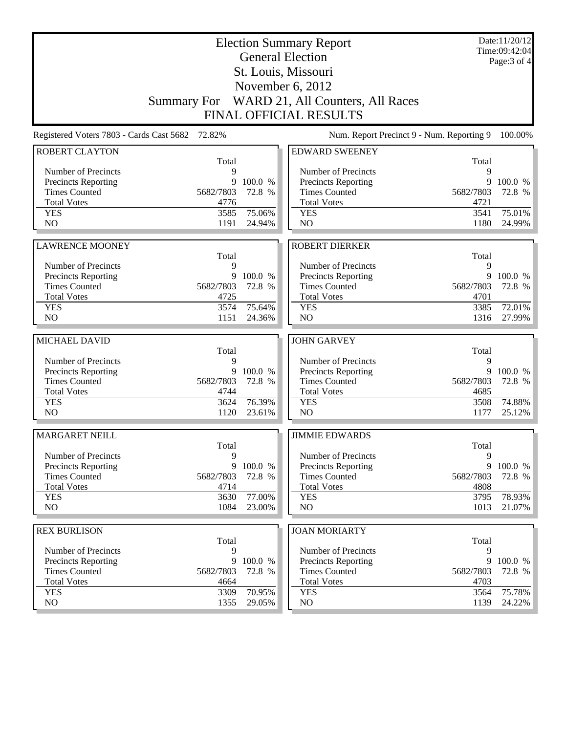# Election Summary Report

## General Election

## St. Louis, Missouri

## November 6, 2012

## Summary For WARD 21, All Counters, All Races

## FINAL OFFICIAL RESULTS

Date:11/20/12
Time:09:42:04

Registered Voters 7803 - Cards Cast 5682 72.82%

Num. Report Precinct 9 - Num. Reporting 9 100.00%

### ROBERT CLAYTON

| | Total | |
|---|---|---|
| Number of Precincts | 9 | |
| Precincts Reporting | 9 | 100.0 % |
| Times Counted | 5682/7803 | 72.8 % |
| Total Votes | 4776 | |
| YES | 3585 | 75.06% |
| NO | 1191 | 24.94% |

### EDWARD SWEENEY

| | Total | |
|---|---|---|
| Number of Precincts | 9 | |
| Precincts Reporting | 9 | 100.0 % |
| Times Counted | 5682/7803 | 72.8 % |
| Total Votes | 4721 | |
| YES | 3541 | 75.01% |
| NO | 1180 | 24.99% |

### LAWRENCE MOONEY

| | Total | |
|---|---|---|
| Number of Precincts | 9 | |
| Precincts Reporting | 9 | 100.0 % |
| Times Counted | 5682/7803 | 72.8 % |
| Total Votes | 4725 | |
| YES | 3574 | 75.64% |
| NO | 1151 | 24.36% |

### ROBERT DIERKER

| | Total | |
|---|---|---|
| Number of Precincts | 9 | |
| Precincts Reporting | 9 | 100.0 % |
| Times Counted | 5682/7803 | 72.8 % |
| Total Votes | 4701 | |
| YES | 3385 | 72.01% |
| NO | 1316 | 27.99% |

### MICHAEL DAVID

| | Total | |
|---|---|---|
| Number of Precincts | 9 | |
| Precincts Reporting | 9 | 100.0 % |
| Times Counted | 5682/7803 | 72.8 % |
| Total Votes | 4744 | |
| YES | 3624 | 76.39% |
| NO | 1120 | 23.61% |

### JOHN GARVEY

| | Total | |
|---|---|---|
| Number of Precincts | 9 | |
| Precincts Reporting | 9 | 100.0 % |
| Times Counted | 5682/7803 | 72.8 % |
| Total Votes | 4685 | |
| YES | 3508 | 74.88% |
| NO | 1177 | 25.12% |

### MARGARET NEILL

| | Total | |
|---|---|---|
| Number of Precincts | 9 | |
| Precincts Reporting | 9 | 100.0 % |
| Times Counted | 5682/7803 | 72.8 % |
| Total Votes | 4714 | |
| YES | 3630 | 77.00% |
| NO | 1084 | 23.00% |

### JIMMIE EDWARDS

| | Total | |
|---|---|---|
| Number of Precincts | 9 | |
| Precincts Reporting | 9 | 100.0 % |
| Times Counted | 5682/7803 | 72.8 % |
| Total Votes | 4808 | |
| YES | 3795 | 78.93% |
| NO | 1013 | 21.07% |

### REX BURLISON

| | Total | |
|---|---|---|
| Number of Precincts | 9 | |
| Precincts Reporting | 9 | 100.0 % |
| Times Counted | 5682/7803 | 72.8 % |
| Total Votes | 4664 | |
| YES | 3309 | 70.95% |
| NO | 1355 | 29.05% |

### JOAN MORIARTY

| | Total | |
|---|---|---|
| Number of Precincts | 9 | |
| Precincts Reporting | 9 | 100.0 % |
| Times Counted | 5682/7803 | 72.8 % |
| Total Votes | 4703 | |
| YES | 3564 | 75.78% |
| NO | 1139 | 24.22% |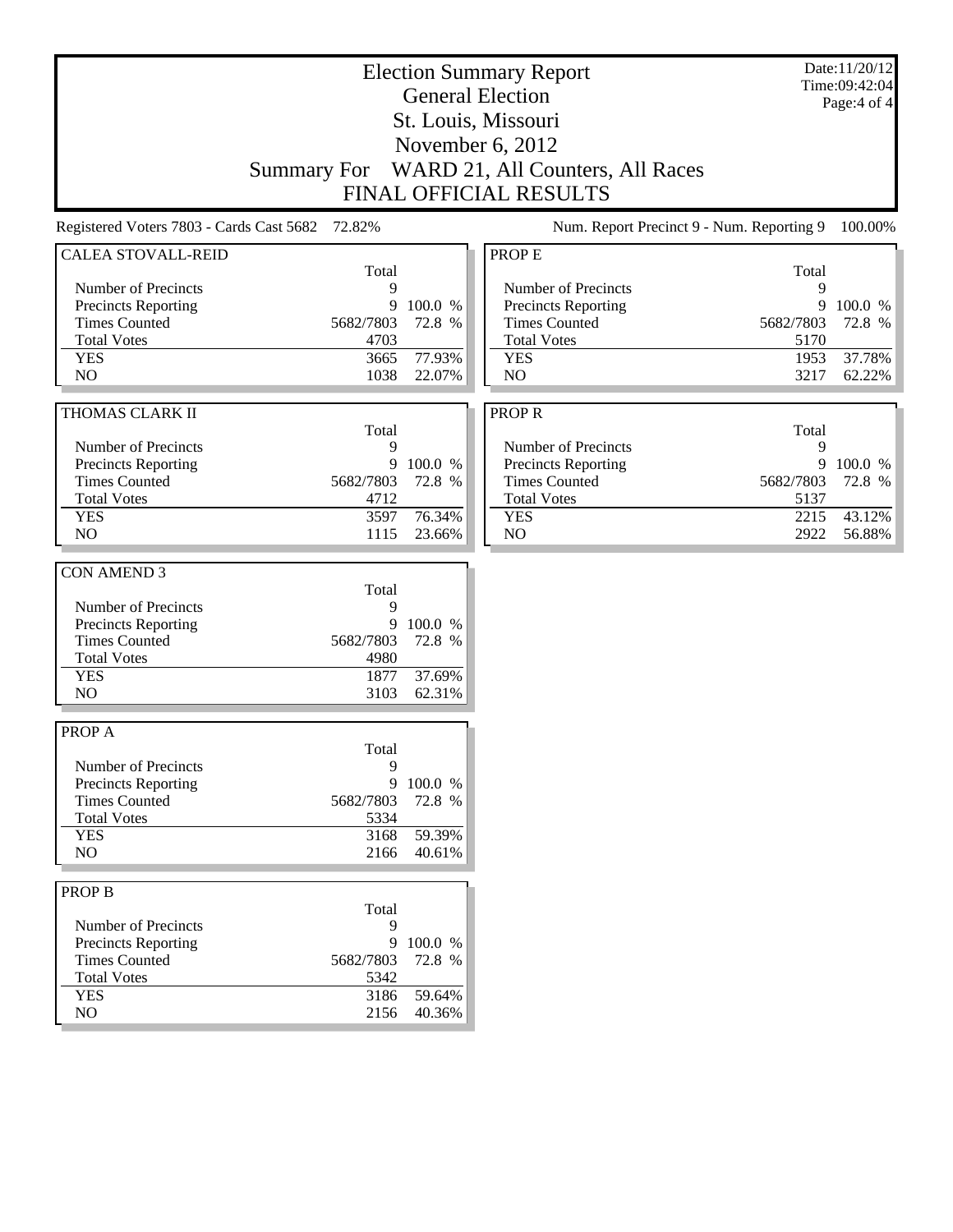# Election Summary Report

## General Election

## St. Louis, Missouri

## November 6, 2012

## Summary For WARD 21, All Counters, All Races

## FINAL OFFICIAL RESULTS

Date:11/20/12
Time:09:42:04

Registered Voters 7803 - Cards Cast 5682 72.82%

Num. Report Precinct 9 - Num. Reporting 9 100.00%

### CALEA STOVALL-REID

| | Total | |
|---|---|---|
| Number of Precincts | 9 | |
| Precincts Reporting | 9 | 100.0 % |
| Times Counted | 5682/7803 | 72.8 % |
| Total Votes | 4703 | |
| YES | 3665 | 77.93% |
| NO | 1038 | 22.07% |

### THOMAS CLARK II

| | Total | |
|---|---|---|
| Number of Precincts | 9 | |
| Precincts Reporting | 9 | 100.0 % |
| Times Counted | 5682/7803 | 72.8 % |
| Total Votes | 4712 | |
| YES | 3597 | 76.34% |
| NO | 1115 | 23.66% |

### CON AMEND 3

| | Total | |
|---|---|---|
| Number of Precincts | 9 | |
| Precincts Reporting | 9 | 100.0 % |
| Times Counted | 5682/7803 | 72.8 % |
| Total Votes | 4980 | |
| YES | 1877 | 37.69% |
| NO | 3103 | 62.31% |

### PROP A

| | Total | |
|---|---|---|
| Number of Precincts | 9 | |
| Precincts Reporting | 9 | 100.0 % |
| Times Counted | 5682/7803 | 72.8 % |
| Total Votes | 5334 | |
| YES | 3168 | 59.39% |
| NO | 2166 | 40.61% |

### PROP B

| | Total | |
|---|---|---|
| Number of Precincts | 9 | |
| Precincts Reporting | 9 | 100.0 % |
| Times Counted | 5682/7803 | 72.8 % |
| Total Votes | 5342 | |
| YES | 3186 | 59.64% |
| NO | 2156 | 40.36% |

### PROP E

| | Total | |
|---|---|---|
| Number of Precincts | 9 | |
| Precincts Reporting | 9 | 100.0 % |
| Times Counted | 5682/7803 | 72.8 % |
| Total Votes | 5170 | |
| YES | 1953 | 37.78% |
| NO | 3217 | 62.22% |

### PROP R

| | Total | |
|---|---|---|
| Number of Precincts | 9 | |
| Precincts Reporting | 9 | 100.0 % |
| Times Counted | 5682/7803 | 72.8 % |
| Total Votes | 5137 | |
| YES | 2215 | 43.12% |
| NO | 2922 | 56.88% |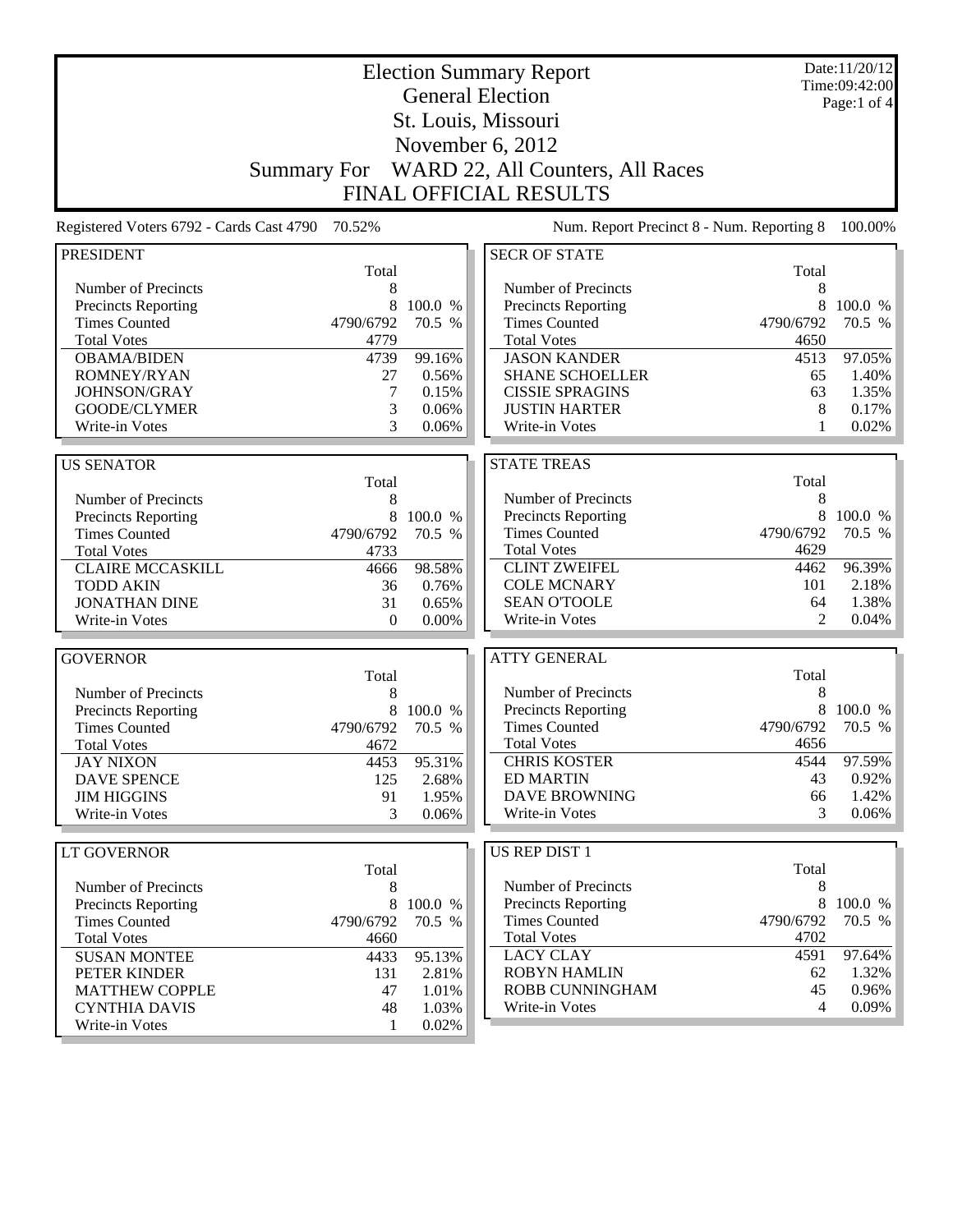# Election Summary Report
## General Election
## St. Louis, Missouri
## November 6, 2012
## Summary For WARD 22, All Counters, All Races
## FINAL OFFICIAL RESULTS

Date:11/20/12
Time:09:42:00

Registered Voters 6792 - Cards Cast 4790 70.52%

Num. Report Precinct 8 - Num. Reporting 8 100.00%

### PRESIDENT

| | Total | |
|---|---|---|
| Number of Precincts | 8 | |
| Precincts Reporting | 8 | 100.0 % |
| Times Counted | 4790/6792 | 70.5 % |
| Total Votes | 4779 | |
| OBAMA/BIDEN | 4739 | 99.16% |
| ROMNEY/RYAN | 27 | 0.56% |
| JOHNSON/GRAY | 7 | 0.15% |
| GOODE/CLYMER | 3 | 0.06% |
| Write-in Votes | 3 | 0.06% |

### US SENATOR

| | Total | |
|---|---|---|
| Number of Precincts | 8 | |
| Precincts Reporting | 8 | 100.0 % |
| Times Counted | 4790/6792 | 70.5 % |
| Total Votes | 4733 | |
| CLAIRE MCCASKILL | 4666 | 98.58% |
| TODD AKIN | 36 | 0.76% |
| JONATHAN DINE | 31 | 0.65% |
| Write-in Votes | 0 | 0.00% |

### GOVERNOR

| | Total | |
|---|---|---|
| Number of Precincts | 8 | |
| Precincts Reporting | 8 | 100.0 % |
| Times Counted | 4790/6792 | 70.5 % |
| Total Votes | 4672 | |
| JAY NIXON | 4453 | 95.31% |
| DAVE SPENCE | 125 | 2.68% |
| JIM HIGGINS | 91 | 1.95% |
| Write-in Votes | 3 | 0.06% |

### LT GOVERNOR

| | Total | |
|---|---|---|
| Number of Precincts | 8 | |
| Precincts Reporting | 8 | 100.0 % |
| Times Counted | 4790/6792 | 70.5 % |
| Total Votes | 4660 | |
| SUSAN MONTEE | 4433 | 95.13% |
| PETER KINDER | 131 | 2.81% |
| MATTHEW COPPLE | 47 | 1.01% |
| CYNTHIA DAVIS | 48 | 1.03% |
| Write-in Votes | 1 | 0.02% |

### SECR OF STATE

| | Total | |
|---|---|---|
| Number of Precincts | 8 | |
| Precincts Reporting | 8 | 100.0 % |
| Times Counted | 4790/6792 | 70.5 % |
| Total Votes | 4650 | |
| JASON KANDER | 4513 | 97.05% |
| SHANE SCHOELLER | 65 | 1.40% |
| CISSIE SPRAGINS | 63 | 1.35% |
| JUSTIN HARTER | 8 | 0.17% |
| Write-in Votes | 1 | 0.02% |

### STATE TREAS

| | Total | |
|---|---|---|
| Number of Precincts | 8 | |
| Precincts Reporting | 8 | 100.0 % |
| Times Counted | 4790/6792 | 70.5 % |
| Total Votes | 4629 | |
| CLINT ZWEIFEL | 4462 | 96.39% |
| COLE MCNARY | 101 | 2.18% |
| SEAN O'TOOLE | 64 | 1.38% |
| Write-in Votes | 2 | 0.04% |

### ATTY GENERAL

| | Total | |
|---|---|---|
| Number of Precincts | 8 | |
| Precincts Reporting | 8 | 100.0 % |
| Times Counted | 4790/6792 | 70.5 % |
| Total Votes | 4656 | |
| CHRIS KOSTER | 4544 | 97.59% |
| ED MARTIN | 43 | 0.92% |
| DAVE BROWNING | 66 | 1.42% |
| Write-in Votes | 3 | 0.06% |

### US REP DIST 1

| | Total | |
|---|---|---|
| Number of Precincts | 8 | |
| Precincts Reporting | 8 | 100.0 % |
| Times Counted | 4790/6792 | 70.5 % |
| Total Votes | 4702 | |
| LACY CLAY | 4591 | 97.64% |
| ROBYN HAMLIN | 62 | 1.32% |
| ROBB CUNNINGHAM | 45 | 0.96% |
| Write-in Votes | 4 | 0.09% |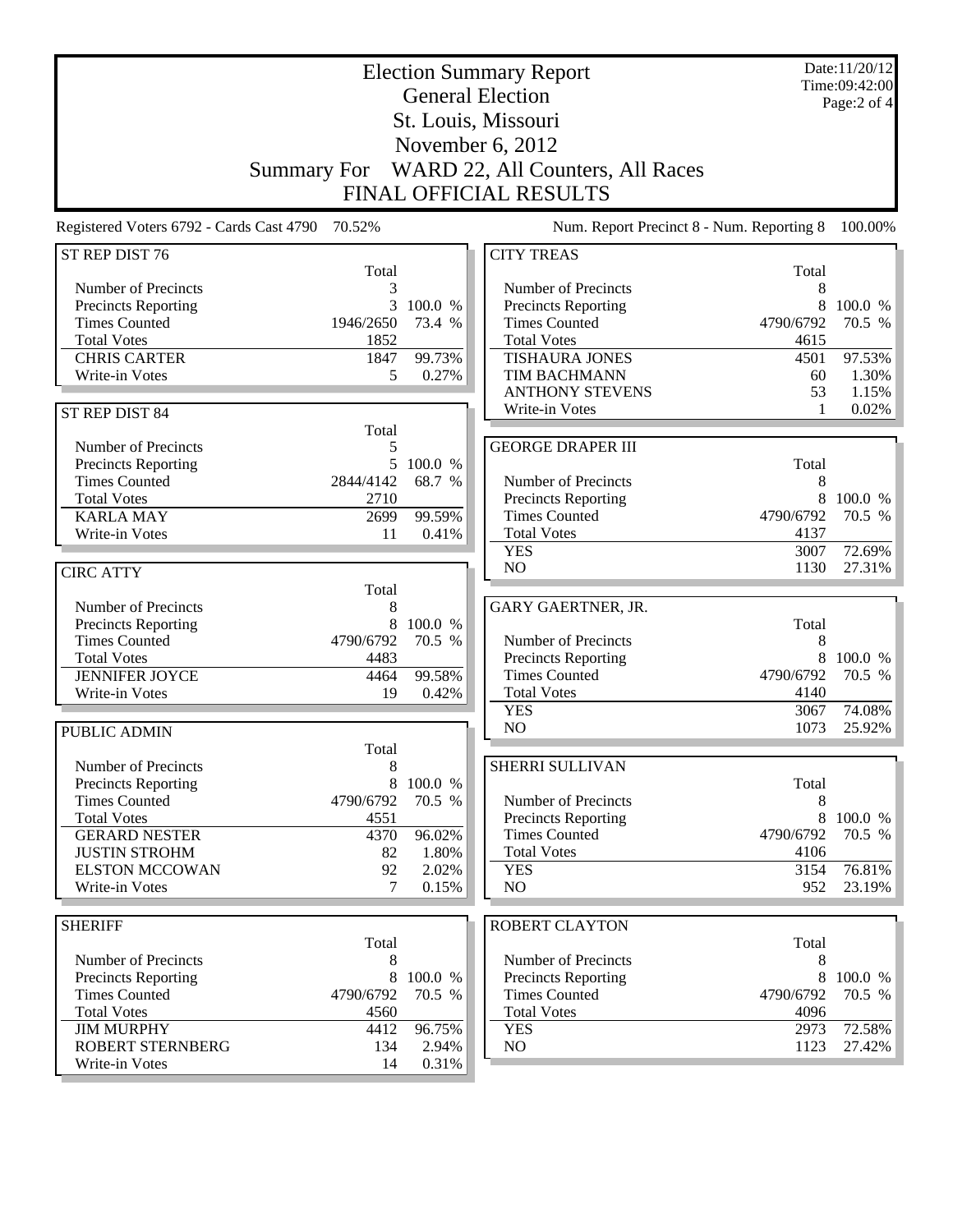# Election Summary Report

## General Election

## St. Louis, Missouri

## November 6, 2012

## Summary For WARD 22, All Counters, All Races

## FINAL OFFICIAL RESULTS

Date:11/20/12
Time:09:42:00

Registered Voters 6792 - Cards Cast 4790 70.52%

Num. Report Precinct 8 - Num. Reporting 8 100.00%

### ST REP DIST 76

| | Total | |
|---|---|---|
| Number of Precincts | 3 | |
| Precincts Reporting | 3 | 100.0 % |
| Times Counted | 1946/2650 | 73.4 % |
| Total Votes | 1852 | |
| CHRIS CARTER | 1847 | 99.73% |
| Write-in Votes | 5 | 0.27% |

### ST REP DIST 84

| | Total | |
|---|---|---|
| Number of Precincts | 5 | |
| Precincts Reporting | 5 | 100.0 % |
| Times Counted | 2844/4142 | 68.7 % |
| Total Votes | 2710 | |
| KARLA MAY | 2699 | 99.59% |
| Write-in Votes | 11 | 0.41% |

### CIRC ATTY

| | Total | |
|---|---|---|
| Number of Precincts | 8 | |
| Precincts Reporting | 8 | 100.0 % |
| Times Counted | 4790/6792 | 70.5 % |
| Total Votes | 4483 | |
| JENNIFER JOYCE | 4464 | 99.58% |
| Write-in Votes | 19 | 0.42% |

### PUBLIC ADMIN

| | Total | |
|---|---|---|
| Number of Precincts | 8 | |
| Precincts Reporting | 8 | 100.0 % |
| Times Counted | 4790/6792 | 70.5 % |
| Total Votes | 4551 | |
| GERARD NESTER | 4370 | 96.02% |
| JUSTIN STROHM | 82 | 1.80% |
| ELSTON MCCOWAN | 92 | 2.02% |
| Write-in Votes | 7 | 0.15% |

### SHERIFF

| | Total | |
|---|---|---|
| Number of Precincts | 8 | |
| Precincts Reporting | 8 | 100.0 % |
| Times Counted | 4790/6792 | 70.5 % |
| Total Votes | 4560 | |
| JIM MURPHY | 4412 | 96.75% |
| ROBERT STERNBERG | 134 | 2.94% |
| Write-in Votes | 14 | 0.31% |

### CITY TREAS

| | Total | |
|---|---|---|
| Number of Precincts | 8 | |
| Precincts Reporting | 8 | 100.0 % |
| Times Counted | 4790/6792 | 70.5 % |
| Total Votes | 4615 | |
| TISHAURA JONES | 4501 | 97.53% |
| TIM BACHMANN | 60 | 1.30% |
| ANTHONY STEVENS | 53 | 1.15% |
| Write-in Votes | 1 | 0.02% |

### GEORGE DRAPER III

| | Total | |
|---|---|---|
| Number of Precincts | 8 | |
| Precincts Reporting | 8 | 100.0 % |
| Times Counted | 4790/6792 | 70.5 % |
| Total Votes | 4137 | |
| YES | 3007 | 72.69% |
| NO | 1130 | 27.31% |

### GARY GAERTNER, JR.

| | Total | |
|---|---|---|
| Number of Precincts | 8 | |
| Precincts Reporting | 8 | 100.0 % |
| Times Counted | 4790/6792 | 70.5 % |
| Total Votes | 4140 | |
| YES | 3067 | 74.08% |
| NO | 1073 | 25.92% |

### SHERRI SULLIVAN

| | Total | |
|---|---|---|
| Number of Precincts | 8 | |
| Precincts Reporting | 8 | 100.0 % |
| Times Counted | 4790/6792 | 70.5 % |
| Total Votes | 4106 | |
| YES | 3154 | 76.81% |
| NO | 952 | 23.19% |

### ROBERT CLAYTON

| | Total | |
|---|---|---|
| Number of Precincts | 8 | |
| Precincts Reporting | 8 | 100.0 % |
| Times Counted | 4790/6792 | 70.5 % |
| Total Votes | 4096 | |
| YES | 2973 | 72.58% |
| NO | 1123 | 27.42% |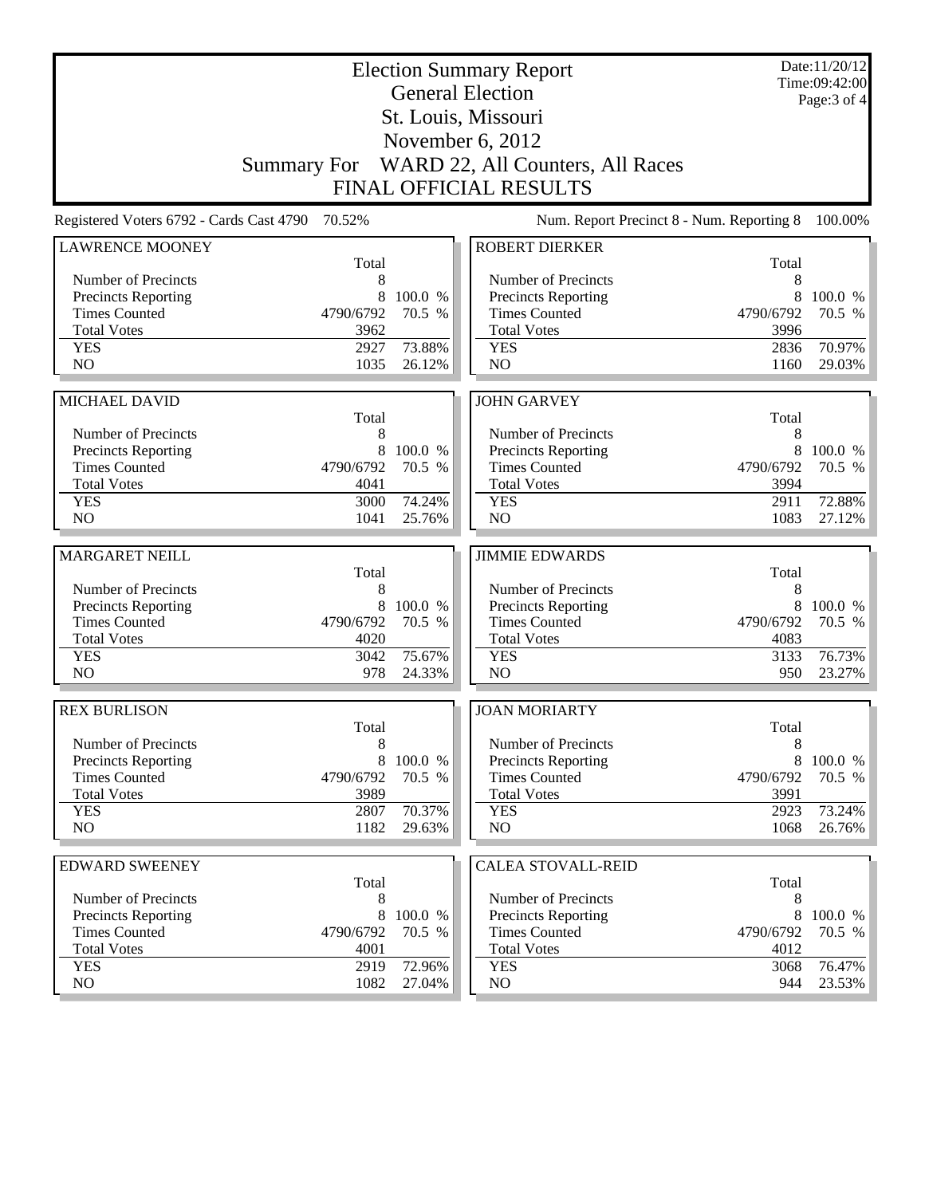# Election Summary Report

## General Election

## St. Louis, Missouri

## November 6, 2012

## Summary For WARD 22, All Counters, All Races

## FINAL OFFICIAL RESULTS

Date:11/20/12
Time:09:42:00
Page:3 of 4

Registered Voters 6792 - Cards Cast 4790 70.52%

Num. Report Precinct 8 - Num. Reporting 8 100.00%

### LAWRENCE MOONEY

| | Total | |
|---|---|---|
| Number of Precincts | 8 | |
| Precincts Reporting | 8 | 100.0 % |
| Times Counted | 4790/6792 | 70.5 % |
| Total Votes | 3962 | |
| YES | 2927 | 73.88% |
| NO | 1035 | 26.12% |

### ROBERT DIERKER

| | Total | |
|---|---|---|
| Number of Precincts | 8 | |
| Precincts Reporting | 8 | 100.0 % |
| Times Counted | 4790/6792 | 70.5 % |
| Total Votes | 3996 | |
| YES | 2836 | 70.97% |
| NO | 1160 | 29.03% |

### MICHAEL DAVID

| | Total | |
|---|---|---|
| Number of Precincts | 8 | |
| Precincts Reporting | 8 | 100.0 % |
| Times Counted | 4790/6792 | 70.5 % |
| Total Votes | 4041 | |
| YES | 3000 | 74.24% |
| NO | 1041 | 25.76% |

### JOHN GARVEY

| | Total | |
|---|---|---|
| Number of Precincts | 8 | |
| Precincts Reporting | 8 | 100.0 % |
| Times Counted | 4790/6792 | 70.5 % |
| Total Votes | 3994 | |
| YES | 2911 | 72.88% |
| NO | 1083 | 27.12% |

### MARGARET NEILL

| | Total | |
|---|---|---|
| Number of Precincts | 8 | |
| Precincts Reporting | 8 | 100.0 % |
| Times Counted | 4790/6792 | 70.5 % |
| Total Votes | 4020 | |
| YES | 3042 | 75.67% |
| NO | 978 | 24.33% |

### JIMMIE EDWARDS

| | Total | |
|---|---|---|
| Number of Precincts | 8 | |
| Precincts Reporting | 8 | 100.0 % |
| Times Counted | 4790/6792 | 70.5 % |
| Total Votes | 4083 | |
| YES | 3133 | 76.73% |
| NO | 950 | 23.27% |

### REX BURLISON

| | Total | |
|---|---|---|
| Number of Precincts | 8 | |
| Precincts Reporting | 8 | 100.0 % |
| Times Counted | 4790/6792 | 70.5 % |
| Total Votes | 3989 | |
| YES | 2807 | 70.37% |
| NO | 1182 | 29.63% |

### JOAN MORIARTY

| | Total | |
|---|---|---|
| Number of Precincts | 8 | |
| Precincts Reporting | 8 | 100.0 % |
| Times Counted | 4790/6792 | 70.5 % |
| Total Votes | 3991 | |
| YES | 2923 | 73.24% |
| NO | 1068 | 26.76% |

### EDWARD SWEENEY

| | Total | |
|---|---|---|
| Number of Precincts | 8 | |
| Precincts Reporting | 8 | 100.0 % |
| Times Counted | 4790/6792 | 70.5 % |
| Total Votes | 4001 | |
| YES | 2919 | 72.96% |
| NO | 1082 | 27.04% |

### CALEA STOVALL-REID

| | Total | |
|---|---|---|
| Number of Precincts | 8 | |
| Precincts Reporting | 8 | 100.0 % |
| Times Counted | 4790/6792 | 70.5 % |
| Total Votes | 4012 | |
| YES | 3068 | 76.47% |
| NO | 944 | 23.53% |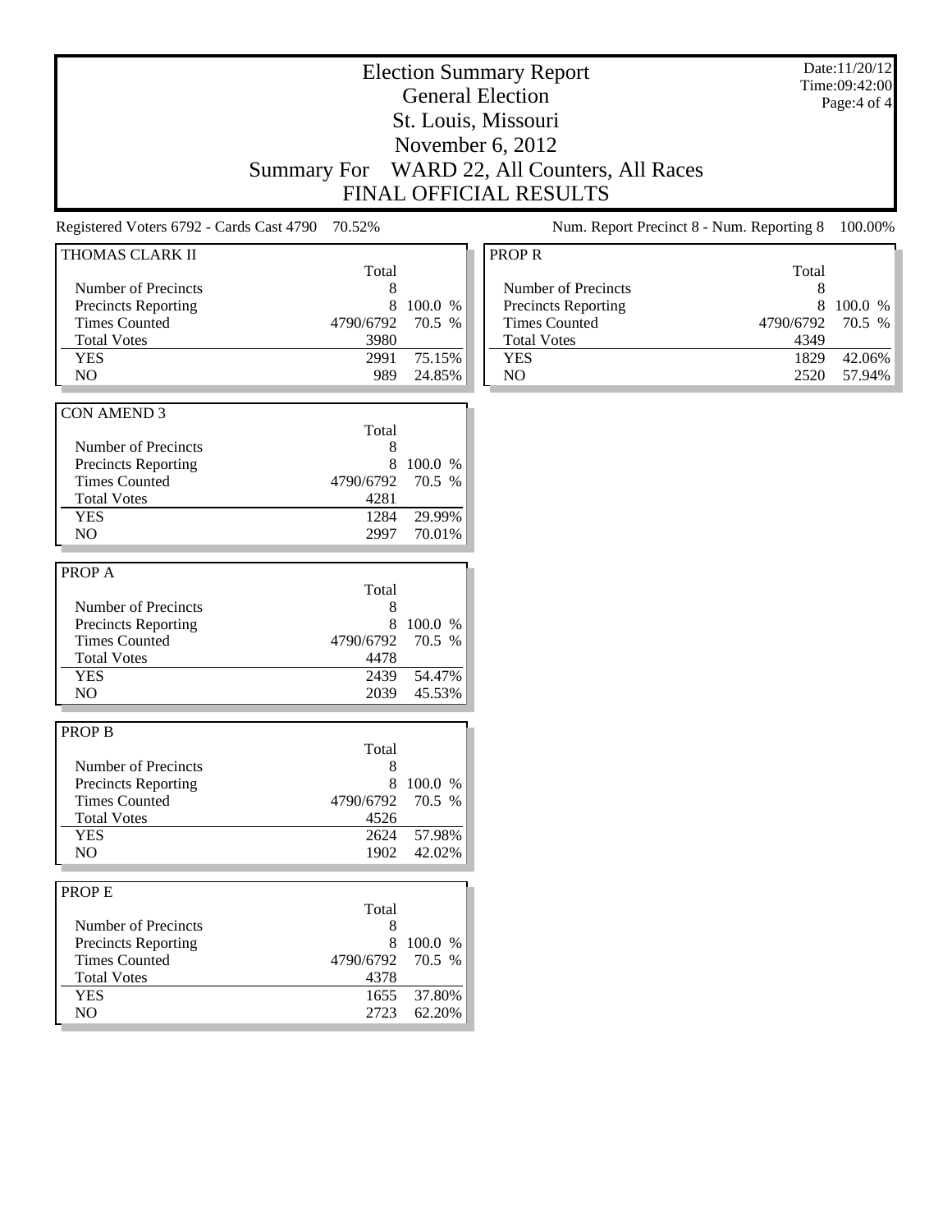# Election Summary Report

## General Election

## St. Louis, Missouri

## November 6, 2012

## Summary For WARD 22, All Counters, All Races

## FINAL OFFICIAL RESULTS

Date:11/20/12
Time:09:42:00

Registered Voters 6792 - Cards Cast 4790 70.52%

Num. Report Precinct 8 - Num. Reporting 8 100.00%

### THOMAS CLARK II

| | Total | |
|---|---|---|
| Number of Precincts | 8 | |
| Precincts Reporting | 8 | 100.0 % |
| Times Counted | 4790/6792 | 70.5 % |
| Total Votes | 3980 | |
| YES | 2991 | 75.15% |
| NO | 989 | 24.85% |

### CON AMEND 3

| | Total | |
|---|---|---|
| Number of Precincts | 8 | |
| Precincts Reporting | 8 | 100.0 % |
| Times Counted | 4790/6792 | 70.5 % |
| Total Votes | 4281 | |
| YES | 1284 | 29.99% |
| NO | 2997 | 70.01% |

### PROP A

| | Total | |
|---|---|---|
| Number of Precincts | 8 | |
| Precincts Reporting | 8 | 100.0 % |
| Times Counted | 4790/6792 | 70.5 % |
| Total Votes | 4478 | |
| YES | 2439 | 54.47% |
| NO | 2039 | 45.53% |

### PROP B

| | Total | |
|---|---|---|
| Number of Precincts | 8 | |
| Precincts Reporting | 8 | 100.0 % |
| Times Counted | 4790/6792 | 70.5 % |
| Total Votes | 4526 | |
| YES | 2624 | 57.98% |
| NO | 1902 | 42.02% |

### PROP E

| | Total | |
|---|---|---|
| Number of Precincts | 8 | |
| Precincts Reporting | 8 | 100.0 % |
| Times Counted | 4790/6792 | 70.5 % |
| Total Votes | 4378 | |
| YES | 1655 | 37.80% |
| NO | 2723 | 62.20% |

### PROP R

| | Total | |
|---|---|---|
| Number of Precincts | 8 | |
| Precincts Reporting | 8 | 100.0 % |
| Times Counted | 4790/6792 | 70.5 % |
| Total Votes | 4349 | |
| YES | 1829 | 42.06% |
| NO | 2520 | 57.94% |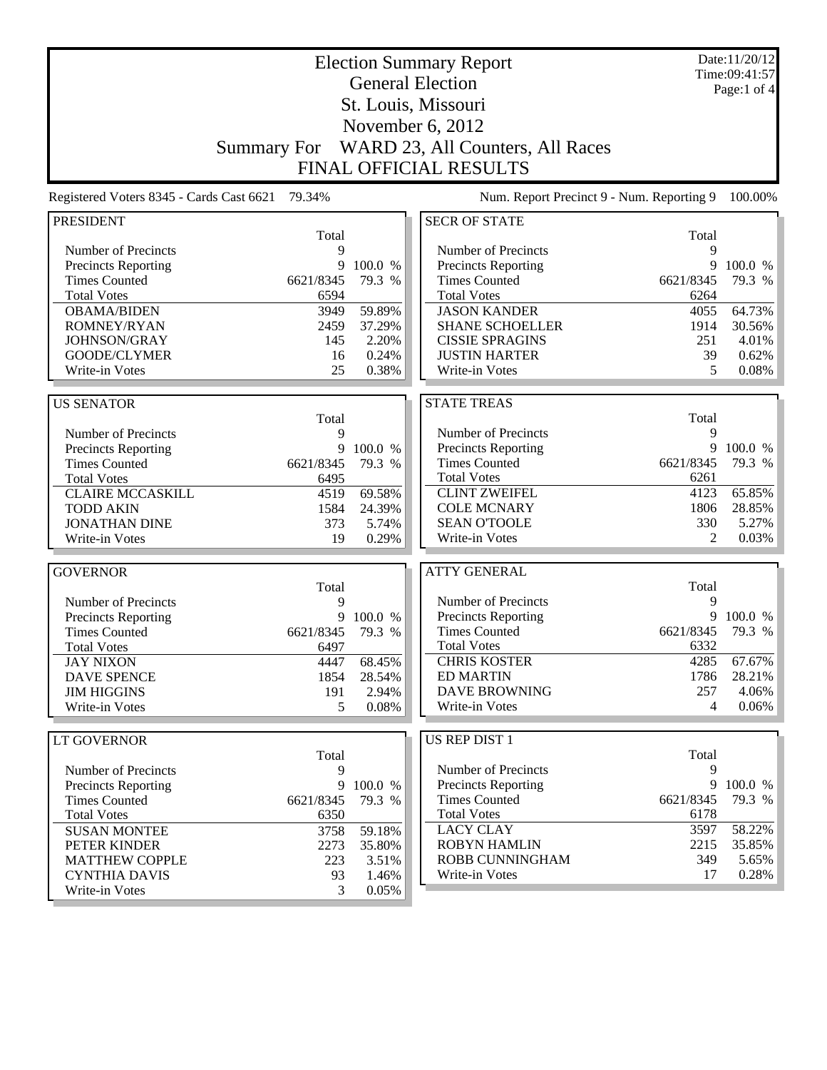# Election Summary Report

## General Election

## St. Louis, Missouri

## November 6, 2012

## Summary For WARD 23, All Counters, All Races

## FINAL OFFICIAL RESULTS

Date:11/20/12
Time:09:41:57

Registered Voters 8345 - Cards Cast 6621 79.34%

Num. Report Precinct 9 - Num. Reporting 9 100.00%

### PRESIDENT

| | Total | |
|---|---|---|
| Number of Precincts | 9 | |
| Precincts Reporting | 9 | 100.0 % |
| Times Counted | 6621/8345 | 79.3 % |
| Total Votes | 6594 | |
| OBAMA/BIDEN | 3949 | 59.89% |
| ROMNEY/RYAN | 2459 | 37.29% |
| JOHNSON/GRAY | 145 | 2.20% |
| GOODE/CLYMER | 16 | 0.24% |
| Write-in Votes | 25 | 0.38% |

### US SENATOR

| | Total | |
|---|---|---|
| Number of Precincts | 9 | |
| Precincts Reporting | 9 | 100.0 % |
| Times Counted | 6621/8345 | 79.3 % |
| Total Votes | 6495 | |
| CLAIRE MCCASKILL | 4519 | 69.58% |
| TODD AKIN | 1584 | 24.39% |
| JONATHAN DINE | 373 | 5.74% |
| Write-in Votes | 19 | 0.29% |

### GOVERNOR

| | Total | |
|---|---|---|
| Number of Precincts | 9 | |
| Precincts Reporting | 9 | 100.0 % |
| Times Counted | 6621/8345 | 79.3 % |
| Total Votes | 6497 | |
| JAY NIXON | 4447 | 68.45% |
| DAVE SPENCE | 1854 | 28.54% |
| JIM HIGGINS | 191 | 2.94% |
| Write-in Votes | 5 | 0.08% |

### LT GOVERNOR

| | Total | |
|---|---|---|
| Number of Precincts | 9 | |
| Precincts Reporting | 9 | 100.0 % |
| Times Counted | 6621/8345 | 79.3 % |
| Total Votes | 6350 | |
| SUSAN MONTEE | 3758 | 59.18% |
| PETER KINDER | 2273 | 35.80% |
| MATTHEW COPPLE | 223 | 3.51% |
| CYNTHIA DAVIS | 93 | 1.46% |
| Write-in Votes | 3 | 0.05% |

### SECR OF STATE

| | Total | |
|---|---|---|
| Number of Precincts | 9 | |
| Precincts Reporting | 9 | 100.0 % |
| Times Counted | 6621/8345 | 79.3 % |
| Total Votes | 6264 | |
| JASON KANDER | 4055 | 64.73% |
| SHANE SCHOELLER | 1914 | 30.56% |
| CISSIE SPRAGINS | 251 | 4.01% |
| JUSTIN HARTER | 39 | 0.62% |
| Write-in Votes | 5 | 0.08% |

### STATE TREAS

| | Total | |
|---|---|---|
| Number of Precincts | 9 | |
| Precincts Reporting | 9 | 100.0 % |
| Times Counted | 6621/8345 | 79.3 % |
| Total Votes | 6261 | |
| CLINT ZWEIFEL | 4123 | 65.85% |
| COLE MCNARY | 1806 | 28.85% |
| SEAN O'TOOLE | 330 | 5.27% |
| Write-in Votes | 2 | 0.03% |

### ATTY GENERAL

| | Total | |
|---|---|---|
| Number of Precincts | 9 | |
| Precincts Reporting | 9 | 100.0 % |
| Times Counted | 6621/8345 | 79.3 % |
| Total Votes | 6332 | |
| CHRIS KOSTER | 4285 | 67.67% |
| ED MARTIN | 1786 | 28.21% |
| DAVE BROWNING | 257 | 4.06% |
| Write-in Votes | 4 | 0.06% |

### US REP DIST 1

| | Total | |
|---|---|---|
| Number of Precincts | 9 | |
| Precincts Reporting | 9 | 100.0 % |
| Times Counted | 6621/8345 | 79.3 % |
| Total Votes | 6178 | |
| LACY CLAY | 3597 | 58.22% |
| ROBYN HAMLIN | 2215 | 35.85% |
| ROBB CUNNINGHAM | 349 | 5.65% |
| Write-in Votes | 17 | 0.28% |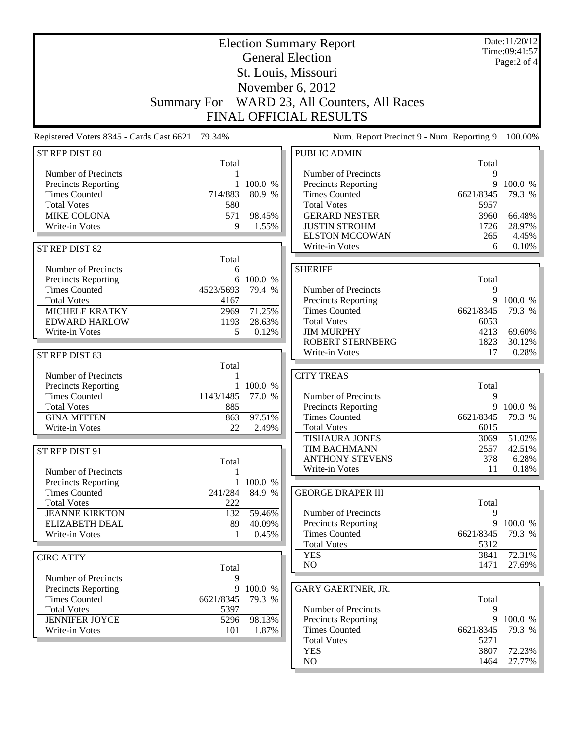# Election Summary Report

## General Election

## St. Louis, Missouri

## November 6, 2012

## Summary For WARD 23, All Counters, All Races

## FINAL OFFICIAL RESULTS

Date:11/20/12
Time:09:41:57
Page:2 of 4

Registered Voters 8345 - Cards Cast 6621 79.34%

Num. Report Precinct 9 - Num. Reporting 9 100.00%

### ST REP DIST 80

| | Total | |
|---|---|---|
| Number of Precincts | 1 | |
| Precincts Reporting | 1 | 100.0 % |
| Times Counted | 714/883 | 80.9 % |
| Total Votes | 580 | |
| MIKE COLONA | 571 | 98.45% |
| Write-in Votes | 9 | 1.55% |

### ST REP DIST 82

| | Total | |
|---|---|---|
| Number of Precincts | 6 | |
| Precincts Reporting | 6 | 100.0 % |
| Times Counted | 4523/5693 | 79.4 % |
| Total Votes | 4167 | |
| MICHELE KRATKY | 2969 | 71.25% |
| EDWARD HARLOW | 1193 | 28.63% |
| Write-in Votes | 5 | 0.12% |

### ST REP DIST 83

| | Total | |
|---|---|---|
| Number of Precincts | 1 | |
| Precincts Reporting | 1 | 100.0 % |
| Times Counted | 1143/1485 | 77.0 % |
| Total Votes | 885 | |
| GINA MITTEN | 863 | 97.51% |
| Write-in Votes | 22 | 2.49% |

### ST REP DIST 91

| | Total | |
|---|---|---|
| Number of Precincts | 1 | |
| Precincts Reporting | 1 | 100.0 % |
| Times Counted | 241/284 | 84.9 % |
| Total Votes | 222 | |
| JEANNE KIRKTON | 132 | 59.46% |
| ELIZABETH DEAL | 89 | 40.09% |
| Write-in Votes | 1 | 0.45% |

### CIRC ATTY

| | Total | |
|---|---|---|
| Number of Precincts | 9 | |
| Precincts Reporting | 9 | 100.0 % |
| Times Counted | 6621/8345 | 79.3 % |
| Total Votes | 5397 | |
| JENNIFER JOYCE | 5296 | 98.13% |
| Write-in Votes | 101 | 1.87% |

### PUBLIC ADMIN

| | Total | |
|---|---|---|
| Number of Precincts | 9 | |
| Precincts Reporting | 9 | 100.0 % |
| Times Counted | 6621/8345 | 79.3 % |
| Total Votes | 5957 | |
| GERARD NESTER | 3960 | 66.48% |
| JUSTIN STROHM | 1726 | 28.97% |
| ELSTON MCCOWAN | 265 | 4.45% |
| Write-in Votes | 6 | 0.10% |

### SHERIFF

| | Total | |
|---|---|---|
| Number of Precincts | 9 | |
| Precincts Reporting | 9 | 100.0 % |
| Times Counted | 6621/8345 | 79.3 % |
| Total Votes | 6053 | |
| JIM MURPHY | 4213 | 69.60% |
| ROBERT STERNBERG | 1823 | 30.12% |
| Write-in Votes | 17 | 0.28% |

### CITY TREAS

| | Total | |
|---|---|---|
| Number of Precincts | 9 | |
| Precincts Reporting | 9 | 100.0 % |
| Times Counted | 6621/8345 | 79.3 % |
| Total Votes | 6015 | |
| TISHAURA JONES | 3069 | 51.02% |
| TIM BACHMANN | 2557 | 42.51% |
| ANTHONY STEVENS | 378 | 6.28% |
| Write-in Votes | 11 | 0.18% |

### GEORGE DRAPER III

| | Total | |
|---|---|---|
| Number of Precincts | 9 | |
| Precincts Reporting | 9 | 100.0 % |
| Times Counted | 6621/8345 | 79.3 % |
| Total Votes | 5312 | |
| YES | 3841 | 72.31% |
| NO | 1471 | 27.69% |

### GARY GAERTNER, JR.

| | Total | |
|---|---|---|
| Number of Precincts | 9 | |
| Precincts Reporting | 9 | 100.0 % |
| Times Counted | 6621/8345 | 79.3 % |
| Total Votes | 5271 | |
| YES | 3807 | 72.23% |
| NO | 1464 | 27.77% |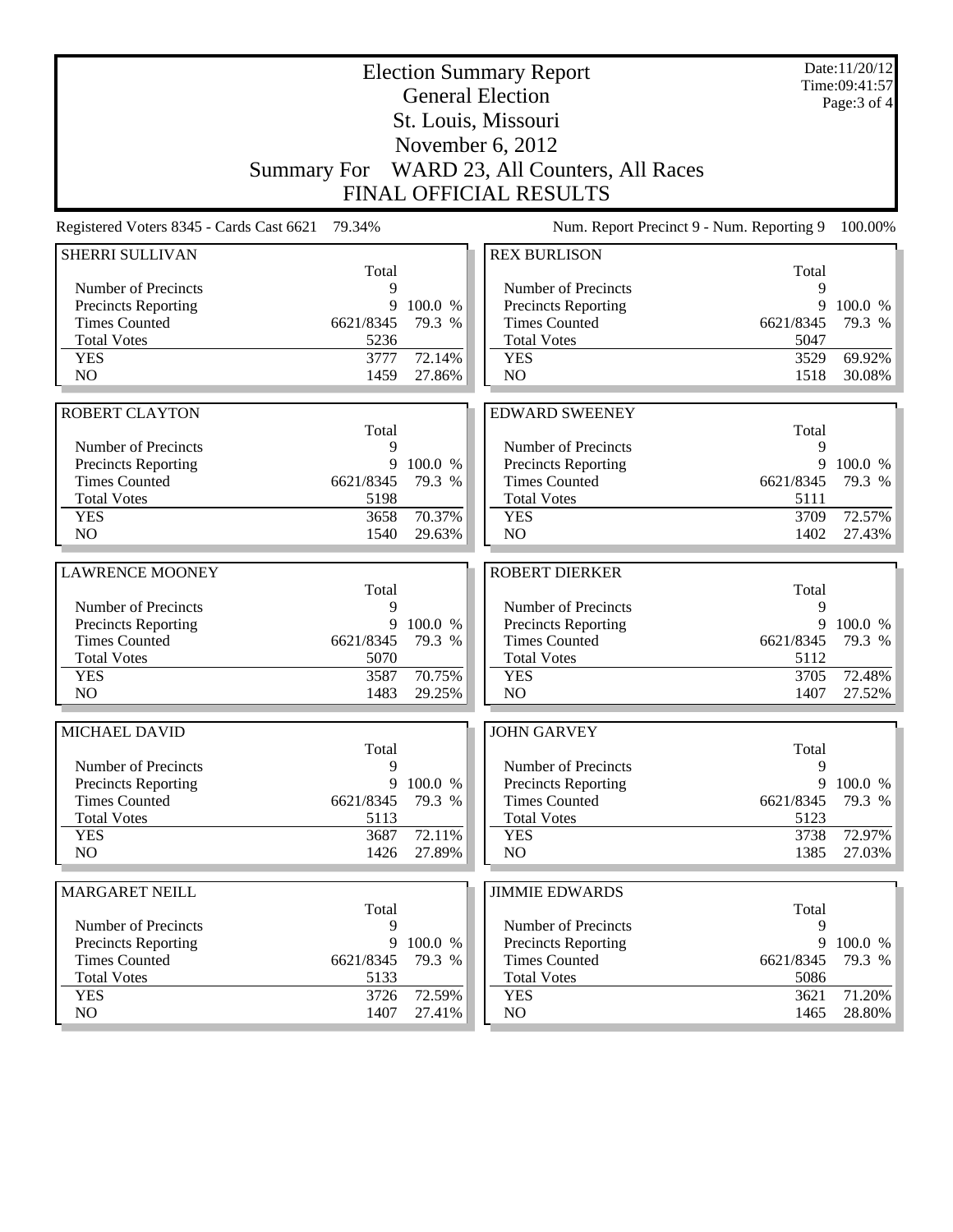# Election Summary Report

## General Election

## St. Louis, Missouri

## November 6, 2012

## Summary For WARD 23, All Counters, All Races

## FINAL OFFICIAL RESULTS

Date:11/20/12
Time:09:41:57

Registered Voters 8345 - Cards Cast 6621 79.34%

Num. Report Precinct 9 - Num. Reporting 9 100.00%

### SHERRI SULLIVAN

| | Total | |
|---|---|---|
| Number of Precincts | 9 | |
| Precincts Reporting | 9 | 100.0 % |
| Times Counted | 6621/8345 | 79.3 % |
| Total Votes | 5236 | |
| YES | 3777 | 72.14% |
| NO | 1459 | 27.86% |

### REX BURLISON

| | Total | |
|---|---|---|
| Number of Precincts | 9 | |
| Precincts Reporting | 9 | 100.0 % |
| Times Counted | 6621/8345 | 79.3 % |
| Total Votes | 5047 | |
| YES | 3529 | 69.92% |
| NO | 1518 | 30.08% |

### ROBERT CLAYTON

| | Total | |
|---|---|---|
| Number of Precincts | 9 | |
| Precincts Reporting | 9 | 100.0 % |
| Times Counted | 6621/8345 | 79.3 % |
| Total Votes | 5198 | |
| YES | 3658 | 70.37% |
| NO | 1540 | 29.63% |

### EDWARD SWEENEY

| | Total | |
|---|---|---|
| Number of Precincts | 9 | |
| Precincts Reporting | 9 | 100.0 % |
| Times Counted | 6621/8345 | 79.3 % |
| Total Votes | 5111 | |
| YES | 3709 | 72.57% |
| NO | 1402 | 27.43% |

### LAWRENCE MOONEY

| | Total | |
|---|---|---|
| Number of Precincts | 9 | |
| Precincts Reporting | 9 | 100.0 % |
| Times Counted | 6621/8345 | 79.3 % |
| Total Votes | 5070 | |
| YES | 3587 | 70.75% |
| NO | 1483 | 29.25% |

### ROBERT DIERKER

| | Total | |
|---|---|---|
| Number of Precincts | 9 | |
| Precincts Reporting | 9 | 100.0 % |
| Times Counted | 6621/8345 | 79.3 % |
| Total Votes | 5112 | |
| YES | 3705 | 72.48% |
| NO | 1407 | 27.52% |

### MICHAEL DAVID

| | Total | |
|---|---|---|
| Number of Precincts | 9 | |
| Precincts Reporting | 9 | 100.0 % |
| Times Counted | 6621/8345 | 79.3 % |
| Total Votes | 5113 | |
| YES | 3687 | 72.11% |
| NO | 1426 | 27.89% |

### JOHN GARVEY

| | Total | |
|---|---|---|
| Number of Precincts | 9 | |
| Precincts Reporting | 9 | 100.0 % |
| Times Counted | 6621/8345 | 79.3 % |
| Total Votes | 5123 | |
| YES | 3738 | 72.97% |
| NO | 1385 | 27.03% |

### MARGARET NEILL

| | Total | |
|---|---|---|
| Number of Precincts | 9 | |
| Precincts Reporting | 9 | 100.0 % |
| Times Counted | 6621/8345 | 79.3 % |
| Total Votes | 5133 | |
| YES | 3726 | 72.59% |
| NO | 1407 | 27.41% |

### JIMMIE EDWARDS

| | Total | |
|---|---|---|
| Number of Precincts | 9 | |
| Precincts Reporting | 9 | 100.0 % |
| Times Counted | 6621/8345 | 79.3 % |
| Total Votes | 5086 | |
| YES | 3621 | 71.20% |
| NO | 1465 | 28.80% |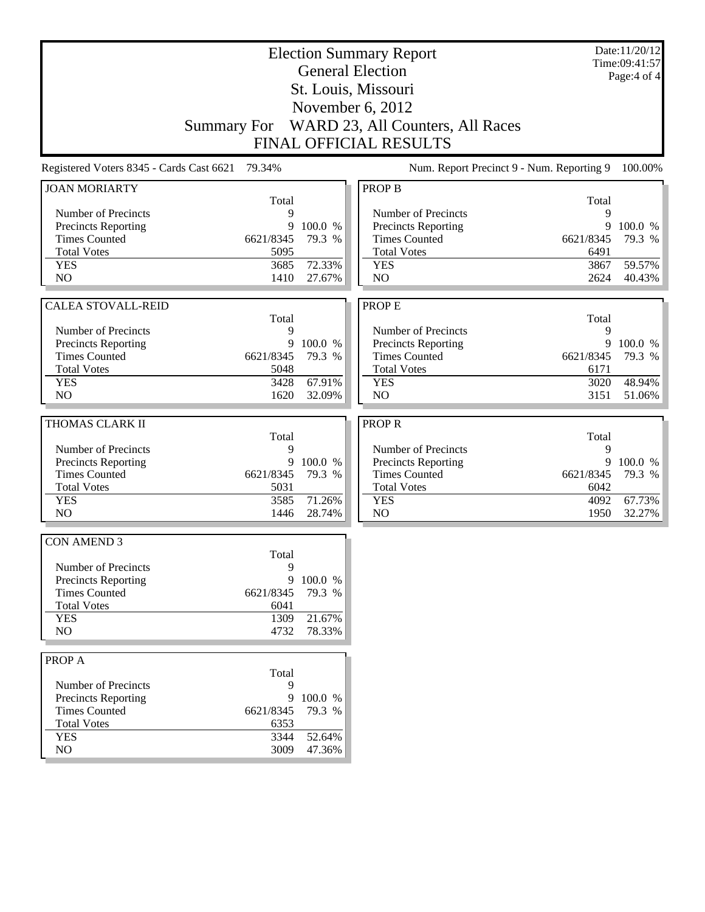# Election Summary Report

## General Election

## St. Louis, Missouri

## November 6, 2012

## Summary For WARD 23, All Counters, All Races

## FINAL OFFICIAL RESULTS

Date:11/20/12
Time:09:41:57

Registered Voters 8345 - Cards Cast 6621 79.34%

Num. Report Precinct 9 - Num. Reporting 9 100.00%

### JOAN MORIARTY

| | Total | |
|---|---|---|
| Number of Precincts | 9 | |
| Precincts Reporting | 9 | 100.0 % |
| Times Counted | 6621/8345 | 79.3 % |
| Total Votes | 5095 | |
| YES | 3685 | 72.33% |
| NO | 1410 | 27.67% |

### CALEA STOVALL-REID

| | Total | |
|---|---|---|
| Number of Precincts | 9 | |
| Precincts Reporting | 9 | 100.0 % |
| Times Counted | 6621/8345 | 79.3 % |
| Total Votes | 5048 | |
| YES | 3428 | 67.91% |
| NO | 1620 | 32.09% |

### THOMAS CLARK II

| | Total | |
|---|---|---|
| Number of Precincts | 9 | |
| Precincts Reporting | 9 | 100.0 % |
| Times Counted | 6621/8345 | 79.3 % |
| Total Votes | 5031 | |
| YES | 3585 | 71.26% |
| NO | 1446 | 28.74% |

### CON AMEND 3

| | Total | |
|---|---|---|
| Number of Precincts | 9 | |
| Precincts Reporting | 9 | 100.0 % |
| Times Counted | 6621/8345 | 79.3 % |
| Total Votes | 6041 | |
| YES | 1309 | 21.67% |
| NO | 4732 | 78.33% |

### PROP A

| | Total | |
|---|---|---|
| Number of Precincts | 9 | |
| Precincts Reporting | 9 | 100.0 % |
| Times Counted | 6621/8345 | 79.3 % |
| Total Votes | 6353 | |
| YES | 3344 | 52.64% |
| NO | 3009 | 47.36% |

### PROP B

| | Total | |
|---|---|---|
| Number of Precincts | 9 | |
| Precincts Reporting | 9 | 100.0 % |
| Times Counted | 6621/8345 | 79.3 % |
| Total Votes | 6491 | |
| YES | 3867 | 59.57% |
| NO | 2624 | 40.43% |

### PROP E

| | Total | |
|---|---|---|
| Number of Precincts | 9 | |
| Precincts Reporting | 9 | 100.0 % |
| Times Counted | 6621/8345 | 79.3 % |
| Total Votes | 6171 | |
| YES | 3020 | 48.94% |
| NO | 3151 | 51.06% |

### PROP R

| | Total | |
|---|---|---|
| Number of Precincts | 9 | |
| Precincts Reporting | 9 | 100.0 % |
| Times Counted | 6621/8345 | 79.3 % |
| Total Votes | 6042 | |
| YES | 4092 | 67.73% |
| NO | 1950 | 32.27% |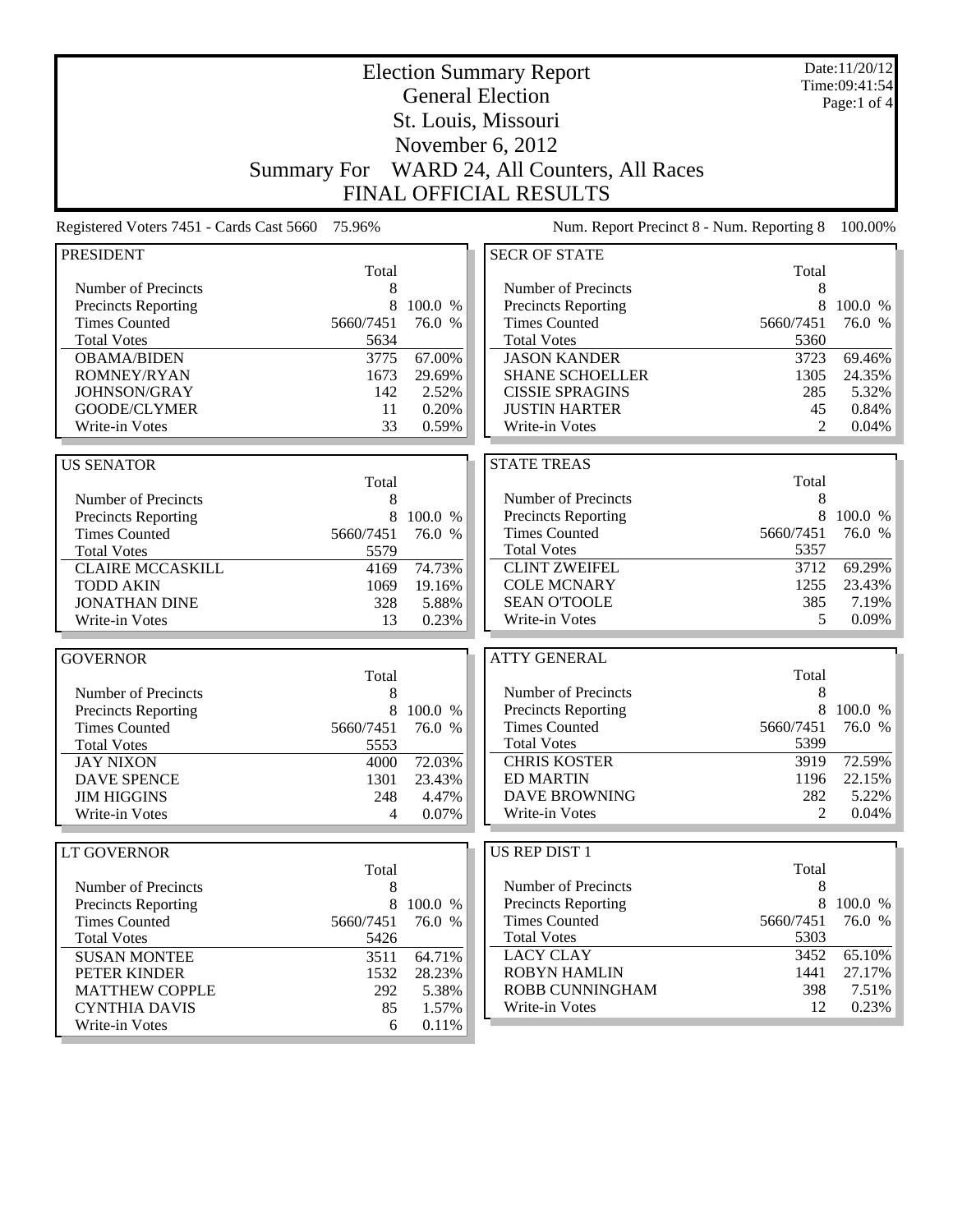# Election Summary Report

## General Election

## St. Louis, Missouri

## November 6, 2012

## Summary For WARD 24, All Counters, All Races

## FINAL OFFICIAL RESULTS

Date:11/20/12
Time:09:41:54

Registered Voters 7451 - Cards Cast 5660 75.96%

Num. Report Precinct 8 - Num. Reporting 8 100.00%

### PRESIDENT

| | Total | |
|---|---|---|
| Number of Precincts | 8 | |
| Precincts Reporting | 8 | 100.0 % |
| Times Counted | 5660/7451 | 76.0 % |
| Total Votes | 5634 | |
| OBAMA/BIDEN | 3775 | 67.00% |
| ROMNEY/RYAN | 1673 | 29.69% |
| JOHNSON/GRAY | 142 | 2.52% |
| GOODE/CLYMER | 11 | 0.20% |
| Write-in Votes | 33 | 0.59% |

### US SENATOR

| | Total | |
|---|---|---|
| Number of Precincts | 8 | |
| Precincts Reporting | 8 | 100.0 % |
| Times Counted | 5660/7451 | 76.0 % |
| Total Votes | 5579 | |
| CLAIRE MCCASKILL | 4169 | 74.73% |
| TODD AKIN | 1069 | 19.16% |
| JONATHAN DINE | 328 | 5.88% |
| Write-in Votes | 13 | 0.23% |

### GOVERNOR

| | Total | |
|---|---|---|
| Number of Precincts | 8 | |
| Precincts Reporting | 8 | 100.0 % |
| Times Counted | 5660/7451 | 76.0 % |
| Total Votes | 5553 | |
| JAY NIXON | 4000 | 72.03% |
| DAVE SPENCE | 1301 | 23.43% |
| JIM HIGGINS | 248 | 4.47% |
| Write-in Votes | 4 | 0.07% |

### LT GOVERNOR

| | Total | |
|---|---|---|
| Number of Precincts | 8 | |
| Precincts Reporting | 8 | 100.0 % |
| Times Counted | 5660/7451 | 76.0 % |
| Total Votes | 5426 | |
| SUSAN MONTEE | 3511 | 64.71% |
| PETER KINDER | 1532 | 28.23% |
| MATTHEW COPPLE | 292 | 5.38% |
| CYNTHIA DAVIS | 85 | 1.57% |
| Write-in Votes | 6 | 0.11% |

### SECR OF STATE

| | Total | |
|---|---|---|
| Number of Precincts | 8 | |
| Precincts Reporting | 8 | 100.0 % |
| Times Counted | 5660/7451 | 76.0 % |
| Total Votes | 5360 | |
| JASON KANDER | 3723 | 69.46% |
| SHANE SCHOELLER | 1305 | 24.35% |
| CISSIE SPRAGINS | 285 | 5.32% |
| JUSTIN HARTER | 45 | 0.84% |
| Write-in Votes | 2 | 0.04% |

### STATE TREAS

| | Total | |
|---|---|---|
| Number of Precincts | 8 | |
| Precincts Reporting | 8 | 100.0 % |
| Times Counted | 5660/7451 | 76.0 % |
| Total Votes | 5357 | |
| CLINT ZWEIFEL | 3712 | 69.29% |
| COLE MCNARY | 1255 | 23.43% |
| SEAN O'TOOLE | 385 | 7.19% |
| Write-in Votes | 5 | 0.09% |

### ATTY GENERAL

| | Total | |
|---|---|---|
| Number of Precincts | 8 | |
| Precincts Reporting | 8 | 100.0 % |
| Times Counted | 5660/7451 | 76.0 % |
| Total Votes | 5399 | |
| CHRIS KOSTER | 3919 | 72.59% |
| ED MARTIN | 1196 | 22.15% |
| DAVE BROWNING | 282 | 5.22% |
| Write-in Votes | 2 | 0.04% |

### US REP DIST 1

| | Total | |
|---|---|---|
| Number of Precincts | 8 | |
| Precincts Reporting | 8 | 100.0 % |
| Times Counted | 5660/7451 | 76.0 % |
| Total Votes | 5303 | |
| LACY CLAY | 3452 | 65.10% |
| ROBYN HAMLIN | 1441 | 27.17% |
| ROBB CUNNINGHAM | 398 | 7.51% |
| Write-in Votes | 12 | 0.23% |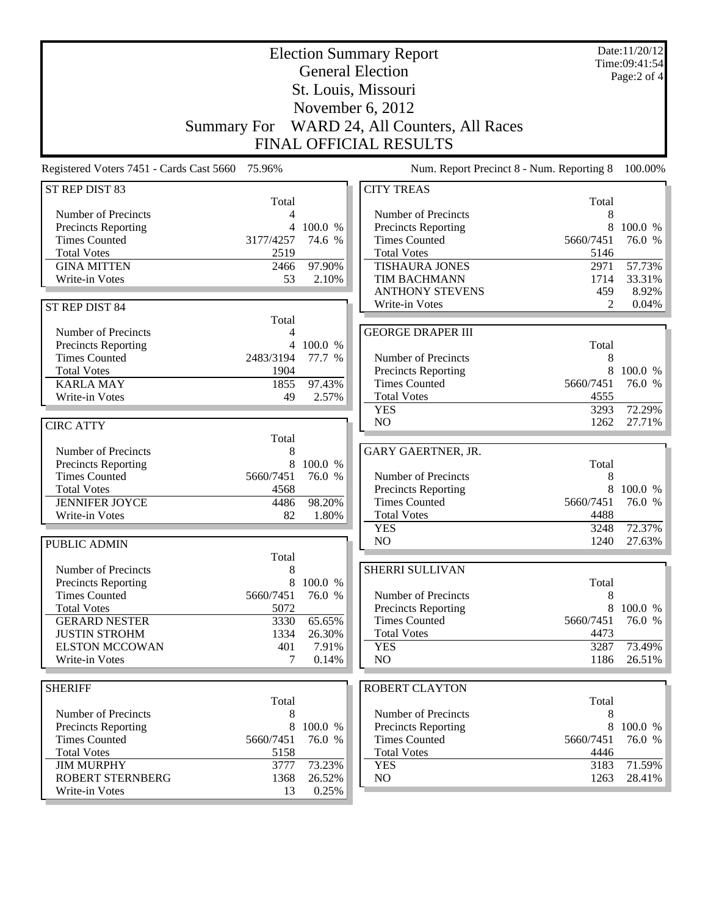# Election Summary Report

## General Election

## St. Louis, Missouri

## November 6, 2012

## Summary For WARD 24, All Counters, All Races

## FINAL OFFICIAL RESULTS

Date:11/20/12
Time:09:41:54

Registered Voters 7451 - Cards Cast 5660 75.96%

Num. Report Precinct 8 - Num. Reporting 8 100.00%

### ST REP DIST 83

| | Total | |
|---|---|---|
| Number of Precincts | 4 | |
| Precincts Reporting | 4 | 100.0 % |
| Times Counted | 3177/4257 | 74.6 % |
| Total Votes | 2519 | |
| GINA MITTEN | 2466 | 97.90% |
| Write-in Votes | 53 | 2.10% |

### ST REP DIST 84

| | Total | |
|---|---|---|
| Number of Precincts | 4 | |
| Precincts Reporting | 4 | 100.0 % |
| Times Counted | 2483/3194 | 77.7 % |
| Total Votes | 1904 | |
| KARLA MAY | 1855 | 97.43% |
| Write-in Votes | 49 | 2.57% |

### CIRC ATTY

| | Total | |
|---|---|---|
| Number of Precincts | 8 | |
| Precincts Reporting | 8 | 100.0 % |
| Times Counted | 5660/7451 | 76.0 % |
| Total Votes | 4568 | |
| JENNIFER JOYCE | 4486 | 98.20% |
| Write-in Votes | 82 | 1.80% |

### PUBLIC ADMIN

| | Total | |
|---|---|---|
| Number of Precincts | 8 | |
| Precincts Reporting | 8 | 100.0 % |
| Times Counted | 5660/7451 | 76.0 % |
| Total Votes | 5072 | |
| GERARD NESTER | 3330 | 65.65% |
| JUSTIN STROHM | 1334 | 26.30% |
| ELSTON MCCOWAN | 401 | 7.91% |
| Write-in Votes | 7 | 0.14% |

### SHERIFF

| | Total | |
|---|---|---|
| Number of Precincts | 8 | |
| Precincts Reporting | 8 | 100.0 % |
| Times Counted | 5660/7451 | 76.0 % |
| Total Votes | 5158 | |
| JIM MURPHY | 3777 | 73.23% |
| ROBERT STERNBERG | 1368 | 26.52% |
| Write-in Votes | 13 | 0.25% |

### CITY TREAS

| | Total | |
|---|---|---|
| Number of Precincts | 8 | |
| Precincts Reporting | 8 | 100.0 % |
| Times Counted | 5660/7451 | 76.0 % |
| Total Votes | 5146 | |
| TISHAURA JONES | 2971 | 57.73% |
| TIM BACHMANN | 1714 | 33.31% |
| ANTHONY STEVENS | 459 | 8.92% |
| Write-in Votes | 2 | 0.04% |

### GEORGE DRAPER III

| | Total | |
|---|---|---|
| Number of Precincts | 8 | |
| Precincts Reporting | 8 | 100.0 % |
| Times Counted | 5660/7451 | 76.0 % |
| Total Votes | 4555 | |
| YES | 3293 | 72.29% |
| NO | 1262 | 27.71% |

### GARY GAERTNER, JR.

| | Total | |
|---|---|---|
| Number of Precincts | 8 | |
| Precincts Reporting | 8 | 100.0 % |
| Times Counted | 5660/7451 | 76.0 % |
| Total Votes | 4488 | |
| YES | 3248 | 72.37% |
| NO | 1240 | 27.63% |

### SHERRI SULLIVAN

| | Total | |
|---|---|---|
| Number of Precincts | 8 | |
| Precincts Reporting | 8 | 100.0 % |
| Times Counted | 5660/7451 | 76.0 % |
| Total Votes | 4473 | |
| YES | 3287 | 73.49% |
| NO | 1186 | 26.51% |

### ROBERT CLAYTON

| | Total | |
|---|---|---|
| Number of Precincts | 8 | |
| Precincts Reporting | 8 | 100.0 % |
| Times Counted | 5660/7451 | 76.0 % |
| Total Votes | 4446 | |
| YES | 3183 | 71.59% |
| NO | 1263 | 28.41% |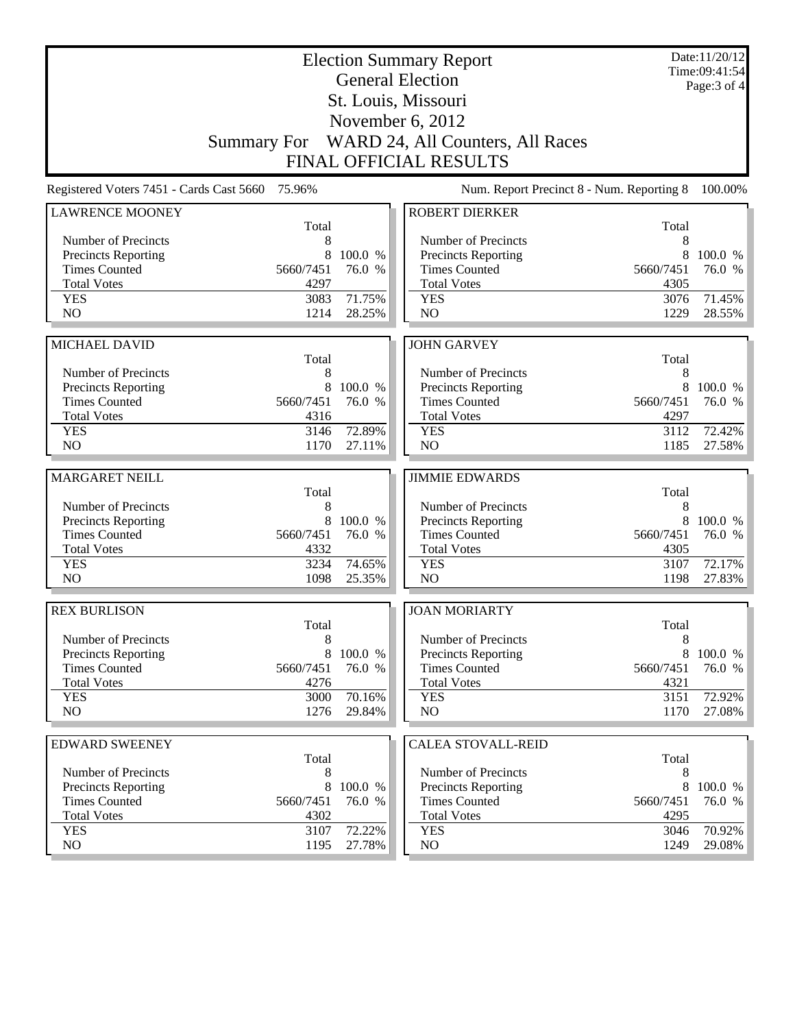# Election Summary Report

## General Election

## St. Louis, Missouri

## November 6, 2012

## Summary For WARD 24, All Counters, All Races

## FINAL OFFICIAL RESULTS

Date:11/20/12
Time:09:41:54

Registered Voters 7451 - Cards Cast 5660 75.96%

Num. Report Precinct 8 - Num. Reporting 8 100.00%

### LAWRENCE MOONEY

| | Total | |
|---|---|---|
| Number of Precincts | 8 | |
| Precincts Reporting | 8 | 100.0 % |
| Times Counted | 5660/7451 | 76.0 % |
| Total Votes | 4297 | |
| YES | 3083 | 71.75% |
| NO | 1214 | 28.25% |

### ROBERT DIERKER

| | Total | |
|---|---|---|
| Number of Precincts | 8 | |
| Precincts Reporting | 8 | 100.0 % |
| Times Counted | 5660/7451 | 76.0 % |
| Total Votes | 4305 | |
| YES | 3076 | 71.45% |
| NO | 1229 | 28.55% |

### MICHAEL DAVID

| | Total | |
|---|---|---|
| Number of Precincts | 8 | |
| Precincts Reporting | 8 | 100.0 % |
| Times Counted | 5660/7451 | 76.0 % |
| Total Votes | 4316 | |
| YES | 3146 | 72.89% |
| NO | 1170 | 27.11% |

### JOHN GARVEY

| | Total | |
|---|---|---|
| Number of Precincts | 8 | |
| Precincts Reporting | 8 | 100.0 % |
| Times Counted | 5660/7451 | 76.0 % |
| Total Votes | 4297 | |
| YES | 3112 | 72.42% |
| NO | 1185 | 27.58% |

### MARGARET NEILL

| | Total | |
|---|---|---|
| Number of Precincts | 8 | |
| Precincts Reporting | 8 | 100.0 % |
| Times Counted | 5660/7451 | 76.0 % |
| Total Votes | 4332 | |
| YES | 3234 | 74.65% |
| NO | 1098 | 25.35% |

### JIMMIE EDWARDS

| | Total | |
|---|---|---|
| Number of Precincts | 8 | |
| Precincts Reporting | 8 | 100.0 % |
| Times Counted | 5660/7451 | 76.0 % |
| Total Votes | 4305 | |
| YES | 3107 | 72.17% |
| NO | 1198 | 27.83% |

### REX BURLISON

| | Total | |
|---|---|---|
| Number of Precincts | 8 | |
| Precincts Reporting | 8 | 100.0 % |
| Times Counted | 5660/7451 | 76.0 % |
| Total Votes | 4276 | |
| YES | 3000 | 70.16% |
| NO | 1276 | 29.84% |

### JOAN MORIARTY

| | Total | |
|---|---|---|
| Number of Precincts | 8 | |
| Precincts Reporting | 8 | 100.0 % |
| Times Counted | 5660/7451 | 76.0 % |
| Total Votes | 4321 | |
| YES | 3151 | 72.92% |
| NO | 1170 | 27.08% |

### EDWARD SWEENEY

| | Total | |
|---|---|---|
| Number of Precincts | 8 | |
| Precincts Reporting | 8 | 100.0 % |
| Times Counted | 5660/7451 | 76.0 % |
| Total Votes | 4302 | |
| YES | 3107 | 72.22% |
| NO | 1195 | 27.78% |

### CALEA STOVALL-REID

| | Total | |
|---|---|---|
| Number of Precincts | 8 | |
| Precincts Reporting | 8 | 100.0 % |
| Times Counted | 5660/7451 | 76.0 % |
| Total Votes | 4295 | |
| YES | 3046 | 70.92% |
| NO | 1249 | 29.08% |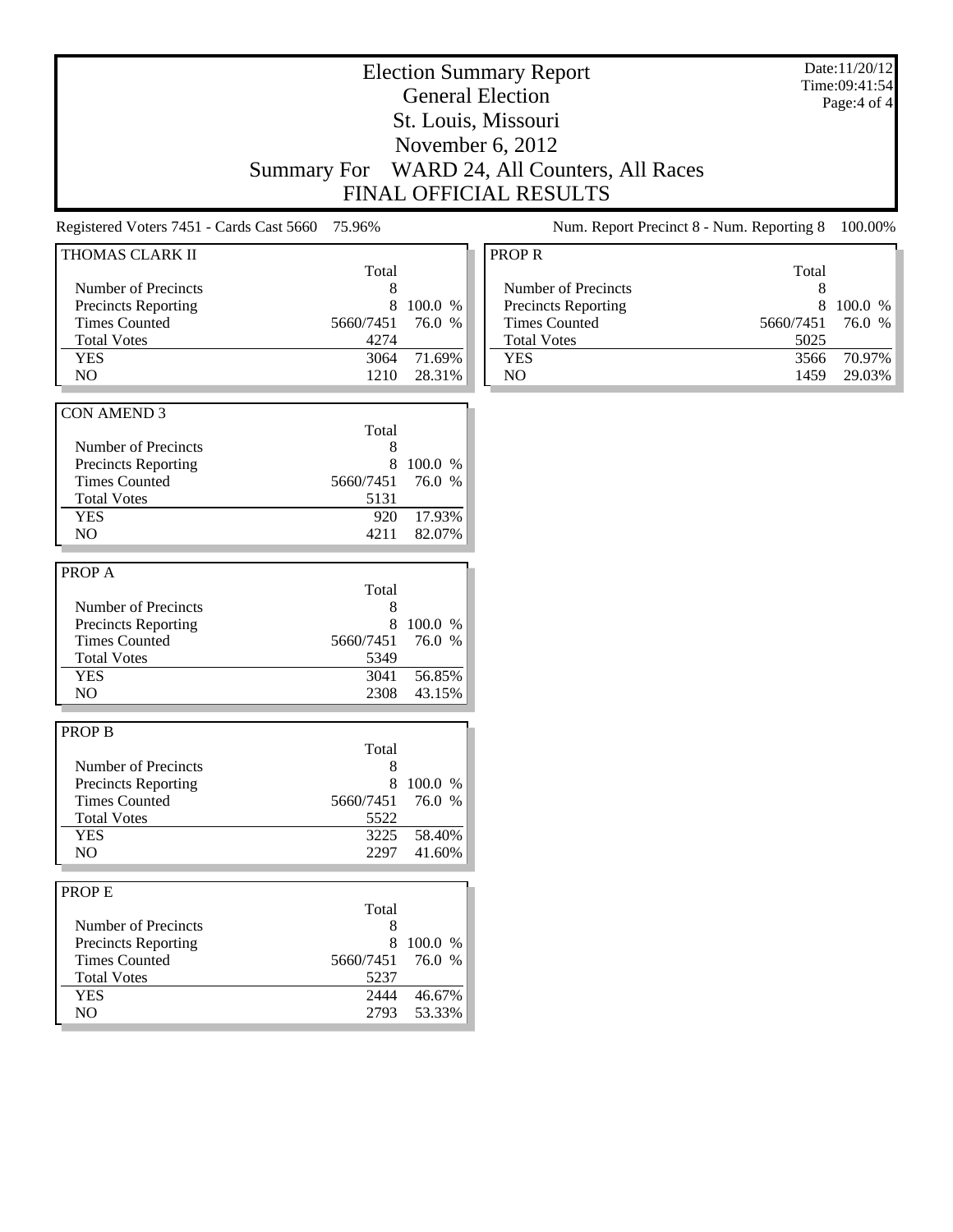# Election Summary Report

## General Election

## St. Louis, Missouri

## November 6, 2012

## Summary For WARD 24, All Counters, All Races

## FINAL OFFICIAL RESULTS

Date:11/20/12
Time:09:41:54

Registered Voters 7451 - Cards Cast 5660 75.96%

Num. Report Precinct 8 - Num. Reporting 8 100.00%

### THOMAS CLARK II

| | Total | |
|---|---|---|
| Number of Precincts | 8 | |
| Precincts Reporting | 8 | 100.0 % |
| Times Counted | 5660/7451 | 76.0 % |
| Total Votes | 4274 | |
| YES | 3064 | 71.69% |
| NO | 1210 | 28.31% |

### CON AMEND 3

| | Total | |
|---|---|---|
| Number of Precincts | 8 | |
| Precincts Reporting | 8 | 100.0 % |
| Times Counted | 5660/7451 | 76.0 % |
| Total Votes | 5131 | |
| YES | 920 | 17.93% |
| NO | 4211 | 82.07% |

### PROP A

| | Total | |
|---|---|---|
| Number of Precincts | 8 | |
| Precincts Reporting | 8 | 100.0 % |
| Times Counted | 5660/7451 | 76.0 % |
| Total Votes | 5349 | |
| YES | 3041 | 56.85% |
| NO | 2308 | 43.15% |

### PROP B

| | Total | |
|---|---|---|
| Number of Precincts | 8 | |
| Precincts Reporting | 8 | 100.0 % |
| Times Counted | 5660/7451 | 76.0 % |
| Total Votes | 5522 | |
| YES | 3225 | 58.40% |
| NO | 2297 | 41.60% |

### PROP E

| | Total | |
|---|---|---|
| Number of Precincts | 8 | |
| Precincts Reporting | 8 | 100.0 % |
| Times Counted | 5660/7451 | 76.0 % |
| Total Votes | 5237 | |
| YES | 2444 | 46.67% |
| NO | 2793 | 53.33% |

### PROP R

| | Total | |
|---|---|---|
| Number of Precincts | 8 | |
| Precincts Reporting | 8 | 100.0 % |
| Times Counted | 5660/7451 | 76.0 % |
| Total Votes | 5025 | |
| YES | 3566 | 70.97% |
| NO | 1459 | 29.03% |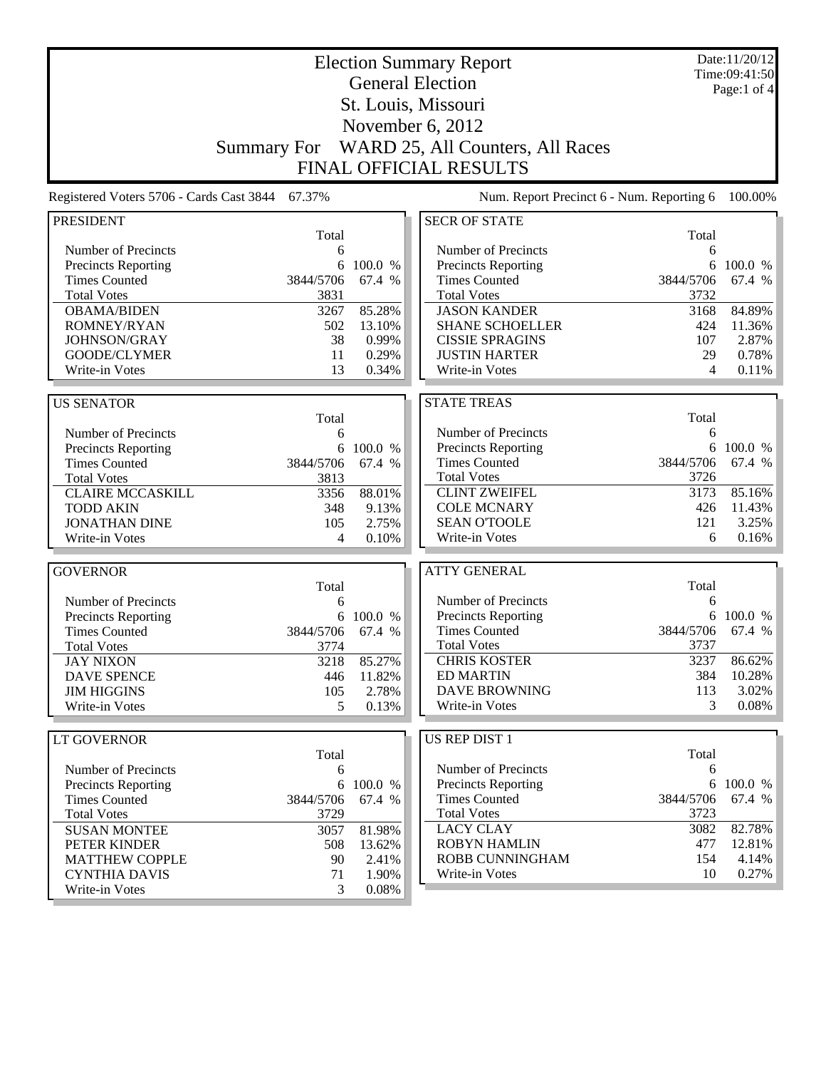# Election Summary Report

## General Election

## St. Louis, Missouri

## November 6, 2012

## Summary For WARD 25, All Counters, All Races

## FINAL OFFICIAL RESULTS

Date:11/20/12
Time:09:41:50

Registered Voters 5706 - Cards Cast 3844 67.37% — Num. Report Precinct 6 - Num. Reporting 6 100.00%

### PRESIDENT

| | Total | |
|---|---|---|
| Number of Precincts | 6 | |
| Precincts Reporting | 6 | 100.0 % |
| Times Counted | 3844/5706 | 67.4 % |
| Total Votes | 3831 | |
| OBAMA/BIDEN | 3267 | 85.28% |
| ROMNEY/RYAN | 502 | 13.10% |
| JOHNSON/GRAY | 38 | 0.99% |
| GOODE/CLYMER | 11 | 0.29% |
| Write-in Votes | 13 | 0.34% |

### US SENATOR

| | Total | |
|---|---|---|
| Number of Precincts | 6 | |
| Precincts Reporting | 6 | 100.0 % |
| Times Counted | 3844/5706 | 67.4 % |
| Total Votes | 3813 | |
| CLAIRE MCCASKILL | 3356 | 88.01% |
| TODD AKIN | 348 | 9.13% |
| JONATHAN DINE | 105 | 2.75% |
| Write-in Votes | 4 | 0.10% |

### GOVERNOR

| | Total | |
|---|---|---|
| Number of Precincts | 6 | |
| Precincts Reporting | 6 | 100.0 % |
| Times Counted | 3844/5706 | 67.4 % |
| Total Votes | 3774 | |
| JAY NIXON | 3218 | 85.27% |
| DAVE SPENCE | 446 | 11.82% |
| JIM HIGGINS | 105 | 2.78% |
| Write-in Votes | 5 | 0.13% |

### LT GOVERNOR

| | Total | |
|---|---|---|
| Number of Precincts | 6 | |
| Precincts Reporting | 6 | 100.0 % |
| Times Counted | 3844/5706 | 67.4 % |
| Total Votes | 3729 | |
| SUSAN MONTEE | 3057 | 81.98% |
| PETER KINDER | 508 | 13.62% |
| MATTHEW COPPLE | 90 | 2.41% |
| CYNTHIA DAVIS | 71 | 1.90% |
| Write-in Votes | 3 | 0.08% |

### SECR OF STATE

| | Total | |
|---|---|---|
| Number of Precincts | 6 | |
| Precincts Reporting | 6 | 100.0 % |
| Times Counted | 3844/5706 | 67.4 % |
| Total Votes | 3732 | |
| JASON KANDER | 3168 | 84.89% |
| SHANE SCHOELLER | 424 | 11.36% |
| CISSIE SPRAGINS | 107 | 2.87% |
| JUSTIN HARTER | 29 | 0.78% |
| Write-in Votes | 4 | 0.11% |

### STATE TREAS

| | Total | |
|---|---|---|
| Number of Precincts | 6 | |
| Precincts Reporting | 6 | 100.0 % |
| Times Counted | 3844/5706 | 67.4 % |
| Total Votes | 3726 | |
| CLINT ZWEIFEL | 3173 | 85.16% |
| COLE MCNARY | 426 | 11.43% |
| SEAN O'TOOLE | 121 | 3.25% |
| Write-in Votes | 6 | 0.16% |

### ATTY GENERAL

| | Total | |
|---|---|---|
| Number of Precincts | 6 | |
| Precincts Reporting | 6 | 100.0 % |
| Times Counted | 3844/5706 | 67.4 % |
| Total Votes | 3737 | |
| CHRIS KOSTER | 3237 | 86.62% |
| ED MARTIN | 384 | 10.28% |
| DAVE BROWNING | 113 | 3.02% |
| Write-in Votes | 3 | 0.08% |

### US REP DIST 1

| | Total | |
|---|---|---|
| Number of Precincts | 6 | |
| Precincts Reporting | 6 | 100.0 % |
| Times Counted | 3844/5706 | 67.4 % |
| Total Votes | 3723 | |
| LACY CLAY | 3082 | 82.78% |
| ROBYN HAMLIN | 477 | 12.81% |
| ROBB CUNNINGHAM | 154 | 4.14% |
| Write-in Votes | 10 | 0.27% |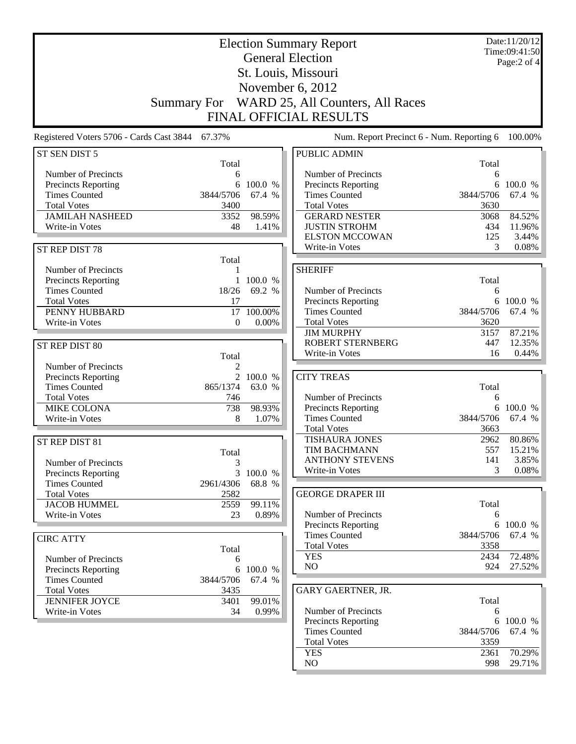# Election Summary Report

## General Election

## St. Louis, Missouri

## November 6, 2012

## Summary For WARD 25, All Counters, All Races

## FINAL OFFICIAL RESULTS

Date:11/20/12
Time:09:41:50
Page:2 of 4

Registered Voters 5706 - Cards Cast 3844 67.37%

Num. Report Precinct 6 - Num. Reporting 6 100.00%

### ST SEN DIST 5

| | Total | |
|---|---|---|
| Number of Precincts | 6 | |
| Precincts Reporting | 6 | 100.0 % |
| Times Counted | 3844/5706 | 67.4 % |
| Total Votes | 3400 | |
| JAMILAH NASHEED | 3352 | 98.59% |
| Write-in Votes | 48 | 1.41% |

### ST REP DIST 78

| | Total | |
|---|---|---|
| Number of Precincts | 1 | |
| Precincts Reporting | 1 | 100.0 % |
| Times Counted | 18/26 | 69.2 % |
| Total Votes | 17 | |
| PENNY HUBBARD | 17 | 100.00% |
| Write-in Votes | 0 | 0.00% |

### ST REP DIST 80

| | Total | |
|---|---|---|
| Number of Precincts | 2 | |
| Precincts Reporting | 2 | 100.0 % |
| Times Counted | 865/1374 | 63.0 % |
| Total Votes | 746 | |
| MIKE COLONA | 738 | 98.93% |
| Write-in Votes | 8 | 1.07% |

### ST REP DIST 81

| | Total | |
|---|---|---|
| Number of Precincts | 3 | |
| Precincts Reporting | 3 | 100.0 % |
| Times Counted | 2961/4306 | 68.8 % |
| Total Votes | 2582 | |
| JACOB HUMMEL | 2559 | 99.11% |
| Write-in Votes | 23 | 0.89% |

### CIRC ATTY

| | Total | |
|---|---|---|
| Number of Precincts | 6 | |
| Precincts Reporting | 6 | 100.0 % |
| Times Counted | 3844/5706 | 67.4 % |
| Total Votes | 3435 | |
| JENNIFER JOYCE | 3401 | 99.01% |
| Write-in Votes | 34 | 0.99% |

### PUBLIC ADMIN

| | Total | |
|---|---|---|
| Number of Precincts | 6 | |
| Precincts Reporting | 6 | 100.0 % |
| Times Counted | 3844/5706 | 67.4 % |
| Total Votes | 3630 | |
| GERARD NESTER | 3068 | 84.52% |
| JUSTIN STROHM | 434 | 11.96% |
| ELSTON MCCOWAN | 125 | 3.44% |
| Write-in Votes | 3 | 0.08% |

### SHERIFF

| | Total | |
|---|---|---|
| Number of Precincts | 6 | |
| Precincts Reporting | 6 | 100.0 % |
| Times Counted | 3844/5706 | 67.4 % |
| Total Votes | 3620 | |
| JIM MURPHY | 3157 | 87.21% |
| ROBERT STERNBERG | 447 | 12.35% |
| Write-in Votes | 16 | 0.44% |

### CITY TREAS

| | Total | |
|---|---|---|
| Number of Precincts | 6 | |
| Precincts Reporting | 6 | 100.0 % |
| Times Counted | 3844/5706 | 67.4 % |
| Total Votes | 3663 | |
| TISHAURA JONES | 2962 | 80.86% |
| TIM BACHMANN | 557 | 15.21% |
| ANTHONY STEVENS | 141 | 3.85% |
| Write-in Votes | 3 | 0.08% |

### GEORGE DRAPER III

| | Total | |
|---|---|---|
| Number of Precincts | 6 | |
| Precincts Reporting | 6 | 100.0 % |
| Times Counted | 3844/5706 | 67.4 % |
| Total Votes | 3358 | |
| YES | 2434 | 72.48% |
| NO | 924 | 27.52% |

### GARY GAERTNER, JR.

| | Total | |
|---|---|---|
| Number of Precincts | 6 | |
| Precincts Reporting | 6 | 100.0 % |
| Times Counted | 3844/5706 | 67.4 % |
| Total Votes | 3359 | |
| YES | 2361 | 70.29% |
| NO | 998 | 29.71% |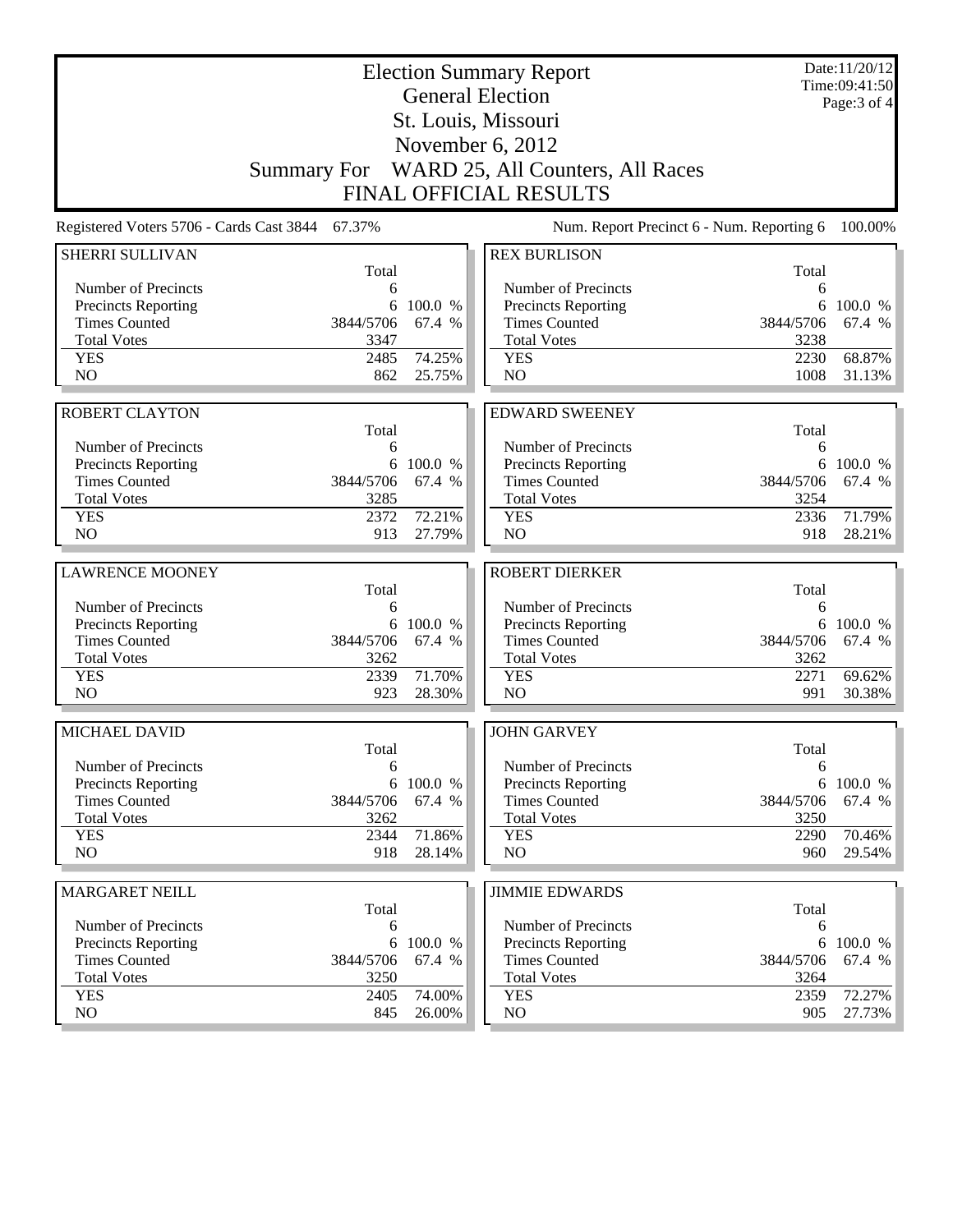# Election Summary Report
## General Election
## St. Louis, Missouri
## November 6, 2012
## Summary For WARD 25, All Counters, All Races
## FINAL OFFICIAL RESULTS

Date:11/20/12
Time:09:41:50

Registered Voters 5706 - Cards Cast 3844 67.37%

Num. Report Precinct 6 - Num. Reporting 6 100.00%

### SHERRI SULLIVAN

| | Total | |
|---|---|---|
| Number of Precincts | 6 | |
| Precincts Reporting | 6 | 100.0 % |
| Times Counted | 3844/5706 | 67.4 % |
| Total Votes | 3347 | |
| YES | 2485 | 74.25% |
| NO | 862 | 25.75% |

### ROBERT CLAYTON

| | Total | |
|---|---|---|
| Number of Precincts | 6 | |
| Precincts Reporting | 6 | 100.0 % |
| Times Counted | 3844/5706 | 67.4 % |
| Total Votes | 3285 | |
| YES | 2372 | 72.21% |
| NO | 913 | 27.79% |

### LAWRENCE MOONEY

| | Total | |
|---|---|---|
| Number of Precincts | 6 | |
| Precincts Reporting | 6 | 100.0 % |
| Times Counted | 3844/5706 | 67.4 % |
| Total Votes | 3262 | |
| YES | 2339 | 71.70% |
| NO | 923 | 28.30% |

### MICHAEL DAVID

| | Total | |
|---|---|---|
| Number of Precincts | 6 | |
| Precincts Reporting | 6 | 100.0 % |
| Times Counted | 3844/5706 | 67.4 % |
| Total Votes | 3262 | |
| YES | 2344 | 71.86% |
| NO | 918 | 28.14% |

### MARGARET NEILL

| | Total | |
|---|---|---|
| Number of Precincts | 6 | |
| Precincts Reporting | 6 | 100.0 % |
| Times Counted | 3844/5706 | 67.4 % |
| Total Votes | 3250 | |
| YES | 2405 | 74.00% |
| NO | 845 | 26.00% |

### REX BURLISON

| | Total | |
|---|---|---|
| Number of Precincts | 6 | |
| Precincts Reporting | 6 | 100.0 % |
| Times Counted | 3844/5706 | 67.4 % |
| Total Votes | 3238 | |
| YES | 2230 | 68.87% |
| NO | 1008 | 31.13% |

### EDWARD SWEENEY

| | Total | |
|---|---|---|
| Number of Precincts | 6 | |
| Precincts Reporting | 6 | 100.0 % |
| Times Counted | 3844/5706 | 67.4 % |
| Total Votes | 3254 | |
| YES | 2336 | 71.79% |
| NO | 918 | 28.21% |

### ROBERT DIERKER

| | Total | |
|---|---|---|
| Number of Precincts | 6 | |
| Precincts Reporting | 6 | 100.0 % |
| Times Counted | 3844/5706 | 67.4 % |
| Total Votes | 3262 | |
| YES | 2271 | 69.62% |
| NO | 991 | 30.38% |

### JOHN GARVEY

| | Total | |
|---|---|---|
| Number of Precincts | 6 | |
| Precincts Reporting | 6 | 100.0 % |
| Times Counted | 3844/5706 | 67.4 % |
| Total Votes | 3250 | |
| YES | 2290 | 70.46% |
| NO | 960 | 29.54% |

### JIMMIE EDWARDS

| | Total | |
|---|---|---|
| Number of Precincts | 6 | |
| Precincts Reporting | 6 | 100.0 % |
| Times Counted | 3844/5706 | 67.4 % |
| Total Votes | 3264 | |
| YES | 2359 | 72.27% |
| NO | 905 | 27.73% |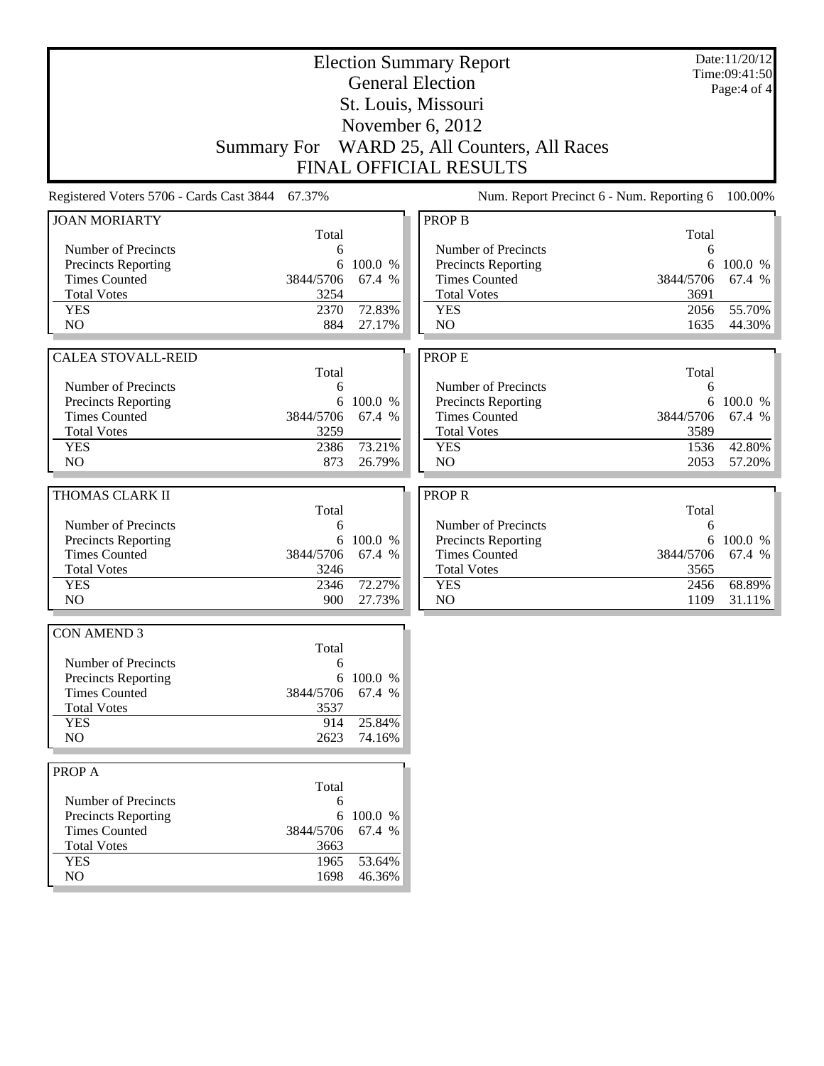# Election Summary Report

## General Election

## St. Louis, Missouri

## November 6, 2012

## Summary For WARD 25, All Counters, All Races

## FINAL OFFICIAL RESULTS

Date:11/20/12
Time:09:41:50

Registered Voters 5706 - Cards Cast 3844 67.37%

Num. Report Precinct 6 - Num. Reporting 6 100.00%

### JOAN MORIARTY

| | Total | |
|---|---|---|
| Number of Precincts | 6 | |
| Precincts Reporting | 6 | 100.0 % |
| Times Counted | 3844/5706 | 67.4 % |
| Total Votes | 3254 | |
| YES | 2370 | 72.83% |
| NO | 884 | 27.17% |

### CALEA STOVALL-REID

| | Total | |
|---|---|---|
| Number of Precincts | 6 | |
| Precincts Reporting | 6 | 100.0 % |
| Times Counted | 3844/5706 | 67.4 % |
| Total Votes | 3259 | |
| YES | 2386 | 73.21% |
| NO | 873 | 26.79% |

### THOMAS CLARK II

| | Total | |
|---|---|---|
| Number of Precincts | 6 | |
| Precincts Reporting | 6 | 100.0 % |
| Times Counted | 3844/5706 | 67.4 % |
| Total Votes | 3246 | |
| YES | 2346 | 72.27% |
| NO | 900 | 27.73% |

### CON AMEND 3

| | Total | |
|---|---|---|
| Number of Precincts | 6 | |
| Precincts Reporting | 6 | 100.0 % |
| Times Counted | 3844/5706 | 67.4 % |
| Total Votes | 3537 | |
| YES | 914 | 25.84% |
| NO | 2623 | 74.16% |

### PROP A

| | Total | |
|---|---|---|
| Number of Precincts | 6 | |
| Precincts Reporting | 6 | 100.0 % |
| Times Counted | 3844/5706 | 67.4 % |
| Total Votes | 3663 | |
| YES | 1965 | 53.64% |
| NO | 1698 | 46.36% |

### PROP B

| | Total | |
|---|---|---|
| Number of Precincts | 6 | |
| Precincts Reporting | 6 | 100.0 % |
| Times Counted | 3844/5706 | 67.4 % |
| Total Votes | 3691 | |
| YES | 2056 | 55.70% |
| NO | 1635 | 44.30% |

### PROP E

| | Total | |
|---|---|---|
| Number of Precincts | 6 | |
| Precincts Reporting | 6 | 100.0 % |
| Times Counted | 3844/5706 | 67.4 % |
| Total Votes | 3589 | |
| YES | 1536 | 42.80% |
| NO | 2053 | 57.20% |

### PROP R

| | Total | |
|---|---|---|
| Number of Precincts | 6 | |
| Precincts Reporting | 6 | 100.0 % |
| Times Counted | 3844/5706 | 67.4 % |
| Total Votes | 3565 | |
| YES | 2456 | 68.89% |
| NO | 1109 | 31.11% |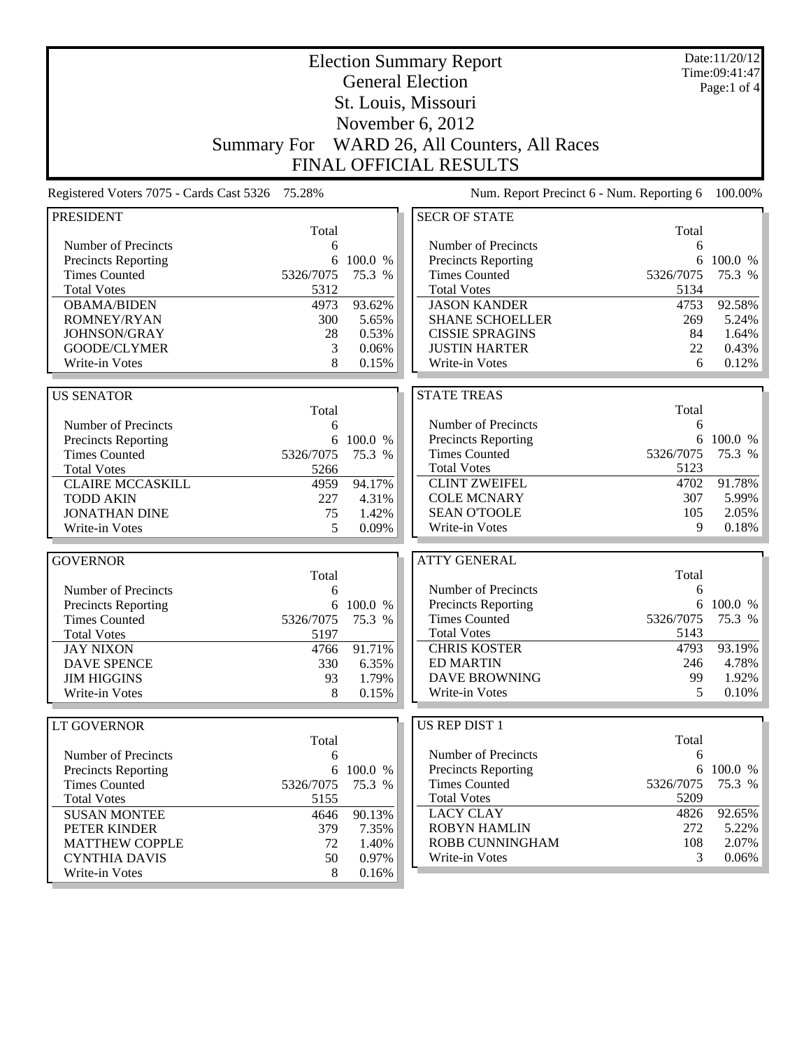# Election Summary Report

## General Election

## St. Louis, Missouri

## November 6, 2012

## Summary For WARD 26, All Counters, All Races

## FINAL OFFICIAL RESULTS

Date:11/20/12
Time:09:41:47

Registered Voters 7075 - Cards Cast 5326 75.28%

Num. Report Precinct 6 - Num. Reporting 6 100.00%

### PRESIDENT

| | Total | |
|---|---|---|
| Number of Precincts | 6 | |
| Precincts Reporting | 6 | 100.0 % |
| Times Counted | 5326/7075 | 75.3 % |
| Total Votes | 5312 | |
| OBAMA/BIDEN | 4973 | 93.62% |
| ROMNEY/RYAN | 300 | 5.65% |
| JOHNSON/GRAY | 28 | 0.53% |
| GOODE/CLYMER | 3 | 0.06% |
| Write-in Votes | 8 | 0.15% |

### US SENATOR

| | Total | |
|---|---|---|
| Number of Precincts | 6 | |
| Precincts Reporting | 6 | 100.0 % |
| Times Counted | 5326/7075 | 75.3 % |
| Total Votes | 5266 | |
| CLAIRE MCCASKILL | 4959 | 94.17% |
| TODD AKIN | 227 | 4.31% |
| JONATHAN DINE | 75 | 1.42% |
| Write-in Votes | 5 | 0.09% |

### GOVERNOR

| | Total | |
|---|---|---|
| Number of Precincts | 6 | |
| Precincts Reporting | 6 | 100.0 % |
| Times Counted | 5326/7075 | 75.3 % |
| Total Votes | 5197 | |
| JAY NIXON | 4766 | 91.71% |
| DAVE SPENCE | 330 | 6.35% |
| JIM HIGGINS | 93 | 1.79% |
| Write-in Votes | 8 | 0.15% |

### LT GOVERNOR

| | Total | |
|---|---|---|
| Number of Precincts | 6 | |
| Precincts Reporting | 6 | 100.0 % |
| Times Counted | 5326/7075 | 75.3 % |
| Total Votes | 5155 | |
| SUSAN MONTEE | 4646 | 90.13% |
| PETER KINDER | 379 | 7.35% |
| MATTHEW COPPLE | 72 | 1.40% |
| CYNTHIA DAVIS | 50 | 0.97% |
| Write-in Votes | 8 | 0.16% |

### SECR OF STATE

| | Total | |
|---|---|---|
| Number of Precincts | 6 | |
| Precincts Reporting | 6 | 100.0 % |
| Times Counted | 5326/7075 | 75.3 % |
| Total Votes | 5134 | |
| JASON KANDER | 4753 | 92.58% |
| SHANE SCHOELLER | 269 | 5.24% |
| CISSIE SPRAGINS | 84 | 1.64% |
| JUSTIN HARTER | 22 | 0.43% |
| Write-in Votes | 6 | 0.12% |

### STATE TREAS

| | Total | |
|---|---|---|
| Number of Precincts | 6 | |
| Precincts Reporting | 6 | 100.0 % |
| Times Counted | 5326/7075 | 75.3 % |
| Total Votes | 5123 | |
| CLINT ZWEIFEL | 4702 | 91.78% |
| COLE MCNARY | 307 | 5.99% |
| SEAN O'TOOLE | 105 | 2.05% |
| Write-in Votes | 9 | 0.18% |

### ATTY GENERAL

| | Total | |
|---|---|---|
| Number of Precincts | 6 | |
| Precincts Reporting | 6 | 100.0 % |
| Times Counted | 5326/7075 | 75.3 % |
| Total Votes | 5143 | |
| CHRIS KOSTER | 4793 | 93.19% |
| ED MARTIN | 246 | 4.78% |
| DAVE BROWNING | 99 | 1.92% |
| Write-in Votes | 5 | 0.10% |

### US REP DIST 1

| | Total | |
|---|---|---|
| Number of Precincts | 6 | |
| Precincts Reporting | 6 | 100.0 % |
| Times Counted | 5326/7075 | 75.3 % |
| Total Votes | 5209 | |
| LACY CLAY | 4826 | 92.65% |
| ROBYN HAMLIN | 272 | 5.22% |
| ROBB CUNNINGHAM | 108 | 2.07% |
| Write-in Votes | 3 | 0.06% |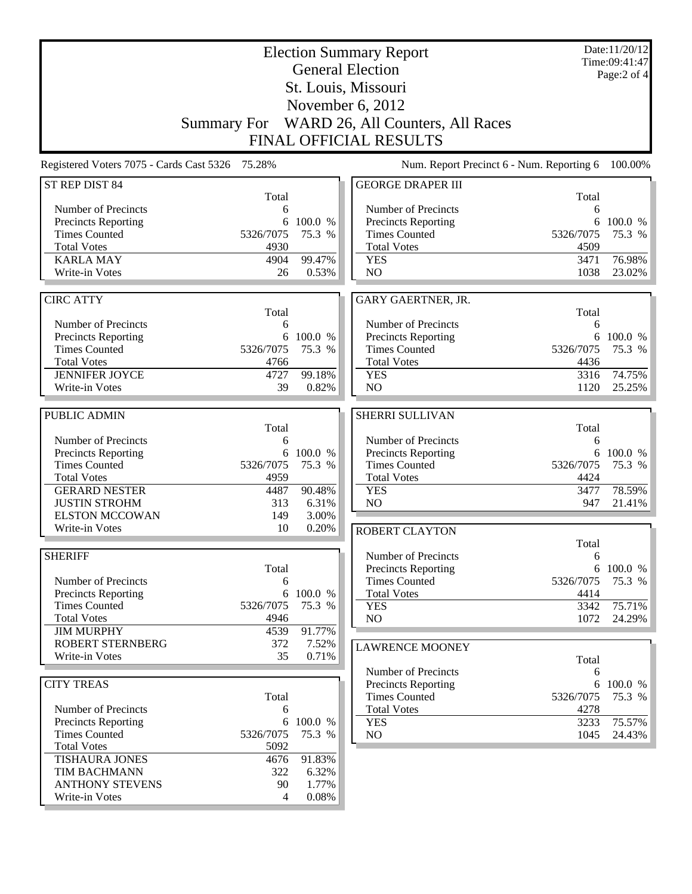# Election Summary Report

## General Election

## St. Louis, Missouri

## November 6, 2012

## Summary For WARD 26, All Counters, All Races

## FINAL OFFICIAL RESULTS

Date:11/20/12
Time:09:41:47

Registered Voters 7075 - Cards Cast 5326 75.28%

Num. Report Precinct 6 - Num. Reporting 6 100.00%

### ST REP DIST 84

| | Total | |
|---|---|---|
| Number of Precincts | 6 | |
| Precincts Reporting | 6 | 100.0 % |
| Times Counted | 5326/7075 | 75.3 % |
| Total Votes | 4930 | |
| KARLA MAY | 4904 | 99.47% |
| Write-in Votes | 26 | 0.53% |

### CIRC ATTY

| | Total | |
|---|---|---|
| Number of Precincts | 6 | |
| Precincts Reporting | 6 | 100.0 % |
| Times Counted | 5326/7075 | 75.3 % |
| Total Votes | 4766 | |
| JENNIFER JOYCE | 4727 | 99.18% |
| Write-in Votes | 39 | 0.82% |

### PUBLIC ADMIN

| | Total | |
|---|---|---|
| Number of Precincts | 6 | |
| Precincts Reporting | 6 | 100.0 % |
| Times Counted | 5326/7075 | 75.3 % |
| Total Votes | 4959 | |
| GERARD NESTER | 4487 | 90.48% |
| JUSTIN STROHM | 313 | 6.31% |
| ELSTON MCCOWAN | 149 | 3.00% |
| Write-in Votes | 10 | 0.20% |

### SHERIFF

| | Total | |
|---|---|---|
| Number of Precincts | 6 | |
| Precincts Reporting | 6 | 100.0 % |
| Times Counted | 5326/7075 | 75.3 % |
| Total Votes | 4946 | |
| JIM MURPHY | 4539 | 91.77% |
| ROBERT STERNBERG | 372 | 7.52% |
| Write-in Votes | 35 | 0.71% |

### CITY TREAS

| | Total | |
|---|---|---|
| Number of Precincts | 6 | |
| Precincts Reporting | 6 | 100.0 % |
| Times Counted | 5326/7075 | 75.3 % |
| Total Votes | 5092 | |
| TISHAURA JONES | 4676 | 91.83% |
| TIM BACHMANN | 322 | 6.32% |
| ANTHONY STEVENS | 90 | 1.77% |
| Write-in Votes | 4 | 0.08% |

### GEORGE DRAPER III

| | Total | |
|---|---|---|
| Number of Precincts | 6 | |
| Precincts Reporting | 6 | 100.0 % |
| Times Counted | 5326/7075 | 75.3 % |
| Total Votes | 4509 | |
| YES | 3471 | 76.98% |
| NO | 1038 | 23.02% |

### GARY GAERTNER, JR.

| | Total | |
|---|---|---|
| Number of Precincts | 6 | |
| Precincts Reporting | 6 | 100.0 % |
| Times Counted | 5326/7075 | 75.3 % |
| Total Votes | 4436 | |
| YES | 3316 | 74.75% |
| NO | 1120 | 25.25% |

### SHERRI SULLIVAN

| | Total | |
|---|---|---|
| Number of Precincts | 6 | |
| Precincts Reporting | 6 | 100.0 % |
| Times Counted | 5326/7075 | 75.3 % |
| Total Votes | 4424 | |
| YES | 3477 | 78.59% |
| NO | 947 | 21.41% |

### ROBERT CLAYTON

| | Total | |
|---|---|---|
| Number of Precincts | 6 | |
| Precincts Reporting | 6 | 100.0 % |
| Times Counted | 5326/7075 | 75.3 % |
| Total Votes | 4414 | |
| YES | 3342 | 75.71% |
| NO | 1072 | 24.29% |

### LAWRENCE MOONEY

| | Total | |
|---|---|---|
| Number of Precincts | 6 | |
| Precincts Reporting | 6 | 100.0 % |
| Times Counted | 5326/7075 | 75.3 % |
| Total Votes | 4278 | |
| YES | 3233 | 75.57% |
| NO | 1045 | 24.43% |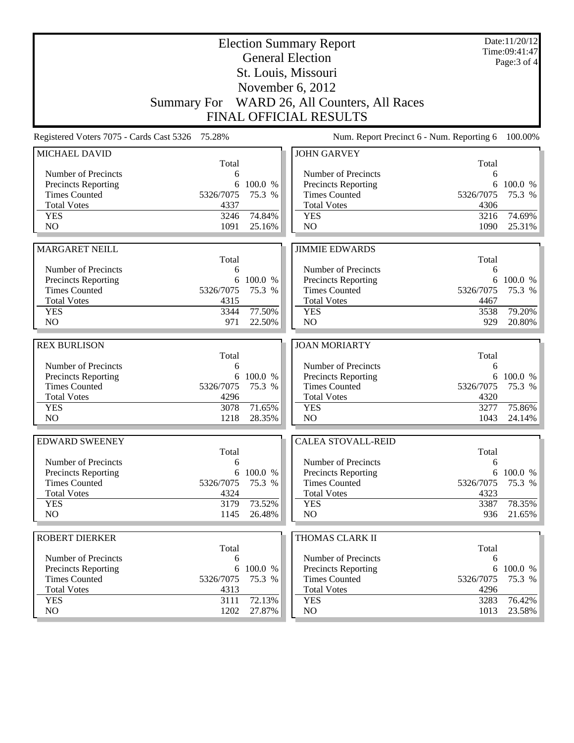# Election Summary Report

## General Election

## St. Louis, Missouri

## November 6, 2012

## Summary For WARD 26, All Counters, All Races

## FINAL OFFICIAL RESULTS

Date:11/20/12
Time:09:41:47

Registered Voters 7075 - Cards Cast 5326 75.28%

Num. Report Precinct 6 - Num. Reporting 6 100.00%

| MICHAEL DAVID | Total | |
|---|---|---|
| Number of Precincts | 6 | |
| Precincts Reporting | 6 | 100.0 % |
| Times Counted | 5326/7075 | 75.3 % |
| Total Votes | 4337 | |
| YES | 3246 | 74.84% |
| NO | 1091 | 25.16% |

| JOHN GARVEY | Total | |
|---|---|---|
| Number of Precincts | 6 | |
| Precincts Reporting | 6 | 100.0 % |
| Times Counted | 5326/7075 | 75.3 % |
| Total Votes | 4306 | |
| YES | 3216 | 74.69% |
| NO | 1090 | 25.31% |

| MARGARET NEILL | Total | |
|---|---|---|
| Number of Precincts | 6 | |
| Precincts Reporting | 6 | 100.0 % |
| Times Counted | 5326/7075 | 75.3 % |
| Total Votes | 4315 | |
| YES | 3344 | 77.50% |
| NO | 971 | 22.50% |

| JIMMIE EDWARDS | Total | |
|---|---|---|
| Number of Precincts | 6 | |
| Precincts Reporting | 6 | 100.0 % |
| Times Counted | 5326/7075 | 75.3 % |
| Total Votes | 4467 | |
| YES | 3538 | 79.20% |
| NO | 929 | 20.80% |

| REX BURLISON | Total | |
|---|---|---|
| Number of Precincts | 6 | |
| Precincts Reporting | 6 | 100.0 % |
| Times Counted | 5326/7075 | 75.3 % |
| Total Votes | 4296 | |
| YES | 3078 | 71.65% |
| NO | 1218 | 28.35% |

| JOAN MORIARTY | Total | |
|---|---|---|
| Number of Precincts | 6 | |
| Precincts Reporting | 6 | 100.0 % |
| Times Counted | 5326/7075 | 75.3 % |
| Total Votes | 4320 | |
| YES | 3277 | 75.86% |
| NO | 1043 | 24.14% |

| EDWARD SWEENEY | Total | |
|---|---|---|
| Number of Precincts | 6 | |
| Precincts Reporting | 6 | 100.0 % |
| Times Counted | 5326/7075 | 75.3 % |
| Total Votes | 4324 | |
| YES | 3179 | 73.52% |
| NO | 1145 | 26.48% |

| CALEA STOVALL-REID | Total | |
|---|---|---|
| Number of Precincts | 6 | |
| Precincts Reporting | 6 | 100.0 % |
| Times Counted | 5326/7075 | 75.3 % |
| Total Votes | 4323 | |
| YES | 3387 | 78.35% |
| NO | 936 | 21.65% |

| ROBERT DIERKER | Total | |
|---|---|---|
| Number of Precincts | 6 | |
| Precincts Reporting | 6 | 100.0 % |
| Times Counted | 5326/7075 | 75.3 % |
| Total Votes | 4313 | |
| YES | 3111 | 72.13% |
| NO | 1202 | 27.87% |

| THOMAS CLARK II | Total | |
|---|---|---|
| Number of Precincts | 6 | |
| Precincts Reporting | 6 | 100.0 % |
| Times Counted | 5326/7075 | 75.3 % |
| Total Votes | 4296 | |
| YES | 3283 | 76.42% |
| NO | 1013 | 23.58% |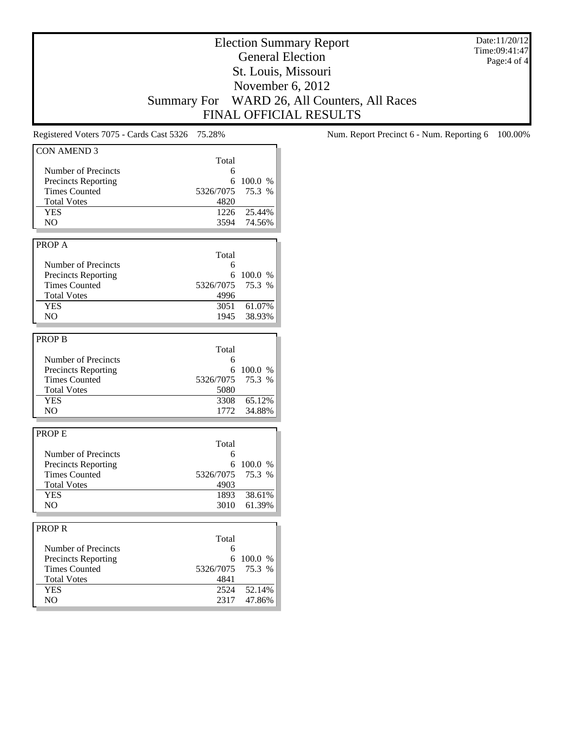# Election Summary Report
## General Election
## St. Louis, Missouri
## November 6, 2012
## Summary For WARD 26, All Counters, All Races
## FINAL OFFICIAL RESULTS

Date:11/20/12
Time:09:41:47

Registered Voters 7075 - Cards Cast 5326 75.28%

Num. Report Precinct 6 - Num. Reporting 6 100.00%

### CON AMEND 3

| | Total | |
|---|---|---|
| Number of Precincts | 6 | |
| Precincts Reporting | 6 | 100.0 % |
| Times Counted | 5326/7075 | 75.3 % |
| Total Votes | 4820 | |
| YES | 1226 | 25.44% |
| NO | 3594 | 74.56% |

### PROP A

| | Total | |
|---|---|---|
| Number of Precincts | 6 | |
| Precincts Reporting | 6 | 100.0 % |
| Times Counted | 5326/7075 | 75.3 % |
| Total Votes | 4996 | |
| YES | 3051 | 61.07% |
| NO | 1945 | 38.93% |

### PROP B

| | Total | |
|---|---|---|
| Number of Precincts | 6 | |
| Precincts Reporting | 6 | 100.0 % |
| Times Counted | 5326/7075 | 75.3 % |
| Total Votes | 5080 | |
| YES | 3308 | 65.12% |
| NO | 1772 | 34.88% |

### PROP E

| | Total | |
|---|---|---|
| Number of Precincts | 6 | |
| Precincts Reporting | 6 | 100.0 % |
| Times Counted | 5326/7075 | 75.3 % |
| Total Votes | 4903 | |
| YES | 1893 | 38.61% |
| NO | 3010 | 61.39% |

### PROP R

| | Total | |
|---|---|---|
| Number of Precincts | 6 | |
| Precincts Reporting | 6 | 100.0 % |
| Times Counted | 5326/7075 | 75.3 % |
| Total Votes | 4841 | |
| YES | 2524 | 52.14% |
| NO | 2317 | 47.86% |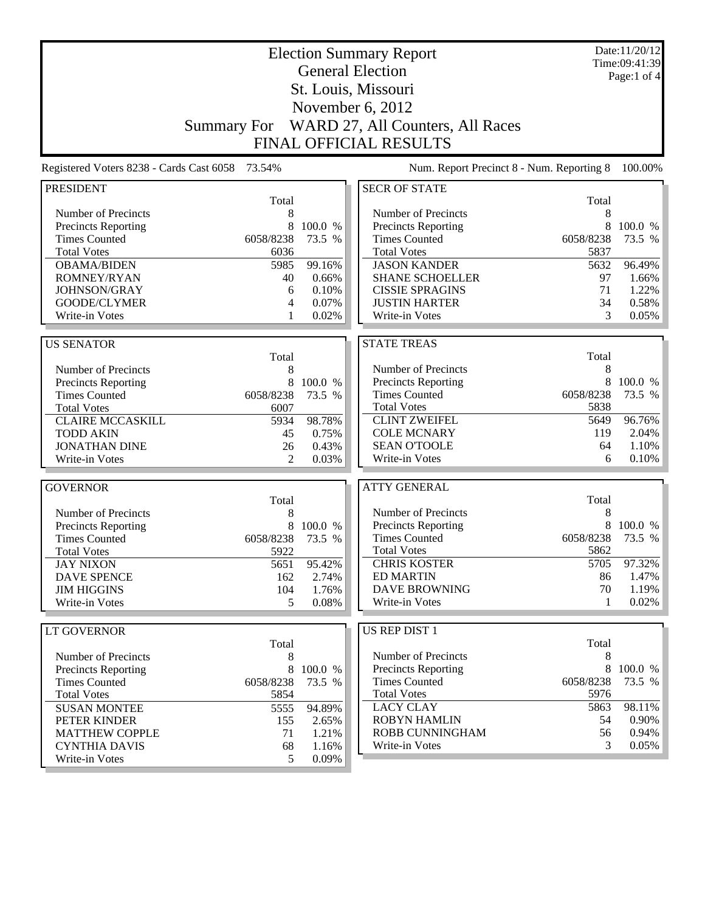# Election Summary Report

## General Election

## St. Louis, Missouri

## November 6, 2012

## Summary For WARD 27, All Counters, All Races

## FINAL OFFICIAL RESULTS

Date:11/20/12
Time:09:41:39

Registered Voters 8238 - Cards Cast 6058 73.54%

Num. Report Precinct 8 - Num. Reporting 8 100.00%

### PRESIDENT

| | Total | |
|---|---|---|
| Number of Precincts | 8 | |
| Precincts Reporting | 8 | 100.0 % |
| Times Counted | 6058/8238 | 73.5 % |
| Total Votes | 6036 | |
| OBAMA/BIDEN | 5985 | 99.16% |
| ROMNEY/RYAN | 40 | 0.66% |
| JOHNSON/GRAY | 6 | 0.10% |
| GOODE/CLYMER | 4 | 0.07% |
| Write-in Votes | 1 | 0.02% |

### US SENATOR

| | Total | |
|---|---|---|
| Number of Precincts | 8 | |
| Precincts Reporting | 8 | 100.0 % |
| Times Counted | 6058/8238 | 73.5 % |
| Total Votes | 6007 | |
| CLAIRE MCCASKILL | 5934 | 98.78% |
| TODD AKIN | 45 | 0.75% |
| JONATHAN DINE | 26 | 0.43% |
| Write-in Votes | 2 | 0.03% |

### GOVERNOR

| | Total | |
|---|---|---|
| Number of Precincts | 8 | |
| Precincts Reporting | 8 | 100.0 % |
| Times Counted | 6058/8238 | 73.5 % |
| Total Votes | 5922 | |
| JAY NIXON | 5651 | 95.42% |
| DAVE SPENCE | 162 | 2.74% |
| JIM HIGGINS | 104 | 1.76% |
| Write-in Votes | 5 | 0.08% |

### LT GOVERNOR

| | Total | |
|---|---|---|
| Number of Precincts | 8 | |
| Precincts Reporting | 8 | 100.0 % |
| Times Counted | 6058/8238 | 73.5 % |
| Total Votes | 5854 | |
| SUSAN MONTEE | 5555 | 94.89% |
| PETER KINDER | 155 | 2.65% |
| MATTHEW COPPLE | 71 | 1.21% |
| CYNTHIA DAVIS | 68 | 1.16% |
| Write-in Votes | 5 | 0.09% |

### SECR OF STATE

| | Total | |
|---|---|---|
| Number of Precincts | 8 | |
| Precincts Reporting | 8 | 100.0 % |
| Times Counted | 6058/8238 | 73.5 % |
| Total Votes | 5837 | |
| JASON KANDER | 5632 | 96.49% |
| SHANE SCHOELLER | 97 | 1.66% |
| CISSIE SPRAGINS | 71 | 1.22% |
| JUSTIN HARTER | 34 | 0.58% |
| Write-in Votes | 3 | 0.05% |

### STATE TREAS

| | Total | |
|---|---|---|
| Number of Precincts | 8 | |
| Precincts Reporting | 8 | 100.0 % |
| Times Counted | 6058/8238 | 73.5 % |
| Total Votes | 5838 | |
| CLINT ZWEIFEL | 5649 | 96.76% |
| COLE MCNARY | 119 | 2.04% |
| SEAN O'TOOLE | 64 | 1.10% |
| Write-in Votes | 6 | 0.10% |

### ATTY GENERAL

| | Total | |
|---|---|---|
| Number of Precincts | 8 | |
| Precincts Reporting | 8 | 100.0 % |
| Times Counted | 6058/8238 | 73.5 % |
| Total Votes | 5862 | |
| CHRIS KOSTER | 5705 | 97.32% |
| ED MARTIN | 86 | 1.47% |
| DAVE BROWNING | 70 | 1.19% |
| Write-in Votes | 1 | 0.02% |

### US REP DIST 1

| | Total | |
|---|---|---|
| Number of Precincts | 8 | |
| Precincts Reporting | 8 | 100.0 % |
| Times Counted | 6058/8238 | 73.5 % |
| Total Votes | 5976 | |
| LACY CLAY | 5863 | 98.11% |
| ROBYN HAMLIN | 54 | 0.90% |
| ROBB CUNNINGHAM | 56 | 0.94% |
| Write-in Votes | 3 | 0.05% |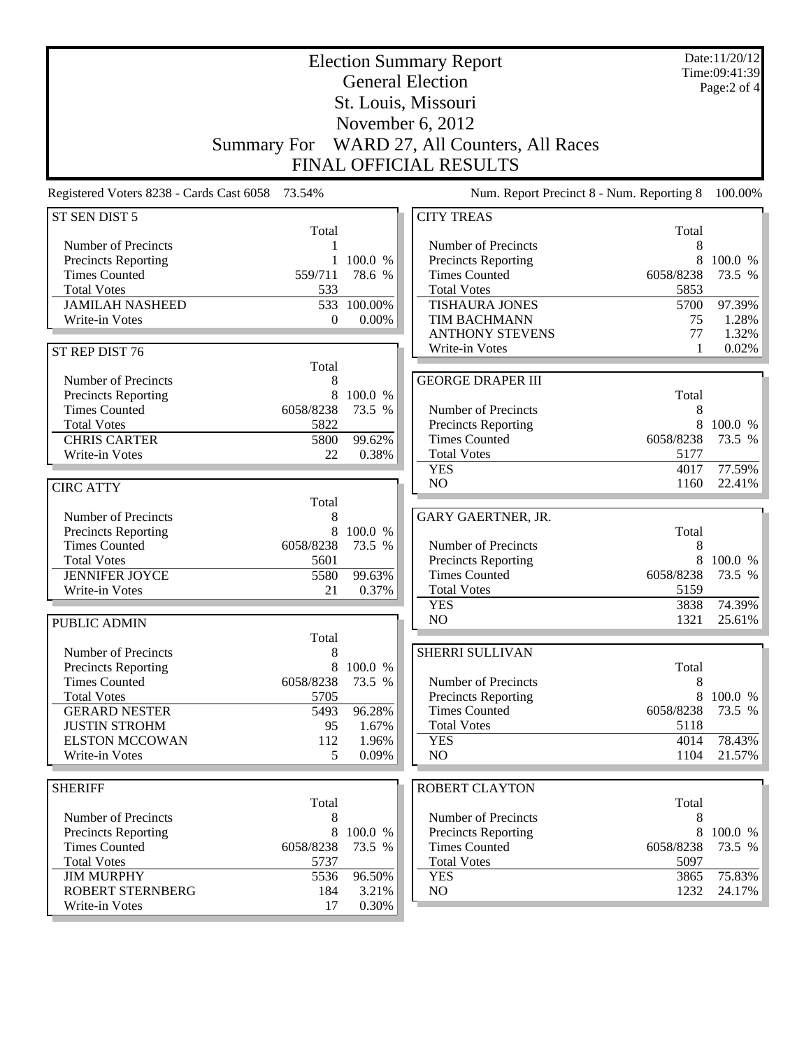# Election Summary Report

General Election
St. Louis, Missouri
November 6, 2012
Summary For WARD 27, All Counters, All Races
FINAL OFFICIAL RESULTS

Date:11/20/12
Time:09:41:39

Registered Voters 8238 - Cards Cast 6058 73.54%

Num. Report Precinct 8 - Num. Reporting 8 100.00%

| ST SEN DIST 5 | Total | |
|---|---|---|
| Number of Precincts | 1 | |
| Precincts Reporting | 1 | 100.0 % |
| Times Counted | 559/711 | 78.6 % |
| Total Votes | 533 | |
| JAMILAH NASHEED | 533 | 100.00% |
| Write-in Votes | 0 | 0.00% |

| ST REP DIST 76 | Total | |
|---|---|---|
| Number of Precincts | 8 | |
| Precincts Reporting | 8 | 100.0 % |
| Times Counted | 6058/8238 | 73.5 % |
| Total Votes | 5822 | |
| CHRIS CARTER | 5800 | 99.62% |
| Write-in Votes | 22 | 0.38% |

| CIRC ATTY | Total | |
|---|---|---|
| Number of Precincts | 8 | |
| Precincts Reporting | 8 | 100.0 % |
| Times Counted | 6058/8238 | 73.5 % |
| Total Votes | 5601 | |
| JENNIFER JOYCE | 5580 | 99.63% |
| Write-in Votes | 21 | 0.37% |

| PUBLIC ADMIN | Total | |
|---|---|---|
| Number of Precincts | 8 | |
| Precincts Reporting | 8 | 100.0 % |
| Times Counted | 6058/8238 | 73.5 % |
| Total Votes | 5705 | |
| GERARD NESTER | 5493 | 96.28% |
| JUSTIN STROHM | 95 | 1.67% |
| ELSTON MCCOWAN | 112 | 1.96% |
| Write-in Votes | 5 | 0.09% |

| SHERIFF | Total | |
|---|---|---|
| Number of Precincts | 8 | |
| Precincts Reporting | 8 | 100.0 % |
| Times Counted | 6058/8238 | 73.5 % |
| Total Votes | 5737 | |
| JIM MURPHY | 5536 | 96.50% |
| ROBERT STERNBERG | 184 | 3.21% |
| Write-in Votes | 17 | 0.30% |

| CITY TREAS | Total | |
|---|---|---|
| Number of Precincts | 8 | |
| Precincts Reporting | 8 | 100.0 % |
| Times Counted | 6058/8238 | 73.5 % |
| Total Votes | 5853 | |
| TISHAURA JONES | 5700 | 97.39% |
| TIM BACHMANN | 75 | 1.28% |
| ANTHONY STEVENS | 77 | 1.32% |
| Write-in Votes | 1 | 0.02% |

| GEORGE DRAPER III | Total | |
|---|---|---|
| Number of Precincts | 8 | |
| Precincts Reporting | 8 | 100.0 % |
| Times Counted | 6058/8238 | 73.5 % |
| Total Votes | 5177 | |
| YES | 4017 | 77.59% |
| NO | 1160 | 22.41% |

| GARY GAERTNER, JR. | Total | |
|---|---|---|
| Number of Precincts | 8 | |
| Precincts Reporting | 8 | 100.0 % |
| Times Counted | 6058/8238 | 73.5 % |
| Total Votes | 5159 | |
| YES | 3838 | 74.39% |
| NO | 1321 | 25.61% |

| SHERRI SULLIVAN | Total | |
|---|---|---|
| Number of Precincts | 8 | |
| Precincts Reporting | 8 | 100.0 % |
| Times Counted | 6058/8238 | 73.5 % |
| Total Votes | 5118 | |
| YES | 4014 | 78.43% |
| NO | 1104 | 21.57% |

| ROBERT CLAYTON | Total | |
|---|---|---|
| Number of Precincts | 8 | |
| Precincts Reporting | 8 | 100.0 % |
| Times Counted | 6058/8238 | 73.5 % |
| Total Votes | 5097 | |
| YES | 3865 | 75.83% |
| NO | 1232 | 24.17% |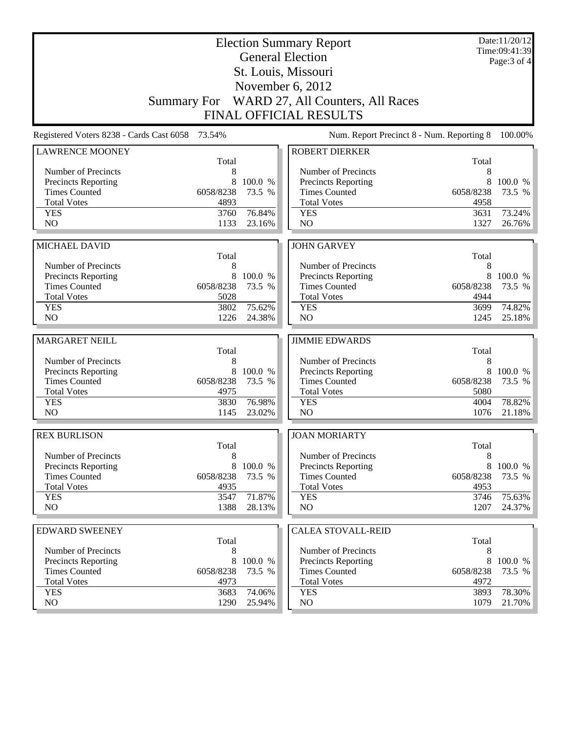# Election Summary Report

## General Election

## St. Louis, Missouri

## November 6, 2012

## Summary For WARD 27, All Counters, All Races

## FINAL OFFICIAL RESULTS

Date:11/20/12
Time:09:41:39

Registered Voters 8238 - Cards Cast 6058 73.54%

Num. Report Precinct 8 - Num. Reporting 8 100.00%

### LAWRENCE MOONEY

| | Total | |
|---|---|---|
| Number of Precincts | 8 | |
| Precincts Reporting | 8 | 100.0 % |
| Times Counted | 6058/8238 | 73.5 % |
| Total Votes | 4893 | |
| YES | 3760 | 76.84% |
| NO | 1133 | 23.16% |

### ROBERT DIERKER

| | Total | |
|---|---|---|
| Number of Precincts | 8 | |
| Precincts Reporting | 8 | 100.0 % |
| Times Counted | 6058/8238 | 73.5 % |
| Total Votes | 4958 | |
| YES | 3631 | 73.24% |
| NO | 1327 | 26.76% |

### MICHAEL DAVID

| | Total | |
|---|---|---|
| Number of Precincts | 8 | |
| Precincts Reporting | 8 | 100.0 % |
| Times Counted | 6058/8238 | 73.5 % |
| Total Votes | 5028 | |
| YES | 3802 | 75.62% |
| NO | 1226 | 24.38% |

### JOHN GARVEY

| | Total | |
|---|---|---|
| Number of Precincts | 8 | |
| Precincts Reporting | 8 | 100.0 % |
| Times Counted | 6058/8238 | 73.5 % |
| Total Votes | 4944 | |
| YES | 3699 | 74.82% |
| NO | 1245 | 25.18% |

### MARGARET NEILL

| | Total | |
|---|---|---|
| Number of Precincts | 8 | |
| Precincts Reporting | 8 | 100.0 % |
| Times Counted | 6058/8238 | 73.5 % |
| Total Votes | 4975 | |
| YES | 3830 | 76.98% |
| NO | 1145 | 23.02% |

### JIMMIE EDWARDS

| | Total | |
|---|---|---|
| Number of Precincts | 8 | |
| Precincts Reporting | 8 | 100.0 % |
| Times Counted | 6058/8238 | 73.5 % |
| Total Votes | 5080 | |
| YES | 4004 | 78.82% |
| NO | 1076 | 21.18% |

### REX BURLISON

| | Total | |
|---|---|---|
| Number of Precincts | 8 | |
| Precincts Reporting | 8 | 100.0 % |
| Times Counted | 6058/8238 | 73.5 % |
| Total Votes | 4935 | |
| YES | 3547 | 71.87% |
| NO | 1388 | 28.13% |

### JOAN MORIARTY

| | Total | |
|---|---|---|
| Number of Precincts | 8 | |
| Precincts Reporting | 8 | 100.0 % |
| Times Counted | 6058/8238 | 73.5 % |
| Total Votes | 4953 | |
| YES | 3746 | 75.63% |
| NO | 1207 | 24.37% |

### EDWARD SWEENEY

| | Total | |
|---|---|---|
| Number of Precincts | 8 | |
| Precincts Reporting | 8 | 100.0 % |
| Times Counted | 6058/8238 | 73.5 % |
| Total Votes | 4973 | |
| YES | 3683 | 74.06% |
| NO | 1290 | 25.94% |

### CALEA STOVALL-REID

| | Total | |
|---|---|---|
| Number of Precincts | 8 | |
| Precincts Reporting | 8 | 100.0 % |
| Times Counted | 6058/8238 | 73.5 % |
| Total Votes | 4972 | |
| YES | 3893 | 78.30% |
| NO | 1079 | 21.70% |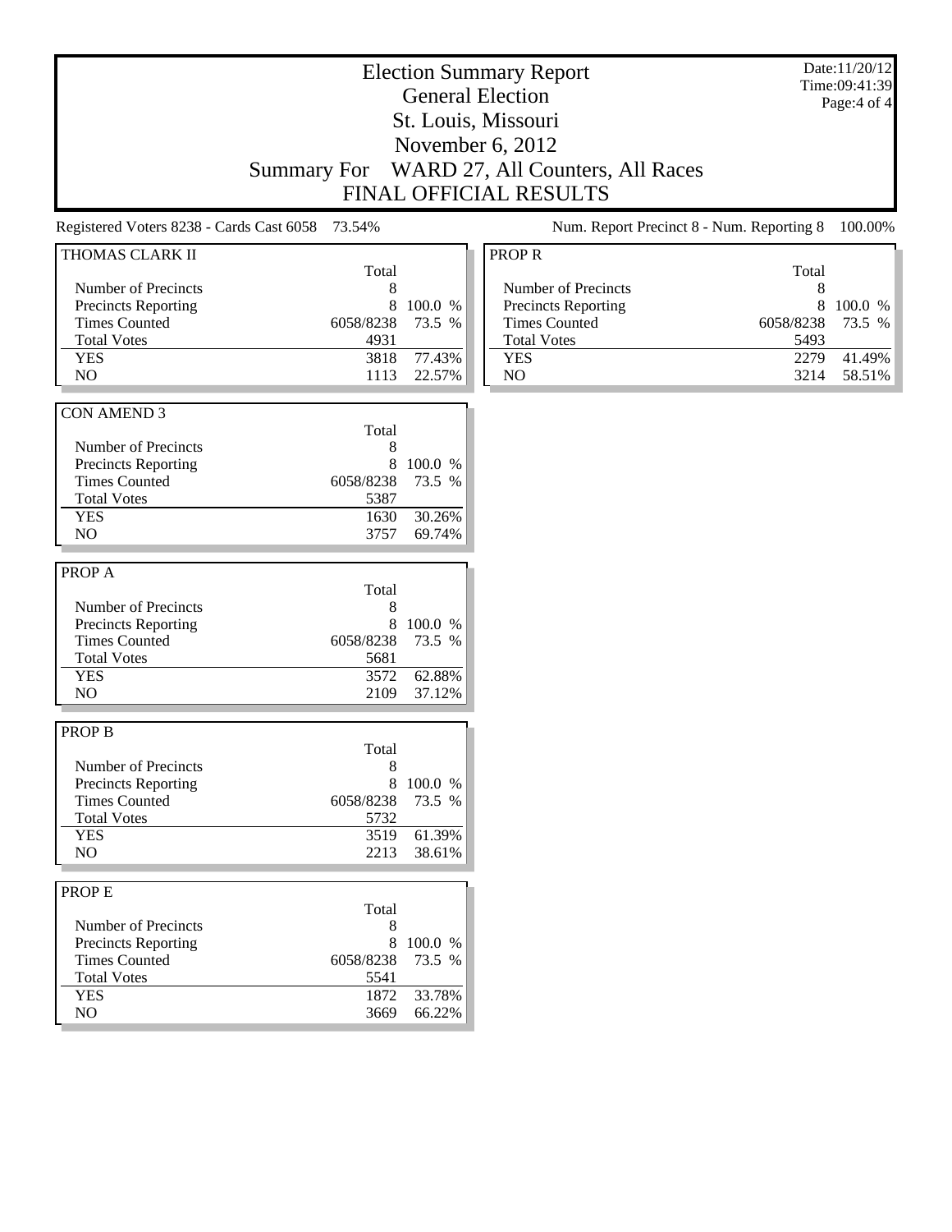# Election Summary Report

## General Election

## St. Louis, Missouri

## November 6, 2012

## Summary For WARD 27, All Counters, All Races

## FINAL OFFICIAL RESULTS

Date:11/20/12
Time:09:41:39

Registered Voters 8238 - Cards Cast 6058 73.54%

Num. Report Precinct 8 - Num. Reporting 8 100.00%

### THOMAS CLARK II

| | Total | |
|---|---|---|
| Number of Precincts | 8 | |
| Precincts Reporting | 8 | 100.0 % |
| Times Counted | 6058/8238 | 73.5 % |
| Total Votes | 4931 | |
| YES | 3818 | 77.43% |
| NO | 1113 | 22.57% |

### CON AMEND 3

| | Total | |
|---|---|---|
| Number of Precincts | 8 | |
| Precincts Reporting | 8 | 100.0 % |
| Times Counted | 6058/8238 | 73.5 % |
| Total Votes | 5387 | |
| YES | 1630 | 30.26% |
| NO | 3757 | 69.74% |

### PROP A

| | Total | |
|---|---|---|
| Number of Precincts | 8 | |
| Precincts Reporting | 8 | 100.0 % |
| Times Counted | 6058/8238 | 73.5 % |
| Total Votes | 5681 | |
| YES | 3572 | 62.88% |
| NO | 2109 | 37.12% |

### PROP B

| | Total | |
|---|---|---|
| Number of Precincts | 8 | |
| Precincts Reporting | 8 | 100.0 % |
| Times Counted | 6058/8238 | 73.5 % |
| Total Votes | 5732 | |
| YES | 3519 | 61.39% |
| NO | 2213 | 38.61% |

### PROP E

| | Total | |
|---|---|---|
| Number of Precincts | 8 | |
| Precincts Reporting | 8 | 100.0 % |
| Times Counted | 6058/8238 | 73.5 % |
| Total Votes | 5541 | |
| YES | 1872 | 33.78% |
| NO | 3669 | 66.22% |

### PROP R

| | Total | |
|---|---|---|
| Number of Precincts | 8 | |
| Precincts Reporting | 8 | 100.0 % |
| Times Counted | 6058/8238 | 73.5 % |
| Total Votes | 5493 | |
| YES | 2279 | 41.49% |
| NO | 3214 | 58.51% |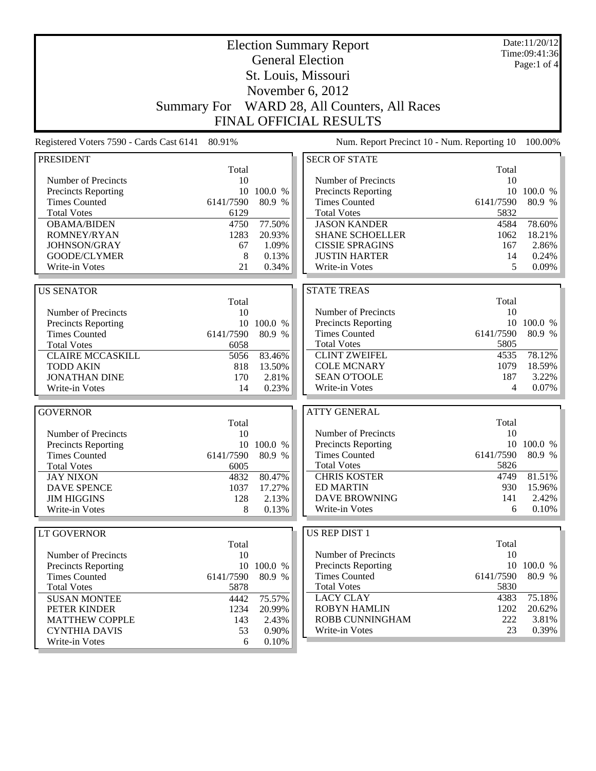# Election Summary Report

## General Election

## St. Louis, Missouri

## November 6, 2012

## Summary For WARD 28, All Counters, All Races

## FINAL OFFICIAL RESULTS

Date:11/20/12
Time:09:41:36

Registered Voters 7590 - Cards Cast 6141 80.91%

Num. Report Precinct 10 - Num. Reporting 10 100.00%

### PRESIDENT

| | Total | |
|---|---|---|
| Number of Precincts | 10 | |
| Precincts Reporting | 10 | 100.0 % |
| Times Counted | 6141/7590 | 80.9 % |
| Total Votes | 6129 | |
| OBAMA/BIDEN | 4750 | 77.50% |
| ROMNEY/RYAN | 1283 | 20.93% |
| JOHNSON/GRAY | 67 | 1.09% |
| GOODE/CLYMER | 8 | 0.13% |
| Write-in Votes | 21 | 0.34% |

### US SENATOR

| | Total | |
|---|---|---|
| Number of Precincts | 10 | |
| Precincts Reporting | 10 | 100.0 % |
| Times Counted | 6141/7590 | 80.9 % |
| Total Votes | 6058 | |
| CLAIRE MCCASKILL | 5056 | 83.46% |
| TODD AKIN | 818 | 13.50% |
| JONATHAN DINE | 170 | 2.81% |
| Write-in Votes | 14 | 0.23% |

### GOVERNOR

| | Total | |
|---|---|---|
| Number of Precincts | 10 | |
| Precincts Reporting | 10 | 100.0 % |
| Times Counted | 6141/7590 | 80.9 % |
| Total Votes | 6005 | |
| JAY NIXON | 4832 | 80.47% |
| DAVE SPENCE | 1037 | 17.27% |
| JIM HIGGINS | 128 | 2.13% |
| Write-in Votes | 8 | 0.13% |

### LT GOVERNOR

| | Total | |
|---|---|---|
| Number of Precincts | 10 | |
| Precincts Reporting | 10 | 100.0 % |
| Times Counted | 6141/7590 | 80.9 % |
| Total Votes | 5878 | |
| SUSAN MONTEE | 4442 | 75.57% |
| PETER KINDER | 1234 | 20.99% |
| MATTHEW COPPLE | 143 | 2.43% |
| CYNTHIA DAVIS | 53 | 0.90% |
| Write-in Votes | 6 | 0.10% |

### SECR OF STATE

| | Total | |
|---|---|---|
| Number of Precincts | 10 | |
| Precincts Reporting | 10 | 100.0 % |
| Times Counted | 6141/7590 | 80.9 % |
| Total Votes | 5832 | |
| JASON KANDER | 4584 | 78.60% |
| SHANE SCHOELLER | 1062 | 18.21% |
| CISSIE SPRAGINS | 167 | 2.86% |
| JUSTIN HARTER | 14 | 0.24% |
| Write-in Votes | 5 | 0.09% |

### STATE TREAS

| | Total | |
|---|---|---|
| Number of Precincts | 10 | |
| Precincts Reporting | 10 | 100.0 % |
| Times Counted | 6141/7590 | 80.9 % |
| Total Votes | 5805 | |
| CLINT ZWEIFEL | 4535 | 78.12% |
| COLE MCNARY | 1079 | 18.59% |
| SEAN O'TOOLE | 187 | 3.22% |
| Write-in Votes | 4 | 0.07% |

### ATTY GENERAL

| | Total | |
|---|---|---|
| Number of Precincts | 10 | |
| Precincts Reporting | 10 | 100.0 % |
| Times Counted | 6141/7590 | 80.9 % |
| Total Votes | 5826 | |
| CHRIS KOSTER | 4749 | 81.51% |
| ED MARTIN | 930 | 15.96% |
| DAVE BROWNING | 141 | 2.42% |
| Write-in Votes | 6 | 0.10% |

### US REP DIST 1

| | Total | |
|---|---|---|
| Number of Precincts | 10 | |
| Precincts Reporting | 10 | 100.0 % |
| Times Counted | 6141/7590 | 80.9 % |
| Total Votes | 5830 | |
| LACY CLAY | 4383 | 75.18% |
| ROBYN HAMLIN | 1202 | 20.62% |
| ROBB CUNNINGHAM | 222 | 3.81% |
| Write-in Votes | 23 | 0.39% |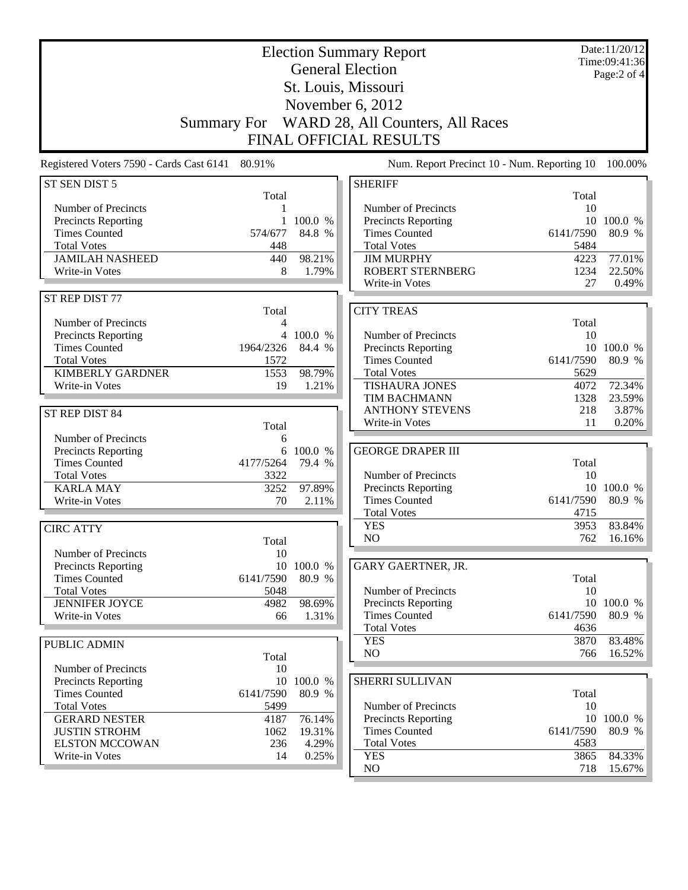# Election Summary Report

## General Election

## St. Louis, Missouri

## November 6, 2012

## Summary For WARD 28, All Counters, All Races

## FINAL OFFICIAL RESULTS

Date:11/20/12
Time:09:41:36

Registered Voters 7590 - Cards Cast 6141 80.91%

Num. Report Precinct 10 - Num. Reporting 10 100.00%

### ST SEN DIST 5

| | Total | |
|---|---|---|
| Number of Precincts | 1 | |
| Precincts Reporting | 1 | 100.0 % |
| Times Counted | 574/677 | 84.8 % |
| Total Votes | 448 | |
| JAMILAH NASHEED | 440 | 98.21% |
| Write-in Votes | 8 | 1.79% |

### ST REP DIST 77

| | Total | |
|---|---|---|
| Number of Precincts | 4 | |
| Precincts Reporting | 4 | 100.0 % |
| Times Counted | 1964/2326 | 84.4 % |
| Total Votes | 1572 | |
| KIMBERLY GARDNER | 1553 | 98.79% |
| Write-in Votes | 19 | 1.21% |

### ST REP DIST 84

| | Total | |
|---|---|---|
| Number of Precincts | 6 | |
| Precincts Reporting | 6 | 100.0 % |
| Times Counted | 4177/5264 | 79.4 % |
| Total Votes | 3322 | |
| KARLA MAY | 3252 | 97.89% |
| Write-in Votes | 70 | 2.11% |

### CIRC ATTY

| | Total | |
|---|---|---|
| Number of Precincts | 10 | |
| Precincts Reporting | 10 | 100.0 % |
| Times Counted | 6141/7590 | 80.9 % |
| Total Votes | 5048 | |
| JENNIFER JOYCE | 4982 | 98.69% |
| Write-in Votes | 66 | 1.31% |

### PUBLIC ADMIN

| | Total | |
|---|---|---|
| Number of Precincts | 10 | |
| Precincts Reporting | 10 | 100.0 % |
| Times Counted | 6141/7590 | 80.9 % |
| Total Votes | 5499 | |
| GERARD NESTER | 4187 | 76.14% |
| JUSTIN STROHM | 1062 | 19.31% |
| ELSTON MCCOWAN | 236 | 4.29% |
| Write-in Votes | 14 | 0.25% |

### SHERIFF

| | Total | |
|---|---|---|
| Number of Precincts | 10 | |
| Precincts Reporting | 10 | 100.0 % |
| Times Counted | 6141/7590 | 80.9 % |
| Total Votes | 5484 | |
| JIM MURPHY | 4223 | 77.01% |
| ROBERT STERNBERG | 1234 | 22.50% |
| Write-in Votes | 27 | 0.49% |

### CITY TREAS

| | Total | |
|---|---|---|
| Number of Precincts | 10 | |
| Precincts Reporting | 10 | 100.0 % |
| Times Counted | 6141/7590 | 80.9 % |
| Total Votes | 5629 | |
| TISHAURA JONES | 4072 | 72.34% |
| TIM BACHMANN | 1328 | 23.59% |
| ANTHONY STEVENS | 218 | 3.87% |
| Write-in Votes | 11 | 0.20% |

### GEORGE DRAPER III

| | Total | |
|---|---|---|
| Number of Precincts | 10 | |
| Precincts Reporting | 10 | 100.0 % |
| Times Counted | 6141/7590 | 80.9 % |
| Total Votes | 4715 | |
| YES | 3953 | 83.84% |
| NO | 762 | 16.16% |

### GARY GAERTNER, JR.

| | Total | |
|---|---|---|
| Number of Precincts | 10 | |
| Precincts Reporting | 10 | 100.0 % |
| Times Counted | 6141/7590 | 80.9 % |
| Total Votes | 4636 | |
| YES | 3870 | 83.48% |
| NO | 766 | 16.52% |

### SHERRI SULLIVAN

| | Total | |
|---|---|---|
| Number of Precincts | 10 | |
| Precincts Reporting | 10 | 100.0 % |
| Times Counted | 6141/7590 | 80.9 % |
| Total Votes | 4583 | |
| YES | 3865 | 84.33% |
| NO | 718 | 15.67% |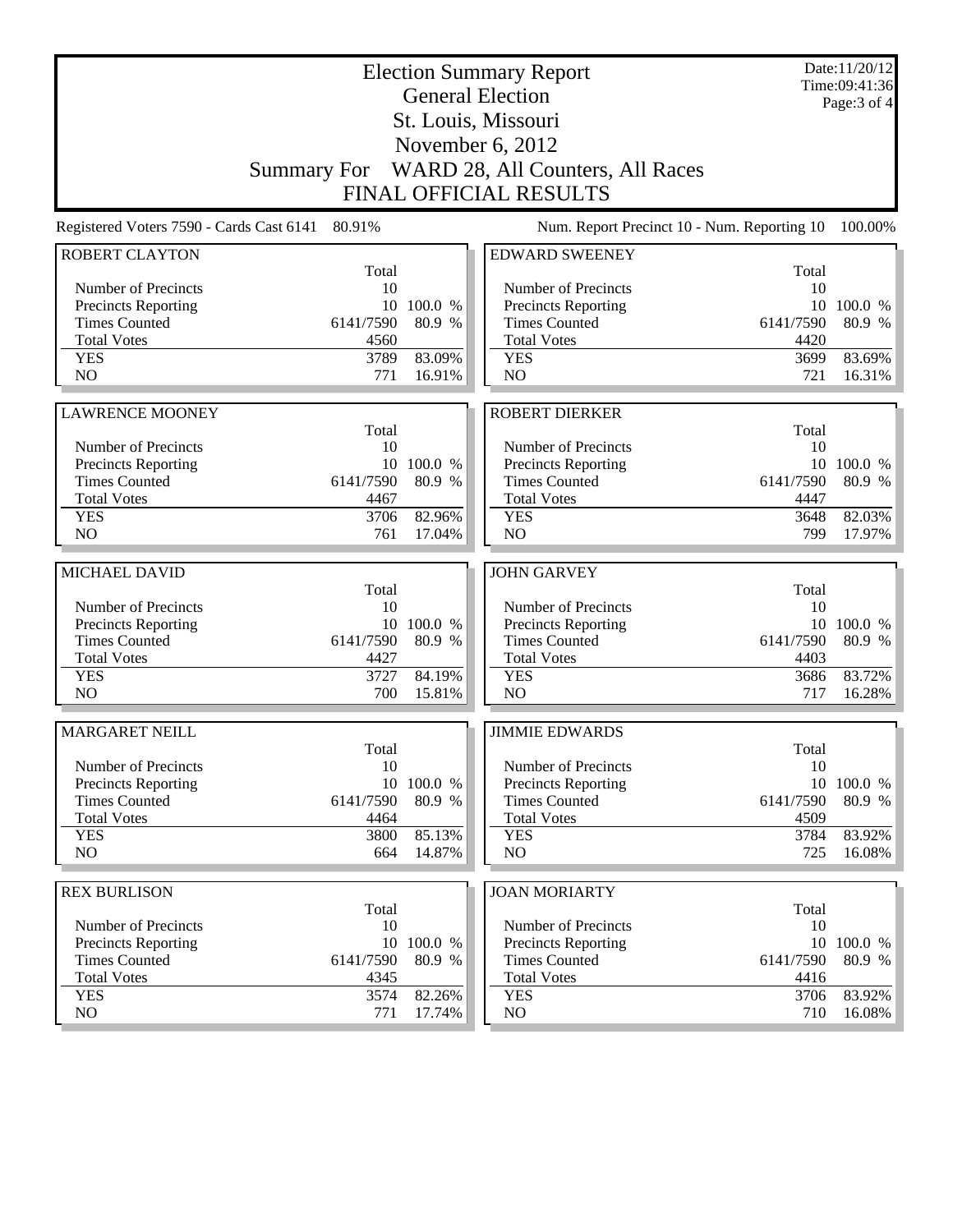# Election Summary Report

## General Election

## St. Louis, Missouri

## November 6, 2012

## Summary For WARD 28, All Counters, All Races

## FINAL OFFICIAL RESULTS

Date:11/20/12
Time:09:41:36

Registered Voters 7590 - Cards Cast 6141 80.91%

Num. Report Precinct 10 - Num. Reporting 10 100.00%

### ROBERT CLAYTON

| | Total | |
|---|---|---|
| Number of Precincts | 10 | |
| Precincts Reporting | 10 | 100.0 % |
| Times Counted | 6141/7590 | 80.9 % |
| Total Votes | 4560 | |
| YES | 3789 | 83.09% |
| NO | 771 | 16.91% |

### LAWRENCE MOONEY

| | Total | |
|---|---|---|
| Number of Precincts | 10 | |
| Precincts Reporting | 10 | 100.0 % |
| Times Counted | 6141/7590 | 80.9 % |
| Total Votes | 4467 | |
| YES | 3706 | 82.96% |
| NO | 761 | 17.04% |

### MICHAEL DAVID

| | Total | |
|---|---|---|
| Number of Precincts | 10 | |
| Precincts Reporting | 10 | 100.0 % |
| Times Counted | 6141/7590 | 80.9 % |
| Total Votes | 4427 | |
| YES | 3727 | 84.19% |
| NO | 700 | 15.81% |

### MARGARET NEILL

| | Total | |
|---|---|---|
| Number of Precincts | 10 | |
| Precincts Reporting | 10 | 100.0 % |
| Times Counted | 6141/7590 | 80.9 % |
| Total Votes | 4464 | |
| YES | 3800 | 85.13% |
| NO | 664 | 14.87% |

### REX BURLISON

| | Total | |
|---|---|---|
| Number of Precincts | 10 | |
| Precincts Reporting | 10 | 100.0 % |
| Times Counted | 6141/7590 | 80.9 % |
| Total Votes | 4345 | |
| YES | 3574 | 82.26% |
| NO | 771 | 17.74% |

### EDWARD SWEENEY

| | Total | |
|---|---|---|
| Number of Precincts | 10 | |
| Precincts Reporting | 10 | 100.0 % |
| Times Counted | 6141/7590 | 80.9 % |
| Total Votes | 4420 | |
| YES | 3699 | 83.69% |
| NO | 721 | 16.31% |

### ROBERT DIERKER

| | Total | |
|---|---|---|
| Number of Precincts | 10 | |
| Precincts Reporting | 10 | 100.0 % |
| Times Counted | 6141/7590 | 80.9 % |
| Total Votes | 4447 | |
| YES | 3648 | 82.03% |
| NO | 799 | 17.97% |

### JOHN GARVEY

| | Total | |
|---|---|---|
| Number of Precincts | 10 | |
| Precincts Reporting | 10 | 100.0 % |
| Times Counted | 6141/7590 | 80.9 % |
| Total Votes | 4403 | |
| YES | 3686 | 83.72% |
| NO | 717 | 16.28% |

### JIMMIE EDWARDS

| | Total | |
|---|---|---|
| Number of Precincts | 10 | |
| Precincts Reporting | 10 | 100.0 % |
| Times Counted | 6141/7590 | 80.9 % |
| Total Votes | 4509 | |
| YES | 3784 | 83.92% |
| NO | 725 | 16.08% |

### JOAN MORIARTY

| | Total | |
|---|---|---|
| Number of Precincts | 10 | |
| Precincts Reporting | 10 | 100.0 % |
| Times Counted | 6141/7590 | 80.9 % |
| Total Votes | 4416 | |
| YES | 3706 | 83.92% |
| NO | 710 | 16.08% |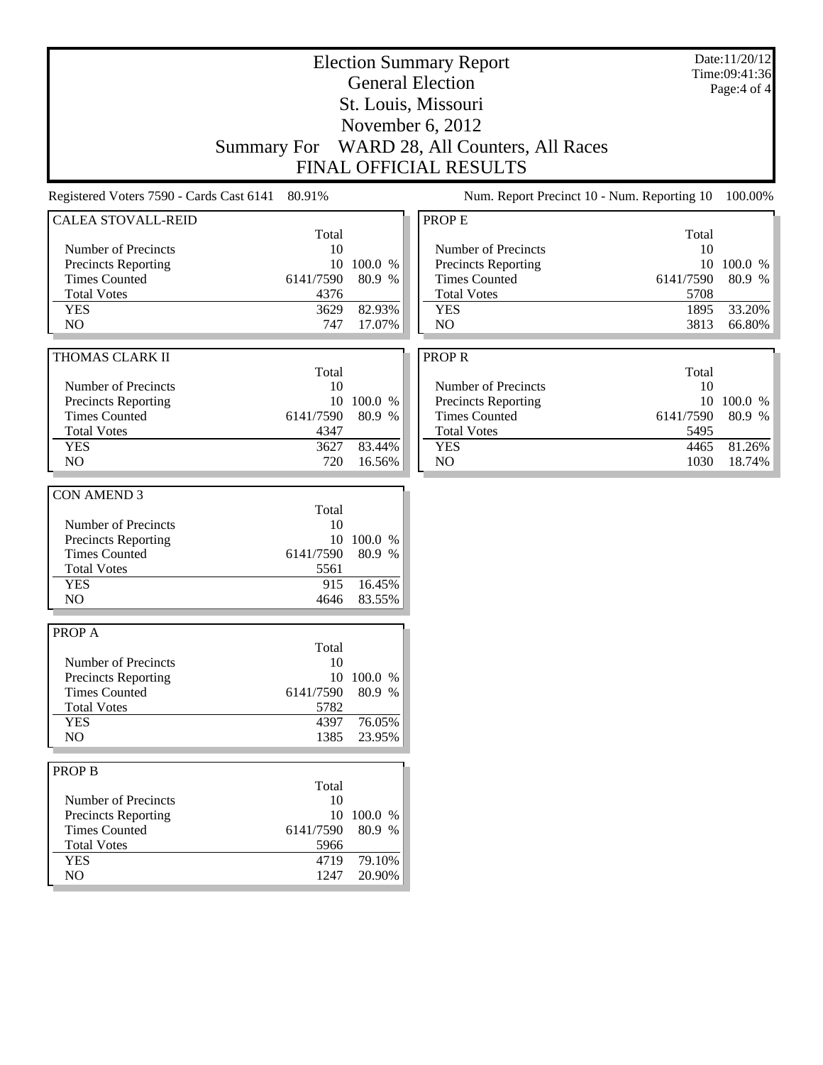# Election Summary Report

## General Election

## St. Louis, Missouri

## November 6, 2012

## Summary For WARD 28, All Counters, All Races

## FINAL OFFICIAL RESULTS

Date:11/20/12
Time:09:41:36

Registered Voters 7590 - Cards Cast 6141 80.91%

Num. Report Precinct 10 - Num. Reporting 10 100.00%

### CALEA STOVALL-REID

| | Total | |
|---|---|---|
| Number of Precincts | 10 | |
| Precincts Reporting | 10 | 100.0 % |
| Times Counted | 6141/7590 | 80.9 % |
| Total Votes | 4376 | |
| YES | 3629 | 82.93% |
| NO | 747 | 17.07% |

### THOMAS CLARK II

| | Total | |
|---|---|---|
| Number of Precincts | 10 | |
| Precincts Reporting | 10 | 100.0 % |
| Times Counted | 6141/7590 | 80.9 % |
| Total Votes | 4347 | |
| YES | 3627 | 83.44% |
| NO | 720 | 16.56% |

### CON AMEND 3

| | Total | |
|---|---|---|
| Number of Precincts | 10 | |
| Precincts Reporting | 10 | 100.0 % |
| Times Counted | 6141/7590 | 80.9 % |
| Total Votes | 5561 | |
| YES | 915 | 16.45% |
| NO | 4646 | 83.55% |

### PROP A

| | Total | |
|---|---|---|
| Number of Precincts | 10 | |
| Precincts Reporting | 10 | 100.0 % |
| Times Counted | 6141/7590 | 80.9 % |
| Total Votes | 5782 | |
| YES | 4397 | 76.05% |
| NO | 1385 | 23.95% |

### PROP B

| | Total | |
|---|---|---|
| Number of Precincts | 10 | |
| Precincts Reporting | 10 | 100.0 % |
| Times Counted | 6141/7590 | 80.9 % |
| Total Votes | 5966 | |
| YES | 4719 | 79.10% |
| NO | 1247 | 20.90% |

### PROP E

| | Total | |
|---|---|---|
| Number of Precincts | 10 | |
| Precincts Reporting | 10 | 100.0 % |
| Times Counted | 6141/7590 | 80.9 % |
| Total Votes | 5708 | |
| YES | 1895 | 33.20% |
| NO | 3813 | 66.80% |

### PROP R

| | Total | |
|---|---|---|
| Number of Precincts | 10 | |
| Precincts Reporting | 10 | 100.0 % |
| Times Counted | 6141/7590 | 80.9 % |
| Total Votes | 5495 | |
| YES | 4465 | 81.26% |
| NO | 1030 | 18.74% |